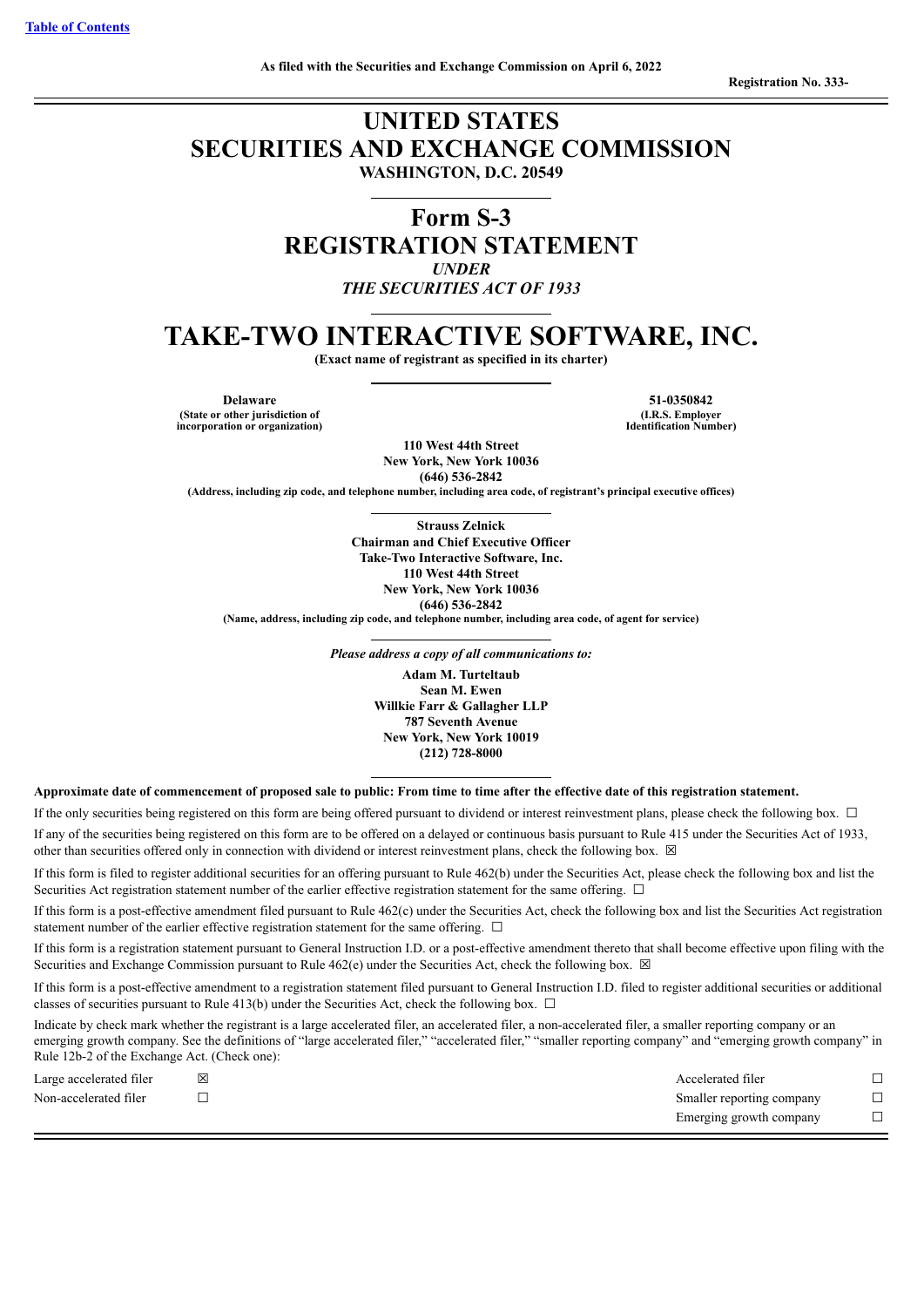Table of Contents

As filed with the Securities and Exchange Commission on April 6, 2022

Registration No. 333-

# UNITED STATES
# SECURITIES AND EXCHANGE COMMISSION
**WASHINGTON, D.C. 20549**

## Form S-3
## REGISTRATION STATEMENT
*UNDER*
*THE SECURITIES ACT OF 1933*

# TAKE-TWO INTERACTIVE SOFTWARE, INC.
**(Exact name of registrant as specified in its charter)**

| **Delaware** | **51-0350842** |
|---|---|
| **(State or other jurisdiction of incorporation or organization)** | **(I.R.S. Employer Identification Number)** |

**110 West 44th Street**
**New York, New York 10036**
**(646) 536-2842**
**(Address, including zip code, and telephone number, including area code, of registrant's principal executive offices)**

**Strauss Zelnick**
**Chairman and Chief Executive Officer**
**Take-Two Interactive Software, Inc.**
**110 West 44th Street**
**New York, New York 10036**
**(646) 536-2842**
**(Name, address, including zip code, and telephone number, including area code, of agent for service)**

*Please address a copy of all communications to:*

**Adam M. Turteltaub**
**Sean M. Ewen**
**Willkie Farr & Gallagher LLP**
**787 Seventh Avenue**
**New York, New York 10019**
**(212) 728-8000**

**Approximate date of commencement of proposed sale to public: From time to time after the effective date of this registration statement.**

If the only securities being registered on this form are being offered pursuant to dividend or interest reinvestment plans, please check the following box. ☐

If any of the securities being registered on this form are to be offered on a delayed or continuous basis pursuant to Rule 415 under the Securities Act of 1933, other than securities offered only in connection with dividend or interest reinvestment plans, check the following box. ☒

If this form is filed to register additional securities for an offering pursuant to Rule 462(b) under the Securities Act, please check the following box and list the Securities Act registration statement number of the earlier effective registration statement for the same offering. ☐

If this form is a post-effective amendment filed pursuant to Rule 462(c) under the Securities Act, check the following box and list the Securities Act registration statement number of the earlier effective registration statement for the same offering. ☐

If this form is a registration statement pursuant to General Instruction I.D. or a post-effective amendment thereto that shall become effective upon filing with the Securities and Exchange Commission pursuant to Rule 462(e) under the Securities Act, check the following box. ☒

If this form is a post-effective amendment to a registration statement filed pursuant to General Instruction I.D. filed to register additional securities or additional classes of securities pursuant to Rule 413(b) under the Securities Act, check the following box. ☐

Indicate by check mark whether the registrant is a large accelerated filer, an accelerated filer, a non-accelerated filer, a smaller reporting company or an emerging growth company. See the definitions of "large accelerated filer," "accelerated filer," "smaller reporting company" and "emerging growth company" in Rule 12b-2 of the Exchange Act. (Check one):

| | | | |
|---|---|---|---|
| Large accelerated filer | ☒ | Accelerated filer | ☐ |
| Non-accelerated filer | ☐ | Smaller reporting company | ☐ |
| | | Emerging growth company | ☐ |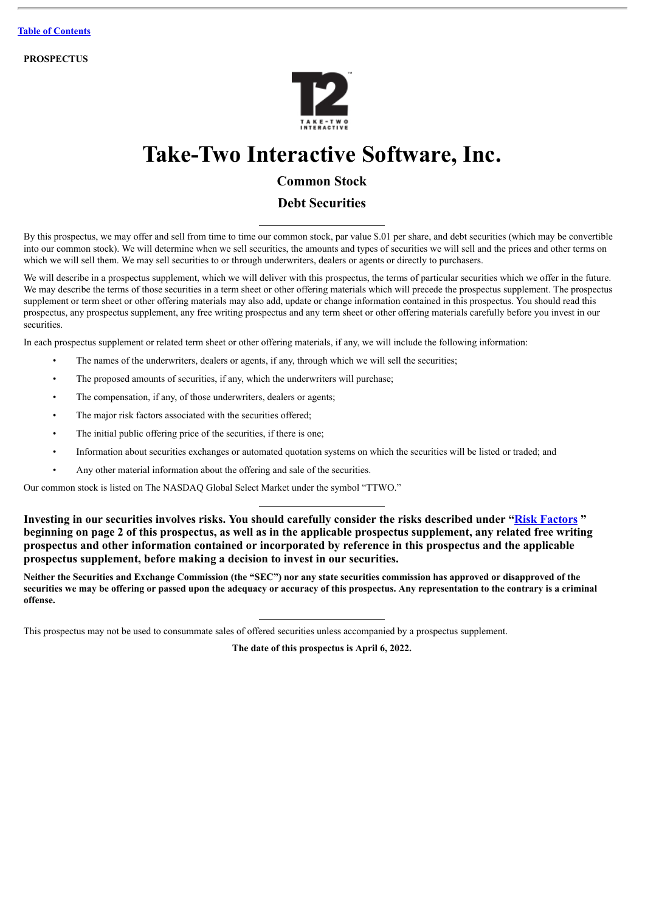[Table of Contents](#)

**PROSPECTUS**

# Take-Two Interactive Software, Inc.

## Common Stock

## Debt Securities

---

By this prospectus, we may offer and sell from time to time our common stock, par value $.01 per share, and debt securities (which may be convertible into our common stock). We will determine when we sell securities, the amounts and types of securities we will sell and the prices and other terms on which we will sell them. We may sell securities to or through underwriters, dealers or agents or directly to purchasers.

We will describe in a prospectus supplement, which we will deliver with this prospectus, the terms of particular securities which we offer in the future. We may describe the terms of those securities in a term sheet or other offering materials which will precede the prospectus supplement. The prospectus supplement or term sheet or other offering materials may also add, update or change information contained in this prospectus. You should read this prospectus, any prospectus supplement, any free writing prospectus and any term sheet or other offering materials carefully before you invest in our securities.

In each prospectus supplement or related term sheet or other offering materials, if any, we will include the following information:

- The names of the underwriters, dealers or agents, if any, through which we will sell the securities;
- The proposed amounts of securities, if any, which the underwriters will purchase;
- The compensation, if any, of those underwriters, dealers or agents;
- The major risk factors associated with the securities offered;
- The initial public offering price of the securities, if there is one;
- Information about securities exchanges or automated quotation systems on which the securities will be listed or traded; and
- Any other material information about the offering and sale of the securities.

Our common stock is listed on The NASDAQ Global Select Market under the symbol "TTWO."

---

**Investing in our securities involves risks. You should carefully consider the risks described under "[Risk Factors](#)" beginning on page 2 of this prospectus, as well as in the applicable prospectus supplement, any related free writing prospectus and other information contained or incorporated by reference in this prospectus and the applicable prospectus supplement, before making a decision to invest in our securities.**

**Neither the Securities and Exchange Commission (the "SEC") nor any state securities commission has approved or disapproved of the securities we may be offering or passed upon the adequacy or accuracy of this prospectus. Any representation to the contrary is a criminal offense.**

---

This prospectus may not be used to consummate sales of offered securities unless accompanied by a prospectus supplement.

**The date of this prospectus is April 6, 2022.**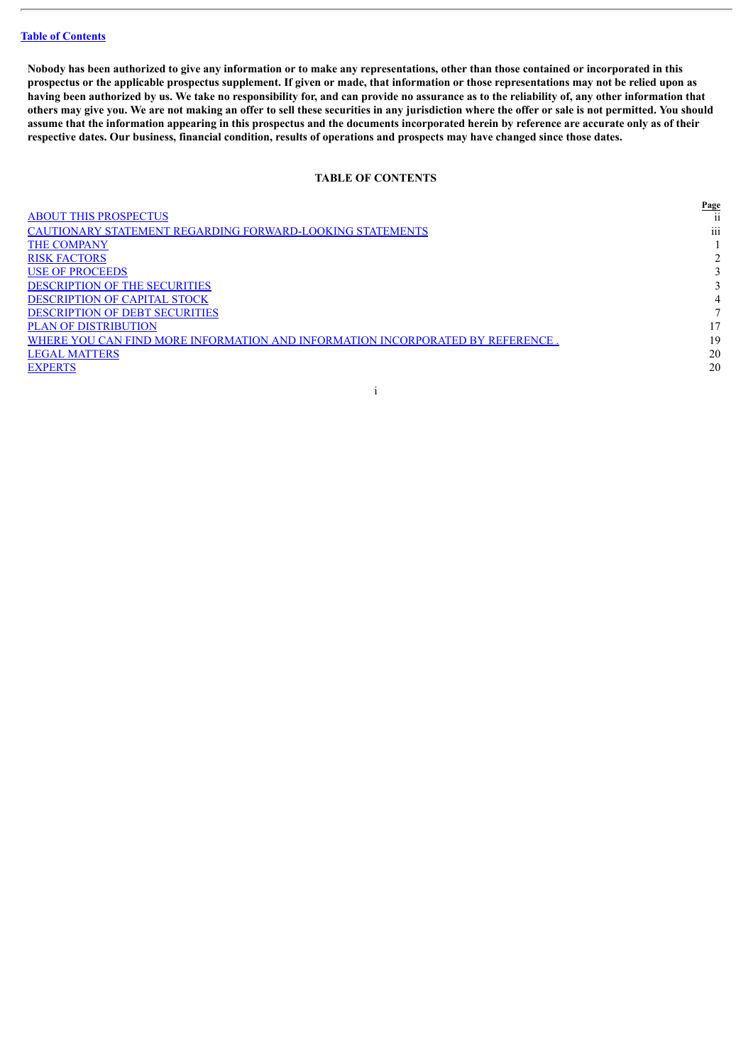Table of Contents

**Nobody has been authorized to give any information or to make any representations, other than those contained or incorporated in this prospectus or the applicable prospectus supplement. If given or made, that information or those representations may not be relied upon as having been authorized by us. We take no responsibility for, and can provide no assurance as to the reliability of, any other information that others may give you. We are not making an offer to sell these securities in any jurisdiction where the offer or sale is not permitted. You should assume that the information appearing in this prospectus and the documents incorporated herein by reference are accurate only as of their respective dates. Our business, financial condition, results of operations and prospects may have changed since those dates.**

## TABLE OF CONTENTS

| | Page |
|---|---|
| ABOUT THIS PROSPECTUS | ii |
| CAUTIONARY STATEMENT REGARDING FORWARD-LOOKING STATEMENTS | iii |
| THE COMPANY | 1 |
| RISK FACTORS | 2 |
| USE OF PROCEEDS | 3 |
| DESCRIPTION OF THE SECURITIES | 3 |
| DESCRIPTION OF CAPITAL STOCK | 4 |
| DESCRIPTION OF DEBT SECURITIES | 7 |
| PLAN OF DISTRIBUTION | 17 |
| WHERE YOU CAN FIND MORE INFORMATION AND INFORMATION INCORPORATED BY REFERENCE . | 19 |
| LEGAL MATTERS | 20 |
| EXPERTS | 20 |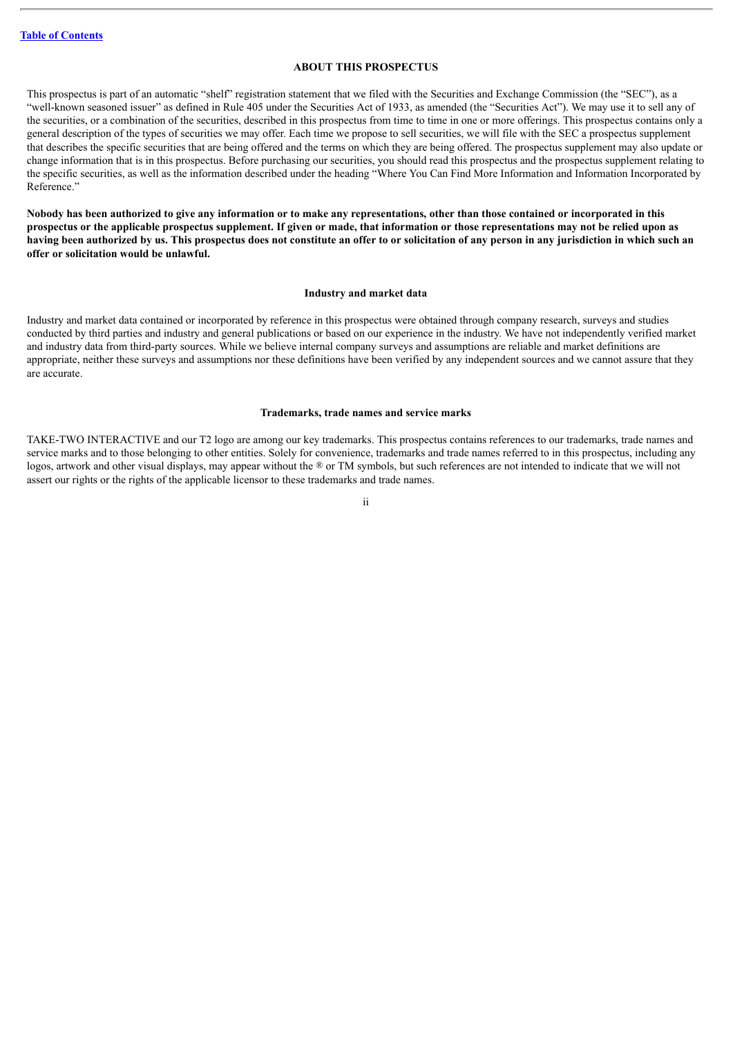## ABOUT THIS PROSPECTUS

This prospectus is part of an automatic "shelf" registration statement that we filed with the Securities and Exchange Commission (the "SEC"), as a "well-known seasoned issuer" as defined in Rule 405 under the Securities Act of 1933, as amended (the "Securities Act"). We may use it to sell any of the securities, or a combination of the securities, described in this prospectus from time to time in one or more offerings. This prospectus contains only a general description of the types of securities we may offer. Each time we propose to sell securities, we will file with the SEC a prospectus supplement that describes the specific securities that are being offered and the terms on which they are being offered. The prospectus supplement may also update or change information that is in this prospectus. Before purchasing our securities, you should read this prospectus and the prospectus supplement relating to the specific securities, as well as the information described under the heading "Where You Can Find More Information and Information Incorporated by Reference."

**Nobody has been authorized to give any information or to make any representations, other than those contained or incorporated in this prospectus or the applicable prospectus supplement. If given or made, that information or those representations may not be relied upon as having been authorized by us. This prospectus does not constitute an offer to or solicitation of any person in any jurisdiction in which such an offer or solicitation would be unlawful.**

### Industry and market data

Industry and market data contained or incorporated by reference in this prospectus were obtained through company research, surveys and studies conducted by third parties and industry and general publications or based on our experience in the industry. We have not independently verified market and industry data from third-party sources. While we believe internal company surveys and assumptions are reliable and market definitions are appropriate, neither these surveys and assumptions nor these definitions have been verified by any independent sources and we cannot assure that they are accurate.

### Trademarks, trade names and service marks

TAKE-TWO INTERACTIVE and our T2 logo are among our key trademarks. This prospectus contains references to our trademarks, trade names and service marks and to those belonging to other entities. Solely for convenience, trademarks and trade names referred to in this prospectus, including any logos, artwork and other visual displays, may appear without the ® or TM symbols, but such references are not intended to indicate that we will not assert our rights or the rights of the applicable licensor to these trademarks and trade names.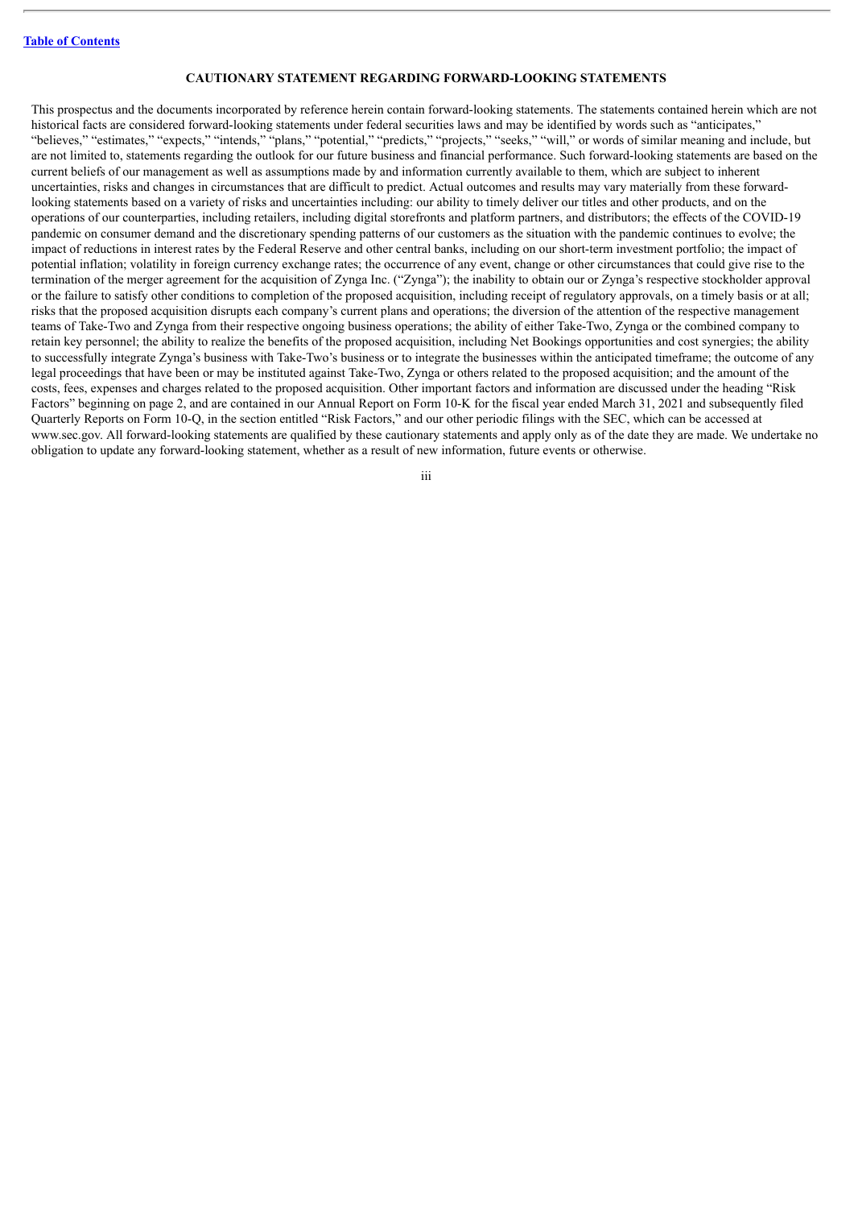## CAUTIONARY STATEMENT REGARDING FORWARD-LOOKING STATEMENTS

This prospectus and the documents incorporated by reference herein contain forward-looking statements. The statements contained herein which are not historical facts are considered forward-looking statements under federal securities laws and may be identified by words such as "anticipates," "believes," "estimates," "expects," "intends," "plans," "potential," "predicts," "projects," "seeks," "will," or words of similar meaning and include, but are not limited to, statements regarding the outlook for our future business and financial performance. Such forward-looking statements are based on the current beliefs of our management as well as assumptions made by and information currently available to them, which are subject to inherent uncertainties, risks and changes in circumstances that are difficult to predict. Actual outcomes and results may vary materially from these forward-looking statements based on a variety of risks and uncertainties including: our ability to timely deliver our titles and other products, and on the operations of our counterparties, including retailers, including digital storefronts and platform partners, and distributors; the effects of the COVID-19 pandemic on consumer demand and the discretionary spending patterns of our customers as the situation with the pandemic continues to evolve; the impact of reductions in interest rates by the Federal Reserve and other central banks, including on our short-term investment portfolio; the impact of potential inflation; volatility in foreign currency exchange rates; the occurrence of any event, change or other circumstances that could give rise to the termination of the merger agreement for the acquisition of Zynga Inc. ("Zynga"); the inability to obtain our or Zynga's respective stockholder approval or the failure to satisfy other conditions to completion of the proposed acquisition, including receipt of regulatory approvals, on a timely basis or at all; risks that the proposed acquisition disrupts each company's current plans and operations; the diversion of the attention of the respective management teams of Take-Two and Zynga from their respective ongoing business operations; the ability of either Take-Two, Zynga or the combined company to retain key personnel; the ability to realize the benefits of the proposed acquisition, including Net Bookings opportunities and cost synergies; the ability to successfully integrate Zynga's business with Take-Two's business or to integrate the businesses within the anticipated timeframe; the outcome of any legal proceedings that have been or may be instituted against Take-Two, Zynga or others related to the proposed acquisition; and the amount of the costs, fees, expenses and charges related to the proposed acquisition. Other important factors and information are discussed under the heading "Risk Factors" beginning on page 2, and are contained in our Annual Report on Form 10-K for the fiscal year ended March 31, 2021 and subsequently filed Quarterly Reports on Form 10-Q, in the section entitled "Risk Factors," and our other periodic filings with the SEC, which can be accessed at www.sec.gov. All forward-looking statements are qualified by these cautionary statements and apply only as of the date they are made. We undertake no obligation to update any forward-looking statement, whether as a result of new information, future events or otherwise.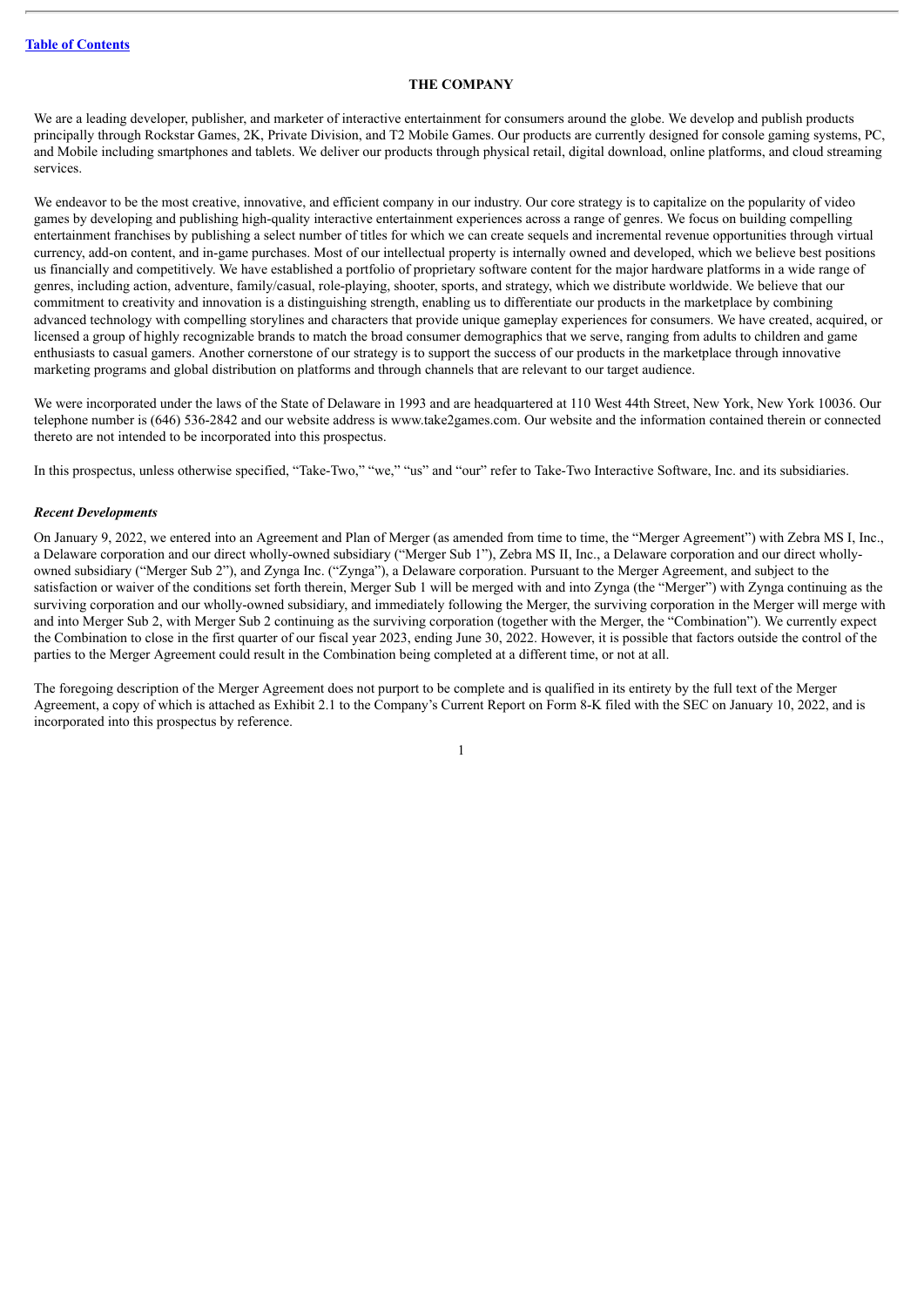## THE COMPANY

We are a leading developer, publisher, and marketer of interactive entertainment for consumers around the globe. We develop and publish products principally through Rockstar Games, 2K, Private Division, and T2 Mobile Games. Our products are currently designed for console gaming systems, PC, and Mobile including smartphones and tablets. We deliver our products through physical retail, digital download, online platforms, and cloud streaming services.

We endeavor to be the most creative, innovative, and efficient company in our industry. Our core strategy is to capitalize on the popularity of video games by developing and publishing high-quality interactive entertainment experiences across a range of genres. We focus on building compelling entertainment franchises by publishing a select number of titles for which we can create sequels and incremental revenue opportunities through virtual currency, add-on content, and in-game purchases. Most of our intellectual property is internally owned and developed, which we believe best positions us financially and competitively. We have established a portfolio of proprietary software content for the major hardware platforms in a wide range of genres, including action, adventure, family/casual, role-playing, shooter, sports, and strategy, which we distribute worldwide. We believe that our commitment to creativity and innovation is a distinguishing strength, enabling us to differentiate our products in the marketplace by combining advanced technology with compelling storylines and characters that provide unique gameplay experiences for consumers. We have created, acquired, or licensed a group of highly recognizable brands to match the broad consumer demographics that we serve, ranging from adults to children and game enthusiasts to casual gamers. Another cornerstone of our strategy is to support the success of our products in the marketplace through innovative marketing programs and global distribution on platforms and through channels that are relevant to our target audience.

We were incorporated under the laws of the State of Delaware in 1993 and are headquartered at 110 West 44th Street, New York, New York 10036. Our telephone number is (646) 536-2842 and our website address is www.take2games.com. Our website and the information contained therein or connected thereto are not intended to be incorporated into this prospectus.

In this prospectus, unless otherwise specified, “Take-Two,” “we,” “us” and “our” refer to Take-Two Interactive Software, Inc. and its subsidiaries.

### *Recent Developments*

On January 9, 2022, we entered into an Agreement and Plan of Merger (as amended from time to time, the “Merger Agreement”) with Zebra MS I, Inc., a Delaware corporation and our direct wholly-owned subsidiary (“Merger Sub 1”), Zebra MS II, Inc., a Delaware corporation and our direct wholly-owned subsidiary (“Merger Sub 2”), and Zynga Inc. (“Zynga”), a Delaware corporation. Pursuant to the Merger Agreement, and subject to the satisfaction or waiver of the conditions set forth therein, Merger Sub 1 will be merged with and into Zynga (the “Merger”) with Zynga continuing as the surviving corporation and our wholly-owned subsidiary, and immediately following the Merger, the surviving corporation in the Merger will merge with and into Merger Sub 2, with Merger Sub 2 continuing as the surviving corporation (together with the Merger, the “Combination”). We currently expect the Combination to close in the first quarter of our fiscal year 2023, ending June 30, 2022. However, it is possible that factors outside the control of the parties to the Merger Agreement could result in the Combination being completed at a different time, or not at all.

The foregoing description of the Merger Agreement does not purport to be complete and is qualified in its entirety by the full text of the Merger Agreement, a copy of which is attached as Exhibit 2.1 to the Company’s Current Report on Form 8-K filed with the SEC on January 10, 2022, and is incorporated into this prospectus by reference.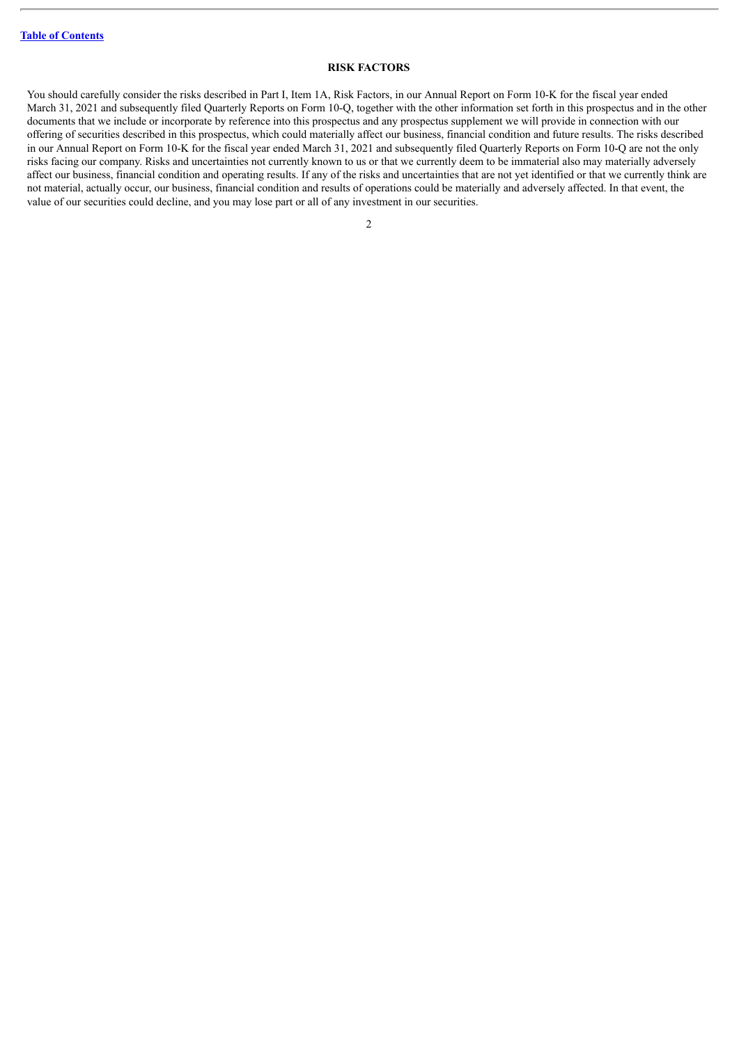## RISK FACTORS

You should carefully consider the risks described in Part I, Item 1A, Risk Factors, in our Annual Report on Form 10-K for the fiscal year ended March 31, 2021 and subsequently filed Quarterly Reports on Form 10-Q, together with the other information set forth in this prospectus and in the other documents that we include or incorporate by reference into this prospectus and any prospectus supplement we will provide in connection with our offering of securities described in this prospectus, which could materially affect our business, financial condition and future results. The risks described in our Annual Report on Form 10-K for the fiscal year ended March 31, 2021 and subsequently filed Quarterly Reports on Form 10-Q are not the only risks facing our company. Risks and uncertainties not currently known to us or that we currently deem to be immaterial also may materially adversely affect our business, financial condition and operating results. If any of the risks and uncertainties that are not yet identified or that we currently think are not material, actually occur, our business, financial condition and results of operations could be materially and adversely affected. In that event, the value of our securities could decline, and you may lose part or all of any investment in our securities.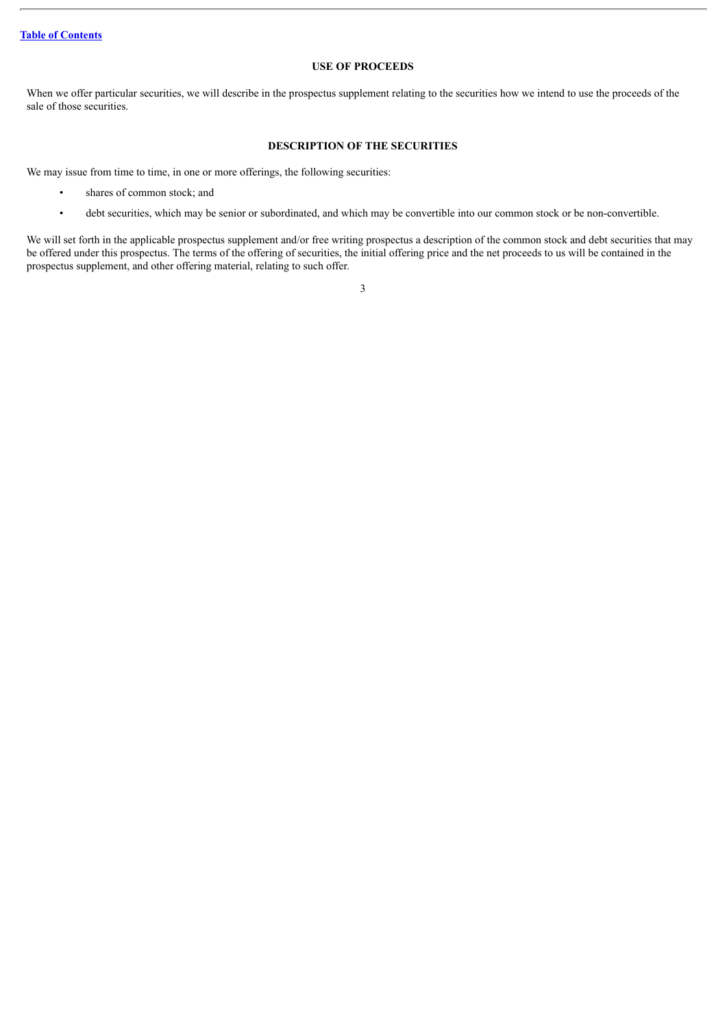## USE OF PROCEEDS

When we offer particular securities, we will describe in the prospectus supplement relating to the securities how we intend to use the proceeds of the sale of those securities.

## DESCRIPTION OF THE SECURITIES

We may issue from time to time, in one or more offerings, the following securities:

- shares of common stock; and
- debt securities, which may be senior or subordinated, and which may be convertible into our common stock or be non-convertible.

We will set forth in the applicable prospectus supplement and/or free writing prospectus a description of the common stock and debt securities that may be offered under this prospectus. The terms of the offering of securities, the initial offering price and the net proceeds to us will be contained in the prospectus supplement, and other offering material, relating to such offer.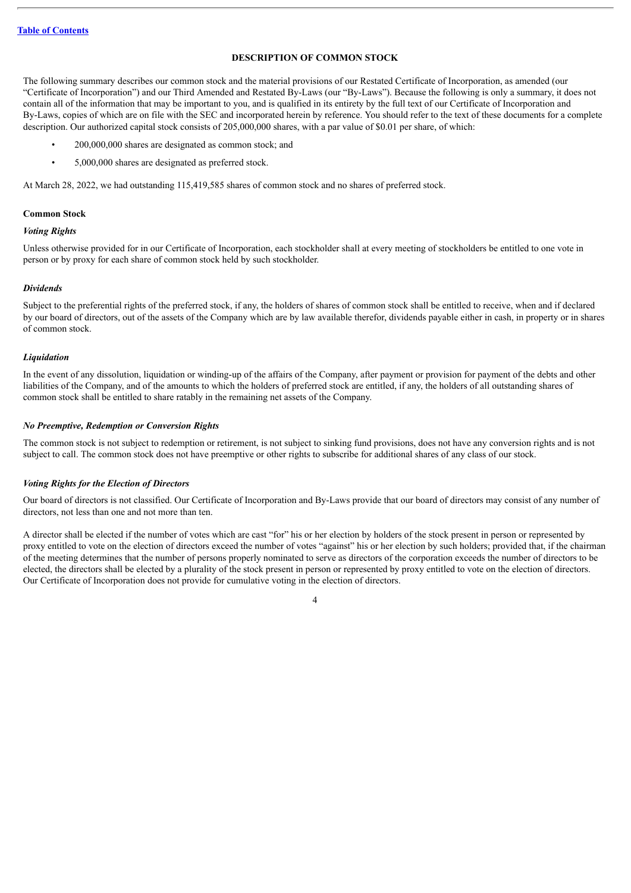[Table of Contents](#)

## DESCRIPTION OF COMMON STOCK

The following summary describes our common stock and the material provisions of our Restated Certificate of Incorporation, as amended (our "Certificate of Incorporation") and our Third Amended and Restated By-Laws (our "By-Laws"). Because the following is only a summary, it does not contain all of the information that may be important to you, and is qualified in its entirety by the full text of our Certificate of Incorporation and By-Laws, copies of which are on file with the SEC and incorporated herein by reference. You should refer to the text of these documents for a complete description. Our authorized capital stock consists of 205,000,000 shares, with a par value of $0.01 per share, of which:

- 200,000,000 shares are designated as common stock; and
- 5,000,000 shares are designated as preferred stock.

At March 28, 2022, we had outstanding 115,419,585 shares of common stock and no shares of preferred stock.

### Common Stock

#### *Voting Rights*

Unless otherwise provided for in our Certificate of Incorporation, each stockholder shall at every meeting of stockholders be entitled to one vote in person or by proxy for each share of common stock held by such stockholder.

#### *Dividends*

Subject to the preferential rights of the preferred stock, if any, the holders of shares of common stock shall be entitled to receive, when and if declared by our board of directors, out of the assets of the Company which are by law available therefor, dividends payable either in cash, in property or in shares of common stock.

#### *Liquidation*

In the event of any dissolution, liquidation or winding-up of the affairs of the Company, after payment or provision for payment of the debts and other liabilities of the Company, and of the amounts to which the holders of preferred stock are entitled, if any, the holders of all outstanding shares of common stock shall be entitled to share ratably in the remaining net assets of the Company.

#### *No Preemptive, Redemption or Conversion Rights*

The common stock is not subject to redemption or retirement, is not subject to sinking fund provisions, does not have any conversion rights and is not subject to call. The common stock does not have preemptive or other rights to subscribe for additional shares of any class of our stock.

#### *Voting Rights for the Election of Directors*

Our board of directors is not classified. Our Certificate of Incorporation and By-Laws provide that our board of directors may consist of any number of directors, not less than one and not more than ten.

A director shall be elected if the number of votes which are cast "for" his or her election by holders of the stock present in person or represented by proxy entitled to vote on the election of directors exceed the number of votes "against" his or her election by such holders; provided that, if the chairman of the meeting determines that the number of persons properly nominated to serve as directors of the corporation exceeds the number of directors to be elected, the directors shall be elected by a plurality of the stock present in person or represented by proxy entitled to vote on the election of directors. Our Certificate of Incorporation does not provide for cumulative voting in the election of directors.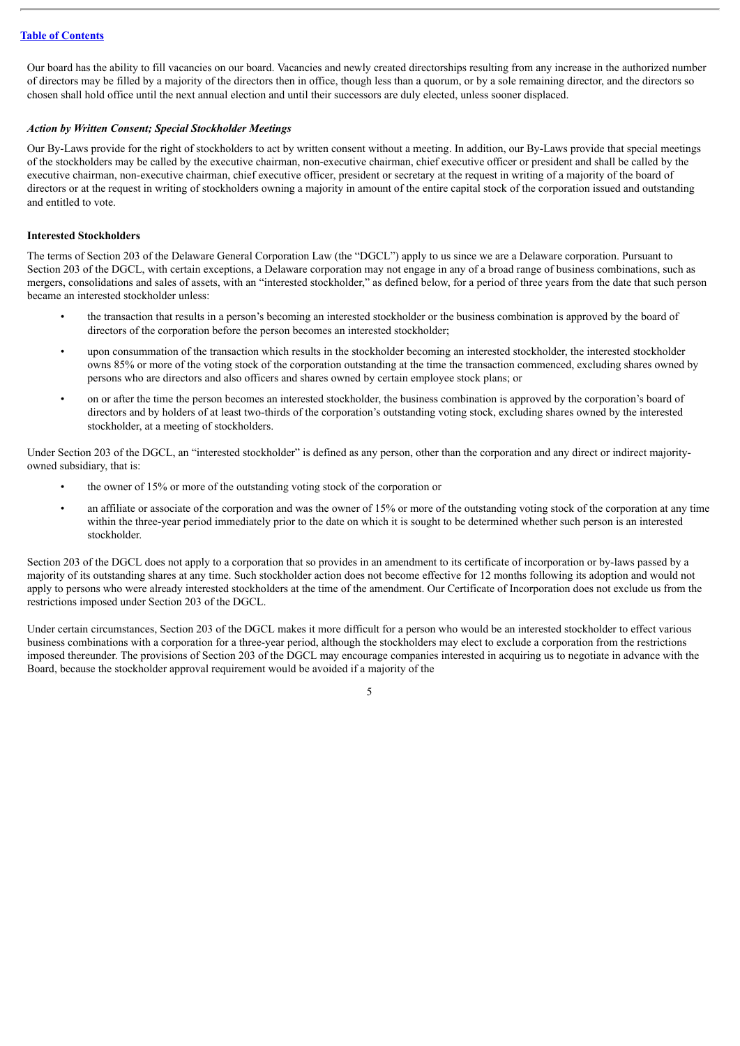Our board has the ability to fill vacancies on our board. Vacancies and newly created directorships resulting from any increase in the authorized number of directors may be filled by a majority of the directors then in office, though less than a quorum, or by a sole remaining director, and the directors so chosen shall hold office until the next annual election and until their successors are duly elected, unless sooner displaced.

***Action by Written Consent; Special Stockholder Meetings***

Our By-Laws provide for the right of stockholders to act by written consent without a meeting. In addition, our By-Laws provide that special meetings of the stockholders may be called by the executive chairman, non-executive chairman, chief executive officer or president and shall be called by the executive chairman, non-executive chairman, chief executive officer, president or secretary at the request in writing of a majority of the board of directors or at the request in writing of stockholders owning a majority in amount of the entire capital stock of the corporation issued and outstanding and entitled to vote.

**Interested Stockholders**

The terms of Section 203 of the Delaware General Corporation Law (the "DGCL") apply to us since we are a Delaware corporation. Pursuant to Section 203 of the DGCL, with certain exceptions, a Delaware corporation may not engage in any of a broad range of business combinations, such as mergers, consolidations and sales of assets, with an "interested stockholder," as defined below, for a period of three years from the date that such person became an interested stockholder unless:

- the transaction that results in a person's becoming an interested stockholder or the business combination is approved by the board of directors of the corporation before the person becomes an interested stockholder;
- upon consummation of the transaction which results in the stockholder becoming an interested stockholder, the interested stockholder owns 85% or more of the voting stock of the corporation outstanding at the time the transaction commenced, excluding shares owned by persons who are directors and also officers and shares owned by certain employee stock plans; or
- on or after the time the person becomes an interested stockholder, the business combination is approved by the corporation's board of directors and by holders of at least two-thirds of the corporation's outstanding voting stock, excluding shares owned by the interested stockholder, at a meeting of stockholders.

Under Section 203 of the DGCL, an "interested stockholder" is defined as any person, other than the corporation and any direct or indirect majority-owned subsidiary, that is:

- the owner of 15% or more of the outstanding voting stock of the corporation or
- an affiliate or associate of the corporation and was the owner of 15% or more of the outstanding voting stock of the corporation at any time within the three-year period immediately prior to the date on which it is sought to be determined whether such person is an interested stockholder.

Section 203 of the DGCL does not apply to a corporation that so provides in an amendment to its certificate of incorporation or by-laws passed by a majority of its outstanding shares at any time. Such stockholder action does not become effective for 12 months following its adoption and would not apply to persons who were already interested stockholders at the time of the amendment. Our Certificate of Incorporation does not exclude us from the restrictions imposed under Section 203 of the DGCL.

Under certain circumstances, Section 203 of the DGCL makes it more difficult for a person who would be an interested stockholder to effect various business combinations with a corporation for a three-year period, although the stockholders may elect to exclude a corporation from the restrictions imposed thereunder. The provisions of Section 203 of the DGCL may encourage companies interested in acquiring us to negotiate in advance with the Board, because the stockholder approval requirement would be avoided if a majority of the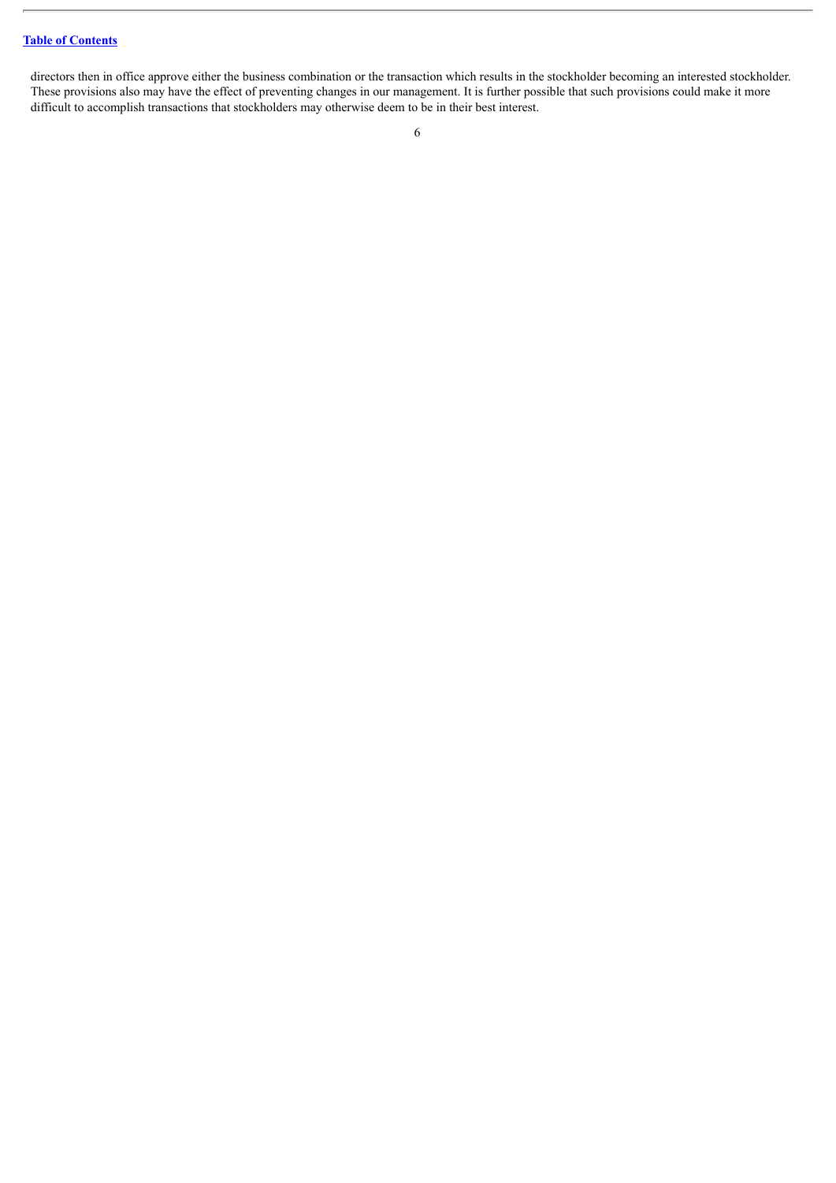directors then in office approve either the business combination or the transaction which results in the stockholder becoming an interested stockholder. These provisions also may have the effect of preventing changes in our management. It is further possible that such provisions could make it more difficult to accomplish transactions that stockholders may otherwise deem to be in their best interest.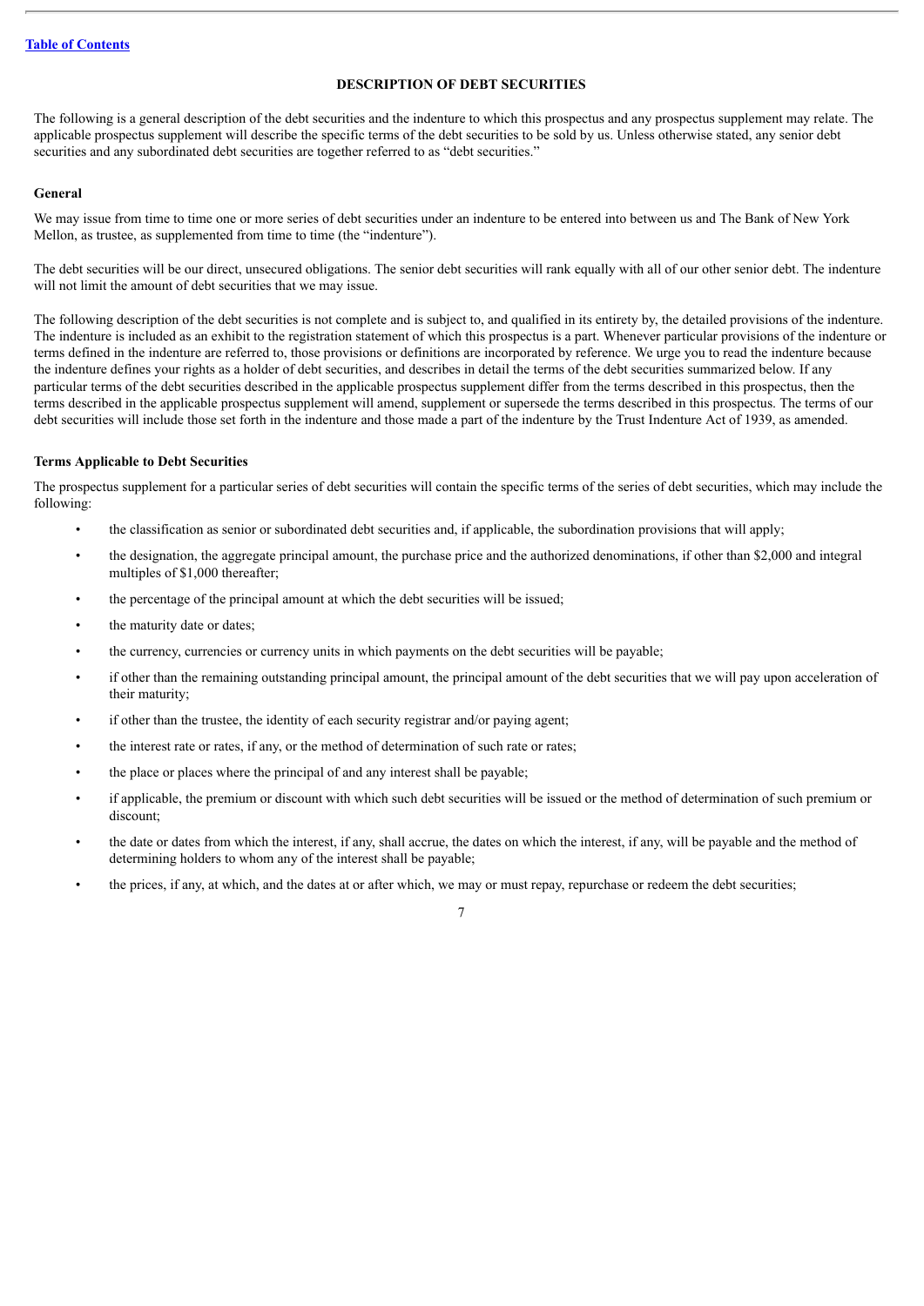## DESCRIPTION OF DEBT SECURITIES

The following is a general description of the debt securities and the indenture to which this prospectus and any prospectus supplement may relate. The applicable prospectus supplement will describe the specific terms of the debt securities to be sold by us. Unless otherwise stated, any senior debt securities and any subordinated debt securities are together referred to as "debt securities."

### General

We may issue from time to time one or more series of debt securities under an indenture to be entered into between us and The Bank of New York Mellon, as trustee, as supplemented from time to time (the "indenture").

The debt securities will be our direct, unsecured obligations. The senior debt securities will rank equally with all of our other senior debt. The indenture will not limit the amount of debt securities that we may issue.

The following description of the debt securities is not complete and is subject to, and qualified in its entirety by, the detailed provisions of the indenture. The indenture is included as an exhibit to the registration statement of which this prospectus is a part. Whenever particular provisions of the indenture or terms defined in the indenture are referred to, those provisions or definitions are incorporated by reference. We urge you to read the indenture because the indenture defines your rights as a holder of debt securities, and describes in detail the terms of the debt securities summarized below. If any particular terms of the debt securities described in the applicable prospectus supplement differ from the terms described in this prospectus, then the terms described in the applicable prospectus supplement will amend, supplement or supersede the terms described in this prospectus. The terms of our debt securities will include those set forth in the indenture and those made a part of the indenture by the Trust Indenture Act of 1939, as amended.

### Terms Applicable to Debt Securities

The prospectus supplement for a particular series of debt securities will contain the specific terms of the series of debt securities, which may include the following:

- the classification as senior or subordinated debt securities and, if applicable, the subordination provisions that will apply;
- the designation, the aggregate principal amount, the purchase price and the authorized denominations, if other than $2,000 and integral multiples of $1,000 thereafter;
- the percentage of the principal amount at which the debt securities will be issued;
- the maturity date or dates;
- the currency, currencies or currency units in which payments on the debt securities will be payable;
- if other than the remaining outstanding principal amount, the principal amount of the debt securities that we will pay upon acceleration of their maturity;
- if other than the trustee, the identity of each security registrar and/or paying agent;
- the interest rate or rates, if any, or the method of determination of such rate or rates;
- the place or places where the principal of and any interest shall be payable;
- if applicable, the premium or discount with which such debt securities will be issued or the method of determination of such premium or discount;
- the date or dates from which the interest, if any, shall accrue, the dates on which the interest, if any, will be payable and the method of determining holders to whom any of the interest shall be payable;
- the prices, if any, at which, and the dates at or after which, we may or must repay, repurchase or redeem the debt securities;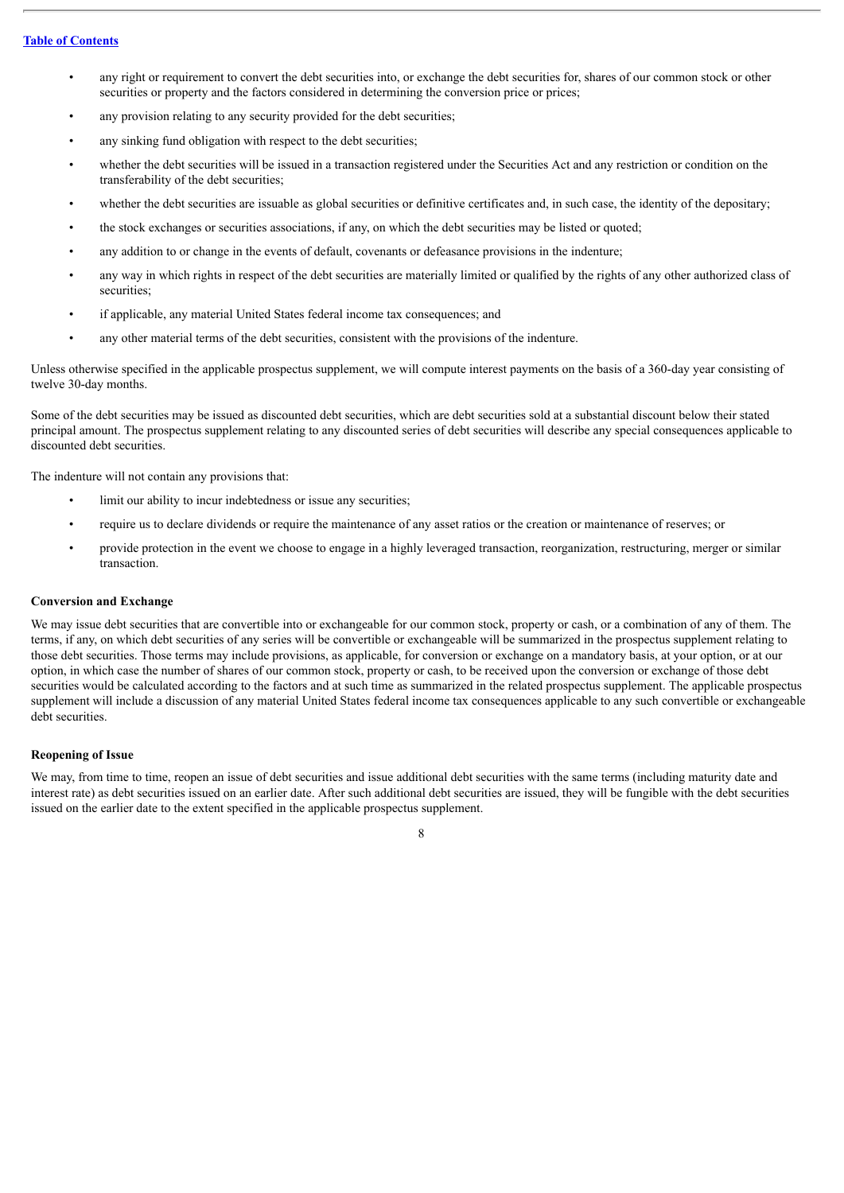- any right or requirement to convert the debt securities into, or exchange the debt securities for, shares of our common stock or other securities or property and the factors considered in determining the conversion price or prices;
- any provision relating to any security provided for the debt securities;
- any sinking fund obligation with respect to the debt securities;
- whether the debt securities will be issued in a transaction registered under the Securities Act and any restriction or condition on the transferability of the debt securities;
- whether the debt securities are issuable as global securities or definitive certificates and, in such case, the identity of the depositary;
- the stock exchanges or securities associations, if any, on which the debt securities may be listed or quoted;
- any addition to or change in the events of default, covenants or defeasance provisions in the indenture;
- any way in which rights in respect of the debt securities are materially limited or qualified by the rights of any other authorized class of securities;
- if applicable, any material United States federal income tax consequences; and
- any other material terms of the debt securities, consistent with the provisions of the indenture.

Unless otherwise specified in the applicable prospectus supplement, we will compute interest payments on the basis of a 360-day year consisting of twelve 30-day months.

Some of the debt securities may be issued as discounted debt securities, which are debt securities sold at a substantial discount below their stated principal amount. The prospectus supplement relating to any discounted series of debt securities will describe any special consequences applicable to discounted debt securities.

The indenture will not contain any provisions that:

- limit our ability to incur indebtedness or issue any securities;
- require us to declare dividends or require the maintenance of any asset ratios or the creation or maintenance of reserves; or
- provide protection in the event we choose to engage in a highly leveraged transaction, reorganization, restructuring, merger or similar transaction.

**Conversion and Exchange**

We may issue debt securities that are convertible into or exchangeable for our common stock, property or cash, or a combination of any of them. The terms, if any, on which debt securities of any series will be convertible or exchangeable will be summarized in the prospectus supplement relating to those debt securities. Those terms may include provisions, as applicable, for conversion or exchange on a mandatory basis, at your option, or at our option, in which case the number of shares of our common stock, property or cash, to be received upon the conversion or exchange of those debt securities would be calculated according to the factors and at such time as summarized in the related prospectus supplement. The applicable prospectus supplement will include a discussion of any material United States federal income tax consequences applicable to any such convertible or exchangeable debt securities.

**Reopening of Issue**

We may, from time to time, reopen an issue of debt securities and issue additional debt securities with the same terms (including maturity date and interest rate) as debt securities issued on an earlier date. After such additional debt securities are issued, they will be fungible with the debt securities issued on the earlier date to the extent specified in the applicable prospectus supplement.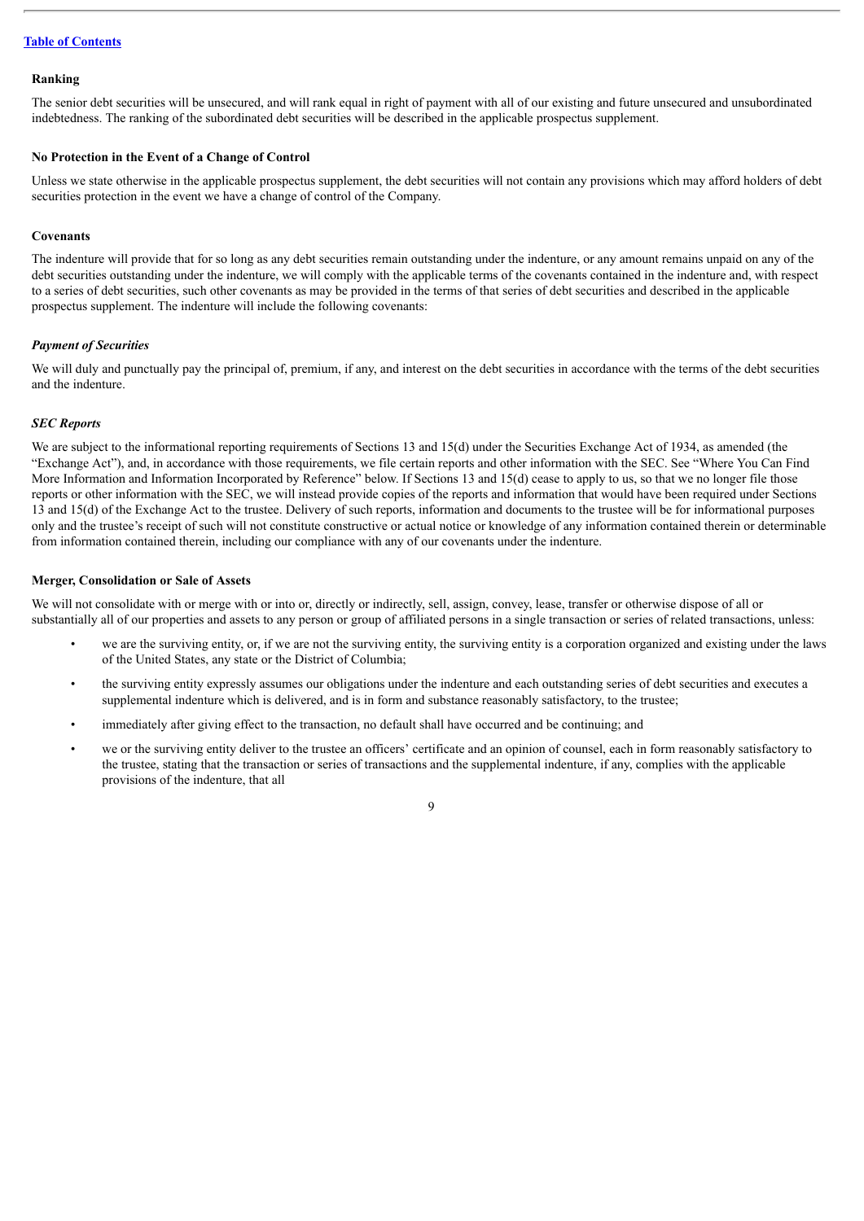**Ranking**

The senior debt securities will be unsecured, and will rank equal in right of payment with all of our existing and future unsecured and unsubordinated indebtedness. The ranking of the subordinated debt securities will be described in the applicable prospectus supplement.

**No Protection in the Event of a Change of Control**

Unless we state otherwise in the applicable prospectus supplement, the debt securities will not contain any provisions which may afford holders of debt securities protection in the event we have a change of control of the Company.

**Covenants**

The indenture will provide that for so long as any debt securities remain outstanding under the indenture, or any amount remains unpaid on any of the debt securities outstanding under the indenture, we will comply with the applicable terms of the covenants contained in the indenture and, with respect to a series of debt securities, such other covenants as may be provided in the terms of that series of debt securities and described in the applicable prospectus supplement. The indenture will include the following covenants:

***Payment of Securities***

We will duly and punctually pay the principal of, premium, if any, and interest on the debt securities in accordance with the terms of the debt securities and the indenture.

***SEC Reports***

We are subject to the informational reporting requirements of Sections 13 and 15(d) under the Securities Exchange Act of 1934, as amended (the "Exchange Act"), and, in accordance with those requirements, we file certain reports and other information with the SEC. See "Where You Can Find More Information and Information Incorporated by Reference" below. If Sections 13 and 15(d) cease to apply to us, so that we no longer file those reports or other information with the SEC, we will instead provide copies of the reports and information that would have been required under Sections 13 and 15(d) of the Exchange Act to the trustee. Delivery of such reports, information and documents to the trustee will be for informational purposes only and the trustee's receipt of such will not constitute constructive or actual notice or knowledge of any information contained therein or determinable from information contained therein, including our compliance with any of our covenants under the indenture.

**Merger, Consolidation or Sale of Assets**

We will not consolidate with or merge with or into or, directly or indirectly, sell, assign, convey, lease, transfer or otherwise dispose of all or substantially all of our properties and assets to any person or group of affiliated persons in a single transaction or series of related transactions, unless:

- we are the surviving entity, or, if we are not the surviving entity, the surviving entity is a corporation organized and existing under the laws of the United States, any state or the District of Columbia;
- the surviving entity expressly assumes our obligations under the indenture and each outstanding series of debt securities and executes a supplemental indenture which is delivered, and is in form and substance reasonably satisfactory, to the trustee;
- immediately after giving effect to the transaction, no default shall have occurred and be continuing; and
- we or the surviving entity deliver to the trustee an officers' certificate and an opinion of counsel, each in form reasonably satisfactory to the trustee, stating that the transaction or series of transactions and the supplemental indenture, if any, complies with the applicable provisions of the indenture, that all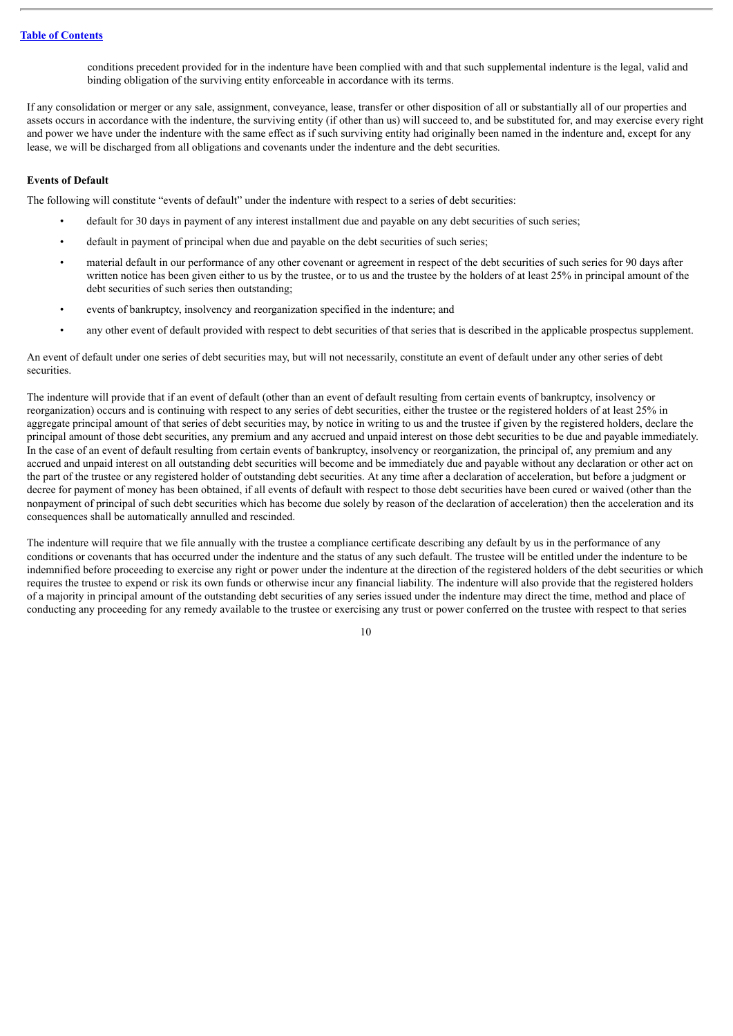conditions precedent provided for in the indenture have been complied with and that such supplemental indenture is the legal, valid and binding obligation of the surviving entity enforceable in accordance with its terms.

If any consolidation or merger or any sale, assignment, conveyance, lease, transfer or other disposition of all or substantially all of our properties and assets occurs in accordance with the indenture, the surviving entity (if other than us) will succeed to, and be substituted for, and may exercise every right and power we have under the indenture with the same effect as if such surviving entity had originally been named in the indenture and, except for any lease, we will be discharged from all obligations and covenants under the indenture and the debt securities.

**Events of Default**

The following will constitute "events of default" under the indenture with respect to a series of debt securities:

- default for 30 days in payment of any interest installment due and payable on any debt securities of such series;
- default in payment of principal when due and payable on the debt securities of such series;
- material default in our performance of any other covenant or agreement in respect of the debt securities of such series for 90 days after written notice has been given either to us by the trustee, or to us and the trustee by the holders of at least 25% in principal amount of the debt securities of such series then outstanding;
- events of bankruptcy, insolvency and reorganization specified in the indenture; and
- any other event of default provided with respect to debt securities of that series that is described in the applicable prospectus supplement.

An event of default under one series of debt securities may, but will not necessarily, constitute an event of default under any other series of debt securities.

The indenture will provide that if an event of default (other than an event of default resulting from certain events of bankruptcy, insolvency or reorganization) occurs and is continuing with respect to any series of debt securities, either the trustee or the registered holders of at least 25% in aggregate principal amount of that series of debt securities may, by notice in writing to us and the trustee if given by the registered holders, declare the principal amount of those debt securities, any premium and any accrued and unpaid interest on those debt securities to be due and payable immediately. In the case of an event of default resulting from certain events of bankruptcy, insolvency or reorganization, the principal of, any premium and any accrued and unpaid interest on all outstanding debt securities will become and be immediately due and payable without any declaration or other act on the part of the trustee or any registered holder of outstanding debt securities. At any time after a declaration of acceleration, but before a judgment or decree for payment of money has been obtained, if all events of default with respect to those debt securities have been cured or waived (other than the nonpayment of principal of such debt securities which has become due solely by reason of the declaration of acceleration) then the acceleration and its consequences shall be automatically annulled and rescinded.

The indenture will require that we file annually with the trustee a compliance certificate describing any default by us in the performance of any conditions or covenants that has occurred under the indenture and the status of any such default. The trustee will be entitled under the indenture to be indemnified before proceeding to exercise any right or power under the indenture at the direction of the registered holders of the debt securities or which requires the trustee to expend or risk its own funds or otherwise incur any financial liability. The indenture will also provide that the registered holders of a majority in principal amount of the outstanding debt securities of any series issued under the indenture may direct the time, method and place of conducting any proceeding for any remedy available to the trustee or exercising any trust or power conferred on the trustee with respect to that series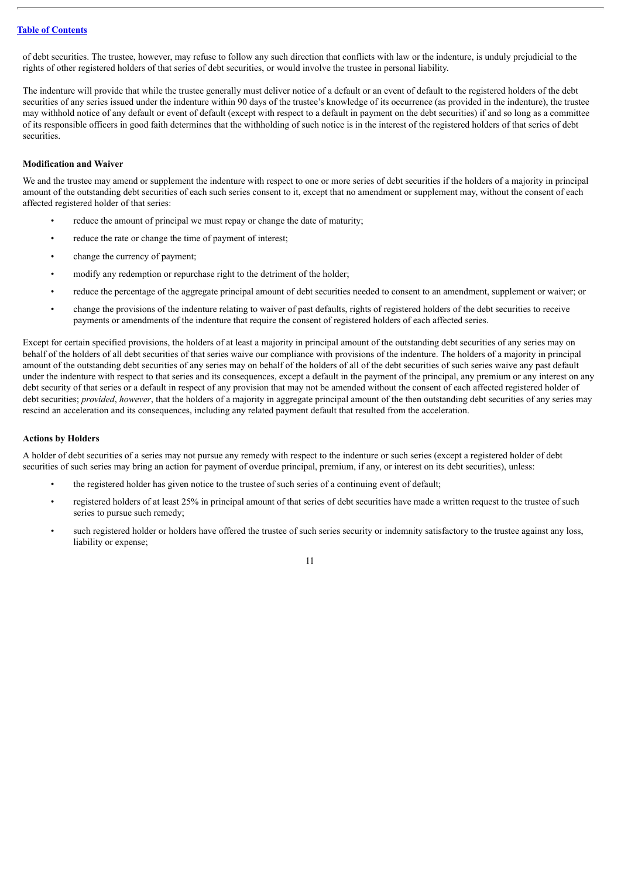of debt securities. The trustee, however, may refuse to follow any such direction that conflicts with law or the indenture, is unduly prejudicial to the rights of other registered holders of that series of debt securities, or would involve the trustee in personal liability.

The indenture will provide that while the trustee generally must deliver notice of a default or an event of default to the registered holders of the debt securities of any series issued under the indenture within 90 days of the trustee's knowledge of its occurrence (as provided in the indenture), the trustee may withhold notice of any default or event of default (except with respect to a default in payment on the debt securities) if and so long as a committee of its responsible officers in good faith determines that the withholding of such notice is in the interest of the registered holders of that series of debt securities.

**Modification and Waiver**

We and the trustee may amend or supplement the indenture with respect to one or more series of debt securities if the holders of a majority in principal amount of the outstanding debt securities of each such series consent to it, except that no amendment or supplement may, without the consent of each affected registered holder of that series:

- reduce the amount of principal we must repay or change the date of maturity;
- reduce the rate or change the time of payment of interest;
- change the currency of payment;
- modify any redemption or repurchase right to the detriment of the holder;
- reduce the percentage of the aggregate principal amount of debt securities needed to consent to an amendment, supplement or waiver; or
- change the provisions of the indenture relating to waiver of past defaults, rights of registered holders of the debt securities to receive payments or amendments of the indenture that require the consent of registered holders of each affected series.

Except for certain specified provisions, the holders of at least a majority in principal amount of the outstanding debt securities of any series may on behalf of the holders of all debt securities of that series waive our compliance with provisions of the indenture. The holders of a majority in principal amount of the outstanding debt securities of any series may on behalf of the holders of all of the debt securities of such series waive any past default under the indenture with respect to that series and its consequences, except a default in the payment of the principal, any premium or any interest on any debt security of that series or a default in respect of any provision that may not be amended without the consent of each affected registered holder of debt securities; *provided*, *however*, that the holders of a majority in aggregate principal amount of the then outstanding debt securities of any series may rescind an acceleration and its consequences, including any related payment default that resulted from the acceleration.

**Actions by Holders**

A holder of debt securities of a series may not pursue any remedy with respect to the indenture or such series (except a registered holder of debt securities of such series may bring an action for payment of overdue principal, premium, if any, or interest on its debt securities), unless:

- the registered holder has given notice to the trustee of such series of a continuing event of default;
- registered holders of at least 25% in principal amount of that series of debt securities have made a written request to the trustee of such series to pursue such remedy;
- such registered holder or holders have offered the trustee of such series security or indemnity satisfactory to the trustee against any loss, liability or expense;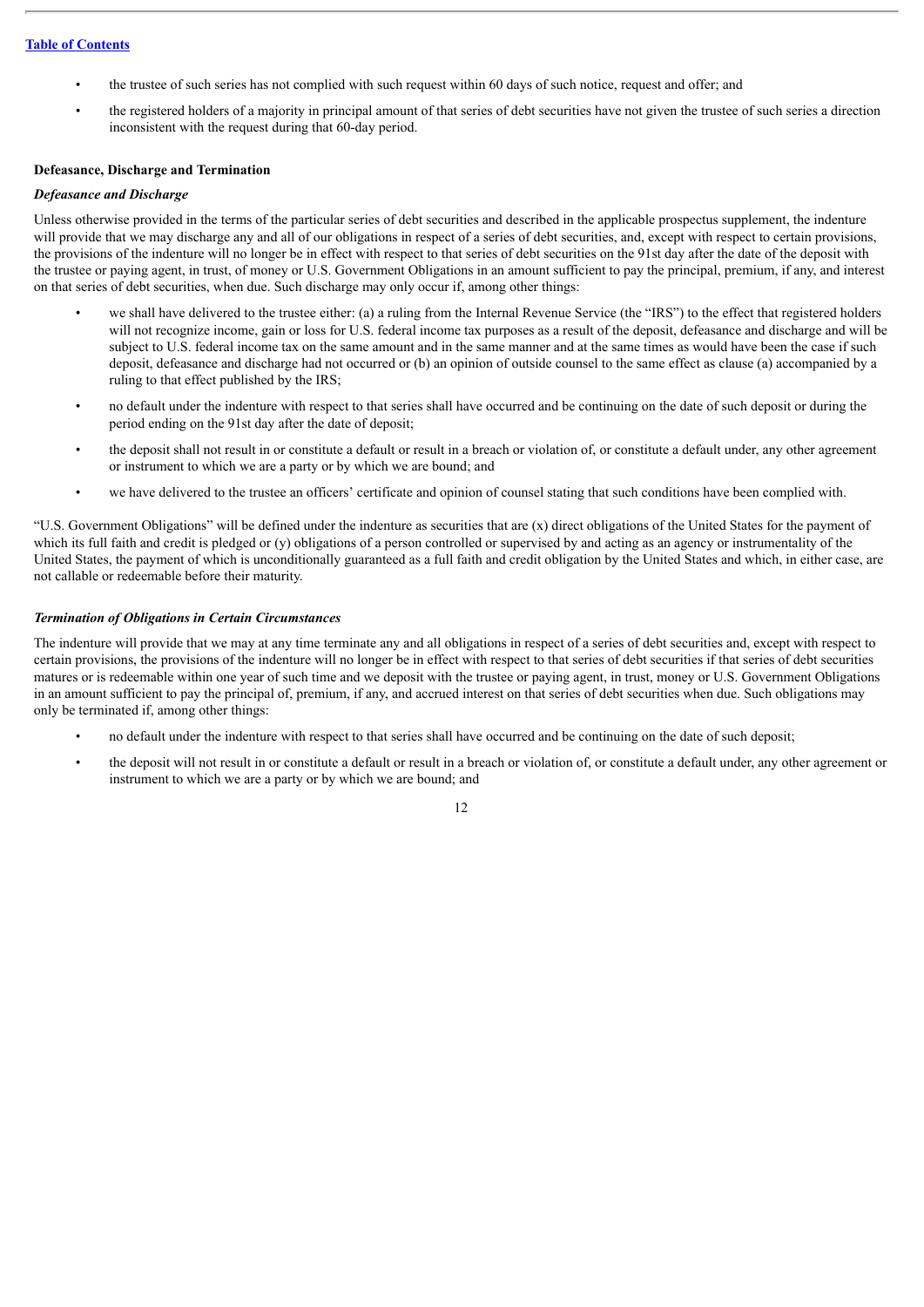- the trustee of such series has not complied with such request within 60 days of such notice, request and offer; and
- the registered holders of a majority in principal amount of that series of debt securities have not given the trustee of such series a direction inconsistent with the request during that 60-day period.

**Defeasance, Discharge and Termination**

***Defeasance and Discharge***

Unless otherwise provided in the terms of the particular series of debt securities and described in the applicable prospectus supplement, the indenture will provide that we may discharge any and all of our obligations in respect of a series of debt securities, and, except with respect to certain provisions, the provisions of the indenture will no longer be in effect with respect to that series of debt securities on the 91st day after the date of the deposit with the trustee or paying agent, in trust, of money or U.S. Government Obligations in an amount sufficient to pay the principal, premium, if any, and interest on that series of debt securities, when due. Such discharge may only occur if, among other things:

- we shall have delivered to the trustee either: (a) a ruling from the Internal Revenue Service (the "IRS") to the effect that registered holders will not recognize income, gain or loss for U.S. federal income tax purposes as a result of the deposit, defeasance and discharge and will be subject to U.S. federal income tax on the same amount and in the same manner and at the same times as would have been the case if such deposit, defeasance and discharge had not occurred or (b) an opinion of outside counsel to the same effect as clause (a) accompanied by a ruling to that effect published by the IRS;
- no default under the indenture with respect to that series shall have occurred and be continuing on the date of such deposit or during the period ending on the 91st day after the date of deposit;
- the deposit shall not result in or constitute a default or result in a breach or violation of, or constitute a default under, any other agreement or instrument to which we are a party or by which we are bound; and
- we have delivered to the trustee an officers' certificate and opinion of counsel stating that such conditions have been complied with.

"U.S. Government Obligations" will be defined under the indenture as securities that are (x) direct obligations of the United States for the payment of which its full faith and credit is pledged or (y) obligations of a person controlled or supervised by and acting as an agency or instrumentality of the United States, the payment of which is unconditionally guaranteed as a full faith and credit obligation by the United States and which, in either case, are not callable or redeemable before their maturity.

***Termination of Obligations in Certain Circumstances***

The indenture will provide that we may at any time terminate any and all obligations in respect of a series of debt securities and, except with respect to certain provisions, the provisions of the indenture will no longer be in effect with respect to that series of debt securities if that series of debt securities matures or is redeemable within one year of such time and we deposit with the trustee or paying agent, in trust, money or U.S. Government Obligations in an amount sufficient to pay the principal of, premium, if any, and accrued interest on that series of debt securities when due. Such obligations may only be terminated if, among other things:

- no default under the indenture with respect to that series shall have occurred and be continuing on the date of such deposit;
- the deposit will not result in or constitute a default or result in a breach or violation of, or constitute a default under, any other agreement or instrument to which we are a party or by which we are bound; and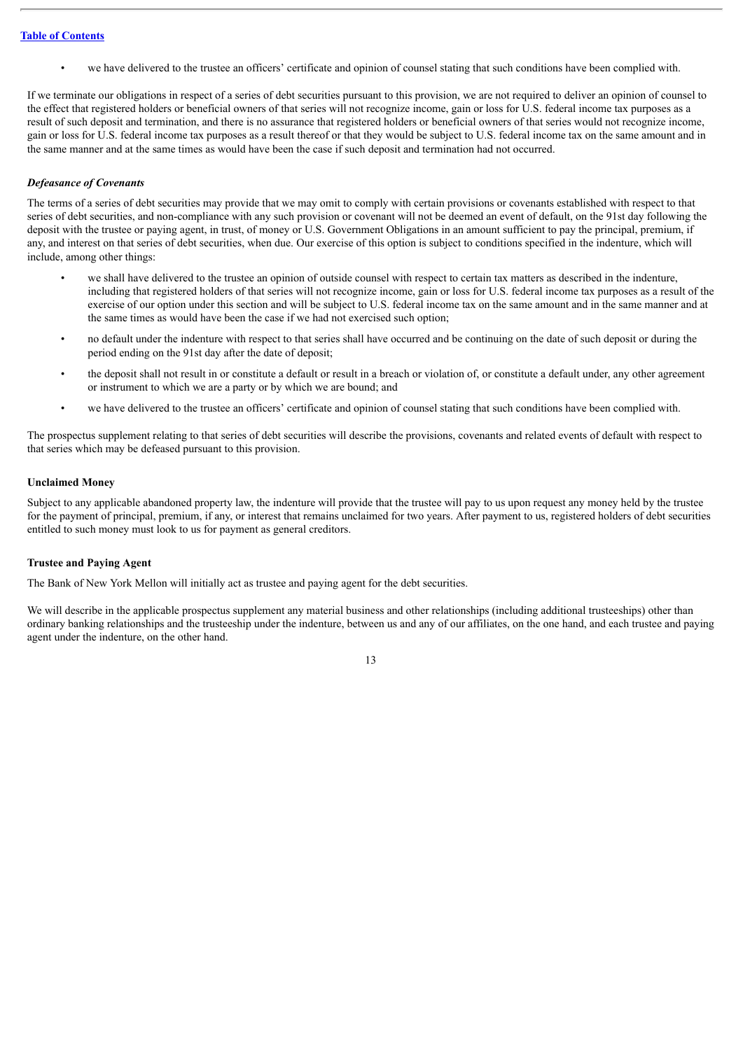- we have delivered to the trustee an officers' certificate and opinion of counsel stating that such conditions have been complied with.

If we terminate our obligations in respect of a series of debt securities pursuant to this provision, we are not required to deliver an opinion of counsel to the effect that registered holders or beneficial owners of that series will not recognize income, gain or loss for U.S. federal income tax purposes as a result of such deposit and termination, and there is no assurance that registered holders or beneficial owners of that series would not recognize income, gain or loss for U.S. federal income tax purposes as a result thereof or that they would be subject to U.S. federal income tax on the same amount and in the same manner and at the same times as would have been the case if such deposit and termination had not occurred.

***Defeasance of Covenants***

The terms of a series of debt securities may provide that we may omit to comply with certain provisions or covenants established with respect to that series of debt securities, and non-compliance with any such provision or covenant will not be deemed an event of default, on the 91st day following the deposit with the trustee or paying agent, in trust, of money or U.S. Government Obligations in an amount sufficient to pay the principal, premium, if any, and interest on that series of debt securities, when due. Our exercise of this option is subject to conditions specified in the indenture, which will include, among other things:

- we shall have delivered to the trustee an opinion of outside counsel with respect to certain tax matters as described in the indenture, including that registered holders of that series will not recognize income, gain or loss for U.S. federal income tax purposes as a result of the exercise of our option under this section and will be subject to U.S. federal income tax on the same amount and in the same manner and at the same times as would have been the case if we had not exercised such option;
- no default under the indenture with respect to that series shall have occurred and be continuing on the date of such deposit or during the period ending on the 91st day after the date of deposit;
- the deposit shall not result in or constitute a default or result in a breach or violation of, or constitute a default under, any other agreement or instrument to which we are a party or by which we are bound; and
- we have delivered to the trustee an officers' certificate and opinion of counsel stating that such conditions have been complied with.

The prospectus supplement relating to that series of debt securities will describe the provisions, covenants and related events of default with respect to that series which may be defeased pursuant to this provision.

**Unclaimed Money**

Subject to any applicable abandoned property law, the indenture will provide that the trustee will pay to us upon request any money held by the trustee for the payment of principal, premium, if any, or interest that remains unclaimed for two years. After payment to us, registered holders of debt securities entitled to such money must look to us for payment as general creditors.

**Trustee and Paying Agent**

The Bank of New York Mellon will initially act as trustee and paying agent for the debt securities.

We will describe in the applicable prospectus supplement any material business and other relationships (including additional trusteeships) other than ordinary banking relationships and the trusteeship under the indenture, between us and any of our affiliates, on the one hand, and each trustee and paying agent under the indenture, on the other hand.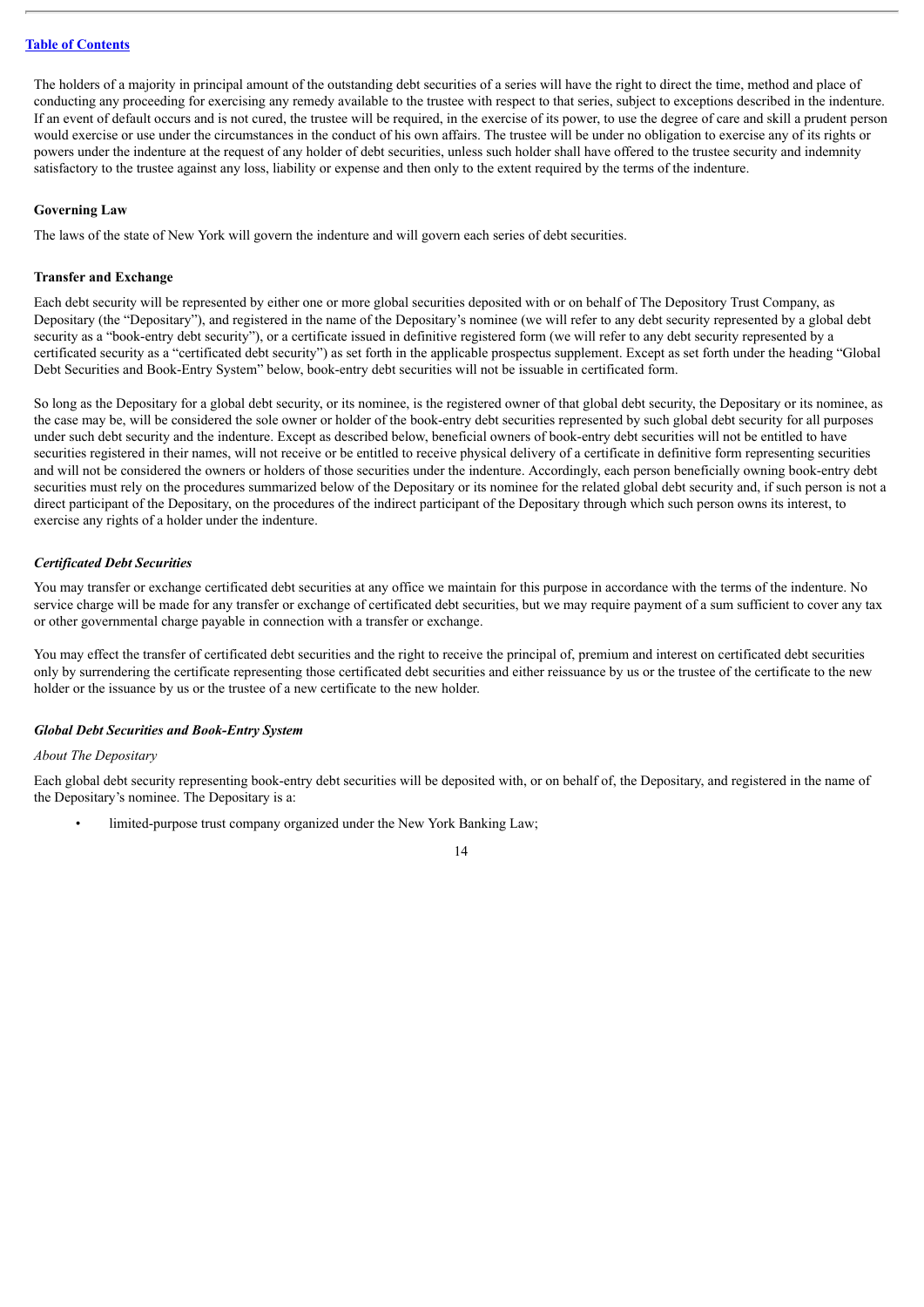The holders of a majority in principal amount of the outstanding debt securities of a series will have the right to direct the time, method and place of conducting any proceeding for exercising any remedy available to the trustee with respect to that series, subject to exceptions described in the indenture. If an event of default occurs and is not cured, the trustee will be required, in the exercise of its power, to use the degree of care and skill a prudent person would exercise or use under the circumstances in the conduct of his own affairs. The trustee will be under no obligation to exercise any of its rights or powers under the indenture at the request of any holder of debt securities, unless such holder shall have offered to the trustee security and indemnity satisfactory to the trustee against any loss, liability or expense and then only to the extent required by the terms of the indenture.

**Governing Law**

The laws of the state of New York will govern the indenture and will govern each series of debt securities.

**Transfer and Exchange**

Each debt security will be represented by either one or more global securities deposited with or on behalf of The Depository Trust Company, as Depositary (the "Depositary"), and registered in the name of the Depositary's nominee (we will refer to any debt security represented by a global debt security as a "book-entry debt security"), or a certificate issued in definitive registered form (we will refer to any debt security represented by a certificated security as a "certificated debt security") as set forth in the applicable prospectus supplement. Except as set forth under the heading "Global Debt Securities and Book-Entry System" below, book-entry debt securities will not be issuable in certificated form.

So long as the Depositary for a global debt security, or its nominee, is the registered owner of that global debt security, the Depositary or its nominee, as the case may be, will be considered the sole owner or holder of the book-entry debt securities represented by such global debt security for all purposes under such debt security and the indenture. Except as described below, beneficial owners of book-entry debt securities will not be entitled to have securities registered in their names, will not receive or be entitled to receive physical delivery of a certificate in definitive form representing securities and will not be considered the owners or holders of those securities under the indenture. Accordingly, each person beneficially owning book-entry debt securities must rely on the procedures summarized below of the Depositary or its nominee for the related global debt security and, if such person is not a direct participant of the Depositary, on the procedures of the indirect participant of the Depositary through which such person owns its interest, to exercise any rights of a holder under the indenture.

***Certificated Debt Securities***

You may transfer or exchange certificated debt securities at any office we maintain for this purpose in accordance with the terms of the indenture. No service charge will be made for any transfer or exchange of certificated debt securities, but we may require payment of a sum sufficient to cover any tax or other governmental charge payable in connection with a transfer or exchange.

You may effect the transfer of certificated debt securities and the right to receive the principal of, premium and interest on certificated debt securities only by surrendering the certificate representing those certificated debt securities and either reissuance by us or the trustee of the certificate to the new holder or the issuance by us or the trustee of a new certificate to the new holder.

***Global Debt Securities and Book-Entry System***

*About The Depositary*

Each global debt security representing book-entry debt securities will be deposited with, or on behalf of, the Depositary, and registered in the name of the Depositary's nominee. The Depositary is a:

- limited-purpose trust company organized under the New York Banking Law;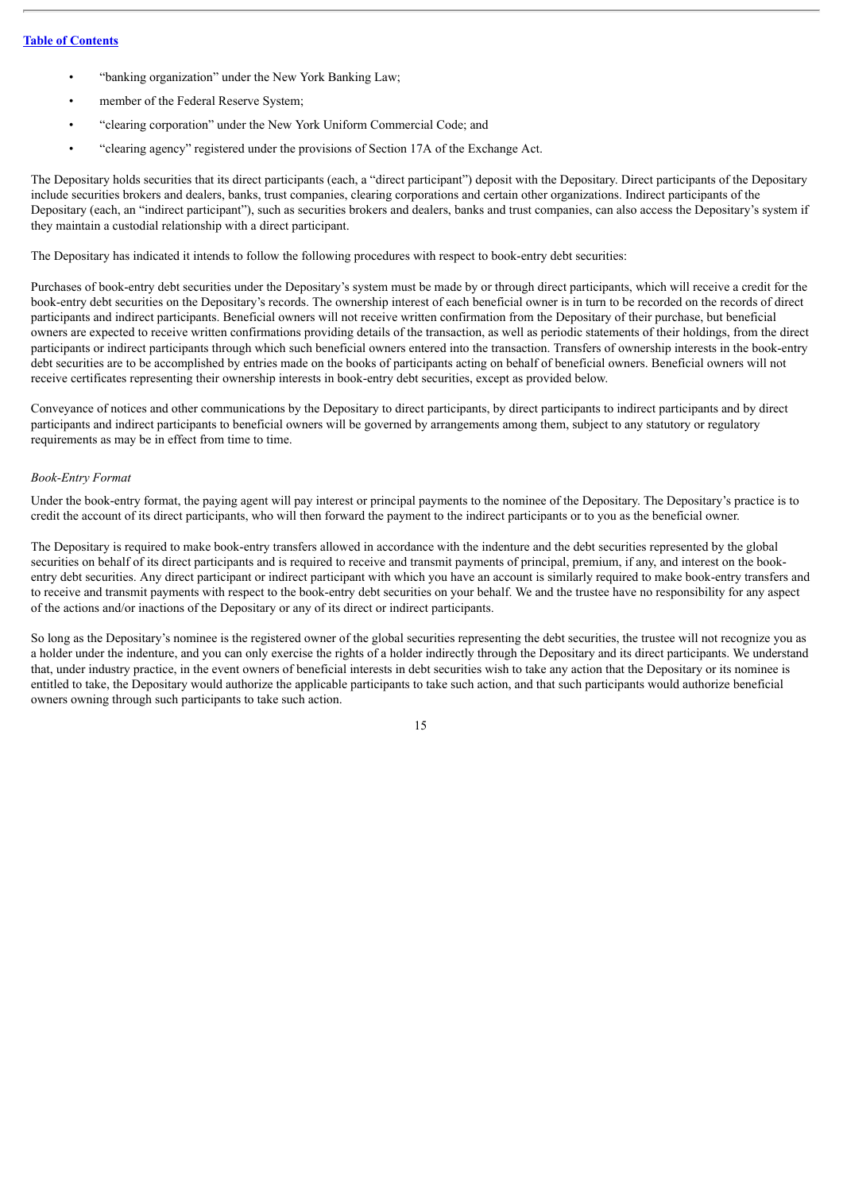- "banking organization" under the New York Banking Law;
- member of the Federal Reserve System;
- "clearing corporation" under the New York Uniform Commercial Code; and
- "clearing agency" registered under the provisions of Section 17A of the Exchange Act.

The Depositary holds securities that its direct participants (each, a "direct participant") deposit with the Depositary. Direct participants of the Depositary include securities brokers and dealers, banks, trust companies, clearing corporations and certain other organizations. Indirect participants of the Depositary (each, an "indirect participant"), such as securities brokers and dealers, banks and trust companies, can also access the Depositary's system if they maintain a custodial relationship with a direct participant.

The Depositary has indicated it intends to follow the following procedures with respect to book-entry debt securities:

Purchases of book-entry debt securities under the Depositary's system must be made by or through direct participants, which will receive a credit for the book-entry debt securities on the Depositary's records. The ownership interest of each beneficial owner is in turn to be recorded on the records of direct participants and indirect participants. Beneficial owners will not receive written confirmation from the Depositary of their purchase, but beneficial owners are expected to receive written confirmations providing details of the transaction, as well as periodic statements of their holdings, from the direct participants or indirect participants through which such beneficial owners entered into the transaction. Transfers of ownership interests in the book-entry debt securities are to be accomplished by entries made on the books of participants acting on behalf of beneficial owners. Beneficial owners will not receive certificates representing their ownership interests in book-entry debt securities, except as provided below.

Conveyance of notices and other communications by the Depositary to direct participants, by direct participants to indirect participants and by direct participants and indirect participants to beneficial owners will be governed by arrangements among them, subject to any statutory or regulatory requirements as may be in effect from time to time.

*Book-Entry Format*

Under the book-entry format, the paying agent will pay interest or principal payments to the nominee of the Depositary. The Depositary's practice is to credit the account of its direct participants, who will then forward the payment to the indirect participants or to you as the beneficial owner.

The Depositary is required to make book-entry transfers allowed in accordance with the indenture and the debt securities represented by the global securities on behalf of its direct participants and is required to receive and transmit payments of principal, premium, if any, and interest on the book-entry debt securities. Any direct participant or indirect participant with which you have an account is similarly required to make book-entry transfers and to receive and transmit payments with respect to the book-entry debt securities on your behalf. We and the trustee have no responsibility for any aspect of the actions and/or inactions of the Depositary or any of its direct or indirect participants.

So long as the Depositary's nominee is the registered owner of the global securities representing the debt securities, the trustee will not recognize you as a holder under the indenture, and you can only exercise the rights of a holder indirectly through the Depositary and its direct participants. We understand that, under industry practice, in the event owners of beneficial interests in debt securities wish to take any action that the Depositary or its nominee is entitled to take, the Depositary would authorize the applicable participants to take such action, and that such participants would authorize beneficial owners owning through such participants to take such action.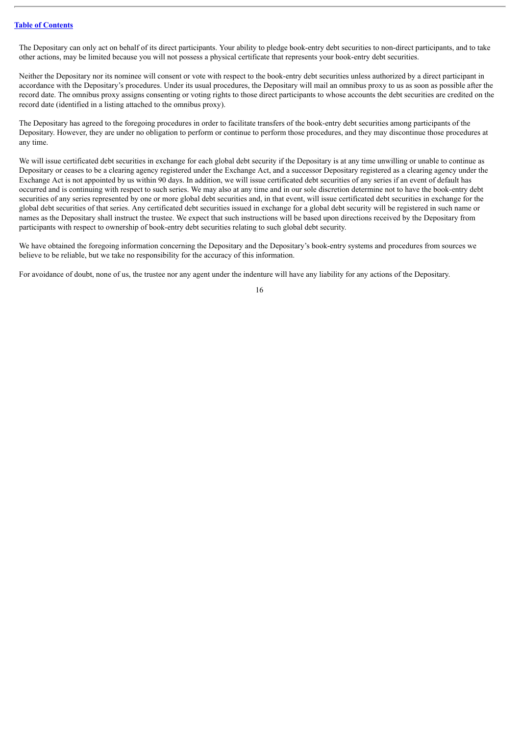The Depositary can only act on behalf of its direct participants. Your ability to pledge book-entry debt securities to non-direct participants, and to take other actions, may be limited because you will not possess a physical certificate that represents your book-entry debt securities.

Neither the Depositary nor its nominee will consent or vote with respect to the book-entry debt securities unless authorized by a direct participant in accordance with the Depositary's procedures. Under its usual procedures, the Depositary will mail an omnibus proxy to us as soon as possible after the record date. The omnibus proxy assigns consenting or voting rights to those direct participants to whose accounts the debt securities are credited on the record date (identified in a listing attached to the omnibus proxy).

The Depositary has agreed to the foregoing procedures in order to facilitate transfers of the book-entry debt securities among participants of the Depositary. However, they are under no obligation to perform or continue to perform those procedures, and they may discontinue those procedures at any time.

We will issue certificated debt securities in exchange for each global debt security if the Depositary is at any time unwilling or unable to continue as Depositary or ceases to be a clearing agency registered under the Exchange Act, and a successor Depositary registered as a clearing agency under the Exchange Act is not appointed by us within 90 days. In addition, we will issue certificated debt securities of any series if an event of default has occurred and is continuing with respect to such series. We may also at any time and in our sole discretion determine not to have the book-entry debt securities of any series represented by one or more global debt securities and, in that event, will issue certificated debt securities in exchange for the global debt securities of that series. Any certificated debt securities issued in exchange for a global debt security will be registered in such name or names as the Depositary shall instruct the trustee. We expect that such instructions will be based upon directions received by the Depositary from participants with respect to ownership of book-entry debt securities relating to such global debt security.

We have obtained the foregoing information concerning the Depositary and the Depositary's book-entry systems and procedures from sources we believe to be reliable, but we take no responsibility for the accuracy of this information.

For avoidance of doubt, none of us, the trustee nor any agent under the indenture will have any liability for any actions of the Depositary.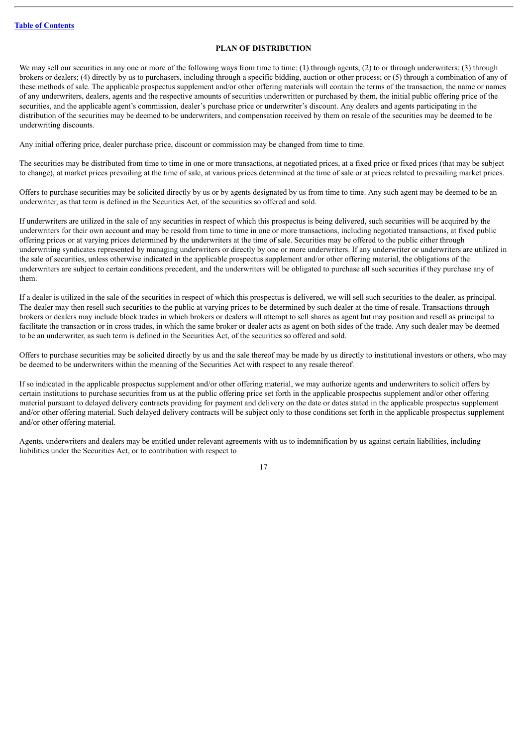## PLAN OF DISTRIBUTION

We may sell our securities in any one or more of the following ways from time to time: (1) through agents; (2) to or through underwriters; (3) through brokers or dealers; (4) directly by us to purchasers, including through a specific bidding, auction or other process; or (5) through a combination of any of these methods of sale. The applicable prospectus supplement and/or other offering materials will contain the terms of the transaction, the name or names of any underwriters, dealers, agents and the respective amounts of securities underwritten or purchased by them, the initial public offering price of the securities, and the applicable agent's commission, dealer's purchase price or underwriter's discount. Any dealers and agents participating in the distribution of the securities may be deemed to be underwriters, and compensation received by them on resale of the securities may be deemed to be underwriting discounts.

Any initial offering price, dealer purchase price, discount or commission may be changed from time to time.

The securities may be distributed from time to time in one or more transactions, at negotiated prices, at a fixed price or fixed prices (that may be subject to change), at market prices prevailing at the time of sale, at various prices determined at the time of sale or at prices related to prevailing market prices.

Offers to purchase securities may be solicited directly by us or by agents designated by us from time to time. Any such agent may be deemed to be an underwriter, as that term is defined in the Securities Act, of the securities so offered and sold.

If underwriters are utilized in the sale of any securities in respect of which this prospectus is being delivered, such securities will be acquired by the underwriters for their own account and may be resold from time to time in one or more transactions, including negotiated transactions, at fixed public offering prices or at varying prices determined by the underwriters at the time of sale. Securities may be offered to the public either through underwriting syndicates represented by managing underwriters or directly by one or more underwriters. If any underwriter or underwriters are utilized in the sale of securities, unless otherwise indicated in the applicable prospectus supplement and/or other offering material, the obligations of the underwriters are subject to certain conditions precedent, and the underwriters will be obligated to purchase all such securities if they purchase any of them.

If a dealer is utilized in the sale of the securities in respect of which this prospectus is delivered, we will sell such securities to the dealer, as principal. The dealer may then resell such securities to the public at varying prices to be determined by such dealer at the time of resale. Transactions through brokers or dealers may include block trades in which brokers or dealers will attempt to sell shares as agent but may position and resell as principal to facilitate the transaction or in cross trades, in which the same broker or dealer acts as agent on both sides of the trade. Any such dealer may be deemed to be an underwriter, as such term is defined in the Securities Act, of the securities so offered and sold.

Offers to purchase securities may be solicited directly by us and the sale thereof may be made by us directly to institutional investors or others, who may be deemed to be underwriters within the meaning of the Securities Act with respect to any resale thereof.

If so indicated in the applicable prospectus supplement and/or other offering material, we may authorize agents and underwriters to solicit offers by certain institutions to purchase securities from us at the public offering price set forth in the applicable prospectus supplement and/or other offering material pursuant to delayed delivery contracts providing for payment and delivery on the date or dates stated in the applicable prospectus supplement and/or other offering material. Such delayed delivery contracts will be subject only to those conditions set forth in the applicable prospectus supplement and/or other offering material.

Agents, underwriters and dealers may be entitled under relevant agreements with us to indemnification by us against certain liabilities, including liabilities under the Securities Act, or to contribution with respect to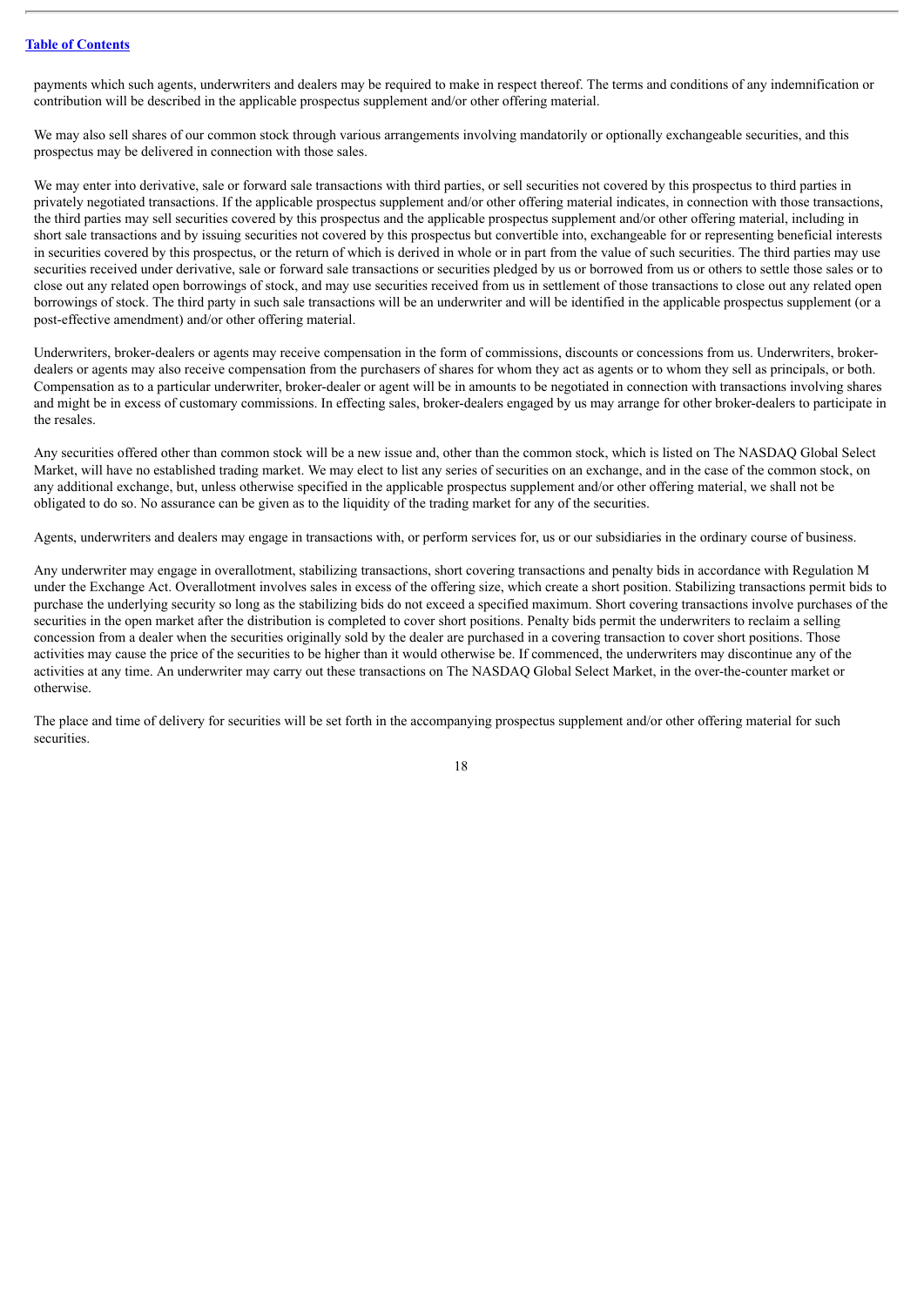payments which such agents, underwriters and dealers may be required to make in respect thereof. The terms and conditions of any indemnification or contribution will be described in the applicable prospectus supplement and/or other offering material.

We may also sell shares of our common stock through various arrangements involving mandatorily or optionally exchangeable securities, and this prospectus may be delivered in connection with those sales.

We may enter into derivative, sale or forward sale transactions with third parties, or sell securities not covered by this prospectus to third parties in privately negotiated transactions. If the applicable prospectus supplement and/or other offering material indicates, in connection with those transactions, the third parties may sell securities covered by this prospectus and the applicable prospectus supplement and/or other offering material, including in short sale transactions and by issuing securities not covered by this prospectus but convertible into, exchangeable for or representing beneficial interests in securities covered by this prospectus, or the return of which is derived in whole or in part from the value of such securities. The third parties may use securities received under derivative, sale or forward sale transactions or securities pledged by us or borrowed from us or others to settle those sales or to close out any related open borrowings of stock, and may use securities received from us in settlement of those transactions to close out any related open borrowings of stock. The third party in such sale transactions will be an underwriter and will be identified in the applicable prospectus supplement (or a post-effective amendment) and/or other offering material.

Underwriters, broker-dealers or agents may receive compensation in the form of commissions, discounts or concessions from us. Underwriters, broker-dealers or agents may also receive compensation from the purchasers of shares for whom they act as agents or to whom they sell as principals, or both. Compensation as to a particular underwriter, broker-dealer or agent will be in amounts to be negotiated in connection with transactions involving shares and might be in excess of customary commissions. In effecting sales, broker-dealers engaged by us may arrange for other broker-dealers to participate in the resales.

Any securities offered other than common stock will be a new issue and, other than the common stock, which is listed on The NASDAQ Global Select Market, will have no established trading market. We may elect to list any series of securities on an exchange, and in the case of the common stock, on any additional exchange, but, unless otherwise specified in the applicable prospectus supplement and/or other offering material, we shall not be obligated to do so. No assurance can be given as to the liquidity of the trading market for any of the securities.

Agents, underwriters and dealers may engage in transactions with, or perform services for, us or our subsidiaries in the ordinary course of business.

Any underwriter may engage in overallotment, stabilizing transactions, short covering transactions and penalty bids in accordance with Regulation M under the Exchange Act. Overallotment involves sales in excess of the offering size, which create a short position. Stabilizing transactions permit bids to purchase the underlying security so long as the stabilizing bids do not exceed a specified maximum. Short covering transactions involve purchases of the securities in the open market after the distribution is completed to cover short positions. Penalty bids permit the underwriters to reclaim a selling concession from a dealer when the securities originally sold by the dealer are purchased in a covering transaction to cover short positions. Those activities may cause the price of the securities to be higher than it would otherwise be. If commenced, the underwriters may discontinue any of the activities at any time. An underwriter may carry out these transactions on The NASDAQ Global Select Market, in the over-the-counter market or otherwise.

The place and time of delivery for securities will be set forth in the accompanying prospectus supplement and/or other offering material for such securities.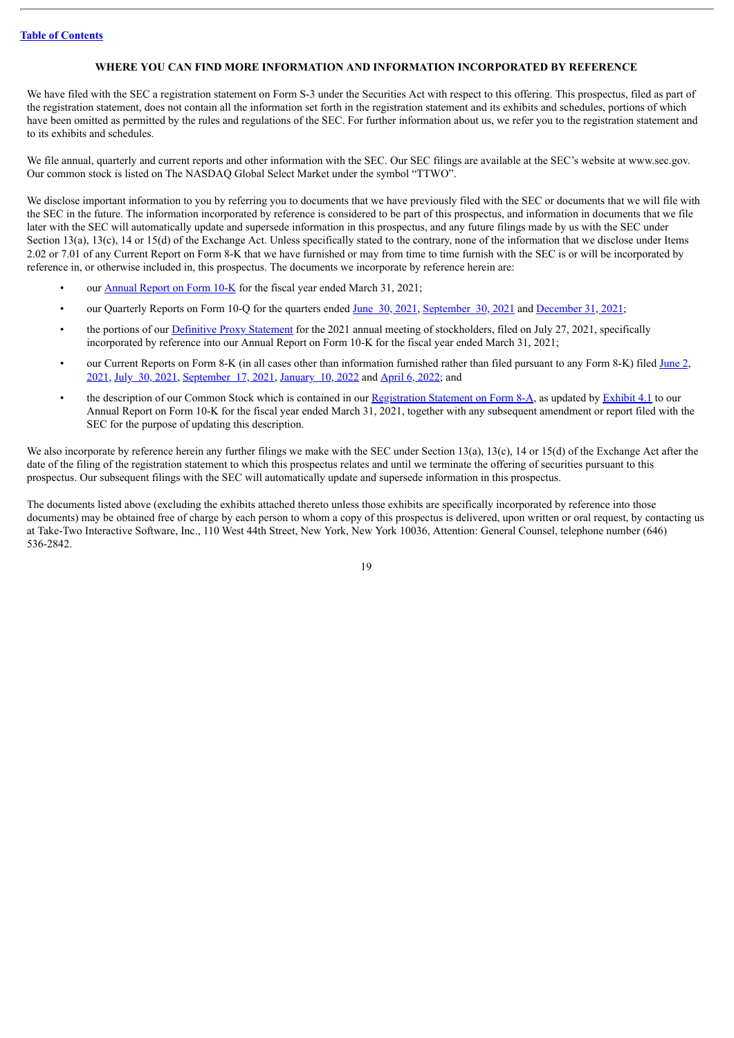## WHERE YOU CAN FIND MORE INFORMATION AND INFORMATION INCORPORATED BY REFERENCE

We have filed with the SEC a registration statement on Form S-3 under the Securities Act with respect to this offering. This prospectus, filed as part of the registration statement, does not contain all the information set forth in the registration statement and its exhibits and schedules, portions of which have been omitted as permitted by the rules and regulations of the SEC. For further information about us, we refer you to the registration statement and to its exhibits and schedules.

We file annual, quarterly and current reports and other information with the SEC. Our SEC filings are available at the SEC's website at www.sec.gov. Our common stock is listed on The NASDAQ Global Select Market under the symbol "TTWO".

We disclose important information to you by referring you to documents that we have previously filed with the SEC or documents that we will file with the SEC in the future. The information incorporated by reference is considered to be part of this prospectus, and information in documents that we file later with the SEC will automatically update and supersede information in this prospectus, and any future filings made by us with the SEC under Section 13(a), 13(c), 14 or 15(d) of the Exchange Act. Unless specifically stated to the contrary, none of the information that we disclose under Items 2.02 or 7.01 of any Current Report on Form 8-K that we have furnished or may from time to time furnish with the SEC is or will be incorporated by reference in, or otherwise included in, this prospectus. The documents we incorporate by reference herein are:

- our Annual Report on Form 10-K for the fiscal year ended March 31, 2021;
- our Quarterly Reports on Form 10-Q for the quarters ended June 30, 2021, September 30, 2021 and December 31, 2021;
- the portions of our Definitive Proxy Statement for the 2021 annual meeting of stockholders, filed on July 27, 2021, specifically incorporated by reference into our Annual Report on Form 10-K for the fiscal year ended March 31, 2021;
- our Current Reports on Form 8-K (in all cases other than information furnished rather than filed pursuant to any Form 8-K) filed June 2, 2021, July 30, 2021, September 17, 2021, January 10, 2022 and April 6, 2022; and
- the description of our Common Stock which is contained in our Registration Statement on Form 8-A, as updated by Exhibit 4.1 to our Annual Report on Form 10-K for the fiscal year ended March 31, 2021, together with any subsequent amendment or report filed with the SEC for the purpose of updating this description.

We also incorporate by reference herein any further filings we make with the SEC under Section 13(a), 13(c), 14 or 15(d) of the Exchange Act after the date of the filing of the registration statement to which this prospectus relates and until we terminate the offering of securities pursuant to this prospectus. Our subsequent filings with the SEC will automatically update and supersede information in this prospectus.

The documents listed above (excluding the exhibits attached thereto unless those exhibits are specifically incorporated by reference into those documents) may be obtained free of charge by each person to whom a copy of this prospectus is delivered, upon written or oral request, by contacting us at Take-Two Interactive Software, Inc., 110 West 44th Street, New York, New York 10036, Attention: General Counsel, telephone number (646) 536-2842.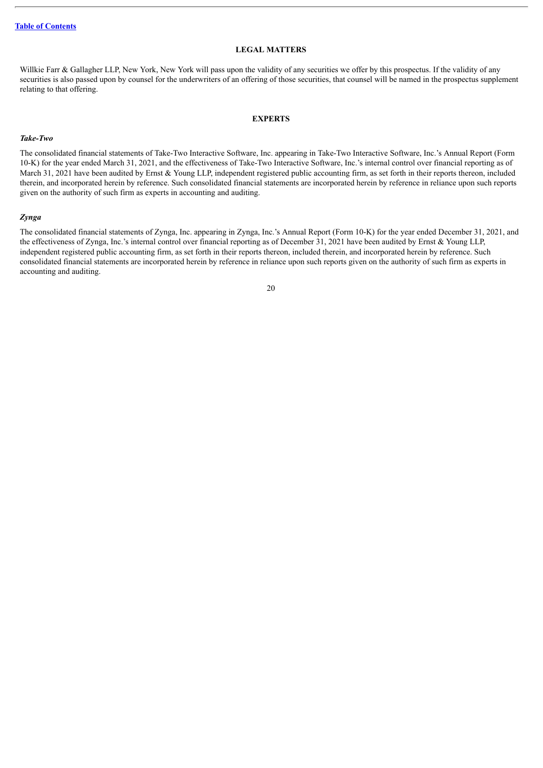## LEGAL MATTERS

Willkie Farr & Gallagher LLP, New York, New York will pass upon the validity of any securities we offer by this prospectus. If the validity of any securities is also passed upon by counsel for the underwriters of an offering of those securities, that counsel will be named in the prospectus supplement relating to that offering.

## EXPERTS

### *Take-Two*

The consolidated financial statements of Take-Two Interactive Software, Inc. appearing in Take-Two Interactive Software, Inc.'s Annual Report (Form 10-K) for the year ended March 31, 2021, and the effectiveness of Take-Two Interactive Software, Inc.'s internal control over financial reporting as of March 31, 2021 have been audited by Ernst & Young LLP, independent registered public accounting firm, as set forth in their reports thereon, included therein, and incorporated herein by reference. Such consolidated financial statements are incorporated herein by reference in reliance upon such reports given on the authority of such firm as experts in accounting and auditing.

### *Zynga*

The consolidated financial statements of Zynga, Inc. appearing in Zynga, Inc.'s Annual Report (Form 10-K) for the year ended December 31, 2021, and the effectiveness of Zynga, Inc.'s internal control over financial reporting as of December 31, 2021 have been audited by Ernst & Young LLP, independent registered public accounting firm, as set forth in their reports thereon, included therein, and incorporated herein by reference. Such consolidated financial statements are incorporated herein by reference in reliance upon such reports given on the authority of such firm as experts in accounting and auditing.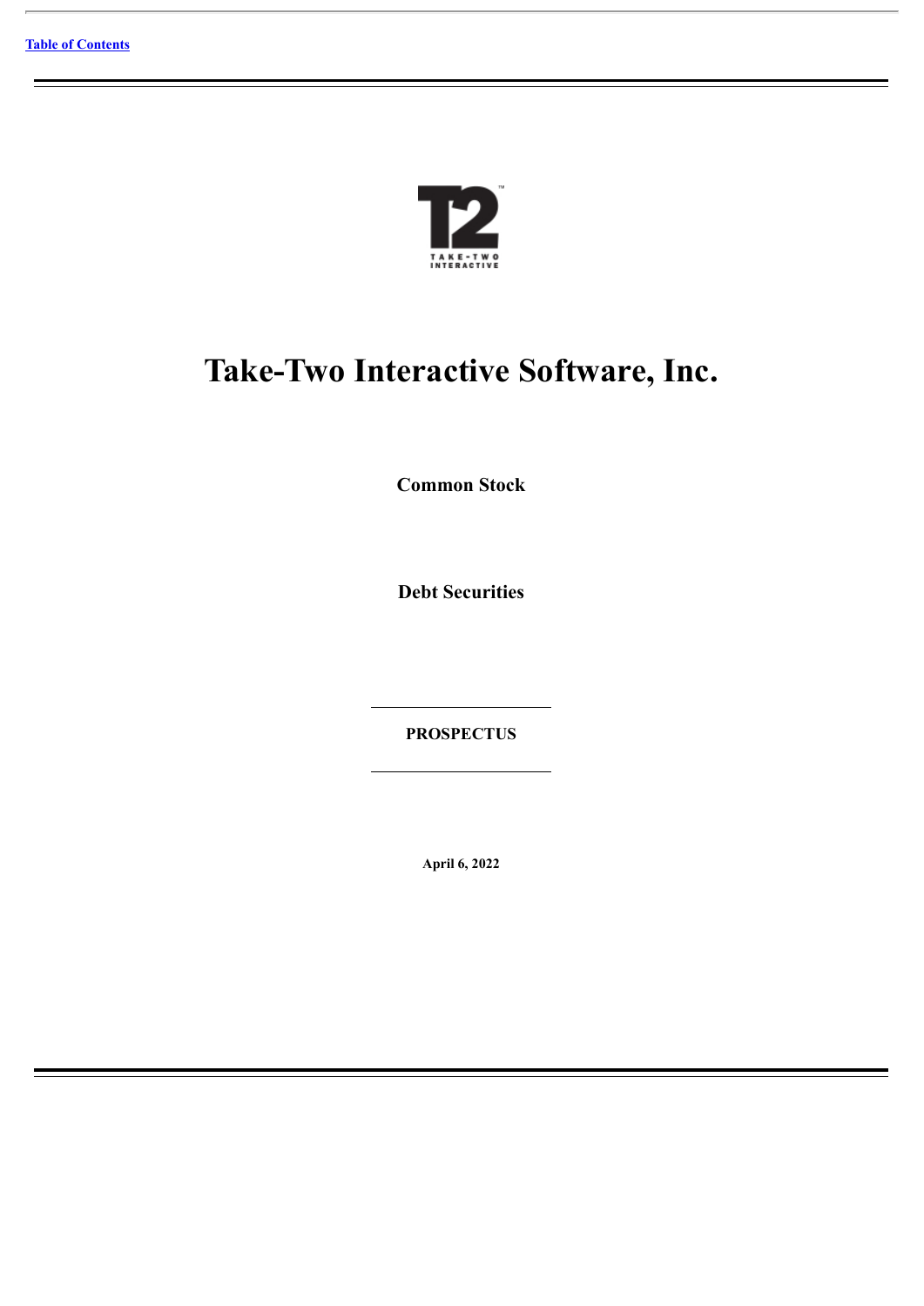[Table of Contents](#)

# Take-Two Interactive Software, Inc.

**Common Stock**

**Debt Securities**

**PROSPECTUS**

**April 6, 2022**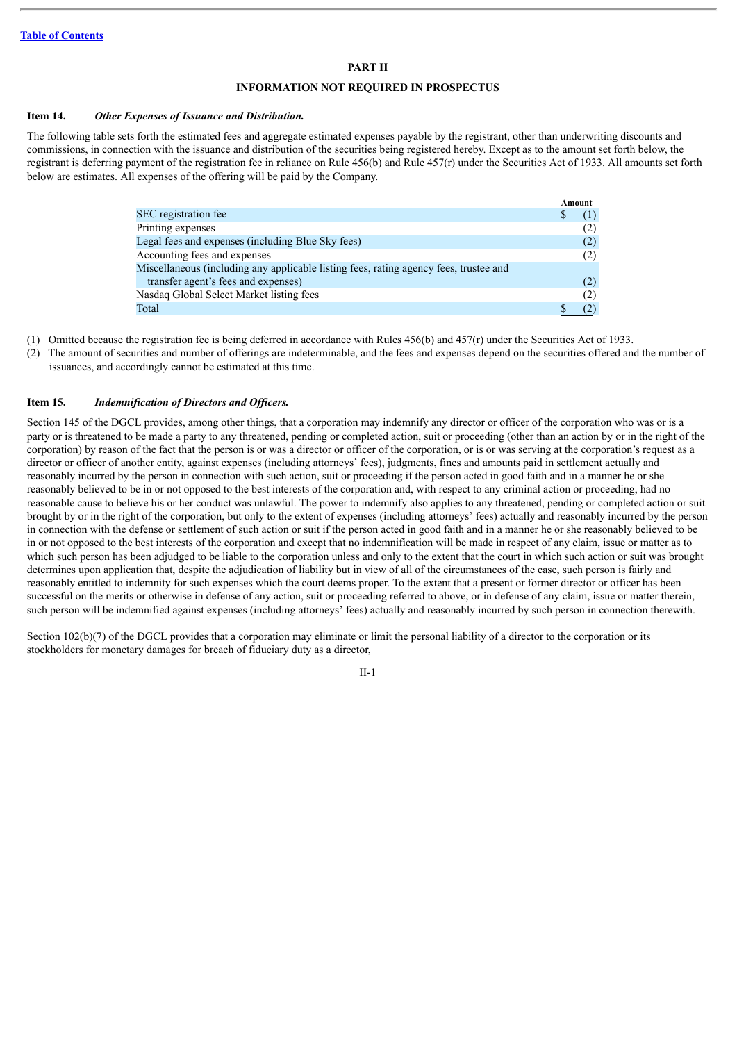Table of Contents

## PART II

## INFORMATION NOT REQUIRED IN PROSPECTUS

### Item 14. *Other Expenses of Issuance and Distribution.*

The following table sets forth the estimated fees and aggregate estimated expenses payable by the registrant, other than underwriting discounts and commissions, in connection with the issuance and distribution of the securities being registered hereby. Except as to the amount set forth below, the registrant is deferring payment of the registration fee in reliance on Rule 456(b) and Rule 457(r) under the Securities Act of 1933. All amounts set forth below are estimates. All expenses of the offering will be paid by the Company.

| | Amount |
|---|---|
| SEC registration fee | $ (1) |
| Printing expenses | (2) |
| Legal fees and expenses (including Blue Sky fees) | (2) |
| Accounting fees and expenses | (2) |
| Miscellaneous (including any applicable listing fees, rating agency fees, trustee and transfer agent's fees and expenses) | (2) |
| Nasdaq Global Select Market listing fees | (2) |
| Total | $ (2) |

(1) Omitted because the registration fee is being deferred in accordance with Rules 456(b) and 457(r) under the Securities Act of 1933.

(2) The amount of securities and number of offerings are indeterminable, and the fees and expenses depend on the securities offered and the number of issuances, and accordingly cannot be estimated at this time.

### Item 15. *Indemnification of Directors and Officers.*

Section 145 of the DGCL provides, among other things, that a corporation may indemnify any director or officer of the corporation who was or is a party or is threatened to be made a party to any threatened, pending or completed action, suit or proceeding (other than an action by or in the right of the corporation) by reason of the fact that the person is or was a director or officer of the corporation, or is or was serving at the corporation's request as a director or officer of another entity, against expenses (including attorneys' fees), judgments, fines and amounts paid in settlement actually and reasonably incurred by the person in connection with such action, suit or proceeding if the person acted in good faith and in a manner he or she reasonably believed to be in or not opposed to the best interests of the corporation and, with respect to any criminal action or proceeding, had no reasonable cause to believe his or her conduct was unlawful. The power to indemnify also applies to any threatened, pending or completed action or suit brought by or in the right of the corporation, but only to the extent of expenses (including attorneys' fees) actually and reasonably incurred by the person in connection with the defense or settlement of such action or suit if the person acted in good faith and in a manner he or she reasonably believed to be in or not opposed to the best interests of the corporation and except that no indemnification will be made in respect of any claim, issue or matter as to which such person has been adjudged to be liable to the corporation unless and only to the extent that the court in which such action or suit was brought determines upon application that, despite the adjudication of liability but in view of all of the circumstances of the case, such person is fairly and reasonably entitled to indemnity for such expenses which the court deems proper. To the extent that a present or former director or officer has been successful on the merits or otherwise in defense of any action, suit or proceeding referred to above, or in defense of any claim, issue or matter therein, such person will be indemnified against expenses (including attorneys' fees) actually and reasonably incurred by such person in connection therewith.

Section 102(b)(7) of the DGCL provides that a corporation may eliminate or limit the personal liability of a director to the corporation or its stockholders for monetary damages for breach of fiduciary duty as a director,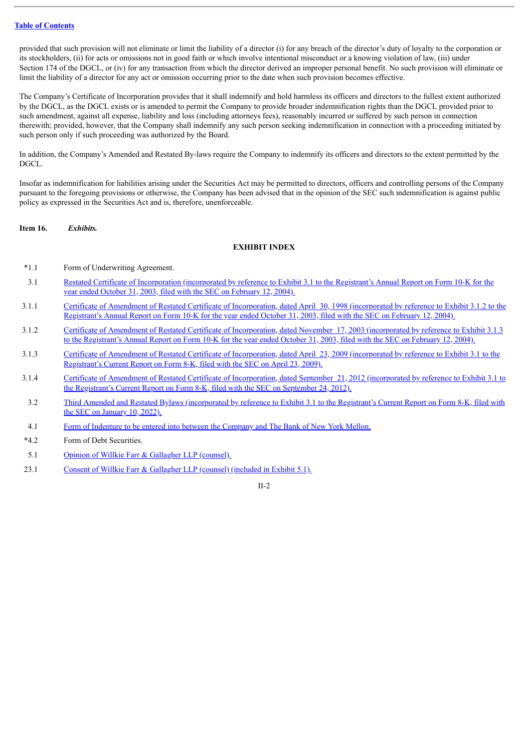provided that such provision will not eliminate or limit the liability of a director (i) for any breach of the director's duty of loyalty to the corporation or its stockholders, (ii) for acts or omissions not in good faith or which involve intentional misconduct or a knowing violation of law, (iii) under Section 174 of the DGCL, or (iv) for any transaction from which the director derived an improper personal benefit. No such provision will eliminate or limit the liability of a director for any act or omission occurring prior to the date when such provision becomes effective.

The Company's Certificate of Incorporation provides that it shall indemnify and hold harmless its officers and directors to the fullest extent authorized by the DGCL, as the DGCL exists or is amended to permit the Company to provide broader indemnification rights than the DGCL provided prior to such amendment, against all expense, liability and loss (including attorneys fees), reasonably incurred or suffered by such person in connection therewith; provided, however, that the Company shall indemnify any such person seeking indemnification in connection with a proceeding initiated by such person only if such proceeding was authorized by the Board.

In addition, the Company's Amended and Restated By-laws require the Company to indemnify its officers and directors to the extent permitted by the DGCL.

Insofar as indemnification for liabilities arising under the Securities Act may be permitted to directors, officers and controlling persons of the Company pursuant to the foregoing provisions or otherwise, the Company has been advised that in the opinion of the SEC such indemnification is against public policy as expressed in the Securities Act and is, therefore, unenforceable.

**Item 16.** ***Exhibits.***

**EXHIBIT INDEX**

| | |
|---|---|
| *1.1 | Form of Underwriting Agreement. |
| 3.1 | Restated Certificate of Incorporation (incorporated by reference to Exhibit 3.1 to the Registrant's Annual Report on Form 10-K for the year ended October 31, 2003, filed with the SEC on February 12, 2004). |
| 3.1.1 | Certificate of Amendment of Restated Certificate of Incorporation, dated April 30, 1998 (incorporated by reference to Exhibit 3.1.2 to the Registrant's Annual Report on Form 10-K for the year ended October 31, 2003, filed with the SEC on February 12, 2004). |
| 3.1.2 | Certificate of Amendment of Restated Certificate of Incorporation, dated November 17, 2003 (incorporated by reference to Exhibit 3.1.3 to the Registrant's Annual Report on Form 10-K for the year ended October 31, 2003, filed with the SEC on February 12, 2004). |
| 3.1.3 | Certificate of Amendment of Restated Certificate of Incorporation, dated April 23, 2009 (incorporated by reference to Exhibit 3.1 to the Registrant's Current Report on Form 8-K, filed with the SEC on April 23, 2009). |
| 3.1.4 | Certificate of Amendment of Restated Certificate of Incorporation, dated September 21, 2012 (incorporated by reference to Exhibit 3.1 to the Registrant's Current Report on Form 8-K, filed with the SEC on September 24, 2012). |
| 3.2 | Third Amended and Restated Bylaws (incorporated by reference to Exhibit 3.1 to the Registrant's Current Report on Form 8-K, filed with the SEC on January 10, 2022). |
| 4.1 | Form of Indenture to be entered into between the Company and The Bank of New York Mellon. |
| *4.2 | Form of Debt Securities. |
| 5.1 | Opinion of Willkie Farr & Gallagher LLP (counsel). |
| 23.1 | Consent of Willkie Farr & Gallagher LLP (counsel) (included in Exhibit 5.1). |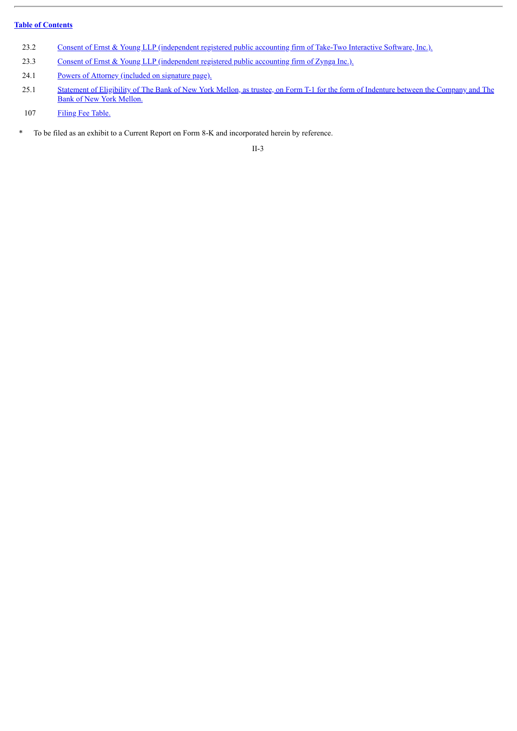| | |
|---|---|
| 23.2 | Consent of Ernst & Young LLP (independent registered public accounting firm of Take-Two Interactive Software, Inc.). |
| 23.3 | Consent of Ernst & Young LLP (independent registered public accounting firm of Zynga Inc.). |
| 24.1 | Powers of Attorney (included on signature page). |
| 25.1 | Statement of Eligibility of The Bank of New York Mellon, as trustee, on Form T-1 for the form of Indenture between the Company and The Bank of New York Mellon. |
| 107 | Filing Fee Table. |

\* To be filed as an exhibit to a Current Report on Form 8-K and incorporated herein by reference.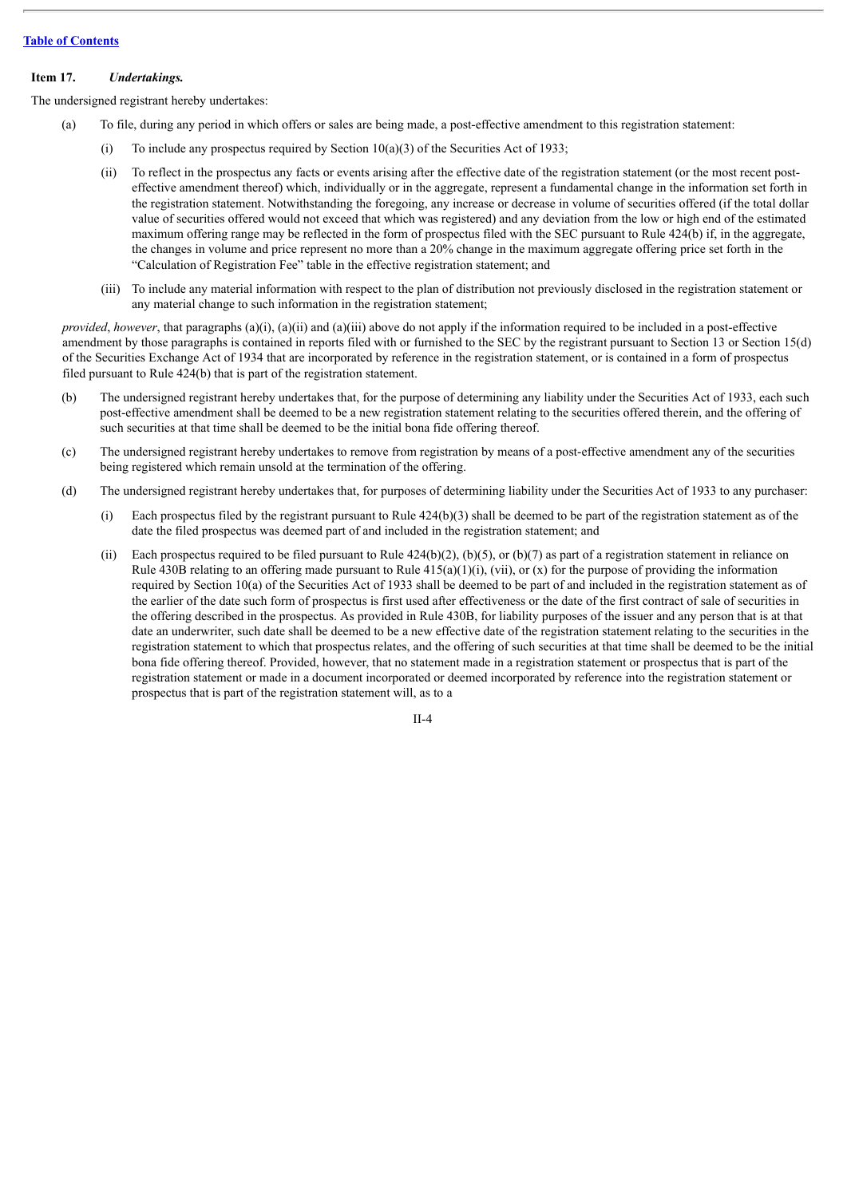**Item 17.** ***Undertakings.***

The undersigned registrant hereby undertakes:

(a) To file, during any period in which offers or sales are being made, a post-effective amendment to this registration statement:

(i) To include any prospectus required by Section 10(a)(3) of the Securities Act of 1933;

(ii) To reflect in the prospectus any facts or events arising after the effective date of the registration statement (or the most recent post-effective amendment thereof) which, individually or in the aggregate, represent a fundamental change in the information set forth in the registration statement. Notwithstanding the foregoing, any increase or decrease in volume of securities offered (if the total dollar value of securities offered would not exceed that which was registered) and any deviation from the low or high end of the estimated maximum offering range may be reflected in the form of prospectus filed with the SEC pursuant to Rule 424(b) if, in the aggregate, the changes in volume and price represent no more than a 20% change in the maximum aggregate offering price set forth in the "Calculation of Registration Fee" table in the effective registration statement; and

(iii) To include any material information with respect to the plan of distribution not previously disclosed in the registration statement or any material change to such information in the registration statement;

*provided*, *however*, that paragraphs (a)(i), (a)(ii) and (a)(iii) above do not apply if the information required to be included in a post-effective amendment by those paragraphs is contained in reports filed with or furnished to the SEC by the registrant pursuant to Section 13 or Section 15(d) of the Securities Exchange Act of 1934 that are incorporated by reference in the registration statement, or is contained in a form of prospectus filed pursuant to Rule 424(b) that is part of the registration statement.

(b) The undersigned registrant hereby undertakes that, for the purpose of determining any liability under the Securities Act of 1933, each such post-effective amendment shall be deemed to be a new registration statement relating to the securities offered therein, and the offering of such securities at that time shall be deemed to be the initial bona fide offering thereof.

(c) The undersigned registrant hereby undertakes to remove from registration by means of a post-effective amendment any of the securities being registered which remain unsold at the termination of the offering.

(d) The undersigned registrant hereby undertakes that, for purposes of determining liability under the Securities Act of 1933 to any purchaser:

(i) Each prospectus filed by the registrant pursuant to Rule 424(b)(3) shall be deemed to be part of the registration statement as of the date the filed prospectus was deemed part of and included in the registration statement; and

(ii) Each prospectus required to be filed pursuant to Rule 424(b)(2), (b)(5), or (b)(7) as part of a registration statement in reliance on Rule 430B relating to an offering made pursuant to Rule 415(a)(1)(i), (vii), or (x) for the purpose of providing the information required by Section 10(a) of the Securities Act of 1933 shall be deemed to be part of and included in the registration statement as of the earlier of the date such form of prospectus is first used after effectiveness or the date of the first contract of sale of securities in the offering described in the prospectus. As provided in Rule 430B, for liability purposes of the issuer and any person that is at that date an underwriter, such date shall be deemed to be a new effective date of the registration statement relating to the securities in the registration statement to which that prospectus relates, and the offering of such securities at that time shall be deemed to be the initial bona fide offering thereof. Provided, however, that no statement made in a registration statement or prospectus that is part of the registration statement or made in a document incorporated or deemed incorporated by reference into the registration statement or prospectus that is part of the registration statement will, as to a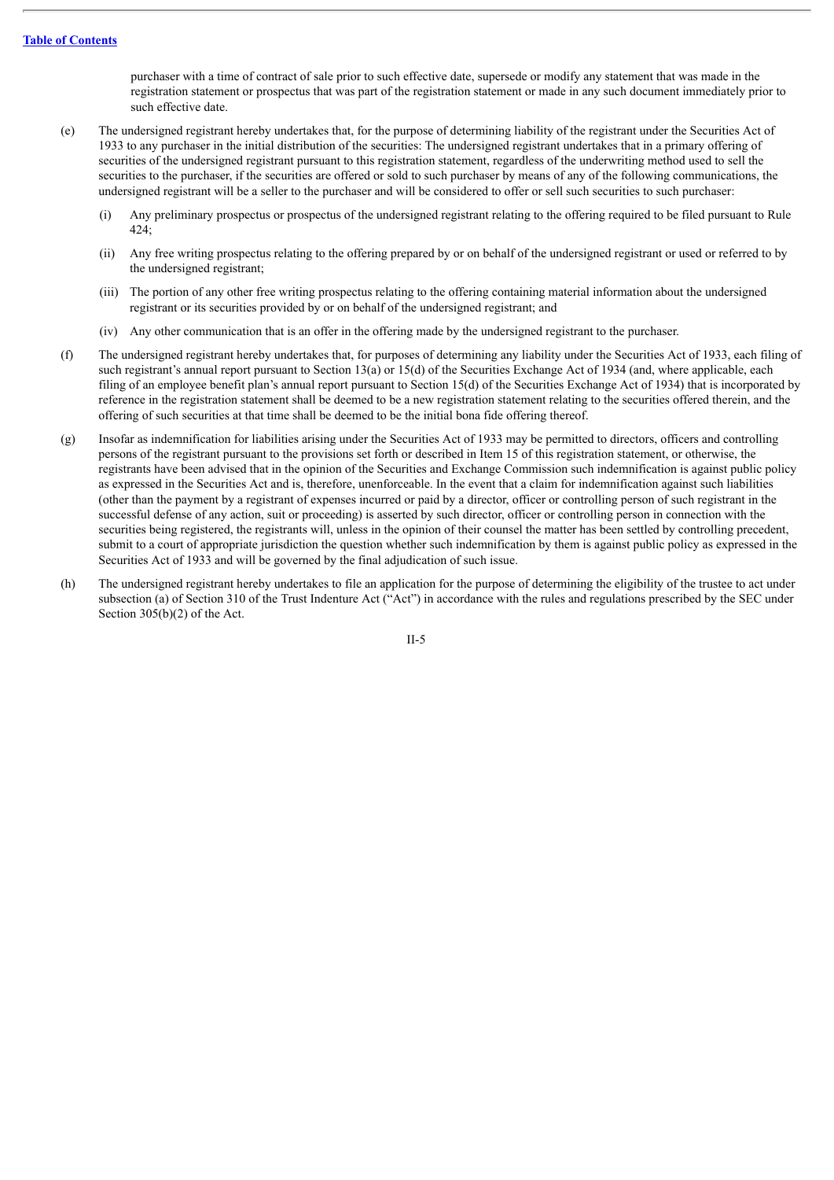purchaser with a time of contract of sale prior to such effective date, supersede or modify any statement that was made in the registration statement or prospectus that was part of the registration statement or made in any such document immediately prior to such effective date.

(e) The undersigned registrant hereby undertakes that, for the purpose of determining liability of the registrant under the Securities Act of 1933 to any purchaser in the initial distribution of the securities: The undersigned registrant undertakes that in a primary offering of securities of the undersigned registrant pursuant to this registration statement, regardless of the underwriting method used to sell the securities to the purchaser, if the securities are offered or sold to such purchaser by means of any of the following communications, the undersigned registrant will be a seller to the purchaser and will be considered to offer or sell such securities to such purchaser:

(i) Any preliminary prospectus or prospectus of the undersigned registrant relating to the offering required to be filed pursuant to Rule 424;

(ii) Any free writing prospectus relating to the offering prepared by or on behalf of the undersigned registrant or used or referred to by the undersigned registrant;

(iii) The portion of any other free writing prospectus relating to the offering containing material information about the undersigned registrant or its securities provided by or on behalf of the undersigned registrant; and

(iv) Any other communication that is an offer in the offering made by the undersigned registrant to the purchaser.

(f) The undersigned registrant hereby undertakes that, for purposes of determining any liability under the Securities Act of 1933, each filing of such registrant's annual report pursuant to Section 13(a) or 15(d) of the Securities Exchange Act of 1934 (and, where applicable, each filing of an employee benefit plan's annual report pursuant to Section 15(d) of the Securities Exchange Act of 1934) that is incorporated by reference in the registration statement shall be deemed to be a new registration statement relating to the securities offered therein, and the offering of such securities at that time shall be deemed to be the initial bona fide offering thereof.

(g) Insofar as indemnification for liabilities arising under the Securities Act of 1933 may be permitted to directors, officers and controlling persons of the registrant pursuant to the provisions set forth or described in Item 15 of this registration statement, or otherwise, the registrants have been advised that in the opinion of the Securities and Exchange Commission such indemnification is against public policy as expressed in the Securities Act and is, therefore, unenforceable. In the event that a claim for indemnification against such liabilities (other than the payment by a registrant of expenses incurred or paid by a director, officer or controlling person of such registrant in the successful defense of any action, suit or proceeding) is asserted by such director, officer or controlling person in connection with the securities being registered, the registrants will, unless in the opinion of their counsel the matter has been settled by controlling precedent, submit to a court of appropriate jurisdiction the question whether such indemnification by them is against public policy as expressed in the Securities Act of 1933 and will be governed by the final adjudication of such issue.

(h) The undersigned registrant hereby undertakes to file an application for the purpose of determining the eligibility of the trustee to act under subsection (a) of Section 310 of the Trust Indenture Act ("Act") in accordance with the rules and regulations prescribed by the SEC under Section 305(b)(2) of the Act.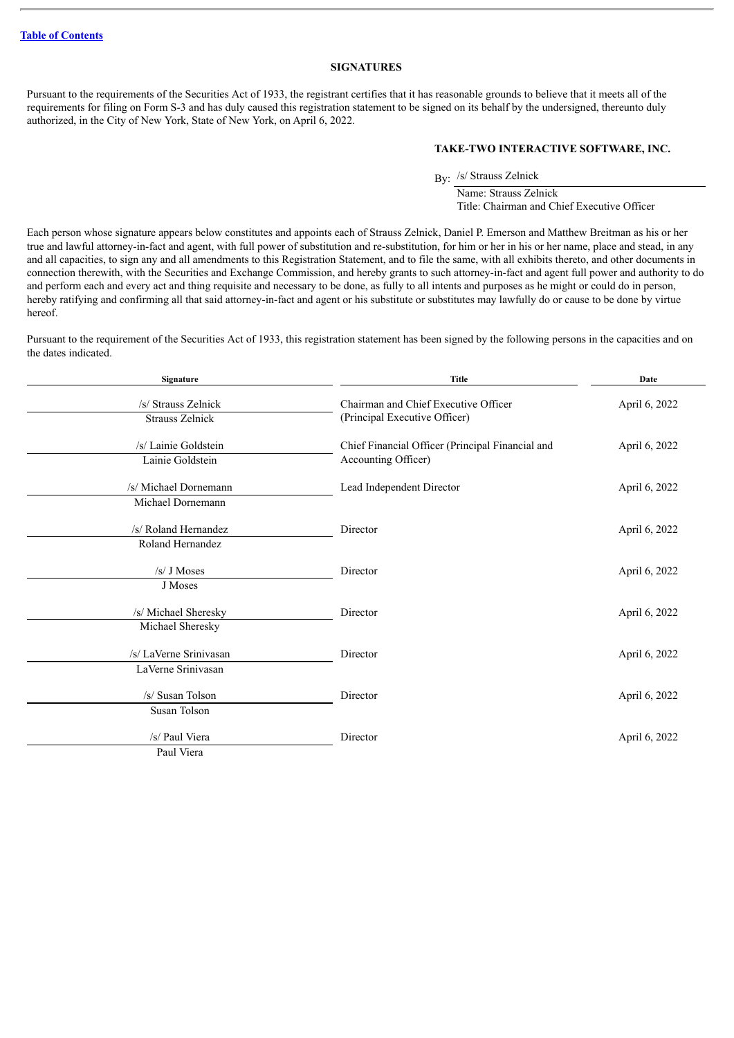[Table of Contents](#)

## SIGNATURES

Pursuant to the requirements of the Securities Act of 1933, the registrant certifies that it has reasonable grounds to believe that it meets all of the requirements for filing on Form S-3 and has duly caused this registration statement to be signed on its behalf by the undersigned, thereunto duly authorized, in the City of New York, State of New York, on April 6, 2022.

**TAKE-TWO INTERACTIVE SOFTWARE, INC.**

By: /s/ Strauss Zelnick
Name: Strauss Zelnick
Title: Chairman and Chief Executive Officer

Each person whose signature appears below constitutes and appoints each of Strauss Zelnick, Daniel P. Emerson and Matthew Breitman as his or her true and lawful attorney-in-fact and agent, with full power of substitution and re-substitution, for him or her in his or her name, place and stead, in any and all capacities, to sign any and all amendments to this Registration Statement, and to file the same, with all exhibits thereto, and other documents in connection therewith, with the Securities and Exchange Commission, and hereby grants to such attorney-in-fact and agent full power and authority to do and perform each and every act and thing requisite and necessary to be done, as fully to all intents and purposes as he might or could do in person, hereby ratifying and confirming all that said attorney-in-fact and agent or his substitute or substitutes may lawfully do or cause to be done by virtue hereof.

Pursuant to the requirement of the Securities Act of 1933, this registration statement has been signed by the following persons in the capacities and on the dates indicated.

| Signature | Title | Date |
|---|---|---|
| /s/ Strauss Zelnick<br>Strauss Zelnick | Chairman and Chief Executive Officer (Principal Executive Officer) | April 6, 2022 |
| /s/ Lainie Goldstein<br>Lainie Goldstein | Chief Financial Officer (Principal Financial and Accounting Officer) | April 6, 2022 |
| /s/ Michael Dornemann<br>Michael Dornemann | Lead Independent Director | April 6, 2022 |
| /s/ Roland Hernandez<br>Roland Hernandez | Director | April 6, 2022 |
| /s/ J Moses<br>J Moses | Director | April 6, 2022 |
| /s/ Michael Sheresky<br>Michael Sheresky | Director | April 6, 2022 |
| /s/ LaVerne Srinivasan<br>LaVerne Srinivasan | Director | April 6, 2022 |
| /s/ Susan Tolson<br>Susan Tolson | Director | April 6, 2022 |
| /s/ Paul Viera<br>Paul Viera | Director | April 6, 2022 |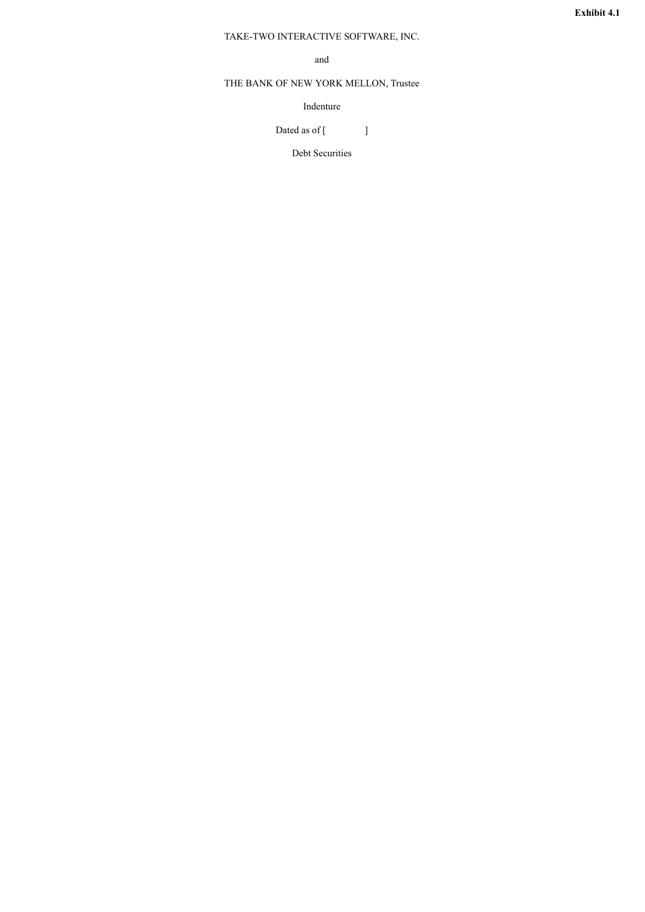**Exhibit 4.1**

TAKE-TWO INTERACTIVE SOFTWARE, INC.

and

THE BANK OF NEW YORK MELLON, Trustee

Indenture

Dated as of [ ]

Debt Securities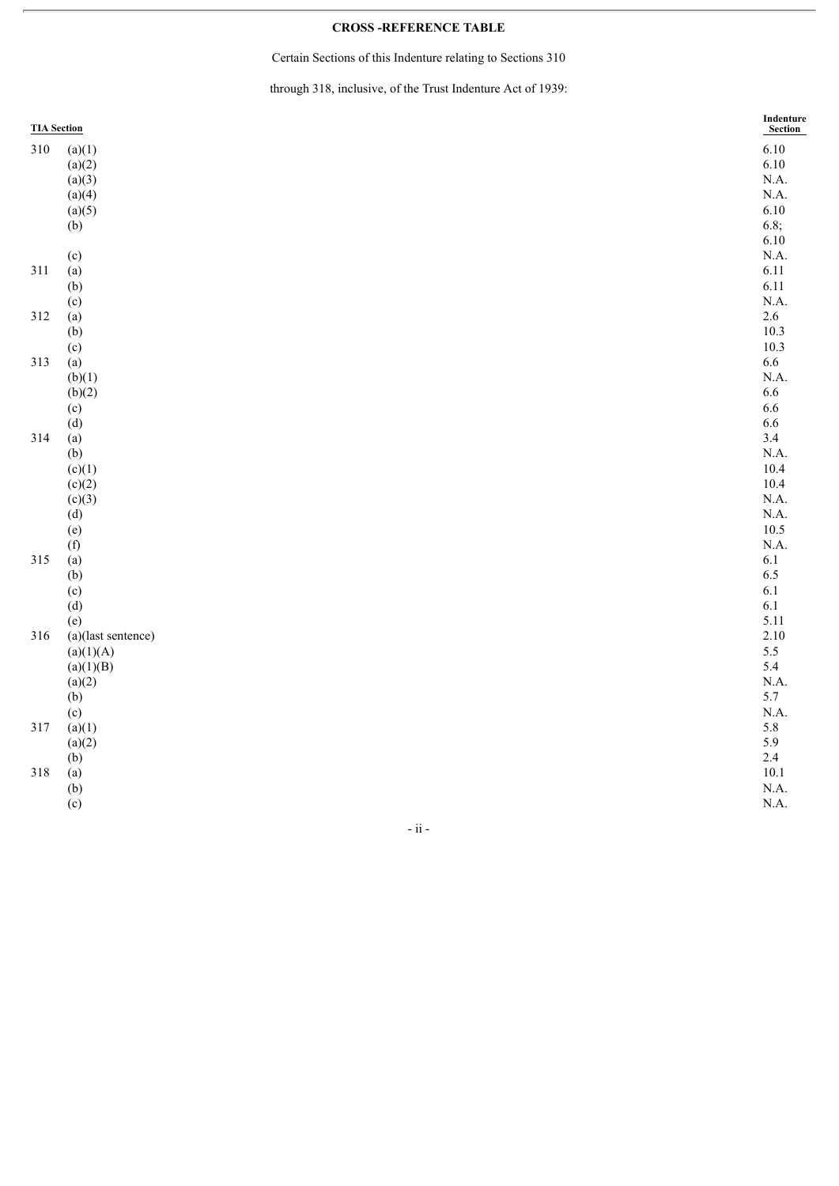**CROSS -REFERENCE TABLE**

Certain Sections of this Indenture relating to Sections 310

through 318, inclusive, of the Trust Indenture Act of 1939:

| TIA Section | | Indenture Section |
|---|---|---|
| 310 | (a)(1) | 6.10 |
| | (a)(2) | 6.10 |
| | (a)(3) | N.A. |
| | (a)(4) | N.A. |
| | (a)(5) | 6.10 |
| | (b) | 6.8; 6.10 |
| | (c) | N.A. |
| 311 | (a) | 6.11 |
| | (b) | 6.11 |
| | (c) | N.A. |
| 312 | (a) | 2.6 |
| | (b) | 10.3 |
| | (c) | 10.3 |
| 313 | (a) | 6.6 |
| | (b)(1) | N.A. |
| | (b)(2) | 6.6 |
| | (c) | 6.6 |
| | (d) | 6.6 |
| 314 | (a) | 3.4 |
| | (b) | N.A. |
| | (c)(1) | 10.4 |
| | (c)(2) | 10.4 |
| | (c)(3) | N.A. |
| | (d) | N.A. |
| | (e) | 10.5 |
| | (f) | N.A. |
| 315 | (a) | 6.1 |
| | (b) | 6.5 |
| | (c) | 6.1 |
| | (d) | 6.1 |
| | (e) | 5.11 |
| 316 | (a)(last sentence) | 2.10 |
| | (a)(1)(A) | 5.5 |
| | (a)(1)(B) | 5.4 |
| | (a)(2) | N.A. |
| | (b) | 5.7 |
| | (c) | N.A. |
| 317 | (a)(1) | 5.8 |
| | (a)(2) | 5.9 |
| | (b) | 2.4 |
| 318 | (a) | 10.1 |
| | (b) | N.A. |
| | (c) | N.A. |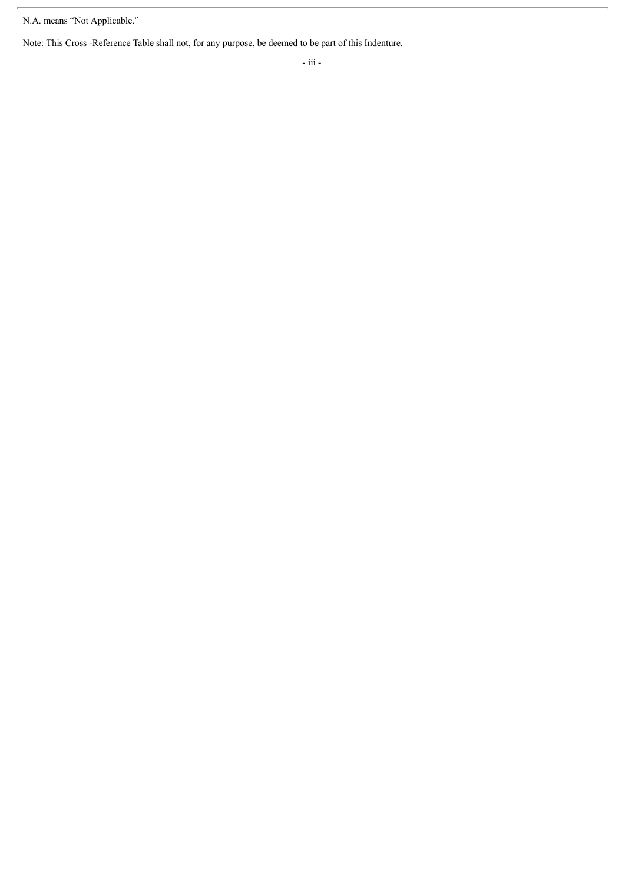N.A. means "Not Applicable."

Note: This Cross -Reference Table shall not, for any purpose, be deemed to be part of this Indenture.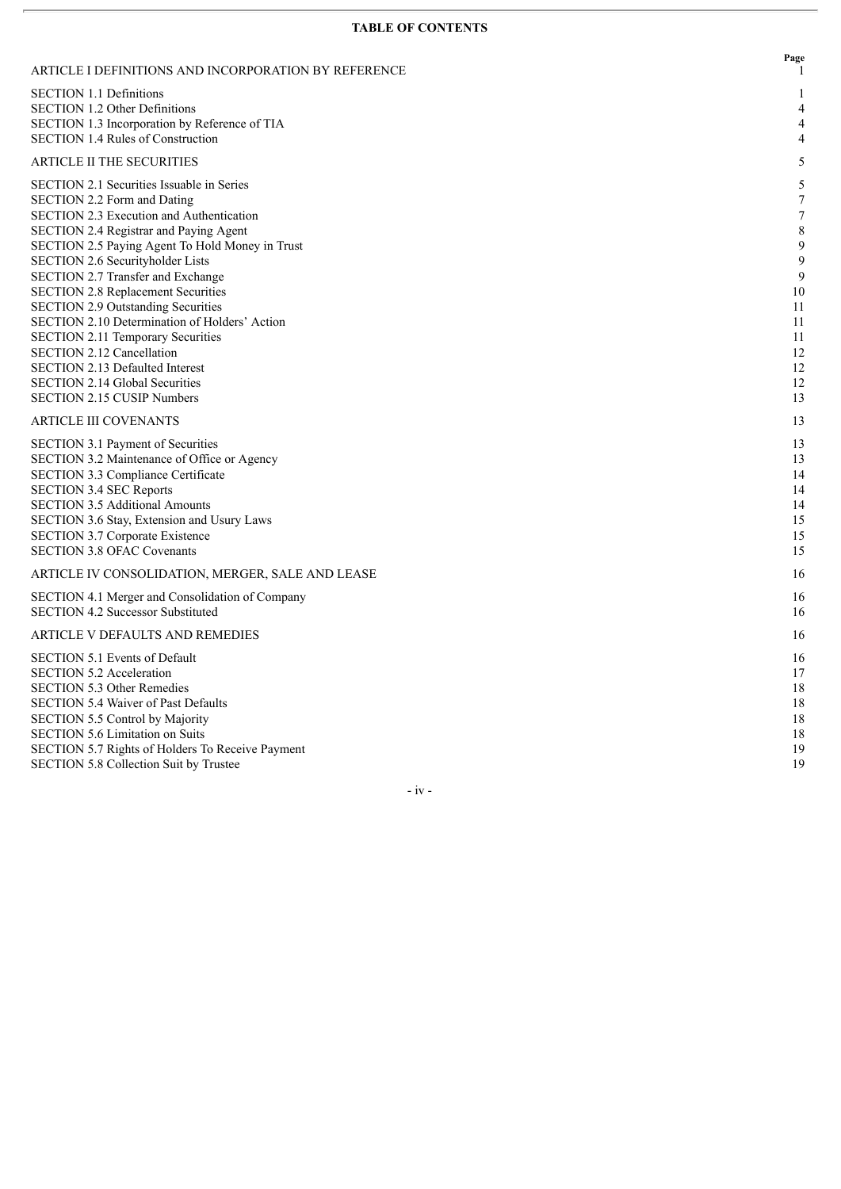**TABLE OF CONTENTS**

| | Page |
|---|---|
| ARTICLE I DEFINITIONS AND INCORPORATION BY REFERENCE | 1 |
| SECTION 1.1 Definitions | 1 |
| SECTION 1.2 Other Definitions | 4 |
| SECTION 1.3 Incorporation by Reference of TIA | 4 |
| SECTION 1.4 Rules of Construction | 4 |
| ARTICLE II THE SECURITIES | 5 |
| SECTION 2.1 Securities Issuable in Series | 5 |
| SECTION 2.2 Form and Dating | 7 |
| SECTION 2.3 Execution and Authentication | 7 |
| SECTION 2.4 Registrar and Paying Agent | 8 |
| SECTION 2.5 Paying Agent To Hold Money in Trust | 9 |
| SECTION 2.6 Securityholder Lists | 9 |
| SECTION 2.7 Transfer and Exchange | 9 |
| SECTION 2.8 Replacement Securities | 10 |
| SECTION 2.9 Outstanding Securities | 11 |
| SECTION 2.10 Determination of Holders' Action | 11 |
| SECTION 2.11 Temporary Securities | 11 |
| SECTION 2.12 Cancellation | 12 |
| SECTION 2.13 Defaulted Interest | 12 |
| SECTION 2.14 Global Securities | 12 |
| SECTION 2.15 CUSIP Numbers | 13 |
| ARTICLE III COVENANTS | 13 |
| SECTION 3.1 Payment of Securities | 13 |
| SECTION 3.2 Maintenance of Office or Agency | 13 |
| SECTION 3.3 Compliance Certificate | 14 |
| SECTION 3.4 SEC Reports | 14 |
| SECTION 3.5 Additional Amounts | 14 |
| SECTION 3.6 Stay, Extension and Usury Laws | 15 |
| SECTION 3.7 Corporate Existence | 15 |
| SECTION 3.8 OFAC Covenants | 15 |
| ARTICLE IV CONSOLIDATION, MERGER, SALE AND LEASE | 16 |
| SECTION 4.1 Merger and Consolidation of Company | 16 |
| SECTION 4.2 Successor Substituted | 16 |
| ARTICLE V DEFAULTS AND REMEDIES | 16 |
| SECTION 5.1 Events of Default | 16 |
| SECTION 5.2 Acceleration | 17 |
| SECTION 5.3 Other Remedies | 18 |
| SECTION 5.4 Waiver of Past Defaults | 18 |
| SECTION 5.5 Control by Majority | 18 |
| SECTION 5.6 Limitation on Suits | 18 |
| SECTION 5.7 Rights of Holders To Receive Payment | 19 |
| SECTION 5.8 Collection Suit by Trustee | 19 |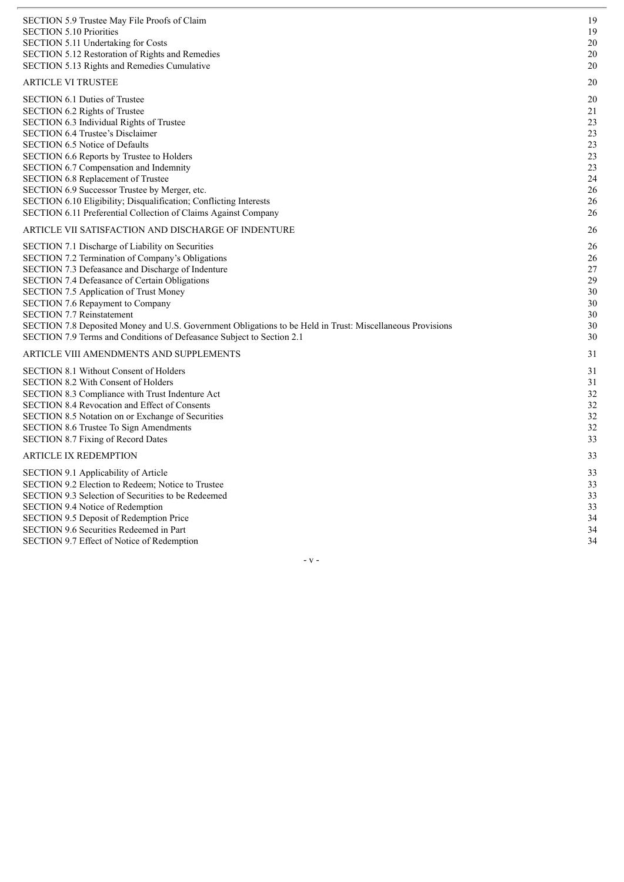| | |
|---|---|
| SECTION 5.9 Trustee May File Proofs of Claim | 19 |
| SECTION 5.10 Priorities | 19 |
| SECTION 5.11 Undertaking for Costs | 20 |
| SECTION 5.12 Restoration of Rights and Remedies | 20 |
| SECTION 5.13 Rights and Remedies Cumulative | 20 |
| ARTICLE VI TRUSTEE | 20 |
| SECTION 6.1 Duties of Trustee | 20 |
| SECTION 6.2 Rights of Trustee | 21 |
| SECTION 6.3 Individual Rights of Trustee | 23 |
| SECTION 6.4 Trustee's Disclaimer | 23 |
| SECTION 6.5 Notice of Defaults | 23 |
| SECTION 6.6 Reports by Trustee to Holders | 23 |
| SECTION 6.7 Compensation and Indemnity | 23 |
| SECTION 6.8 Replacement of Trustee | 24 |
| SECTION 6.9 Successor Trustee by Merger, etc. | 26 |
| SECTION 6.10 Eligibility; Disqualification; Conflicting Interests | 26 |
| SECTION 6.11 Preferential Collection of Claims Against Company | 26 |
| ARTICLE VII SATISFACTION AND DISCHARGE OF INDENTURE | 26 |
| SECTION 7.1 Discharge of Liability on Securities | 26 |
| SECTION 7.2 Termination of Company's Obligations | 26 |
| SECTION 7.3 Defeasance and Discharge of Indenture | 27 |
| SECTION 7.4 Defeasance of Certain Obligations | 29 |
| SECTION 7.5 Application of Trust Money | 30 |
| SECTION 7.6 Repayment to Company | 30 |
| SECTION 7.7 Reinstatement | 30 |
| SECTION 7.8 Deposited Money and U.S. Government Obligations to be Held in Trust: Miscellaneous Provisions | 30 |
| SECTION 7.9 Terms and Conditions of Defeasance Subject to Section 2.1 | 30 |
| ARTICLE VIII AMENDMENTS AND SUPPLEMENTS | 31 |
| SECTION 8.1 Without Consent of Holders | 31 |
| SECTION 8.2 With Consent of Holders | 31 |
| SECTION 8.3 Compliance with Trust Indenture Act | 32 |
| SECTION 8.4 Revocation and Effect of Consents | 32 |
| SECTION 8.5 Notation on or Exchange of Securities | 32 |
| SECTION 8.6 Trustee To Sign Amendments | 32 |
| SECTION 8.7 Fixing of Record Dates | 33 |
| ARTICLE IX REDEMPTION | 33 |
| SECTION 9.1 Applicability of Article | 33 |
| SECTION 9.2 Election to Redeem; Notice to Trustee | 33 |
| SECTION 9.3 Selection of Securities to be Redeemed | 33 |
| SECTION 9.4 Notice of Redemption | 33 |
| SECTION 9.5 Deposit of Redemption Price | 34 |
| SECTION 9.6 Securities Redeemed in Part | 34 |
| SECTION 9.7 Effect of Notice of Redemption | 34 |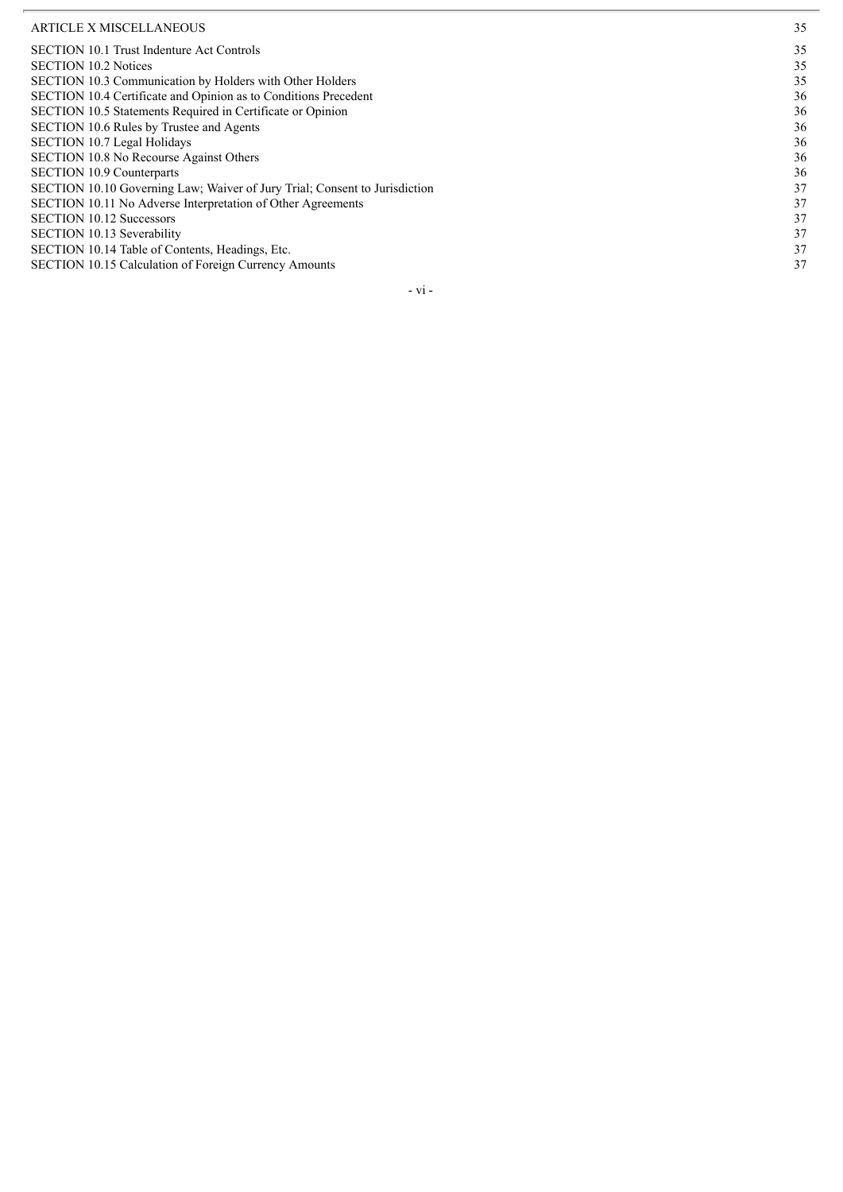| | |
|---|---|
| ARTICLE X MISCELLANEOUS | 35 |
| SECTION 10.1 Trust Indenture Act Controls | 35 |
| SECTION 10.2 Notices | 35 |
| SECTION 10.3 Communication by Holders with Other Holders | 35 |
| SECTION 10.4 Certificate and Opinion as to Conditions Precedent | 36 |
| SECTION 10.5 Statements Required in Certificate or Opinion | 36 |
| SECTION 10.6 Rules by Trustee and Agents | 36 |
| SECTION 10.7 Legal Holidays | 36 |
| SECTION 10.8 No Recourse Against Others | 36 |
| SECTION 10.9 Counterparts | 36 |
| SECTION 10.10 Governing Law; Waiver of Jury Trial; Consent to Jurisdiction | 37 |
| SECTION 10.11 No Adverse Interpretation of Other Agreements | 37 |
| SECTION 10.12 Successors | 37 |
| SECTION 10.13 Severability | 37 |
| SECTION 10.14 Table of Contents, Headings, Etc. | 37 |
| SECTION 10.15 Calculation of Foreign Currency Amounts | 37 |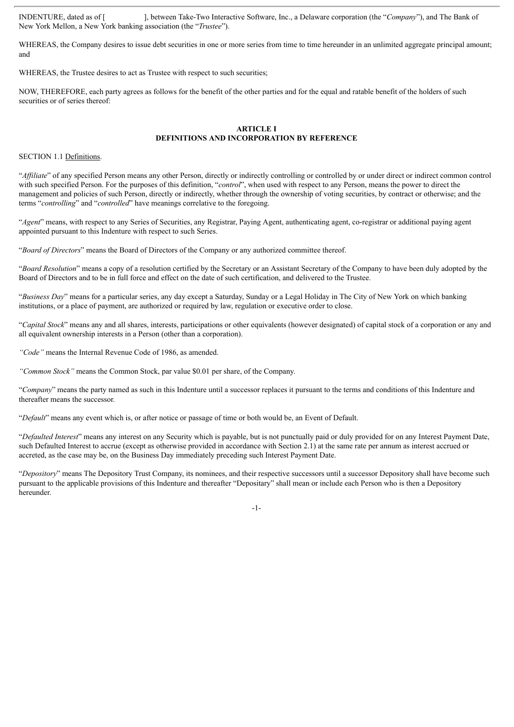INDENTURE, dated as of [ ], between Take-Two Interactive Software, Inc., a Delaware corporation (the "*Company*"), and The Bank of New York Mellon, a New York banking association (the "*Trustee*").

WHEREAS, the Company desires to issue debt securities in one or more series from time to time hereunder in an unlimited aggregate principal amount; and

WHEREAS, the Trustee desires to act as Trustee with respect to such securities;

NOW, THEREFORE, each party agrees as follows for the benefit of the other parties and for the equal and ratable benefit of the holders of such securities or of series thereof:

## ARTICLE I
## DEFINITIONS AND INCORPORATION BY REFERENCE

SECTION 1.1 Definitions.

"*Affiliate*" of any specified Person means any other Person, directly or indirectly controlling or controlled by or under direct or indirect common control with such specified Person. For the purposes of this definition, "*control*", when used with respect to any Person, means the power to direct the management and policies of such Person, directly or indirectly, whether through the ownership of voting securities, by contract or otherwise; and the terms "*controlling*" and "*controlled*" have meanings correlative to the foregoing.

"*Agent*" means, with respect to any Series of Securities, any Registrar, Paying Agent, authenticating agent, co-registrar or additional paying agent appointed pursuant to this Indenture with respect to such Series.

"*Board of Directors*" means the Board of Directors of the Company or any authorized committee thereof.

"*Board Resolution*" means a copy of a resolution certified by the Secretary or an Assistant Secretary of the Company to have been duly adopted by the Board of Directors and to be in full force and effect on the date of such certification, and delivered to the Trustee.

"*Business Day*" means for a particular series, any day except a Saturday, Sunday or a Legal Holiday in The City of New York on which banking institutions, or a place of payment, are authorized or required by law, regulation or executive order to close.

"*Capital Stock*" means any and all shares, interests, participations or other equivalents (however designated) of capital stock of a corporation or any and all equivalent ownership interests in a Person (other than a corporation).

*"Code"* means the Internal Revenue Code of 1986, as amended.

*"Common Stock"* means the Common Stock, par value $0.01 per share, of the Company.

"*Company*" means the party named as such in this Indenture until a successor replaces it pursuant to the terms and conditions of this Indenture and thereafter means the successor.

"*Default*" means any event which is, or after notice or passage of time or both would be, an Event of Default.

"*Defaulted Interest*" means any interest on any Security which is payable, but is not punctually paid or duly provided for on any Interest Payment Date, such Defaulted Interest to accrue (except as otherwise provided in accordance with Section 2.1) at the same rate per annum as interest accrued or accreted, as the case may be, on the Business Day immediately preceding such Interest Payment Date.

"*Depository*" means The Depository Trust Company, its nominees, and their respective successors until a successor Depository shall have become such pursuant to the applicable provisions of this Indenture and thereafter "Depositary" shall mean or include each Person who is then a Depository hereunder.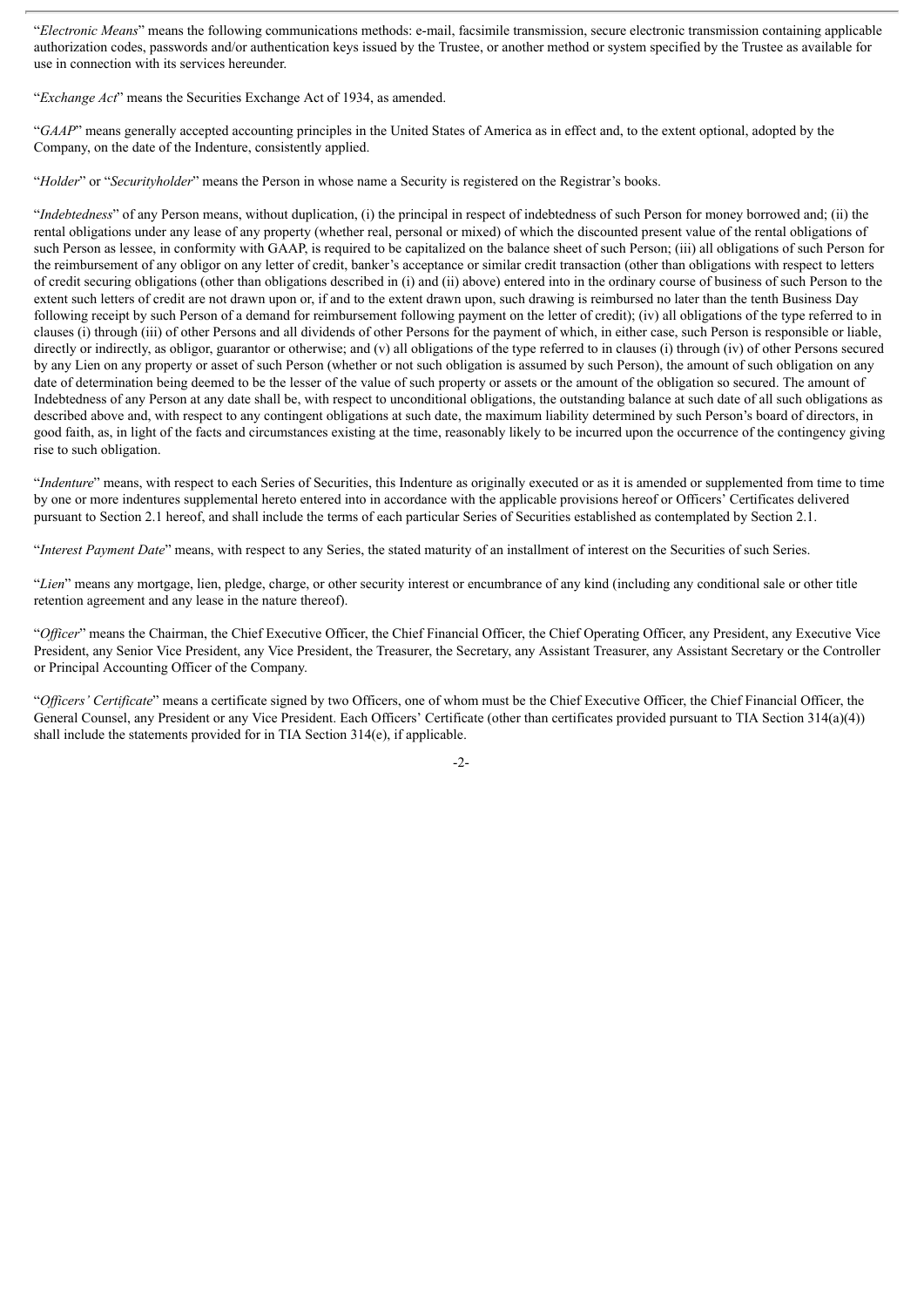"*Electronic Means*" means the following communications methods: e-mail, facsimile transmission, secure electronic transmission containing applicable authorization codes, passwords and/or authentication keys issued by the Trustee, or another method or system specified by the Trustee as available for use in connection with its services hereunder.

"*Exchange Act*" means the Securities Exchange Act of 1934, as amended.

"*GAAP*" means generally accepted accounting principles in the United States of America as in effect and, to the extent optional, adopted by the Company, on the date of the Indenture, consistently applied.

"*Holder*" or "*Securityholder*" means the Person in whose name a Security is registered on the Registrar's books.

"*Indebtedness*" of any Person means, without duplication, (i) the principal in respect of indebtedness of such Person for money borrowed and; (ii) the rental obligations under any lease of any property (whether real, personal or mixed) of which the discounted present value of the rental obligations of such Person as lessee, in conformity with GAAP, is required to be capitalized on the balance sheet of such Person; (iii) all obligations of such Person for the reimbursement of any obligor on any letter of credit, banker's acceptance or similar credit transaction (other than obligations with respect to letters of credit securing obligations (other than obligations described in (i) and (ii) above) entered into in the ordinary course of business of such Person to the extent such letters of credit are not drawn upon or, if and to the extent drawn upon, such drawing is reimbursed no later than the tenth Business Day following receipt by such Person of a demand for reimbursement following payment on the letter of credit); (iv) all obligations of the type referred to in clauses (i) through (iii) of other Persons and all dividends of other Persons for the payment of which, in either case, such Person is responsible or liable, directly or indirectly, as obligor, guarantor or otherwise; and (v) all obligations of the type referred to in clauses (i) through (iv) of other Persons secured by any Lien on any property or asset of such Person (whether or not such obligation is assumed by such Person), the amount of such obligation on any date of determination being deemed to be the lesser of the value of such property or assets or the amount of the obligation so secured. The amount of Indebtedness of any Person at any date shall be, with respect to unconditional obligations, the outstanding balance at such date of all such obligations as described above and, with respect to any contingent obligations at such date, the maximum liability determined by such Person's board of directors, in good faith, as, in light of the facts and circumstances existing at the time, reasonably likely to be incurred upon the occurrence of the contingency giving rise to such obligation.

"*Indenture*" means, with respect to each Series of Securities, this Indenture as originally executed or as it is amended or supplemented from time to time by one or more indentures supplemental hereto entered into in accordance with the applicable provisions hereof or Officers' Certificates delivered pursuant to Section 2.1 hereof, and shall include the terms of each particular Series of Securities established as contemplated by Section 2.1.

"*Interest Payment Date*" means, with respect to any Series, the stated maturity of an installment of interest on the Securities of such Series.

"*Lien*" means any mortgage, lien, pledge, charge, or other security interest or encumbrance of any kind (including any conditional sale or other title retention agreement and any lease in the nature thereof).

"*Officer*" means the Chairman, the Chief Executive Officer, the Chief Financial Officer, the Chief Operating Officer, any President, any Executive Vice President, any Senior Vice President, any Vice President, the Treasurer, the Secretary, any Assistant Treasurer, any Assistant Secretary or the Controller or Principal Accounting Officer of the Company.

"*Officers' Certificate*" means a certificate signed by two Officers, one of whom must be the Chief Executive Officer, the Chief Financial Officer, the General Counsel, any President or any Vice President. Each Officers' Certificate (other than certificates provided pursuant to TIA Section 314(a)(4)) shall include the statements provided for in TIA Section 314(e), if applicable.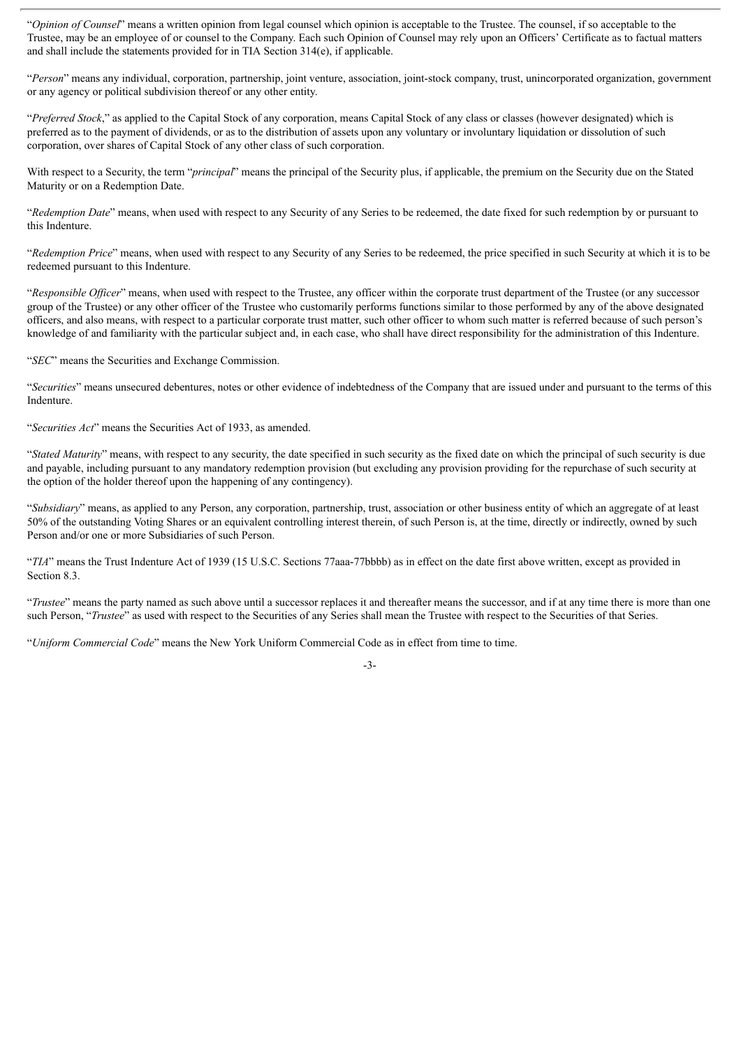"*Opinion of Counsel*" means a written opinion from legal counsel which opinion is acceptable to the Trustee. The counsel, if so acceptable to the Trustee, may be an employee of or counsel to the Company. Each such Opinion of Counsel may rely upon an Officers' Certificate as to factual matters and shall include the statements provided for in TIA Section 314(e), if applicable.

"*Person*" means any individual, corporation, partnership, joint venture, association, joint-stock company, trust, unincorporated organization, government or any agency or political subdivision thereof or any other entity.

"*Preferred Stock*," as applied to the Capital Stock of any corporation, means Capital Stock of any class or classes (however designated) which is preferred as to the payment of dividends, or as to the distribution of assets upon any voluntary or involuntary liquidation or dissolution of such corporation, over shares of Capital Stock of any other class of such corporation.

With respect to a Security, the term "*principal*" means the principal of the Security plus, if applicable, the premium on the Security due on the Stated Maturity or on a Redemption Date.

"*Redemption Date*" means, when used with respect to any Security of any Series to be redeemed, the date fixed for such redemption by or pursuant to this Indenture.

"*Redemption Price*" means, when used with respect to any Security of any Series to be redeemed, the price specified in such Security at which it is to be redeemed pursuant to this Indenture.

"*Responsible Officer*" means, when used with respect to the Trustee, any officer within the corporate trust department of the Trustee (or any successor group of the Trustee) or any other officer of the Trustee who customarily performs functions similar to those performed by any of the above designated officers, and also means, with respect to a particular corporate trust matter, such other officer to whom such matter is referred because of such person's knowledge of and familiarity with the particular subject and, in each case, who shall have direct responsibility for the administration of this Indenture.

"*SEC*" means the Securities and Exchange Commission.

"*Securities*" means unsecured debentures, notes or other evidence of indebtedness of the Company that are issued under and pursuant to the terms of this Indenture.

"*Securities Act*" means the Securities Act of 1933, as amended.

"*Stated Maturity*" means, with respect to any security, the date specified in such security as the fixed date on which the principal of such security is due and payable, including pursuant to any mandatory redemption provision (but excluding any provision providing for the repurchase of such security at the option of the holder thereof upon the happening of any contingency).

"*Subsidiary*" means, as applied to any Person, any corporation, partnership, trust, association or other business entity of which an aggregate of at least 50% of the outstanding Voting Shares or an equivalent controlling interest therein, of such Person is, at the time, directly or indirectly, owned by such Person and/or one or more Subsidiaries of such Person.

"*TIA*" means the Trust Indenture Act of 1939 (15 U.S.C. Sections 77aaa-77bbbb) as in effect on the date first above written, except as provided in Section 8.3.

"*Trustee*" means the party named as such above until a successor replaces it and thereafter means the successor, and if at any time there is more than one such Person, "*Trustee*" as used with respect to the Securities of any Series shall mean the Trustee with respect to the Securities of that Series.

"*Uniform Commercial Code*" means the New York Uniform Commercial Code as in effect from time to time.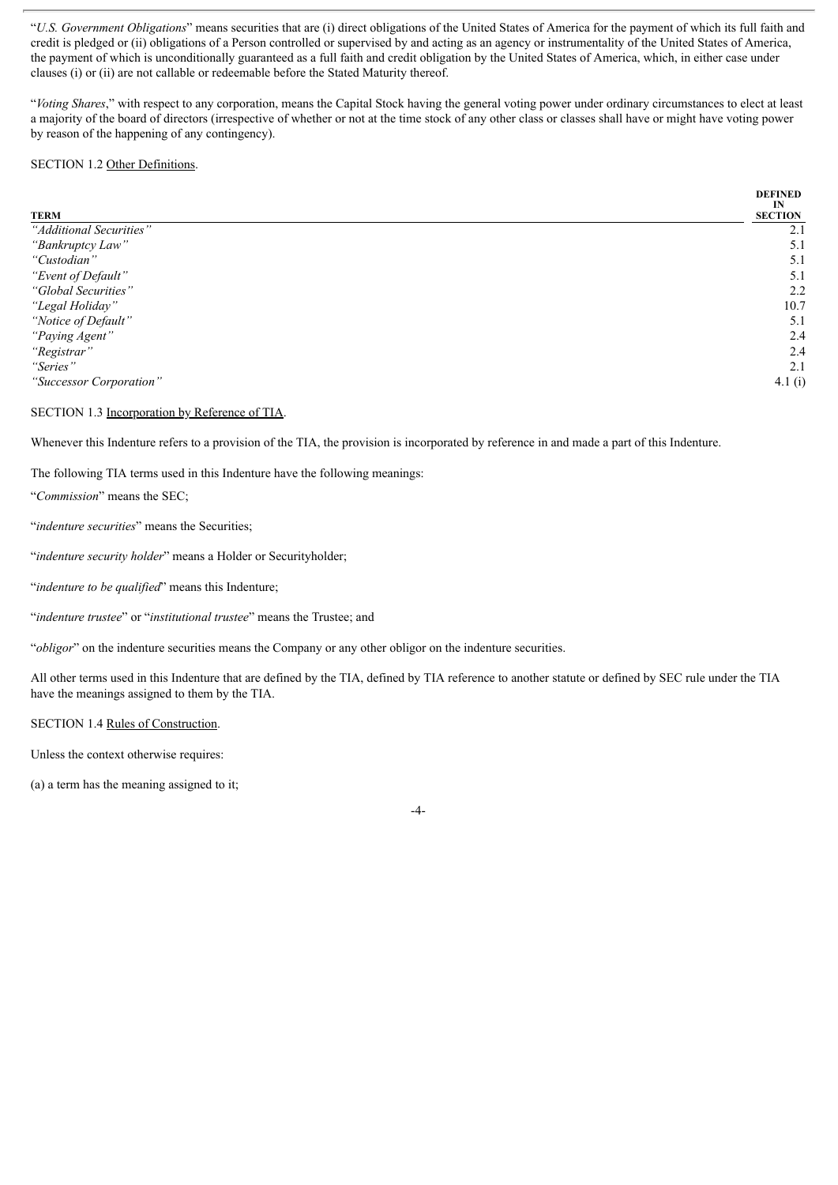"*U.S. Government Obligations*" means securities that are (i) direct obligations of the United States of America for the payment of which its full faith and credit is pledged or (ii) obligations of a Person controlled or supervised by and acting as an agency or instrumentality of the United States of America, the payment of which is unconditionally guaranteed as a full faith and credit obligation by the United States of America, which, in either case under clauses (i) or (ii) are not callable or redeemable before the Stated Maturity thereof.

"*Voting Shares*," with respect to any corporation, means the Capital Stock having the general voting power under ordinary circumstances to elect at least a majority of the board of directors (irrespective of whether or not at the time stock of any other class or classes shall have or might have voting power by reason of the happening of any contingency).

SECTION 1.2 Other Definitions.

| TERM | DEFINED IN SECTION |
|---|---|
| *"Additional Securities"* | 2.1 |
| *"Bankruptcy Law"* | 5.1 |
| *"Custodian"* | 5.1 |
| *"Event of Default"* | 5.1 |
| *"Global Securities"* | 2.2 |
| *"Legal Holiday"* | 10.7 |
| *"Notice of Default"* | 5.1 |
| *"Paying Agent"* | 2.4 |
| *"Registrar"* | 2.4 |
| *"Series"* | 2.1 |
| *"Successor Corporation"* | 4.1 (i) |

SECTION 1.3 Incorporation by Reference of TIA.

Whenever this Indenture refers to a provision of the TIA, the provision is incorporated by reference in and made a part of this Indenture.

The following TIA terms used in this Indenture have the following meanings:

"*Commission*" means the SEC;

"*indenture securities*" means the Securities;

"*indenture security holder*" means a Holder or Securityholder;

"*indenture to be qualified*" means this Indenture;

"*indenture trustee*" or "*institutional trustee*" means the Trustee; and

"*obligor*" on the indenture securities means the Company or any other obligor on the indenture securities.

All other terms used in this Indenture that are defined by the TIA, defined by TIA reference to another statute or defined by SEC rule under the TIA have the meanings assigned to them by the TIA.

SECTION 1.4 Rules of Construction.

Unless the context otherwise requires:

(a) a term has the meaning assigned to it;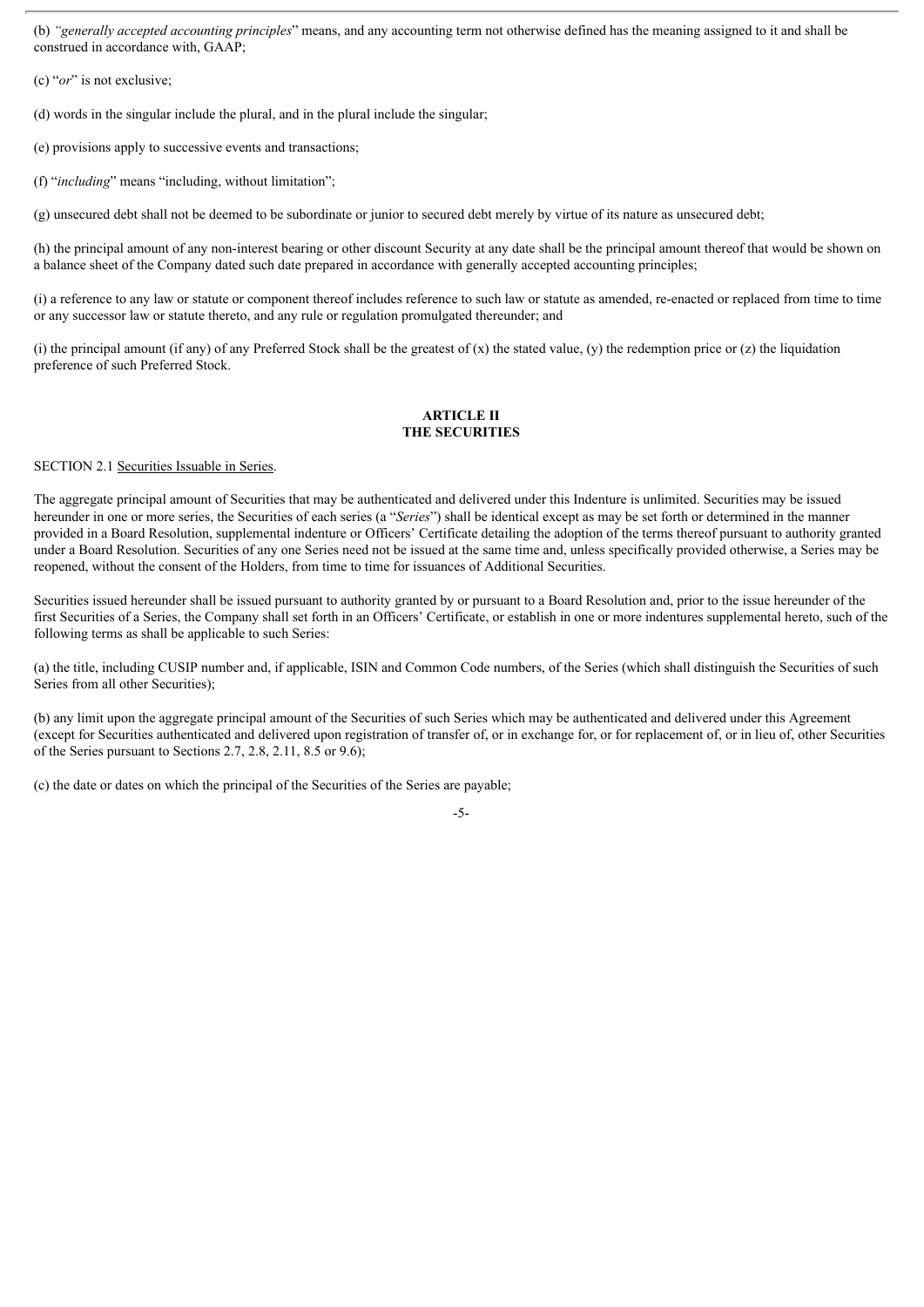(b) *"generally accepted accounting principles*" means, and any accounting term not otherwise defined has the meaning assigned to it and shall be construed in accordance with, GAAP;

(c) "*or*" is not exclusive;

(d) words in the singular include the plural, and in the plural include the singular;

(e) provisions apply to successive events and transactions;

(f) "*including*" means "including, without limitation";

(g) unsecured debt shall not be deemed to be subordinate or junior to secured debt merely by virtue of its nature as unsecured debt;

(h) the principal amount of any non-interest bearing or other discount Security at any date shall be the principal amount thereof that would be shown on a balance sheet of the Company dated such date prepared in accordance with generally accepted accounting principles;

(i) a reference to any law or statute or component thereof includes reference to such law or statute as amended, re-enacted or replaced from time to time or any successor law or statute thereto, and any rule or regulation promulgated thereunder; and

(i) the principal amount (if any) of any Preferred Stock shall be the greatest of (x) the stated value, (y) the redemption price or (z) the liquidation preference of such Preferred Stock.

## ARTICLE II
## THE SECURITIES

SECTION 2.1 Securities Issuable in Series.

The aggregate principal amount of Securities that may be authenticated and delivered under this Indenture is unlimited. Securities may be issued hereunder in one or more series, the Securities of each series (a "*Series*") shall be identical except as may be set forth or determined in the manner provided in a Board Resolution, supplemental indenture or Officers' Certificate detailing the adoption of the terms thereof pursuant to authority granted under a Board Resolution. Securities of any one Series need not be issued at the same time and, unless specifically provided otherwise, a Series may be reopened, without the consent of the Holders, from time to time for issuances of Additional Securities.

Securities issued hereunder shall be issued pursuant to authority granted by or pursuant to a Board Resolution and, prior to the issue hereunder of the first Securities of a Series, the Company shall set forth in an Officers' Certificate, or establish in one or more indentures supplemental hereto, such of the following terms as shall be applicable to such Series:

(a) the title, including CUSIP number and, if applicable, ISIN and Common Code numbers, of the Series (which shall distinguish the Securities of such Series from all other Securities);

(b) any limit upon the aggregate principal amount of the Securities of such Series which may be authenticated and delivered under this Agreement (except for Securities authenticated and delivered upon registration of transfer of, or in exchange for, or for replacement of, or in lieu of, other Securities of the Series pursuant to Sections 2.7, 2.8, 2.11, 8.5 or 9.6);

(c) the date or dates on which the principal of the Securities of the Series are payable;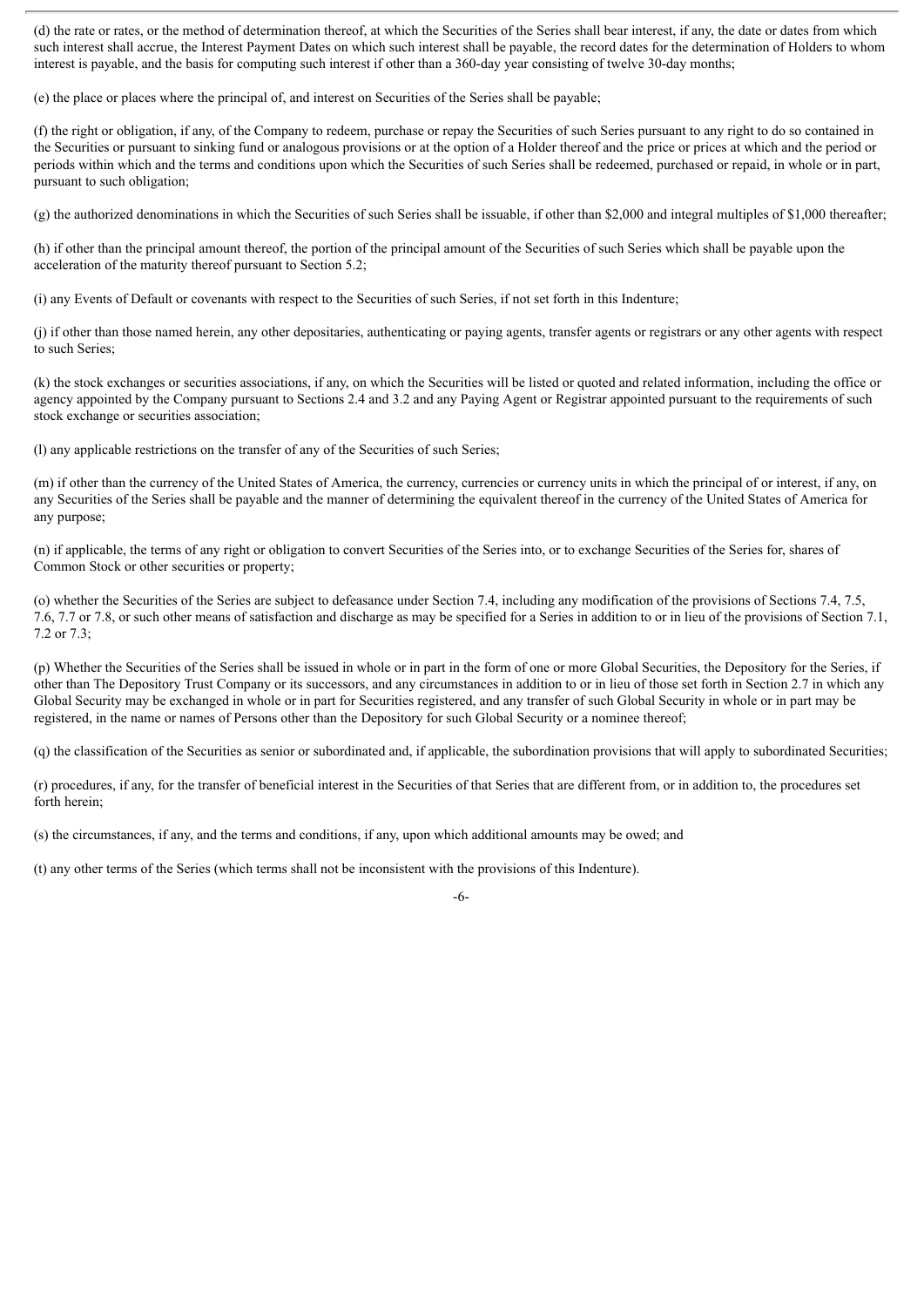(d) the rate or rates, or the method of determination thereof, at which the Securities of the Series shall bear interest, if any, the date or dates from which such interest shall accrue, the Interest Payment Dates on which such interest shall be payable, the record dates for the determination of Holders to whom interest is payable, and the basis for computing such interest if other than a 360-day year consisting of twelve 30-day months;

(e) the place or places where the principal of, and interest on Securities of the Series shall be payable;

(f) the right or obligation, if any, of the Company to redeem, purchase or repay the Securities of such Series pursuant to any right to do so contained in the Securities or pursuant to sinking fund or analogous provisions or at the option of a Holder thereof and the price or prices at which and the period or periods within which and the terms and conditions upon which the Securities of such Series shall be redeemed, purchased or repaid, in whole or in part, pursuant to such obligation;

(g) the authorized denominations in which the Securities of such Series shall be issuable, if other than $2,000 and integral multiples of $1,000 thereafter;

(h) if other than the principal amount thereof, the portion of the principal amount of the Securities of such Series which shall be payable upon the acceleration of the maturity thereof pursuant to Section 5.2;

(i) any Events of Default or covenants with respect to the Securities of such Series, if not set forth in this Indenture;

(j) if other than those named herein, any other depositaries, authenticating or paying agents, transfer agents or registrars or any other agents with respect to such Series;

(k) the stock exchanges or securities associations, if any, on which the Securities will be listed or quoted and related information, including the office or agency appointed by the Company pursuant to Sections 2.4 and 3.2 and any Paying Agent or Registrar appointed pursuant to the requirements of such stock exchange or securities association;

(l) any applicable restrictions on the transfer of any of the Securities of such Series;

(m) if other than the currency of the United States of America, the currency, currencies or currency units in which the principal of or interest, if any, on any Securities of the Series shall be payable and the manner of determining the equivalent thereof in the currency of the United States of America for any purpose;

(n) if applicable, the terms of any right or obligation to convert Securities of the Series into, or to exchange Securities of the Series for, shares of Common Stock or other securities or property;

(o) whether the Securities of the Series are subject to defeasance under Section 7.4, including any modification of the provisions of Sections 7.4, 7.5, 7.6, 7.7 or 7.8, or such other means of satisfaction and discharge as may be specified for a Series in addition to or in lieu of the provisions of Section 7.1, 7.2 or 7.3;

(p) Whether the Securities of the Series shall be issued in whole or in part in the form of one or more Global Securities, the Depository for the Series, if other than The Depository Trust Company or its successors, and any circumstances in addition to or in lieu of those set forth in Section 2.7 in which any Global Security may be exchanged in whole or in part for Securities registered, and any transfer of such Global Security in whole or in part may be registered, in the name or names of Persons other than the Depository for such Global Security or a nominee thereof;

(q) the classification of the Securities as senior or subordinated and, if applicable, the subordination provisions that will apply to subordinated Securities;

(r) procedures, if any, for the transfer of beneficial interest in the Securities of that Series that are different from, or in addition to, the procedures set forth herein;

(s) the circumstances, if any, and the terms and conditions, if any, upon which additional amounts may be owed; and

(t) any other terms of the Series (which terms shall not be inconsistent with the provisions of this Indenture).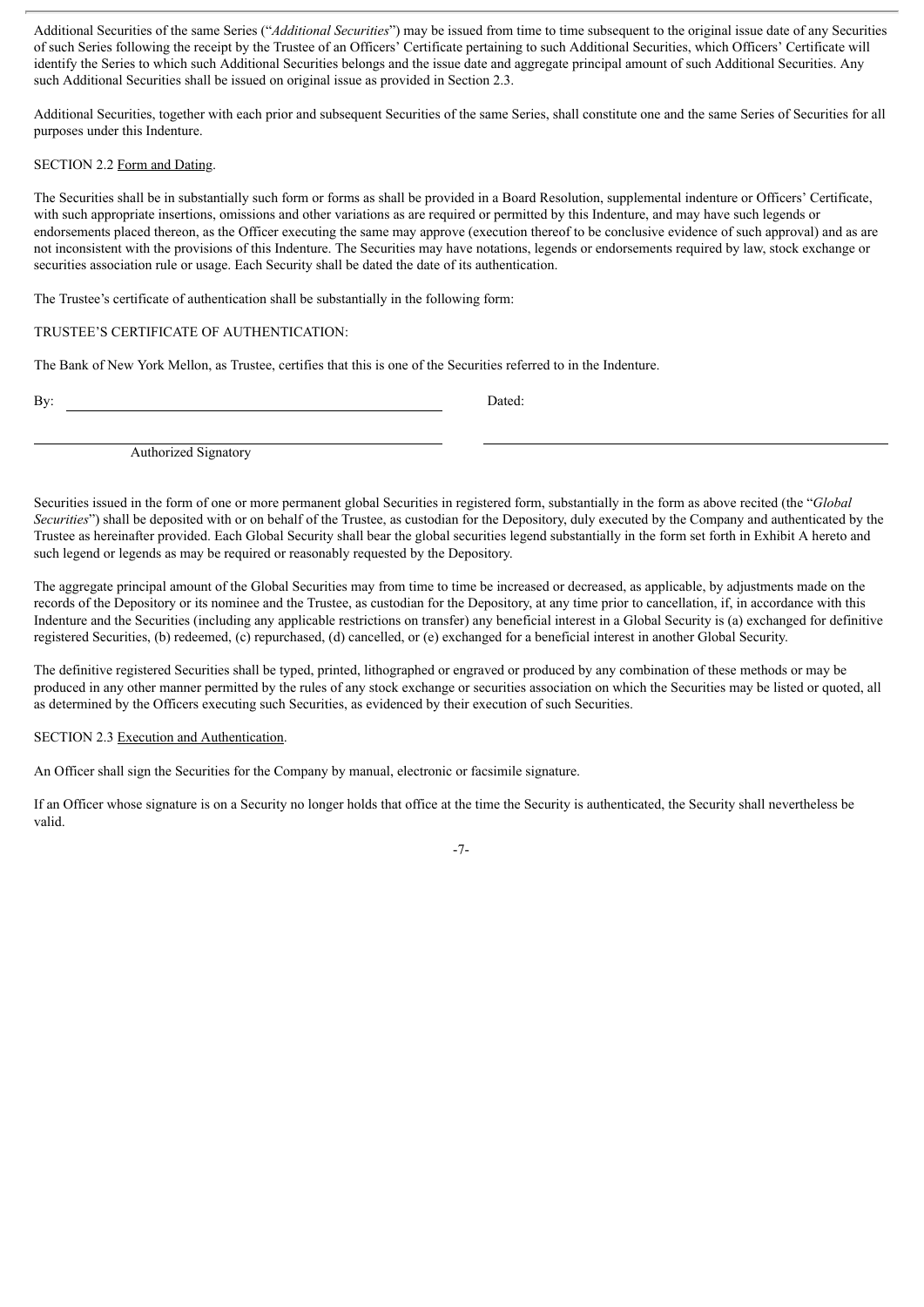Additional Securities of the same Series ("*Additional Securities*") may be issued from time to time subsequent to the original issue date of any Securities of such Series following the receipt by the Trustee of an Officers' Certificate pertaining to such Additional Securities, which Officers' Certificate will identify the Series to which such Additional Securities belongs and the issue date and aggregate principal amount of such Additional Securities. Any such Additional Securities shall be issued on original issue as provided in Section 2.3.

Additional Securities, together with each prior and subsequent Securities of the same Series, shall constitute one and the same Series of Securities for all purposes under this Indenture.

SECTION 2.2 Form and Dating.

The Securities shall be in substantially such form or forms as shall be provided in a Board Resolution, supplemental indenture or Officers' Certificate, with such appropriate insertions, omissions and other variations as are required or permitted by this Indenture, and may have such legends or endorsements placed thereon, as the Officer executing the same may approve (execution thereof to be conclusive evidence of such approval) and as are not inconsistent with the provisions of this Indenture. The Securities may have notations, legends or endorsements required by law, stock exchange or securities association rule or usage. Each Security shall be dated the date of its authentication.

The Trustee's certificate of authentication shall be substantially in the following form:

TRUSTEE'S CERTIFICATE OF AUTHENTICATION:

The Bank of New York Mellon, as Trustee, certifies that this is one of the Securities referred to in the Indenture.

By: ______________________________ Dated:

______________________________ ______________________________

Authorized Signatory

Securities issued in the form of one or more permanent global Securities in registered form, substantially in the form as above recited (the "*Global Securities*") shall be deposited with or on behalf of the Trustee, as custodian for the Depository, duly executed by the Company and authenticated by the Trustee as hereinafter provided. Each Global Security shall bear the global securities legend substantially in the form set forth in Exhibit A hereto and such legend or legends as may be required or reasonably requested by the Depository.

The aggregate principal amount of the Global Securities may from time to time be increased or decreased, as applicable, by adjustments made on the records of the Depository or its nominee and the Trustee, as custodian for the Depository, at any time prior to cancellation, if, in accordance with this Indenture and the Securities (including any applicable restrictions on transfer) any beneficial interest in a Global Security is (a) exchanged for definitive registered Securities, (b) redeemed, (c) repurchased, (d) cancelled, or (e) exchanged for a beneficial interest in another Global Security.

The definitive registered Securities shall be typed, printed, lithographed or engraved or produced by any combination of these methods or may be produced in any other manner permitted by the rules of any stock exchange or securities association on which the Securities may be listed or quoted, all as determined by the Officers executing such Securities, as evidenced by their execution of such Securities.

SECTION 2.3 Execution and Authentication.

An Officer shall sign the Securities for the Company by manual, electronic or facsimile signature.

If an Officer whose signature is on a Security no longer holds that office at the time the Security is authenticated, the Security shall nevertheless be valid.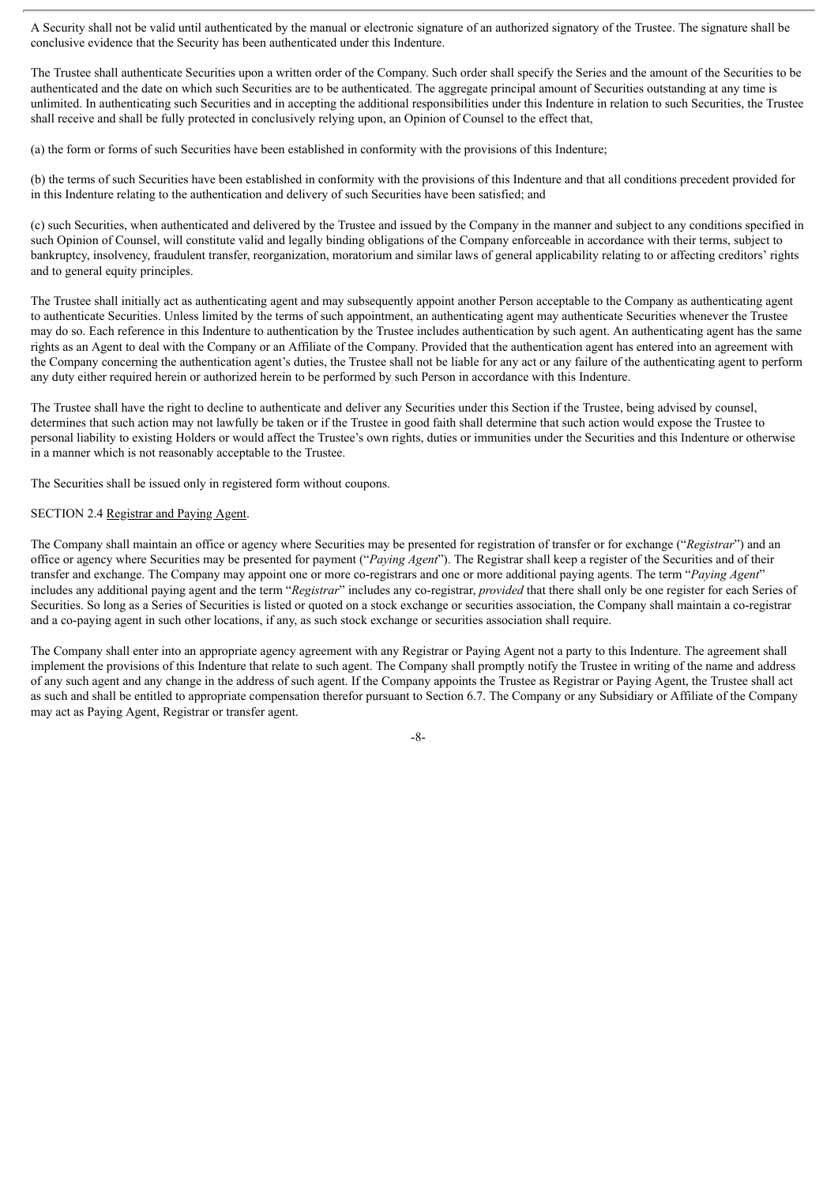A Security shall not be valid until authenticated by the manual or electronic signature of an authorized signatory of the Trustee. The signature shall be conclusive evidence that the Security has been authenticated under this Indenture.

The Trustee shall authenticate Securities upon a written order of the Company. Such order shall specify the Series and the amount of the Securities to be authenticated and the date on which such Securities are to be authenticated. The aggregate principal amount of Securities outstanding at any time is unlimited. In authenticating such Securities and in accepting the additional responsibilities under this Indenture in relation to such Securities, the Trustee shall receive and shall be fully protected in conclusively relying upon, an Opinion of Counsel to the effect that,

(a) the form or forms of such Securities have been established in conformity with the provisions of this Indenture;

(b) the terms of such Securities have been established in conformity with the provisions of this Indenture and that all conditions precedent provided for in this Indenture relating to the authentication and delivery of such Securities have been satisfied; and

(c) such Securities, when authenticated and delivered by the Trustee and issued by the Company in the manner and subject to any conditions specified in such Opinion of Counsel, will constitute valid and legally binding obligations of the Company enforceable in accordance with their terms, subject to bankruptcy, insolvency, fraudulent transfer, reorganization, moratorium and similar laws of general applicability relating to or affecting creditors' rights and to general equity principles.

The Trustee shall initially act as authenticating agent and may subsequently appoint another Person acceptable to the Company as authenticating agent to authenticate Securities. Unless limited by the terms of such appointment, an authenticating agent may authenticate Securities whenever the Trustee may do so. Each reference in this Indenture to authentication by the Trustee includes authentication by such agent. An authenticating agent has the same rights as an Agent to deal with the Company or an Affiliate of the Company. Provided that the authentication agent has entered into an agreement with the Company concerning the authentication agent's duties, the Trustee shall not be liable for any act or any failure of the authenticating agent to perform any duty either required herein or authorized herein to be performed by such Person in accordance with this Indenture.

The Trustee shall have the right to decline to authenticate and deliver any Securities under this Section if the Trustee, being advised by counsel, determines that such action may not lawfully be taken or if the Trustee in good faith shall determine that such action would expose the Trustee to personal liability to existing Holders or would affect the Trustee's own rights, duties or immunities under the Securities and this Indenture or otherwise in a manner which is not reasonably acceptable to the Trustee.

The Securities shall be issued only in registered form without coupons.

SECTION 2.4 Registrar and Paying Agent.

The Company shall maintain an office or agency where Securities may be presented for registration of transfer or for exchange ("*Registrar*") and an office or agency where Securities may be presented for payment ("*Paying Agent*"). The Registrar shall keep a register of the Securities and of their transfer and exchange. The Company may appoint one or more co-registrars and one or more additional paying agents. The term "*Paying Agent*" includes any additional paying agent and the term "*Registrar*" includes any co-registrar, *provided* that there shall only be one register for each Series of Securities. So long as a Series of Securities is listed or quoted on a stock exchange or securities association, the Company shall maintain a co-registrar and a co-paying agent in such other locations, if any, as such stock exchange or securities association shall require.

The Company shall enter into an appropriate agency agreement with any Registrar or Paying Agent not a party to this Indenture. The agreement shall implement the provisions of this Indenture that relate to such agent. The Company shall promptly notify the Trustee in writing of the name and address of any such agent and any change in the address of such agent. If the Company appoints the Trustee as Registrar or Paying Agent, the Trustee shall act as such and shall be entitled to appropriate compensation therefor pursuant to Section 6.7. The Company or any Subsidiary or Affiliate of the Company may act as Paying Agent, Registrar or transfer agent.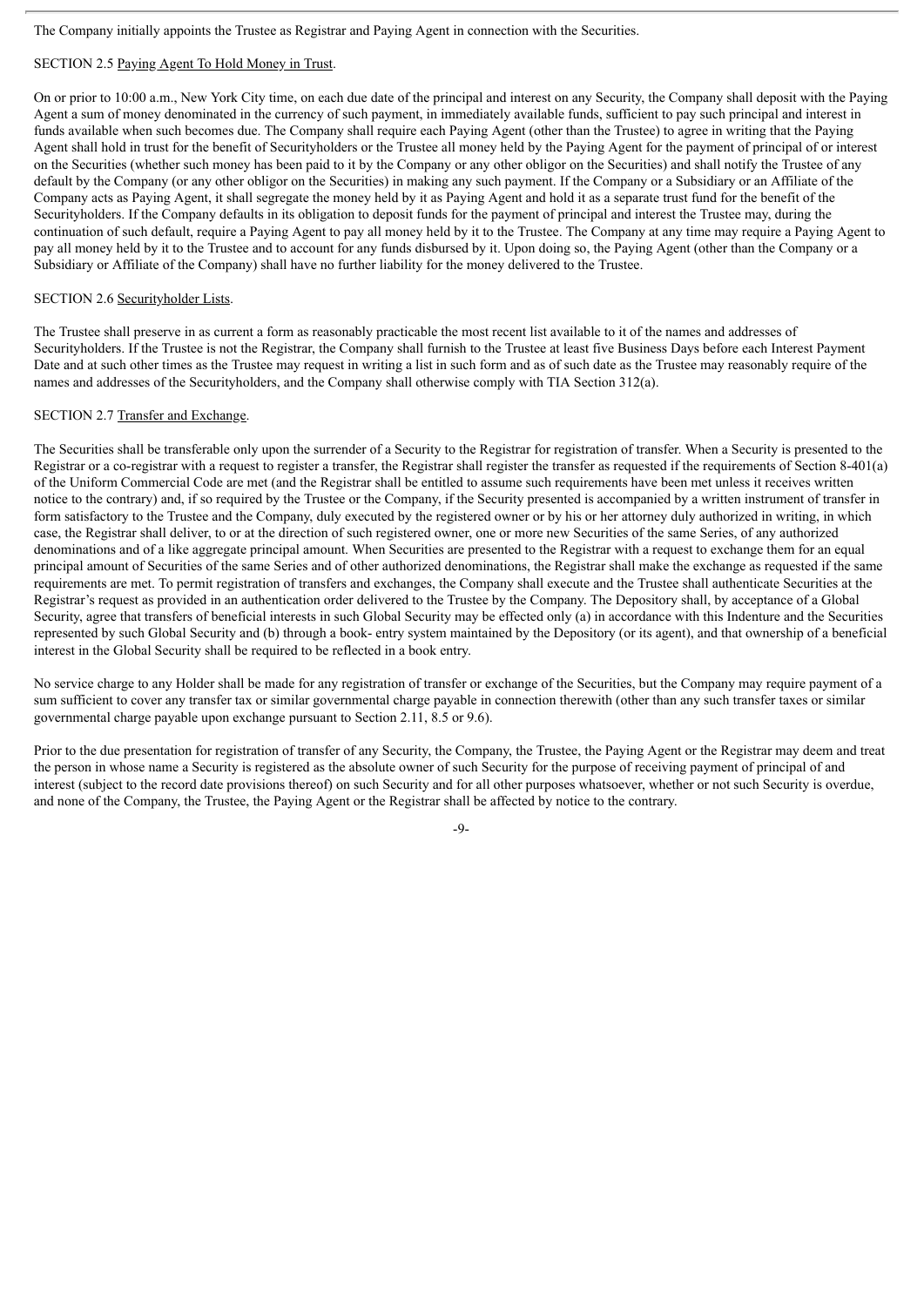The Company initially appoints the Trustee as Registrar and Paying Agent in connection with the Securities.

SECTION 2.5 Paying Agent To Hold Money in Trust.

On or prior to 10:00 a.m., New York City time, on each due date of the principal and interest on any Security, the Company shall deposit with the Paying Agent a sum of money denominated in the currency of such payment, in immediately available funds, sufficient to pay such principal and interest in funds available when such becomes due. The Company shall require each Paying Agent (other than the Trustee) to agree in writing that the Paying Agent shall hold in trust for the benefit of Securityholders or the Trustee all money held by the Paying Agent for the payment of principal of or interest on the Securities (whether such money has been paid to it by the Company or any other obligor on the Securities) and shall notify the Trustee of any default by the Company (or any other obligor on the Securities) in making any such payment. If the Company or a Subsidiary or an Affiliate of the Company acts as Paying Agent, it shall segregate the money held by it as Paying Agent and hold it as a separate trust fund for the benefit of the Securityholders. If the Company defaults in its obligation to deposit funds for the payment of principal and interest the Trustee may, during the continuation of such default, require a Paying Agent to pay all money held by it to the Trustee. The Company at any time may require a Paying Agent to pay all money held by it to the Trustee and to account for any funds disbursed by it. Upon doing so, the Paying Agent (other than the Company or a Subsidiary or Affiliate of the Company) shall have no further liability for the money delivered to the Trustee.

SECTION 2.6 Securityholder Lists.

The Trustee shall preserve in as current a form as reasonably practicable the most recent list available to it of the names and addresses of Securityholders. If the Trustee is not the Registrar, the Company shall furnish to the Trustee at least five Business Days before each Interest Payment Date and at such other times as the Trustee may request in writing a list in such form and as of such date as the Trustee may reasonably require of the names and addresses of the Securityholders, and the Company shall otherwise comply with TIA Section 312(a).

SECTION 2.7 Transfer and Exchange.

The Securities shall be transferable only upon the surrender of a Security to the Registrar for registration of transfer. When a Security is presented to the Registrar or a co-registrar with a request to register a transfer, the Registrar shall register the transfer as requested if the requirements of Section 8-401(a) of the Uniform Commercial Code are met (and the Registrar shall be entitled to assume such requirements have been met unless it receives written notice to the contrary) and, if so required by the Trustee or the Company, if the Security presented is accompanied by a written instrument of transfer in form satisfactory to the Trustee and the Company, duly executed by the registered owner or by his or her attorney duly authorized in writing, in which case, the Registrar shall deliver, to or at the direction of such registered owner, one or more new Securities of the same Series, of any authorized denominations and of a like aggregate principal amount. When Securities are presented to the Registrar with a request to exchange them for an equal principal amount of Securities of the same Series and of other authorized denominations, the Registrar shall make the exchange as requested if the same requirements are met. To permit registration of transfers and exchanges, the Company shall execute and the Trustee shall authenticate Securities at the Registrar's request as provided in an authentication order delivered to the Trustee by the Company. The Depository shall, by acceptance of a Global Security, agree that transfers of beneficial interests in such Global Security may be effected only (a) in accordance with this Indenture and the Securities represented by such Global Security and (b) through a book- entry system maintained by the Depository (or its agent), and that ownership of a beneficial interest in the Global Security shall be required to be reflected in a book entry.

No service charge to any Holder shall be made for any registration of transfer or exchange of the Securities, but the Company may require payment of a sum sufficient to cover any transfer tax or similar governmental charge payable in connection therewith (other than any such transfer taxes or similar governmental charge payable upon exchange pursuant to Section 2.11, 8.5 or 9.6).

Prior to the due presentation for registration of transfer of any Security, the Company, the Trustee, the Paying Agent or the Registrar may deem and treat the person in whose name a Security is registered as the absolute owner of such Security for the purpose of receiving payment of principal of and interest (subject to the record date provisions thereof) on such Security and for all other purposes whatsoever, whether or not such Security is overdue, and none of the Company, the Trustee, the Paying Agent or the Registrar shall be affected by notice to the contrary.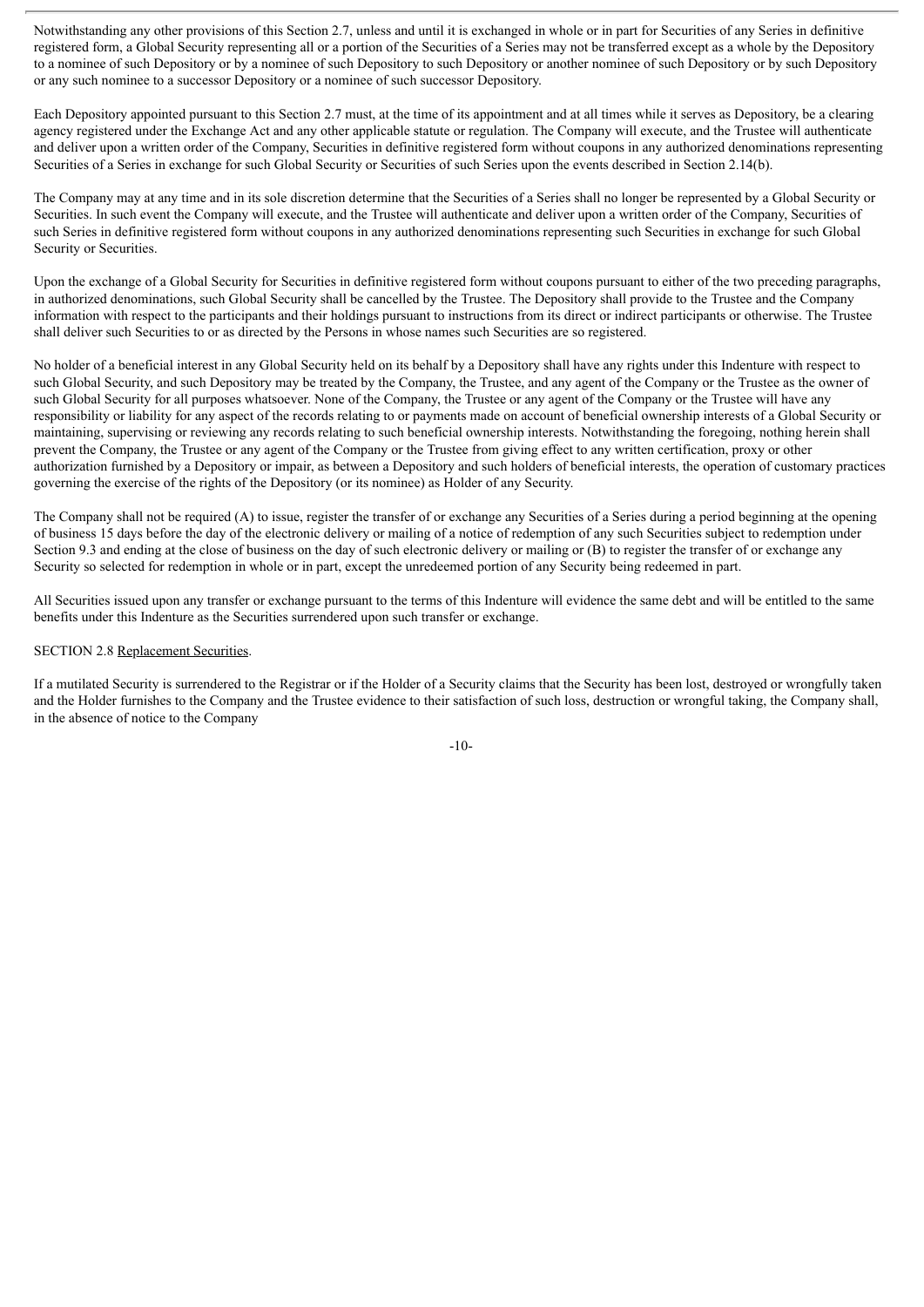Notwithstanding any other provisions of this Section 2.7, unless and until it is exchanged in whole or in part for Securities of any Series in definitive registered form, a Global Security representing all or a portion of the Securities of a Series may not be transferred except as a whole by the Depository to a nominee of such Depository or by a nominee of such Depository to such Depository or another nominee of such Depository or by such Depository or any such nominee to a successor Depository or a nominee of such successor Depository.

Each Depository appointed pursuant to this Section 2.7 must, at the time of its appointment and at all times while it serves as Depository, be a clearing agency registered under the Exchange Act and any other applicable statute or regulation. The Company will execute, and the Trustee will authenticate and deliver upon a written order of the Company, Securities in definitive registered form without coupons in any authorized denominations representing Securities of a Series in exchange for such Global Security or Securities of such Series upon the events described in Section 2.14(b).

The Company may at any time and in its sole discretion determine that the Securities of a Series shall no longer be represented by a Global Security or Securities. In such event the Company will execute, and the Trustee will authenticate and deliver upon a written order of the Company, Securities of such Series in definitive registered form without coupons in any authorized denominations representing such Securities in exchange for such Global Security or Securities.

Upon the exchange of a Global Security for Securities in definitive registered form without coupons pursuant to either of the two preceding paragraphs, in authorized denominations, such Global Security shall be cancelled by the Trustee. The Depository shall provide to the Trustee and the Company information with respect to the participants and their holdings pursuant to instructions from its direct or indirect participants or otherwise. The Trustee shall deliver such Securities to or as directed by the Persons in whose names such Securities are so registered.

No holder of a beneficial interest in any Global Security held on its behalf by a Depository shall have any rights under this Indenture with respect to such Global Security, and such Depository may be treated by the Company, the Trustee, and any agent of the Company or the Trustee as the owner of such Global Security for all purposes whatsoever. None of the Company, the Trustee or any agent of the Company or the Trustee will have any responsibility or liability for any aspect of the records relating to or payments made on account of beneficial ownership interests of a Global Security or maintaining, supervising or reviewing any records relating to such beneficial ownership interests. Notwithstanding the foregoing, nothing herein shall prevent the Company, the Trustee or any agent of the Company or the Trustee from giving effect to any written certification, proxy or other authorization furnished by a Depository or impair, as between a Depository and such holders of beneficial interests, the operation of customary practices governing the exercise of the rights of the Depository (or its nominee) as Holder of any Security.

The Company shall not be required (A) to issue, register the transfer of or exchange any Securities of a Series during a period beginning at the opening of business 15 days before the day of the electronic delivery or mailing of a notice of redemption of any such Securities subject to redemption under Section 9.3 and ending at the close of business on the day of such electronic delivery or mailing or (B) to register the transfer of or exchange any Security so selected for redemption in whole or in part, except the unredeemed portion of any Security being redeemed in part.

All Securities issued upon any transfer or exchange pursuant to the terms of this Indenture will evidence the same debt and will be entitled to the same benefits under this Indenture as the Securities surrendered upon such transfer or exchange.

SECTION 2.8 Replacement Securities.

If a mutilated Security is surrendered to the Registrar or if the Holder of a Security claims that the Security has been lost, destroyed or wrongfully taken and the Holder furnishes to the Company and the Trustee evidence to their satisfaction of such loss, destruction or wrongful taking, the Company shall, in the absence of notice to the Company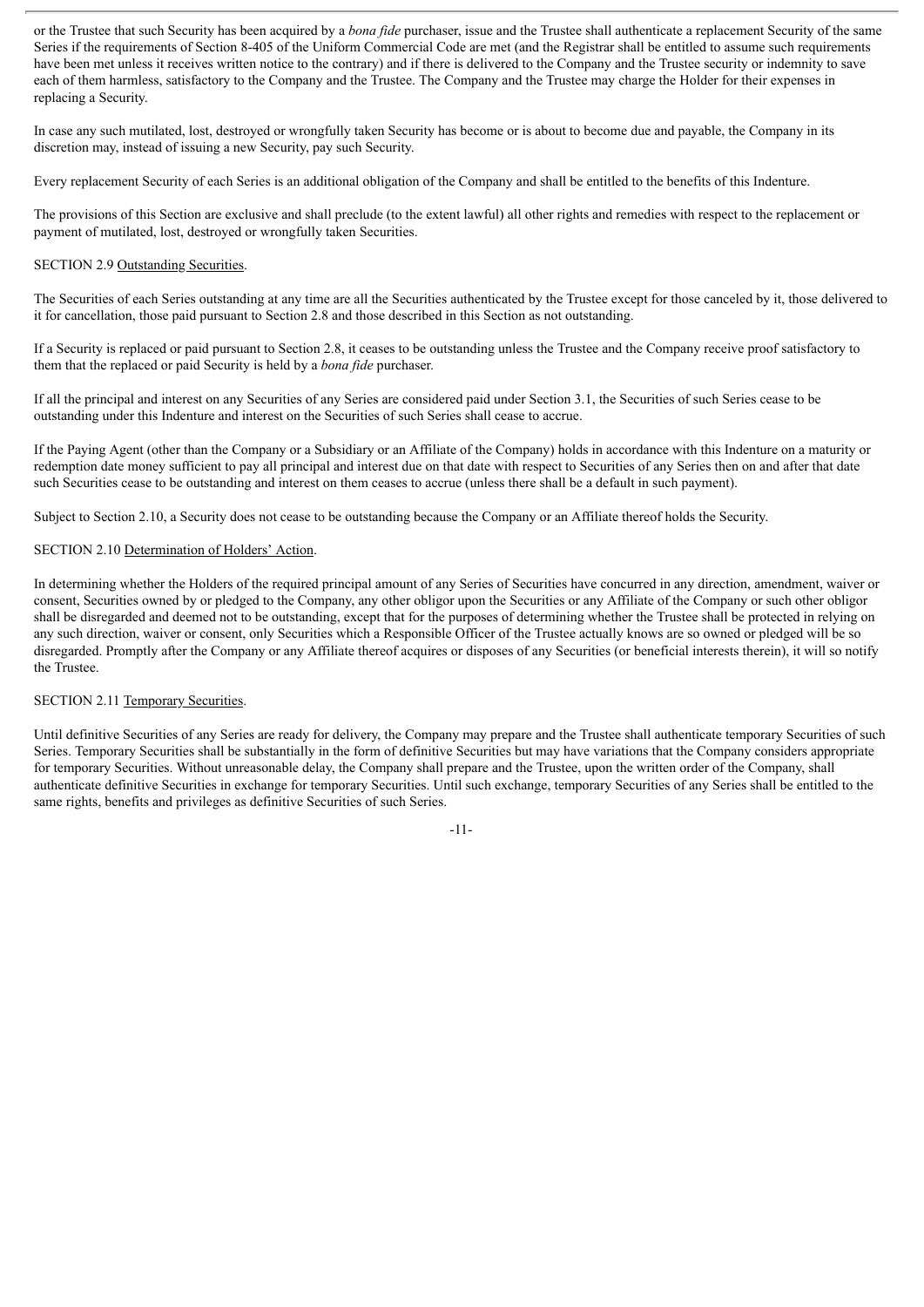or the Trustee that such Security has been acquired by a *bona fide* purchaser, issue and the Trustee shall authenticate a replacement Security of the same Series if the requirements of Section 8-405 of the Uniform Commercial Code are met (and the Registrar shall be entitled to assume such requirements have been met unless it receives written notice to the contrary) and if there is delivered to the Company and the Trustee security or indemnity to save each of them harmless, satisfactory to the Company and the Trustee. The Company and the Trustee may charge the Holder for their expenses in replacing a Security.

In case any such mutilated, lost, destroyed or wrongfully taken Security has become or is about to become due and payable, the Company in its discretion may, instead of issuing a new Security, pay such Security.

Every replacement Security of each Series is an additional obligation of the Company and shall be entitled to the benefits of this Indenture.

The provisions of this Section are exclusive and shall preclude (to the extent lawful) all other rights and remedies with respect to the replacement or payment of mutilated, lost, destroyed or wrongfully taken Securities.

SECTION 2.9 Outstanding Securities.

The Securities of each Series outstanding at any time are all the Securities authenticated by the Trustee except for those canceled by it, those delivered to it for cancellation, those paid pursuant to Section 2.8 and those described in this Section as not outstanding.

If a Security is replaced or paid pursuant to Section 2.8, it ceases to be outstanding unless the Trustee and the Company receive proof satisfactory to them that the replaced or paid Security is held by a *bona fide* purchaser.

If all the principal and interest on any Securities of any Series are considered paid under Section 3.1, the Securities of such Series cease to be outstanding under this Indenture and interest on the Securities of such Series shall cease to accrue.

If the Paying Agent (other than the Company or a Subsidiary or an Affiliate of the Company) holds in accordance with this Indenture on a maturity or redemption date money sufficient to pay all principal and interest due on that date with respect to Securities of any Series then on and after that date such Securities cease to be outstanding and interest on them ceases to accrue (unless there shall be a default in such payment).

Subject to Section 2.10, a Security does not cease to be outstanding because the Company or an Affiliate thereof holds the Security.

SECTION 2.10 Determination of Holders' Action.

In determining whether the Holders of the required principal amount of any Series of Securities have concurred in any direction, amendment, waiver or consent, Securities owned by or pledged to the Company, any other obligor upon the Securities or any Affiliate of the Company or such other obligor shall be disregarded and deemed not to be outstanding, except that for the purposes of determining whether the Trustee shall be protected in relying on any such direction, waiver or consent, only Securities which a Responsible Officer of the Trustee actually knows are so owned or pledged will be so disregarded. Promptly after the Company or any Affiliate thereof acquires or disposes of any Securities (or beneficial interests therein), it will so notify the Trustee.

SECTION 2.11 Temporary Securities.

Until definitive Securities of any Series are ready for delivery, the Company may prepare and the Trustee shall authenticate temporary Securities of such Series. Temporary Securities shall be substantially in the form of definitive Securities but may have variations that the Company considers appropriate for temporary Securities. Without unreasonable delay, the Company shall prepare and the Trustee, upon the written order of the Company, shall authenticate definitive Securities in exchange for temporary Securities. Until such exchange, temporary Securities of any Series shall be entitled to the same rights, benefits and privileges as definitive Securities of such Series.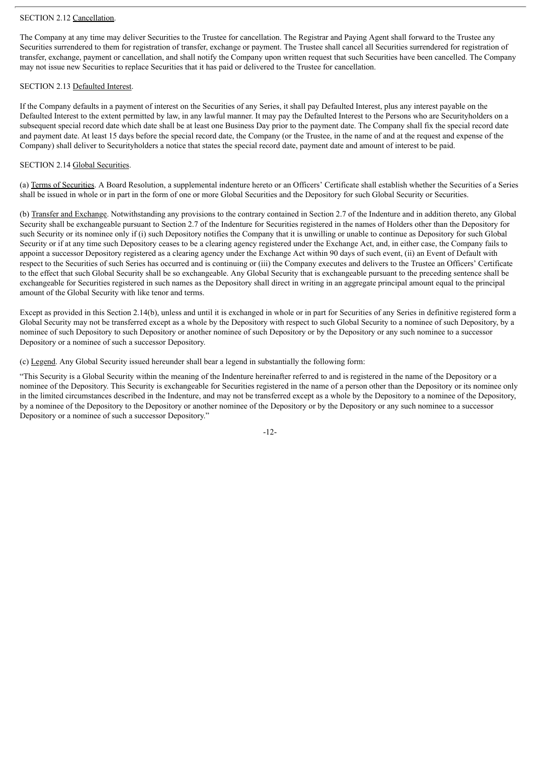SECTION 2.12 Cancellation.

The Company at any time may deliver Securities to the Trustee for cancellation. The Registrar and Paying Agent shall forward to the Trustee any Securities surrendered to them for registration of transfer, exchange or payment. The Trustee shall cancel all Securities surrendered for registration of transfer, exchange, payment or cancellation, and shall notify the Company upon written request that such Securities have been cancelled. The Company may not issue new Securities to replace Securities that it has paid or delivered to the Trustee for cancellation.

SECTION 2.13 Defaulted Interest.

If the Company defaults in a payment of interest on the Securities of any Series, it shall pay Defaulted Interest, plus any interest payable on the Defaulted Interest to the extent permitted by law, in any lawful manner. It may pay the Defaulted Interest to the Persons who are Securityholders on a subsequent special record date which date shall be at least one Business Day prior to the payment date. The Company shall fix the special record date and payment date. At least 15 days before the special record date, the Company (or the Trustee, in the name of and at the request and expense of the Company) shall deliver to Securityholders a notice that states the special record date, payment date and amount of interest to be paid.

SECTION 2.14 Global Securities.

(a) Terms of Securities. A Board Resolution, a supplemental indenture hereto or an Officers' Certificate shall establish whether the Securities of a Series shall be issued in whole or in part in the form of one or more Global Securities and the Depository for such Global Security or Securities.

(b) Transfer and Exchange. Notwithstanding any provisions to the contrary contained in Section 2.7 of the Indenture and in addition thereto, any Global Security shall be exchangeable pursuant to Section 2.7 of the Indenture for Securities registered in the names of Holders other than the Depository for such Security or its nominee only if (i) such Depository notifies the Company that it is unwilling or unable to continue as Depository for such Global Security or if at any time such Depository ceases to be a clearing agency registered under the Exchange Act, and, in either case, the Company fails to appoint a successor Depository registered as a clearing agency under the Exchange Act within 90 days of such event, (ii) an Event of Default with respect to the Securities of such Series has occurred and is continuing or (iii) the Company executes and delivers to the Trustee an Officers' Certificate to the effect that such Global Security shall be so exchangeable. Any Global Security that is exchangeable pursuant to the preceding sentence shall be exchangeable for Securities registered in such names as the Depository shall direct in writing in an aggregate principal amount equal to the principal amount of the Global Security with like tenor and terms.

Except as provided in this Section 2.14(b), unless and until it is exchanged in whole or in part for Securities of any Series in definitive registered form a Global Security may not be transferred except as a whole by the Depository with respect to such Global Security to a nominee of such Depository, by a nominee of such Depository to such Depository or another nominee of such Depository or by the Depository or any such nominee to a successor Depository or a nominee of such a successor Depository.

(c) Legend. Any Global Security issued hereunder shall bear a legend in substantially the following form:

"This Security is a Global Security within the meaning of the Indenture hereinafter referred to and is registered in the name of the Depository or a nominee of the Depository. This Security is exchangeable for Securities registered in the name of a person other than the Depository or its nominee only in the limited circumstances described in the Indenture, and may not be transferred except as a whole by the Depository to a nominee of the Depository, by a nominee of the Depository to the Depository or another nominee of the Depository or by the Depository or any such nominee to a successor Depository or a nominee of such a successor Depository."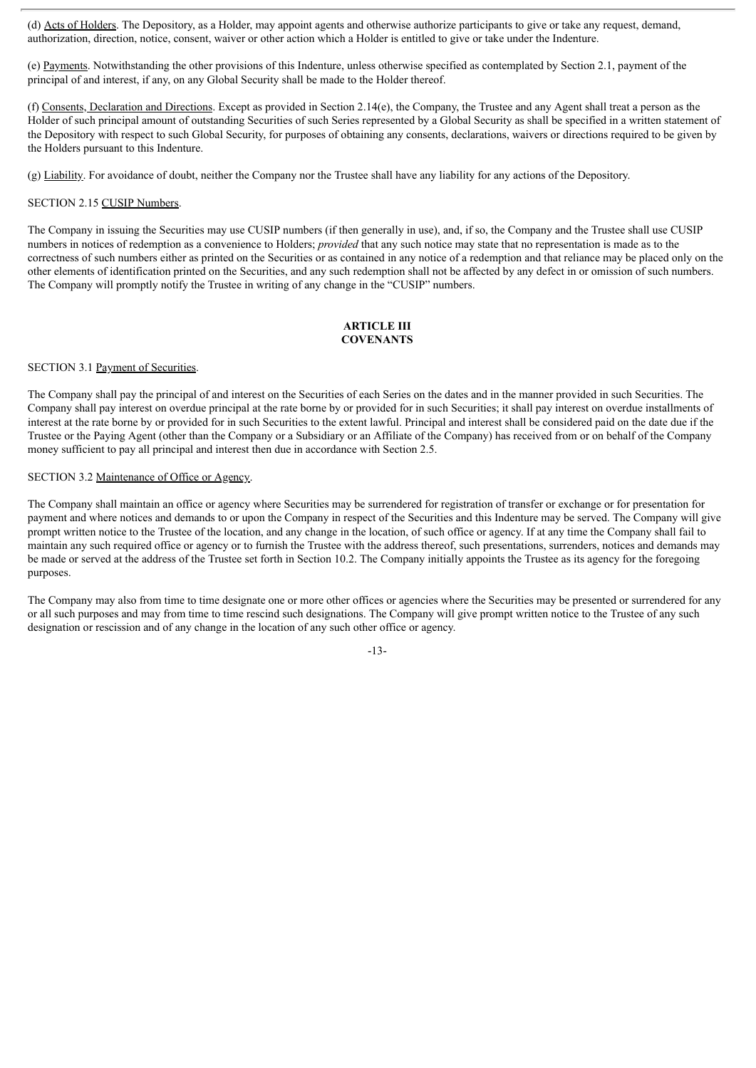(d) Acts of Holders. The Depository, as a Holder, may appoint agents and otherwise authorize participants to give or take any request, demand, authorization, direction, notice, consent, waiver or other action which a Holder is entitled to give or take under the Indenture.

(e) Payments. Notwithstanding the other provisions of this Indenture, unless otherwise specified as contemplated by Section 2.1, payment of the principal of and interest, if any, on any Global Security shall be made to the Holder thereof.

(f) Consents, Declaration and Directions. Except as provided in Section 2.14(e), the Company, the Trustee and any Agent shall treat a person as the Holder of such principal amount of outstanding Securities of such Series represented by a Global Security as shall be specified in a written statement of the Depository with respect to such Global Security, for purposes of obtaining any consents, declarations, waivers or directions required to be given by the Holders pursuant to this Indenture.

(g) Liability. For avoidance of doubt, neither the Company nor the Trustee shall have any liability for any actions of the Depository.

SECTION 2.15 CUSIP Numbers.

The Company in issuing the Securities may use CUSIP numbers (if then generally in use), and, if so, the Company and the Trustee shall use CUSIP numbers in notices of redemption as a convenience to Holders; *provided* that any such notice may state that no representation is made as to the correctness of such numbers either as printed on the Securities or as contained in any notice of a redemption and that reliance may be placed only on the other elements of identification printed on the Securities, and any such redemption shall not be affected by any defect in or omission of such numbers. The Company will promptly notify the Trustee in writing of any change in the "CUSIP" numbers.

## ARTICLE III
## COVENANTS

SECTION 3.1 Payment of Securities.

The Company shall pay the principal of and interest on the Securities of each Series on the dates and in the manner provided in such Securities. The Company shall pay interest on overdue principal at the rate borne by or provided for in such Securities; it shall pay interest on overdue installments of interest at the rate borne by or provided for in such Securities to the extent lawful. Principal and interest shall be considered paid on the date due if the Trustee or the Paying Agent (other than the Company or a Subsidiary or an Affiliate of the Company) has received from or on behalf of the Company money sufficient to pay all principal and interest then due in accordance with Section 2.5.

SECTION 3.2 Maintenance of Office or Agency.

The Company shall maintain an office or agency where Securities may be surrendered for registration of transfer or exchange or for presentation for payment and where notices and demands to or upon the Company in respect of the Securities and this Indenture may be served. The Company will give prompt written notice to the Trustee of the location, and any change in the location, of such office or agency. If at any time the Company shall fail to maintain any such required office or agency or to furnish the Trustee with the address thereof, such presentations, surrenders, notices and demands may be made or served at the address of the Trustee set forth in Section 10.2. The Company initially appoints the Trustee as its agency for the foregoing purposes.

The Company may also from time to time designate one or more other offices or agencies where the Securities may be presented or surrendered for any or all such purposes and may from time to time rescind such designations. The Company will give prompt written notice to the Trustee of any such designation or rescission and of any change in the location of any such other office or agency.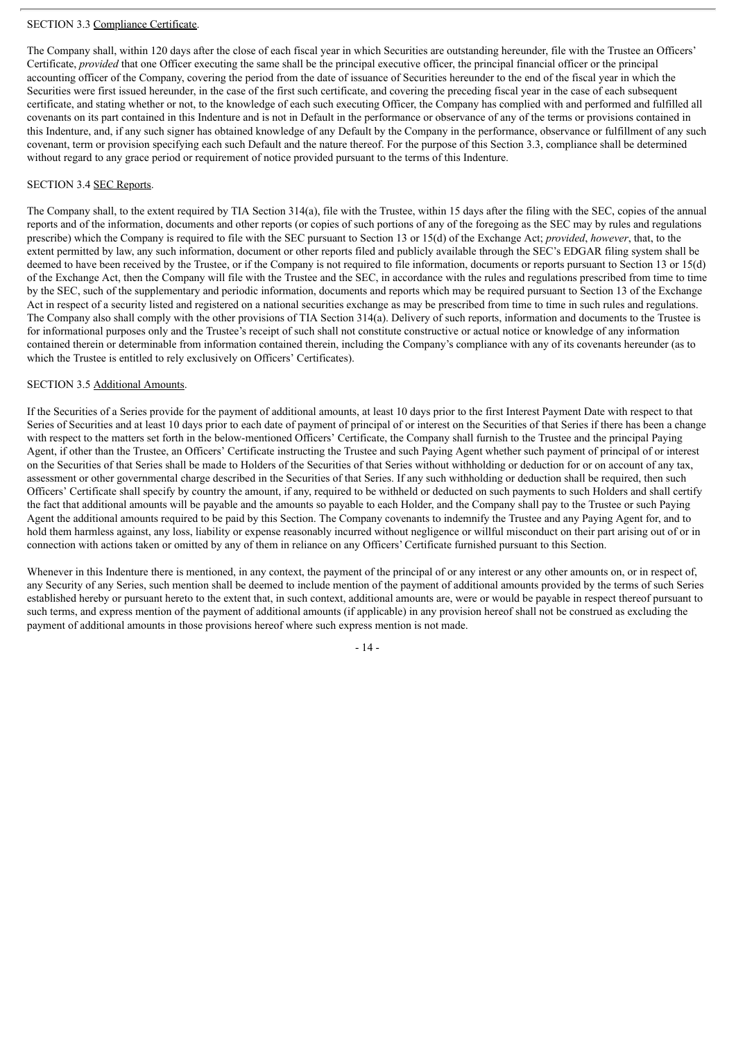SECTION 3.3 Compliance Certificate.

The Company shall, within 120 days after the close of each fiscal year in which Securities are outstanding hereunder, file with the Trustee an Officers' Certificate, *provided* that one Officer executing the same shall be the principal executive officer, the principal financial officer or the principal accounting officer of the Company, covering the period from the date of issuance of Securities hereunder to the end of the fiscal year in which the Securities were first issued hereunder, in the case of the first such certificate, and covering the preceding fiscal year in the case of each subsequent certificate, and stating whether or not, to the knowledge of each such executing Officer, the Company has complied with and performed and fulfilled all covenants on its part contained in this Indenture and is not in Default in the performance or observance of any of the terms or provisions contained in this Indenture, and, if any such signer has obtained knowledge of any Default by the Company in the performance, observance or fulfillment of any such covenant, term or provision specifying each such Default and the nature thereof. For the purpose of this Section 3.3, compliance shall be determined without regard to any grace period or requirement of notice provided pursuant to the terms of this Indenture.

SECTION 3.4 SEC Reports.

The Company shall, to the extent required by TIA Section 314(a), file with the Trustee, within 15 days after the filing with the SEC, copies of the annual reports and of the information, documents and other reports (or copies of such portions of any of the foregoing as the SEC may by rules and regulations prescribe) which the Company is required to file with the SEC pursuant to Section 13 or 15(d) of the Exchange Act; *provided*, *however*, that, to the extent permitted by law, any such information, document or other reports filed and publicly available through the SEC's EDGAR filing system shall be deemed to have been received by the Trustee, or if the Company is not required to file information, documents or reports pursuant to Section 13 or 15(d) of the Exchange Act, then the Company will file with the Trustee and the SEC, in accordance with the rules and regulations prescribed from time to time by the SEC, such of the supplementary and periodic information, documents and reports which may be required pursuant to Section 13 of the Exchange Act in respect of a security listed and registered on a national securities exchange as may be prescribed from time to time in such rules and regulations. The Company also shall comply with the other provisions of TIA Section 314(a). Delivery of such reports, information and documents to the Trustee is for informational purposes only and the Trustee's receipt of such shall not constitute constructive or actual notice or knowledge of any information contained therein or determinable from information contained therein, including the Company's compliance with any of its covenants hereunder (as to which the Trustee is entitled to rely exclusively on Officers' Certificates).

SECTION 3.5 Additional Amounts.

If the Securities of a Series provide for the payment of additional amounts, at least 10 days prior to the first Interest Payment Date with respect to that Series of Securities and at least 10 days prior to each date of payment of principal of or interest on the Securities of that Series if there has been a change with respect to the matters set forth in the below-mentioned Officers' Certificate, the Company shall furnish to the Trustee and the principal Paying Agent, if other than the Trustee, an Officers' Certificate instructing the Trustee and such Paying Agent whether such payment of principal of or interest on the Securities of that Series shall be made to Holders of the Securities of that Series without withholding or deduction for or on account of any tax, assessment or other governmental charge described in the Securities of that Series. If any such withholding or deduction shall be required, then such Officers' Certificate shall specify by country the amount, if any, required to be withheld or deducted on such payments to such Holders and shall certify the fact that additional amounts will be payable and the amounts so payable to each Holder, and the Company shall pay to the Trustee or such Paying Agent the additional amounts required to be paid by this Section. The Company covenants to indemnify the Trustee and any Paying Agent for, and to hold them harmless against, any loss, liability or expense reasonably incurred without negligence or willful misconduct on their part arising out of or in connection with actions taken or omitted by any of them in reliance on any Officers' Certificate furnished pursuant to this Section.

Whenever in this Indenture there is mentioned, in any context, the payment of the principal of or any interest or any other amounts on, or in respect of, any Security of any Series, such mention shall be deemed to include mention of the payment of additional amounts provided by the terms of such Series established hereby or pursuant hereto to the extent that, in such context, additional amounts are, were or would be payable in respect thereof pursuant to such terms, and express mention of the payment of additional amounts (if applicable) in any provision hereof shall not be construed as excluding the payment of additional amounts in those provisions hereof where such express mention is not made.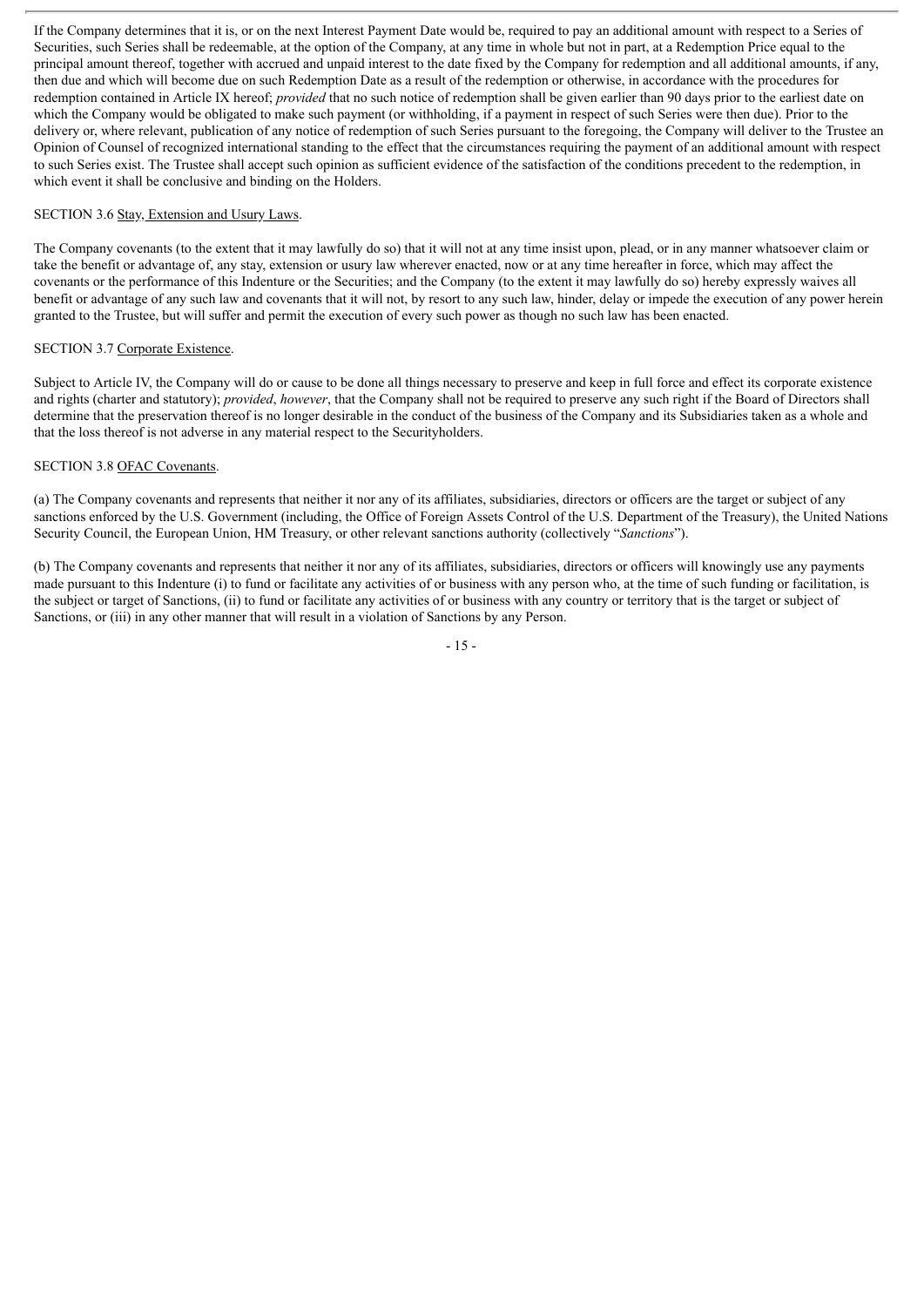If the Company determines that it is, or on the next Interest Payment Date would be, required to pay an additional amount with respect to a Series of Securities, such Series shall be redeemable, at the option of the Company, at any time in whole but not in part, at a Redemption Price equal to the principal amount thereof, together with accrued and unpaid interest to the date fixed by the Company for redemption and all additional amounts, if any, then due and which will become due on such Redemption Date as a result of the redemption or otherwise, in accordance with the procedures for redemption contained in Article IX hereof; *provided* that no such notice of redemption shall be given earlier than 90 days prior to the earliest date on which the Company would be obligated to make such payment (or withholding, if a payment in respect of such Series were then due). Prior to the delivery or, where relevant, publication of any notice of redemption of such Series pursuant to the foregoing, the Company will deliver to the Trustee an Opinion of Counsel of recognized international standing to the effect that the circumstances requiring the payment of an additional amount with respect to such Series exist. The Trustee shall accept such opinion as sufficient evidence of the satisfaction of the conditions precedent to the redemption, in which event it shall be conclusive and binding on the Holders.

SECTION 3.6 Stay, Extension and Usury Laws.

The Company covenants (to the extent that it may lawfully do so) that it will not at any time insist upon, plead, or in any manner whatsoever claim or take the benefit or advantage of, any stay, extension or usury law wherever enacted, now or at any time hereafter in force, which may affect the covenants or the performance of this Indenture or the Securities; and the Company (to the extent it may lawfully do so) hereby expressly waives all benefit or advantage of any such law and covenants that it will not, by resort to any such law, hinder, delay or impede the execution of any power herein granted to the Trustee, but will suffer and permit the execution of every such power as though no such law has been enacted.

SECTION 3.7 Corporate Existence.

Subject to Article IV, the Company will do or cause to be done all things necessary to preserve and keep in full force and effect its corporate existence and rights (charter and statutory); *provided*, *however*, that the Company shall not be required to preserve any such right if the Board of Directors shall determine that the preservation thereof is no longer desirable in the conduct of the business of the Company and its Subsidiaries taken as a whole and that the loss thereof is not adverse in any material respect to the Securityholders.

SECTION 3.8 OFAC Covenants.

(a) The Company covenants and represents that neither it nor any of its affiliates, subsidiaries, directors or officers are the target or subject of any sanctions enforced by the U.S. Government (including, the Office of Foreign Assets Control of the U.S. Department of the Treasury), the United Nations Security Council, the European Union, HM Treasury, or other relevant sanctions authority (collectively "*Sanctions*").

(b) The Company covenants and represents that neither it nor any of its affiliates, subsidiaries, directors or officers will knowingly use any payments made pursuant to this Indenture (i) to fund or facilitate any activities of or business with any person who, at the time of such funding or facilitation, is the subject or target of Sanctions, (ii) to fund or facilitate any activities of or business with any country or territory that is the target or subject of Sanctions, or (iii) in any other manner that will result in a violation of Sanctions by any Person.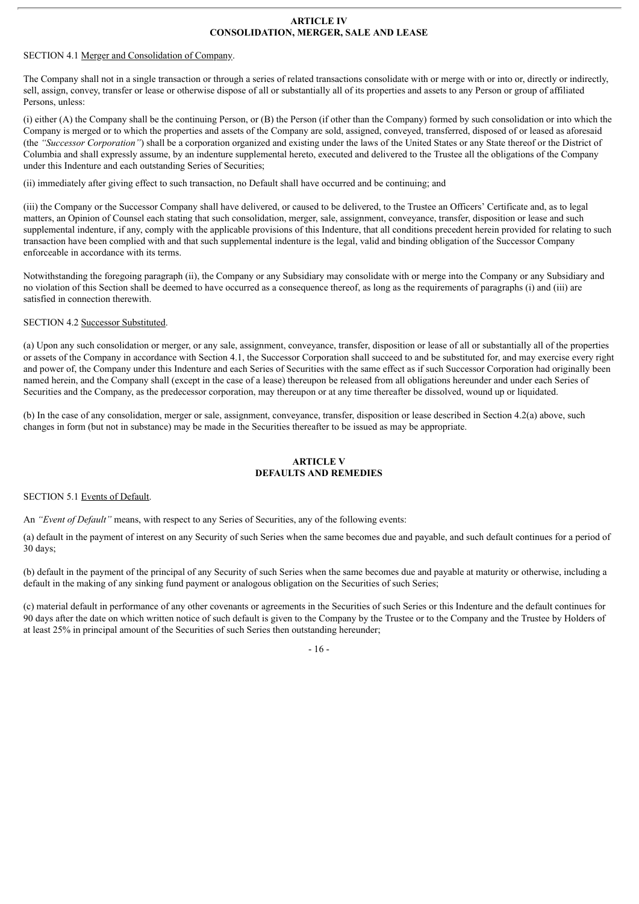## ARTICLE IV
## CONSOLIDATION, MERGER, SALE AND LEASE

SECTION 4.1 Merger and Consolidation of Company.

The Company shall not in a single transaction or through a series of related transactions consolidate with or merge with or into or, directly or indirectly, sell, assign, convey, transfer or lease or otherwise dispose of all or substantially all of its properties and assets to any Person or group of affiliated Persons, unless:

(i) either (A) the Company shall be the continuing Person, or (B) the Person (if other than the Company) formed by such consolidation or into which the Company is merged or to which the properties and assets of the Company are sold, assigned, conveyed, transferred, disposed of or leased as aforesaid (the *"Successor Corporation"*) shall be a corporation organized and existing under the laws of the United States or any State thereof or the District of Columbia and shall expressly assume, by an indenture supplemental hereto, executed and delivered to the Trustee all the obligations of the Company under this Indenture and each outstanding Series of Securities;

(ii) immediately after giving effect to such transaction, no Default shall have occurred and be continuing; and

(iii) the Company or the Successor Company shall have delivered, or caused to be delivered, to the Trustee an Officers' Certificate and, as to legal matters, an Opinion of Counsel each stating that such consolidation, merger, sale, assignment, conveyance, transfer, disposition or lease and such supplemental indenture, if any, comply with the applicable provisions of this Indenture, that all conditions precedent herein provided for relating to such transaction have been complied with and that such supplemental indenture is the legal, valid and binding obligation of the Successor Company enforceable in accordance with its terms.

Notwithstanding the foregoing paragraph (ii), the Company or any Subsidiary may consolidate with or merge into the Company or any Subsidiary and no violation of this Section shall be deemed to have occurred as a consequence thereof, as long as the requirements of paragraphs (i) and (iii) are satisfied in connection therewith.

SECTION 4.2 Successor Substituted.

(a) Upon any such consolidation or merger, or any sale, assignment, conveyance, transfer, disposition or lease of all or substantially all of the properties or assets of the Company in accordance with Section 4.1, the Successor Corporation shall succeed to and be substituted for, and may exercise every right and power of, the Company under this Indenture and each Series of Securities with the same effect as if such Successor Corporation had originally been named herein, and the Company shall (except in the case of a lease) thereupon be released from all obligations hereunder and under each Series of Securities and the Company, as the predecessor corporation, may thereupon or at any time thereafter be dissolved, wound up or liquidated.

(b) In the case of any consolidation, merger or sale, assignment, conveyance, transfer, disposition or lease described in Section 4.2(a) above, such changes in form (but not in substance) may be made in the Securities thereafter to be issued as may be appropriate.

## ARTICLE V
## DEFAULTS AND REMEDIES

SECTION 5.1 Events of Default.

An *"Event of Default"* means, with respect to any Series of Securities, any of the following events:

(a) default in the payment of interest on any Security of such Series when the same becomes due and payable, and such default continues for a period of 30 days;

(b) default in the payment of the principal of any Security of such Series when the same becomes due and payable at maturity or otherwise, including a default in the making of any sinking fund payment or analogous obligation on the Securities of such Series;

(c) material default in performance of any other covenants or agreements in the Securities of such Series or this Indenture and the default continues for 90 days after the date on which written notice of such default is given to the Company by the Trustee or to the Company and the Trustee by Holders of at least 25% in principal amount of the Securities of such Series then outstanding hereunder;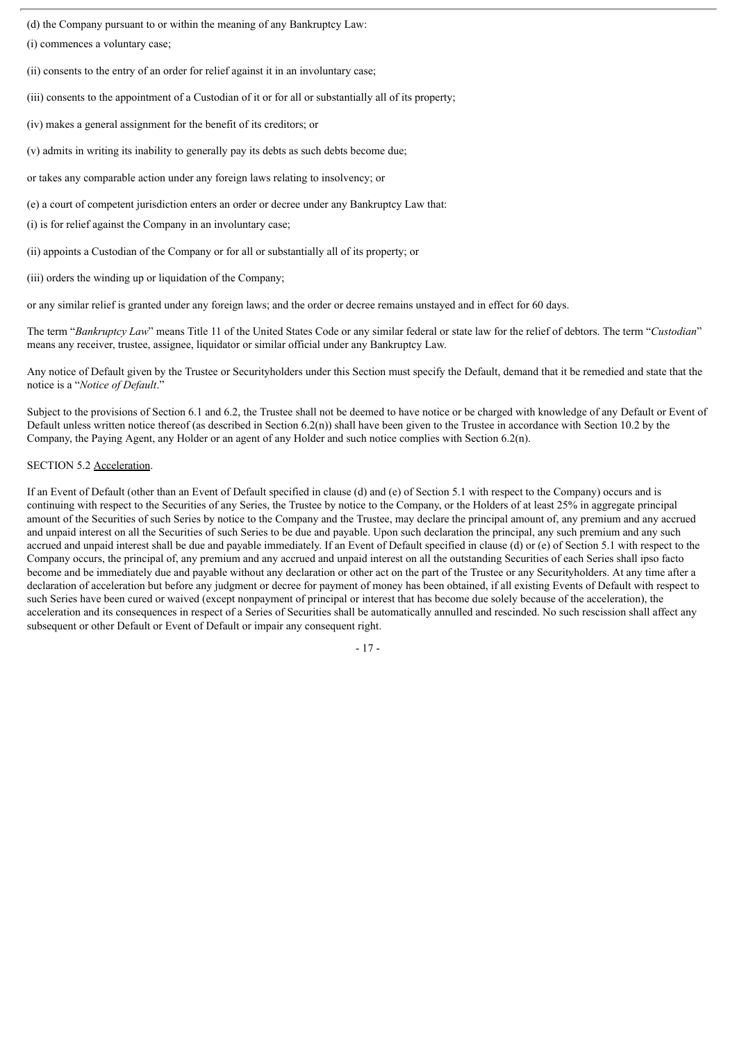(d) the Company pursuant to or within the meaning of any Bankruptcy Law:

(i) commences a voluntary case;

(ii) consents to the entry of an order for relief against it in an involuntary case;

(iii) consents to the appointment of a Custodian of it or for all or substantially all of its property;

(iv) makes a general assignment for the benefit of its creditors; or

(v) admits in writing its inability to generally pay its debts as such debts become due;

or takes any comparable action under any foreign laws relating to insolvency; or

(e) a court of competent jurisdiction enters an order or decree under any Bankruptcy Law that:

(i) is for relief against the Company in an involuntary case;

(ii) appoints a Custodian of the Company or for all or substantially all of its property; or

(iii) orders the winding up or liquidation of the Company;

or any similar relief is granted under any foreign laws; and the order or decree remains unstayed and in effect for 60 days.

The term "*Bankruptcy Law*" means Title 11 of the United States Code or any similar federal or state law for the relief of debtors. The term "*Custodian*" means any receiver, trustee, assignee, liquidator or similar official under any Bankruptcy Law.

Any notice of Default given by the Trustee or Securityholders under this Section must specify the Default, demand that it be remedied and state that the notice is a "*Notice of Default*."

Subject to the provisions of Section 6.1 and 6.2, the Trustee shall not be deemed to have notice or be charged with knowledge of any Default or Event of Default unless written notice thereof (as described in Section 6.2(n)) shall have been given to the Trustee in accordance with Section 10.2 by the Company, the Paying Agent, any Holder or an agent of any Holder and such notice complies with Section 6.2(n).

SECTION 5.2 Acceleration.

If an Event of Default (other than an Event of Default specified in clause (d) and (e) of Section 5.1 with respect to the Company) occurs and is continuing with respect to the Securities of any Series, the Trustee by notice to the Company, or the Holders of at least 25% in aggregate principal amount of the Securities of such Series by notice to the Company and the Trustee, may declare the principal amount of, any premium and any accrued and unpaid interest on all the Securities of such Series to be due and payable. Upon such declaration the principal, any such premium and any such accrued and unpaid interest shall be due and payable immediately. If an Event of Default specified in clause (d) or (e) of Section 5.1 with respect to the Company occurs, the principal of, any premium and any accrued and unpaid interest on all the outstanding Securities of each Series shall ipso facto become and be immediately due and payable without any declaration or other act on the part of the Trustee or any Securityholders. At any time after a declaration of acceleration but before any judgment or decree for payment of money has been obtained, if all existing Events of Default with respect to such Series have been cured or waived (except nonpayment of principal or interest that has become due solely because of the acceleration), the acceleration and its consequences in respect of a Series of Securities shall be automatically annulled and rescinded. No such rescission shall affect any subsequent or other Default or Event of Default or impair any consequent right.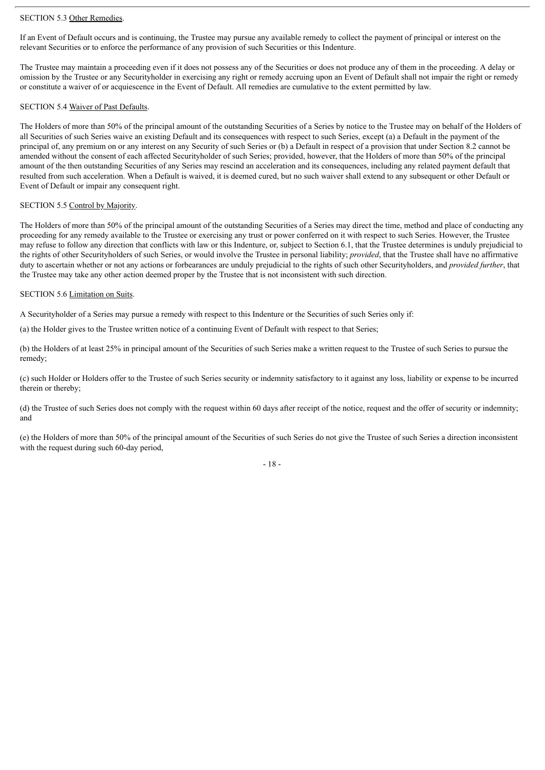SECTION 5.3 Other Remedies.

If an Event of Default occurs and is continuing, the Trustee may pursue any available remedy to collect the payment of principal or interest on the relevant Securities or to enforce the performance of any provision of such Securities or this Indenture.

The Trustee may maintain a proceeding even if it does not possess any of the Securities or does not produce any of them in the proceeding. A delay or omission by the Trustee or any Securityholder in exercising any right or remedy accruing upon an Event of Default shall not impair the right or remedy or constitute a waiver of or acquiescence in the Event of Default. All remedies are cumulative to the extent permitted by law.

SECTION 5.4 Waiver of Past Defaults.

The Holders of more than 50% of the principal amount of the outstanding Securities of a Series by notice to the Trustee may on behalf of the Holders of all Securities of such Series waive an existing Default and its consequences with respect to such Series, except (a) a Default in the payment of the principal of, any premium on or any interest on any Security of such Series or (b) a Default in respect of a provision that under Section 8.2 cannot be amended without the consent of each affected Securityholder of such Series; provided, however, that the Holders of more than 50% of the principal amount of the then outstanding Securities of any Series may rescind an acceleration and its consequences, including any related payment default that resulted from such acceleration. When a Default is waived, it is deemed cured, but no such waiver shall extend to any subsequent or other Default or Event of Default or impair any consequent right.

SECTION 5.5 Control by Majority.

The Holders of more than 50% of the principal amount of the outstanding Securities of a Series may direct the time, method and place of conducting any proceeding for any remedy available to the Trustee or exercising any trust or power conferred on it with respect to such Series. However, the Trustee may refuse to follow any direction that conflicts with law or this Indenture, or, subject to Section 6.1, that the Trustee determines is unduly prejudicial to the rights of other Securityholders of such Series, or would involve the Trustee in personal liability; *provided*, that the Trustee shall have no affirmative duty to ascertain whether or not any actions or forbearances are unduly prejudicial to the rights of such other Securityholders, and *provided further*, that the Trustee may take any other action deemed proper by the Trustee that is not inconsistent with such direction.

SECTION 5.6 Limitation on Suits.

A Securityholder of a Series may pursue a remedy with respect to this Indenture or the Securities of such Series only if:

(a) the Holder gives to the Trustee written notice of a continuing Event of Default with respect to that Series;

(b) the Holders of at least 25% in principal amount of the Securities of such Series make a written request to the Trustee of such Series to pursue the remedy;

(c) such Holder or Holders offer to the Trustee of such Series security or indemnity satisfactory to it against any loss, liability or expense to be incurred therein or thereby;

(d) the Trustee of such Series does not comply with the request within 60 days after receipt of the notice, request and the offer of security or indemnity; and

(e) the Holders of more than 50% of the principal amount of the Securities of such Series do not give the Trustee of such Series a direction inconsistent with the request during such 60-day period,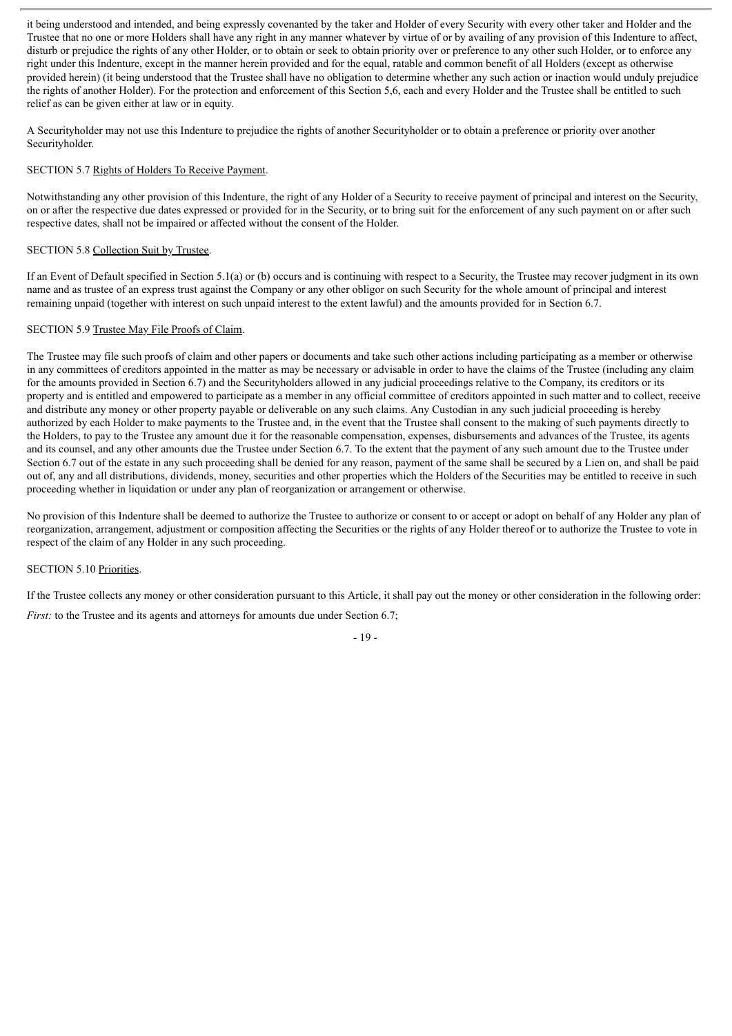it being understood and intended, and being expressly covenanted by the taker and Holder of every Security with every other taker and Holder and the Trustee that no one or more Holders shall have any right in any manner whatever by virtue of or by availing of any provision of this Indenture to affect, disturb or prejudice the rights of any other Holder, or to obtain or seek to obtain priority over or preference to any other such Holder, or to enforce any right under this Indenture, except in the manner herein provided and for the equal, ratable and common benefit of all Holders (except as otherwise provided herein) (it being understood that the Trustee shall have no obligation to determine whether any such action or inaction would unduly prejudice the rights of another Holder). For the protection and enforcement of this Section 5,6, each and every Holder and the Trustee shall be entitled to such relief as can be given either at law or in equity.

A Securityholder may not use this Indenture to prejudice the rights of another Securityholder or to obtain a preference or priority over another Securityholder.

SECTION 5.7 Rights of Holders To Receive Payment.

Notwithstanding any other provision of this Indenture, the right of any Holder of a Security to receive payment of principal and interest on the Security, on or after the respective due dates expressed or provided for in the Security, or to bring suit for the enforcement of any such payment on or after such respective dates, shall not be impaired or affected without the consent of the Holder.

SECTION 5.8 Collection Suit by Trustee.

If an Event of Default specified in Section 5.1(a) or (b) occurs and is continuing with respect to a Security, the Trustee may recover judgment in its own name and as trustee of an express trust against the Company or any other obligor on such Security for the whole amount of principal and interest remaining unpaid (together with interest on such unpaid interest to the extent lawful) and the amounts provided for in Section 6.7.

SECTION 5.9 Trustee May File Proofs of Claim.

The Trustee may file such proofs of claim and other papers or documents and take such other actions including participating as a member or otherwise in any committees of creditors appointed in the matter as may be necessary or advisable in order to have the claims of the Trustee (including any claim for the amounts provided in Section 6.7) and the Securityholders allowed in any judicial proceedings relative to the Company, its creditors or its property and is entitled and empowered to participate as a member in any official committee of creditors appointed in such matter and to collect, receive and distribute any money or other property payable or deliverable on any such claims. Any Custodian in any such judicial proceeding is hereby authorized by each Holder to make payments to the Trustee and, in the event that the Trustee shall consent to the making of such payments directly to the Holders, to pay to the Trustee any amount due it for the reasonable compensation, expenses, disbursements and advances of the Trustee, its agents and its counsel, and any other amounts due the Trustee under Section 6.7. To the extent that the payment of any such amount due to the Trustee under Section 6.7 out of the estate in any such proceeding shall be denied for any reason, payment of the same shall be secured by a Lien on, and shall be paid out of, any and all distributions, dividends, money, securities and other properties which the Holders of the Securities may be entitled to receive in such proceeding whether in liquidation or under any plan of reorganization or arrangement or otherwise.

No provision of this Indenture shall be deemed to authorize the Trustee to authorize or consent to or accept or adopt on behalf of any Holder any plan of reorganization, arrangement, adjustment or composition affecting the Securities or the rights of any Holder thereof or to authorize the Trustee to vote in respect of the claim of any Holder in any such proceeding.

SECTION 5.10 Priorities.

If the Trustee collects any money or other consideration pursuant to this Article, it shall pay out the money or other consideration in the following order:

*First:* to the Trustee and its agents and attorneys for amounts due under Section 6.7;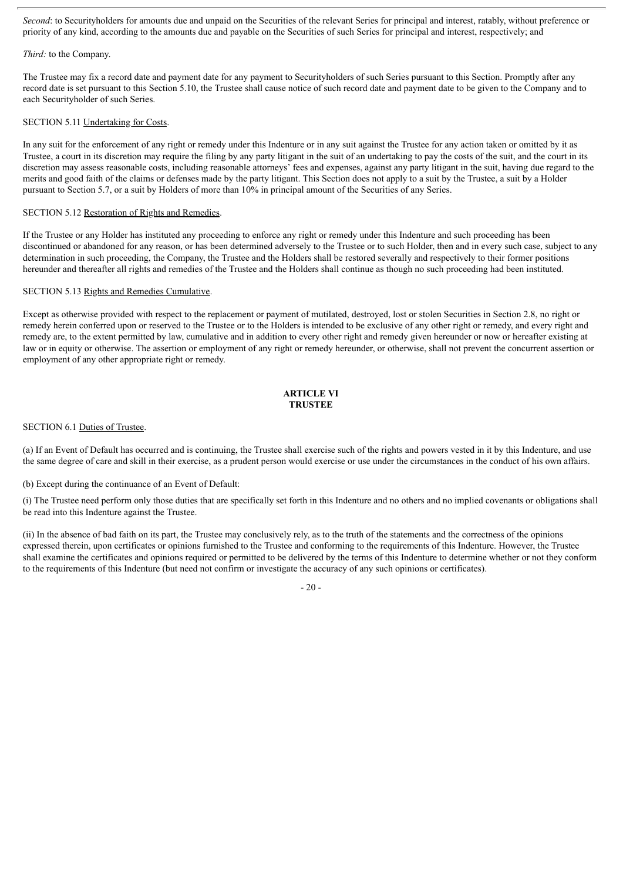*Second*: to Securityholders for amounts due and unpaid on the Securities of the relevant Series for principal and interest, ratably, without preference or priority of any kind, according to the amounts due and payable on the Securities of such Series for principal and interest, respectively; and

*Third:* to the Company.

The Trustee may fix a record date and payment date for any payment to Securityholders of such Series pursuant to this Section. Promptly after any record date is set pursuant to this Section 5.10, the Trustee shall cause notice of such record date and payment date to be given to the Company and to each Securityholder of such Series.

SECTION 5.11 Undertaking for Costs.

In any suit for the enforcement of any right or remedy under this Indenture or in any suit against the Trustee for any action taken or omitted by it as Trustee, a court in its discretion may require the filing by any party litigant in the suit of an undertaking to pay the costs of the suit, and the court in its discretion may assess reasonable costs, including reasonable attorneys' fees and expenses, against any party litigant in the suit, having due regard to the merits and good faith of the claims or defenses made by the party litigant. This Section does not apply to a suit by the Trustee, a suit by a Holder pursuant to Section 5.7, or a suit by Holders of more than 10% in principal amount of the Securities of any Series.

SECTION 5.12 Restoration of Rights and Remedies.

If the Trustee or any Holder has instituted any proceeding to enforce any right or remedy under this Indenture and such proceeding has been discontinued or abandoned for any reason, or has been determined adversely to the Trustee or to such Holder, then and in every such case, subject to any determination in such proceeding, the Company, the Trustee and the Holders shall be restored severally and respectively to their former positions hereunder and thereafter all rights and remedies of the Trustee and the Holders shall continue as though no such proceeding had been instituted.

SECTION 5.13 Rights and Remedies Cumulative.

Except as otherwise provided with respect to the replacement or payment of mutilated, destroyed, lost or stolen Securities in Section 2.8, no right or remedy herein conferred upon or reserved to the Trustee or to the Holders is intended to be exclusive of any other right or remedy, and every right and remedy are, to the extent permitted by law, cumulative and in addition to every other right and remedy given hereunder or now or hereafter existing at law or in equity or otherwise. The assertion or employment of any right or remedy hereunder, or otherwise, shall not prevent the concurrent assertion or employment of any other appropriate right or remedy.

## ARTICLE VI
## TRUSTEE

SECTION 6.1 Duties of Trustee.

(a) If an Event of Default has occurred and is continuing, the Trustee shall exercise such of the rights and powers vested in it by this Indenture, and use the same degree of care and skill in their exercise, as a prudent person would exercise or use under the circumstances in the conduct of his own affairs.

(b) Except during the continuance of an Event of Default:

(i) The Trustee need perform only those duties that are specifically set forth in this Indenture and no others and no implied covenants or obligations shall be read into this Indenture against the Trustee.

(ii) In the absence of bad faith on its part, the Trustee may conclusively rely, as to the truth of the statements and the correctness of the opinions expressed therein, upon certificates or opinions furnished to the Trustee and conforming to the requirements of this Indenture. However, the Trustee shall examine the certificates and opinions required or permitted to be delivered by the terms of this Indenture to determine whether or not they conform to the requirements of this Indenture (but need not confirm or investigate the accuracy of any such opinions or certificates).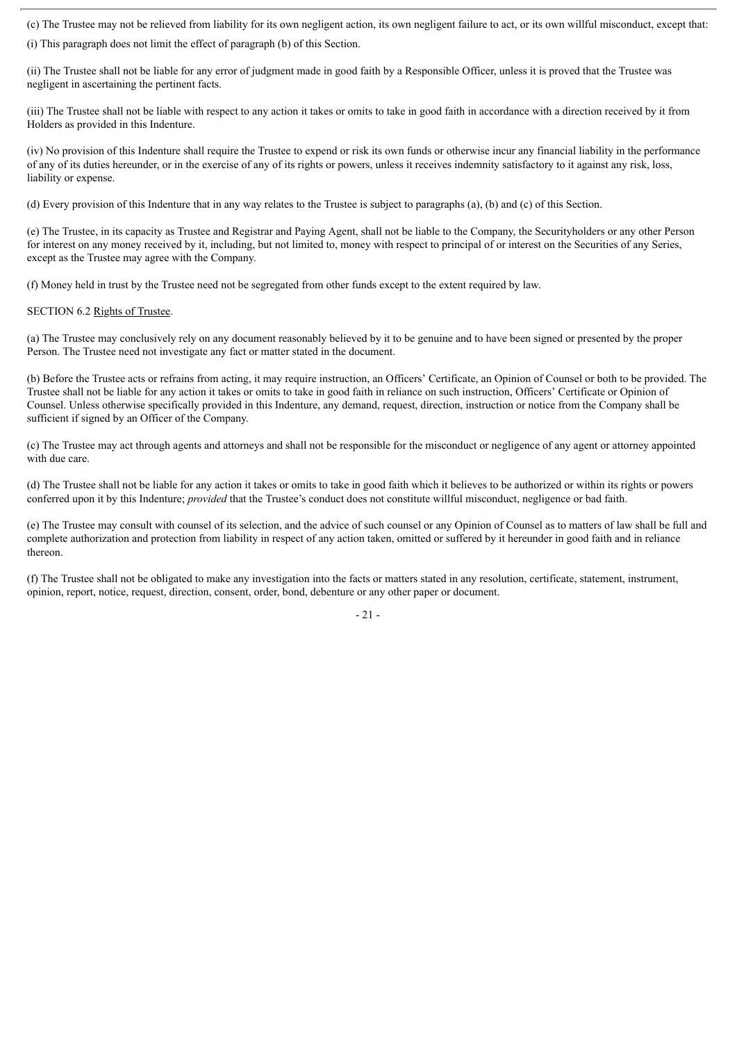(c) The Trustee may not be relieved from liability for its own negligent action, its own negligent failure to act, or its own willful misconduct, except that:

(i) This paragraph does not limit the effect of paragraph (b) of this Section.

(ii) The Trustee shall not be liable for any error of judgment made in good faith by a Responsible Officer, unless it is proved that the Trustee was negligent in ascertaining the pertinent facts.

(iii) The Trustee shall not be liable with respect to any action it takes or omits to take in good faith in accordance with a direction received by it from Holders as provided in this Indenture.

(iv) No provision of this Indenture shall require the Trustee to expend or risk its own funds or otherwise incur any financial liability in the performance of any of its duties hereunder, or in the exercise of any of its rights or powers, unless it receives indemnity satisfactory to it against any risk, loss, liability or expense.

(d) Every provision of this Indenture that in any way relates to the Trustee is subject to paragraphs (a), (b) and (c) of this Section.

(e) The Trustee, in its capacity as Trustee and Registrar and Paying Agent, shall not be liable to the Company, the Securityholders or any other Person for interest on any money received by it, including, but not limited to, money with respect to principal of or interest on the Securities of any Series, except as the Trustee may agree with the Company.

(f) Money held in trust by the Trustee need not be segregated from other funds except to the extent required by law.

SECTION 6.2 Rights of Trustee.

(a) The Trustee may conclusively rely on any document reasonably believed by it to be genuine and to have been signed or presented by the proper Person. The Trustee need not investigate any fact or matter stated in the document.

(b) Before the Trustee acts or refrains from acting, it may require instruction, an Officers' Certificate, an Opinion of Counsel or both to be provided. The Trustee shall not be liable for any action it takes or omits to take in good faith in reliance on such instruction, Officers' Certificate or Opinion of Counsel. Unless otherwise specifically provided in this Indenture, any demand, request, direction, instruction or notice from the Company shall be sufficient if signed by an Officer of the Company.

(c) The Trustee may act through agents and attorneys and shall not be responsible for the misconduct or negligence of any agent or attorney appointed with due care.

(d) The Trustee shall not be liable for any action it takes or omits to take in good faith which it believes to be authorized or within its rights or powers conferred upon it by this Indenture; *provided* that the Trustee's conduct does not constitute willful misconduct, negligence or bad faith.

(e) The Trustee may consult with counsel of its selection, and the advice of such counsel or any Opinion of Counsel as to matters of law shall be full and complete authorization and protection from liability in respect of any action taken, omitted or suffered by it hereunder in good faith and in reliance thereon.

(f) The Trustee shall not be obligated to make any investigation into the facts or matters stated in any resolution, certificate, statement, instrument, opinion, report, notice, request, direction, consent, order, bond, debenture or any other paper or document.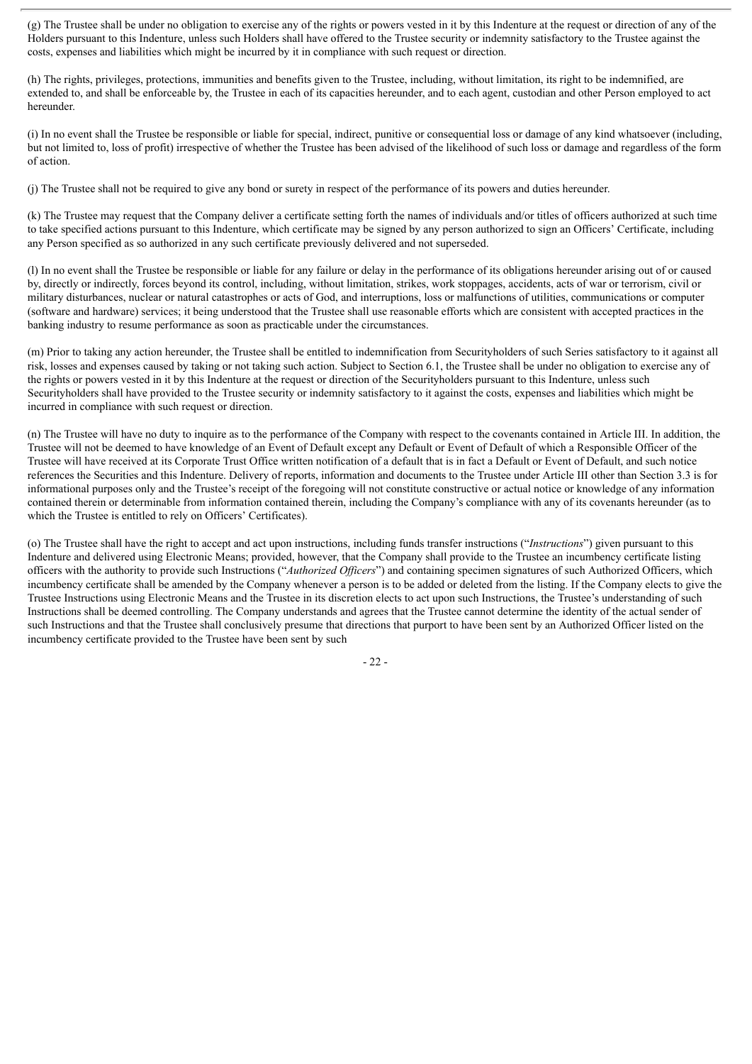(g) The Trustee shall be under no obligation to exercise any of the rights or powers vested in it by this Indenture at the request or direction of any of the Holders pursuant to this Indenture, unless such Holders shall have offered to the Trustee security or indemnity satisfactory to the Trustee against the costs, expenses and liabilities which might be incurred by it in compliance with such request or direction.

(h) The rights, privileges, protections, immunities and benefits given to the Trustee, including, without limitation, its right to be indemnified, are extended to, and shall be enforceable by, the Trustee in each of its capacities hereunder, and to each agent, custodian and other Person employed to act hereunder.

(i) In no event shall the Trustee be responsible or liable for special, indirect, punitive or consequential loss or damage of any kind whatsoever (including, but not limited to, loss of profit) irrespective of whether the Trustee has been advised of the likelihood of such loss or damage and regardless of the form of action.

(j) The Trustee shall not be required to give any bond or surety in respect of the performance of its powers and duties hereunder.

(k) The Trustee may request that the Company deliver a certificate setting forth the names of individuals and/or titles of officers authorized at such time to take specified actions pursuant to this Indenture, which certificate may be signed by any person authorized to sign an Officers' Certificate, including any Person specified as so authorized in any such certificate previously delivered and not superseded.

(l) In no event shall the Trustee be responsible or liable for any failure or delay in the performance of its obligations hereunder arising out of or caused by, directly or indirectly, forces beyond its control, including, without limitation, strikes, work stoppages, accidents, acts of war or terrorism, civil or military disturbances, nuclear or natural catastrophes or acts of God, and interruptions, loss or malfunctions of utilities, communications or computer (software and hardware) services; it being understood that the Trustee shall use reasonable efforts which are consistent with accepted practices in the banking industry to resume performance as soon as practicable under the circumstances.

(m) Prior to taking any action hereunder, the Trustee shall be entitled to indemnification from Securityholders of such Series satisfactory to it against all risk, losses and expenses caused by taking or not taking such action. Subject to Section 6.1, the Trustee shall be under no obligation to exercise any of the rights or powers vested in it by this Indenture at the request or direction of the Securityholders pursuant to this Indenture, unless such Securityholders shall have provided to the Trustee security or indemnity satisfactory to it against the costs, expenses and liabilities which might be incurred in compliance with such request or direction.

(n) The Trustee will have no duty to inquire as to the performance of the Company with respect to the covenants contained in Article III. In addition, the Trustee will not be deemed to have knowledge of an Event of Default except any Default or Event of Default of which a Responsible Officer of the Trustee will have received at its Corporate Trust Office written notification of a default that is in fact a Default or Event of Default, and such notice references the Securities and this Indenture. Delivery of reports, information and documents to the Trustee under Article III other than Section 3.3 is for informational purposes only and the Trustee's receipt of the foregoing will not constitute constructive or actual notice or knowledge of any information contained therein or determinable from information contained therein, including the Company's compliance with any of its covenants hereunder (as to which the Trustee is entitled to rely on Officers' Certificates).

(o) The Trustee shall have the right to accept and act upon instructions, including funds transfer instructions ("*Instructions*") given pursuant to this Indenture and delivered using Electronic Means; provided, however, that the Company shall provide to the Trustee an incumbency certificate listing officers with the authority to provide such Instructions ("*Authorized Officers*") and containing specimen signatures of such Authorized Officers, which incumbency certificate shall be amended by the Company whenever a person is to be added or deleted from the listing. If the Company elects to give the Trustee Instructions using Electronic Means and the Trustee in its discretion elects to act upon such Instructions, the Trustee's understanding of such Instructions shall be deemed controlling. The Company understands and agrees that the Trustee cannot determine the identity of the actual sender of such Instructions and that the Trustee shall conclusively presume that directions that purport to have been sent by an Authorized Officer listed on the incumbency certificate provided to the Trustee have been sent by such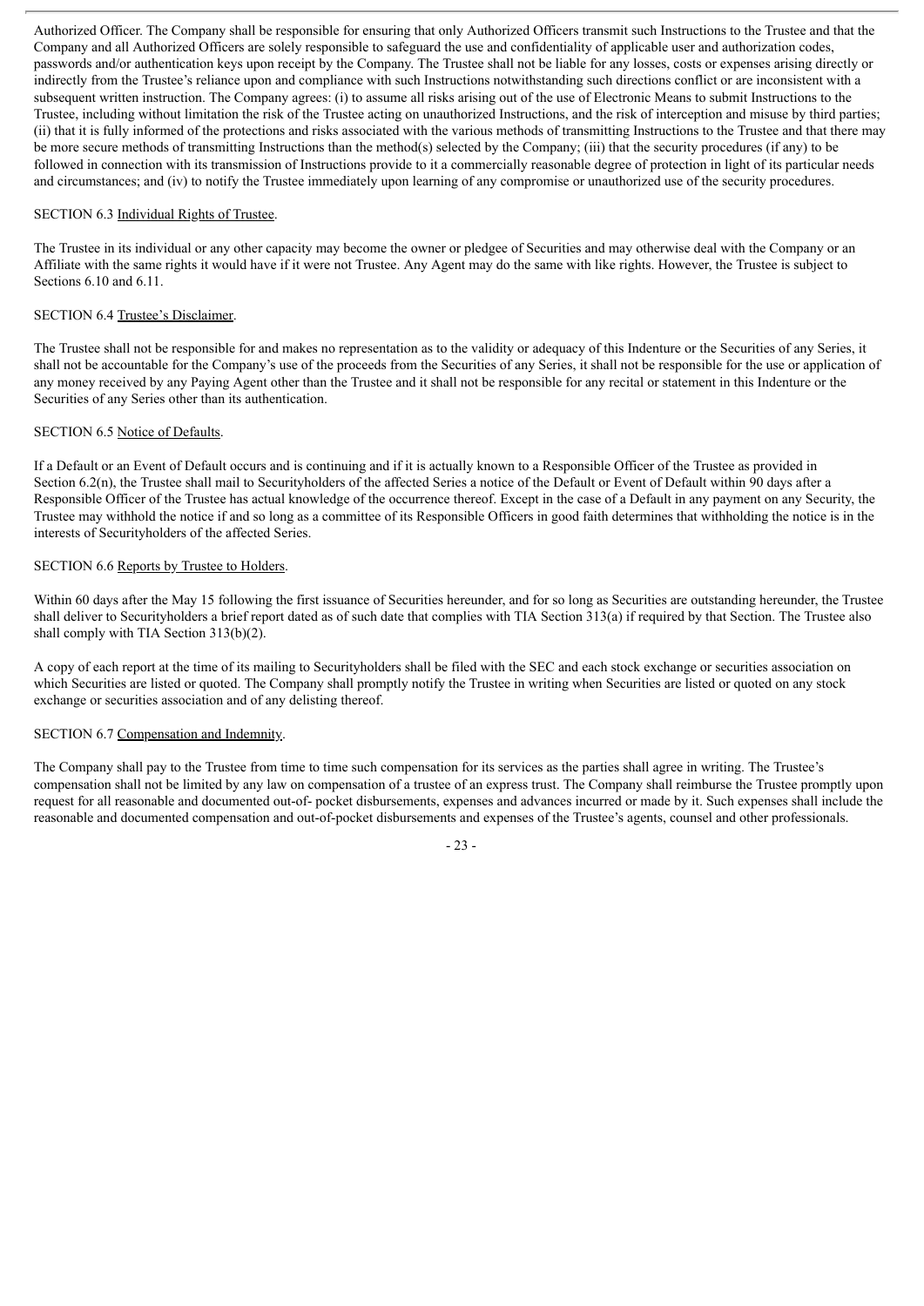Authorized Officer. The Company shall be responsible for ensuring that only Authorized Officers transmit such Instructions to the Trustee and that the Company and all Authorized Officers are solely responsible to safeguard the use and confidentiality of applicable user and authorization codes, passwords and/or authentication keys upon receipt by the Company. The Trustee shall not be liable for any losses, costs or expenses arising directly or indirectly from the Trustee's reliance upon and compliance with such Instructions notwithstanding such directions conflict or are inconsistent with a subsequent written instruction. The Company agrees: (i) to assume all risks arising out of the use of Electronic Means to submit Instructions to the Trustee, including without limitation the risk of the Trustee acting on unauthorized Instructions, and the risk of interception and misuse by third parties; (ii) that it is fully informed of the protections and risks associated with the various methods of transmitting Instructions to the Trustee and that there may be more secure methods of transmitting Instructions than the method(s) selected by the Company; (iii) that the security procedures (if any) to be followed in connection with its transmission of Instructions provide to it a commercially reasonable degree of protection in light of its particular needs and circumstances; and (iv) to notify the Trustee immediately upon learning of any compromise or unauthorized use of the security procedures.

SECTION 6.3 Individual Rights of Trustee.

The Trustee in its individual or any other capacity may become the owner or pledgee of Securities and may otherwise deal with the Company or an Affiliate with the same rights it would have if it were not Trustee. Any Agent may do the same with like rights. However, the Trustee is subject to Sections 6.10 and 6.11.

SECTION 6.4 Trustee's Disclaimer.

The Trustee shall not be responsible for and makes no representation as to the validity or adequacy of this Indenture or the Securities of any Series, it shall not be accountable for the Company's use of the proceeds from the Securities of any Series, it shall not be responsible for the use or application of any money received by any Paying Agent other than the Trustee and it shall not be responsible for any recital or statement in this Indenture or the Securities of any Series other than its authentication.

SECTION 6.5 Notice of Defaults.

If a Default or an Event of Default occurs and is continuing and if it is actually known to a Responsible Officer of the Trustee as provided in Section 6.2(n), the Trustee shall mail to Securityholders of the affected Series a notice of the Default or Event of Default within 90 days after a Responsible Officer of the Trustee has actual knowledge of the occurrence thereof. Except in the case of a Default in any payment on any Security, the Trustee may withhold the notice if and so long as a committee of its Responsible Officers in good faith determines that withholding the notice is in the interests of Securityholders of the affected Series.

SECTION 6.6 Reports by Trustee to Holders.

Within 60 days after the May 15 following the first issuance of Securities hereunder, and for so long as Securities are outstanding hereunder, the Trustee shall deliver to Securityholders a brief report dated as of such date that complies with TIA Section 313(a) if required by that Section. The Trustee also shall comply with TIA Section 313(b)(2).

A copy of each report at the time of its mailing to Securityholders shall be filed with the SEC and each stock exchange or securities association on which Securities are listed or quoted. The Company shall promptly notify the Trustee in writing when Securities are listed or quoted on any stock exchange or securities association and of any delisting thereof.

SECTION 6.7 Compensation and Indemnity.

The Company shall pay to the Trustee from time to time such compensation for its services as the parties shall agree in writing. The Trustee's compensation shall not be limited by any law on compensation of a trustee of an express trust. The Company shall reimburse the Trustee promptly upon request for all reasonable and documented out-of- pocket disbursements, expenses and advances incurred or made by it. Such expenses shall include the reasonable and documented compensation and out-of-pocket disbursements and expenses of the Trustee's agents, counsel and other professionals.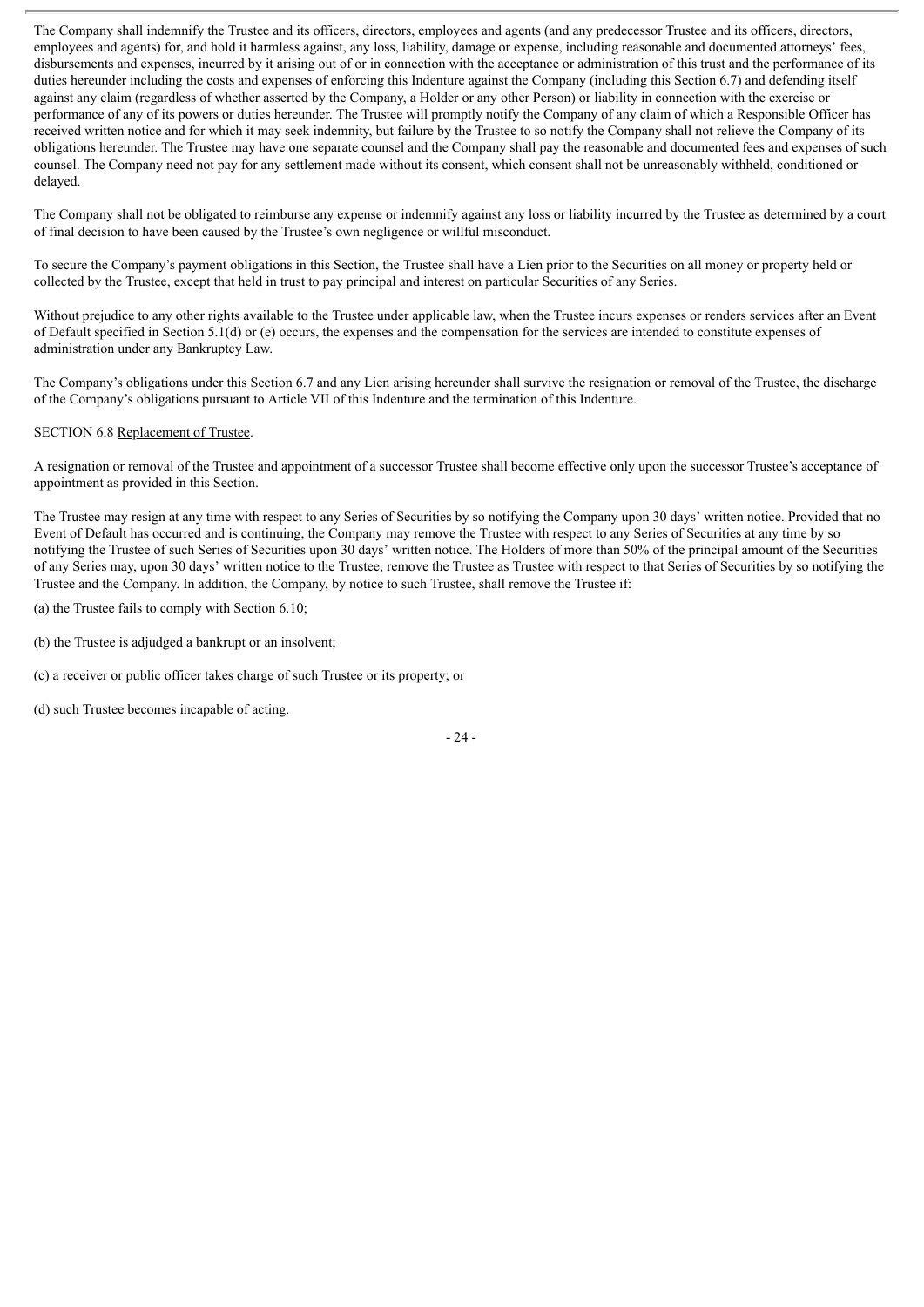The Company shall indemnify the Trustee and its officers, directors, employees and agents (and any predecessor Trustee and its officers, directors, employees and agents) for, and hold it harmless against, any loss, liability, damage or expense, including reasonable and documented attorneys' fees, disbursements and expenses, incurred by it arising out of or in connection with the acceptance or administration of this trust and the performance of its duties hereunder including the costs and expenses of enforcing this Indenture against the Company (including this Section 6.7) and defending itself against any claim (regardless of whether asserted by the Company, a Holder or any other Person) or liability in connection with the exercise or performance of any of its powers or duties hereunder. The Trustee will promptly notify the Company of any claim of which a Responsible Officer has received written notice and for which it may seek indemnity, but failure by the Trustee to so notify the Company shall not relieve the Company of its obligations hereunder. The Trustee may have one separate counsel and the Company shall pay the reasonable and documented fees and expenses of such counsel. The Company need not pay for any settlement made without its consent, which consent shall not be unreasonably withheld, conditioned or delayed.

The Company shall not be obligated to reimburse any expense or indemnify against any loss or liability incurred by the Trustee as determined by a court of final decision to have been caused by the Trustee's own negligence or willful misconduct.

To secure the Company's payment obligations in this Section, the Trustee shall have a Lien prior to the Securities on all money or property held or collected by the Trustee, except that held in trust to pay principal and interest on particular Securities of any Series.

Without prejudice to any other rights available to the Trustee under applicable law, when the Trustee incurs expenses or renders services after an Event of Default specified in Section 5.1(d) or (e) occurs, the expenses and the compensation for the services are intended to constitute expenses of administration under any Bankruptcy Law.

The Company's obligations under this Section 6.7 and any Lien arising hereunder shall survive the resignation or removal of the Trustee, the discharge of the Company's obligations pursuant to Article VII of this Indenture and the termination of this Indenture.

SECTION 6.8 Replacement of Trustee.

A resignation or removal of the Trustee and appointment of a successor Trustee shall become effective only upon the successor Trustee's acceptance of appointment as provided in this Section.

The Trustee may resign at any time with respect to any Series of Securities by so notifying the Company upon 30 days' written notice. Provided that no Event of Default has occurred and is continuing, the Company may remove the Trustee with respect to any Series of Securities at any time by so notifying the Trustee of such Series of Securities upon 30 days' written notice. The Holders of more than 50% of the principal amount of the Securities of any Series may, upon 30 days' written notice to the Trustee, remove the Trustee as Trustee with respect to that Series of Securities by so notifying the Trustee and the Company. In addition, the Company, by notice to such Trustee, shall remove the Trustee if:

(a) the Trustee fails to comply with Section 6.10;

(b) the Trustee is adjudged a bankrupt or an insolvent;

(c) a receiver or public officer takes charge of such Trustee or its property; or

(d) such Trustee becomes incapable of acting.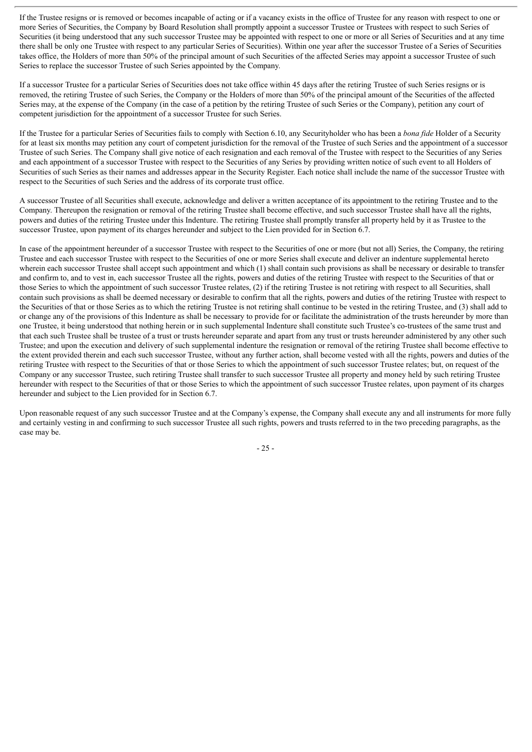If the Trustee resigns or is removed or becomes incapable of acting or if a vacancy exists in the office of Trustee for any reason with respect to one or more Series of Securities, the Company by Board Resolution shall promptly appoint a successor Trustee or Trustees with respect to such Series of Securities (it being understood that any such successor Trustee may be appointed with respect to one or more or all Series of Securities and at any time there shall be only one Trustee with respect to any particular Series of Securities). Within one year after the successor Trustee of a Series of Securities takes office, the Holders of more than 50% of the principal amount of such Securities of the affected Series may appoint a successor Trustee of such Series to replace the successor Trustee of such Series appointed by the Company.

If a successor Trustee for a particular Series of Securities does not take office within 45 days after the retiring Trustee of such Series resigns or is removed, the retiring Trustee of such Series, the Company or the Holders of more than 50% of the principal amount of the Securities of the affected Series may, at the expense of the Company (in the case of a petition by the retiring Trustee of such Series or the Company), petition any court of competent jurisdiction for the appointment of a successor Trustee for such Series.

If the Trustee for a particular Series of Securities fails to comply with Section 6.10, any Securityholder who has been a *bona fide* Holder of a Security for at least six months may petition any court of competent jurisdiction for the removal of the Trustee of such Series and the appointment of a successor Trustee of such Series. The Company shall give notice of each resignation and each removal of the Trustee with respect to the Securities of any Series and each appointment of a successor Trustee with respect to the Securities of any Series by providing written notice of such event to all Holders of Securities of such Series as their names and addresses appear in the Security Register. Each notice shall include the name of the successor Trustee with respect to the Securities of such Series and the address of its corporate trust office.

A successor Trustee of all Securities shall execute, acknowledge and deliver a written acceptance of its appointment to the retiring Trustee and to the Company. Thereupon the resignation or removal of the retiring Trustee shall become effective, and such successor Trustee shall have all the rights, powers and duties of the retiring Trustee under this Indenture. The retiring Trustee shall promptly transfer all property held by it as Trustee to the successor Trustee, upon payment of its charges hereunder and subject to the Lien provided for in Section 6.7.

In case of the appointment hereunder of a successor Trustee with respect to the Securities of one or more (but not all) Series, the Company, the retiring Trustee and each successor Trustee with respect to the Securities of one or more Series shall execute and deliver an indenture supplemental hereto wherein each successor Trustee shall accept such appointment and which (1) shall contain such provisions as shall be necessary or desirable to transfer and confirm to, and to vest in, each successor Trustee all the rights, powers and duties of the retiring Trustee with respect to the Securities of that or those Series to which the appointment of such successor Trustee relates, (2) if the retiring Trustee is not retiring with respect to all Securities, shall contain such provisions as shall be deemed necessary or desirable to confirm that all the rights, powers and duties of the retiring Trustee with respect to the Securities of that or those Series as to which the retiring Trustee is not retiring shall continue to be vested in the retiring Trustee, and (3) shall add to or change any of the provisions of this Indenture as shall be necessary to provide for or facilitate the administration of the trusts hereunder by more than one Trustee, it being understood that nothing herein or in such supplemental Indenture shall constitute such Trustee's co-trustees of the same trust and that each such Trustee shall be trustee of a trust or trusts hereunder separate and apart from any trust or trusts hereunder administered by any other such Trustee; and upon the execution and delivery of such supplemental indenture the resignation or removal of the retiring Trustee shall become effective to the extent provided therein and each such successor Trustee, without any further action, shall become vested with all the rights, powers and duties of the retiring Trustee with respect to the Securities of that or those Series to which the appointment of such successor Trustee relates; but, on request of the Company or any successor Trustee, such retiring Trustee shall transfer to such successor Trustee all property and money held by such retiring Trustee hereunder with respect to the Securities of that or those Series to which the appointment of such successor Trustee relates, upon payment of its charges hereunder and subject to the Lien provided for in Section 6.7.

Upon reasonable request of any such successor Trustee and at the Company's expense, the Company shall execute any and all instruments for more fully and certainly vesting in and confirming to such successor Trustee all such rights, powers and trusts referred to in the two preceding paragraphs, as the case may be.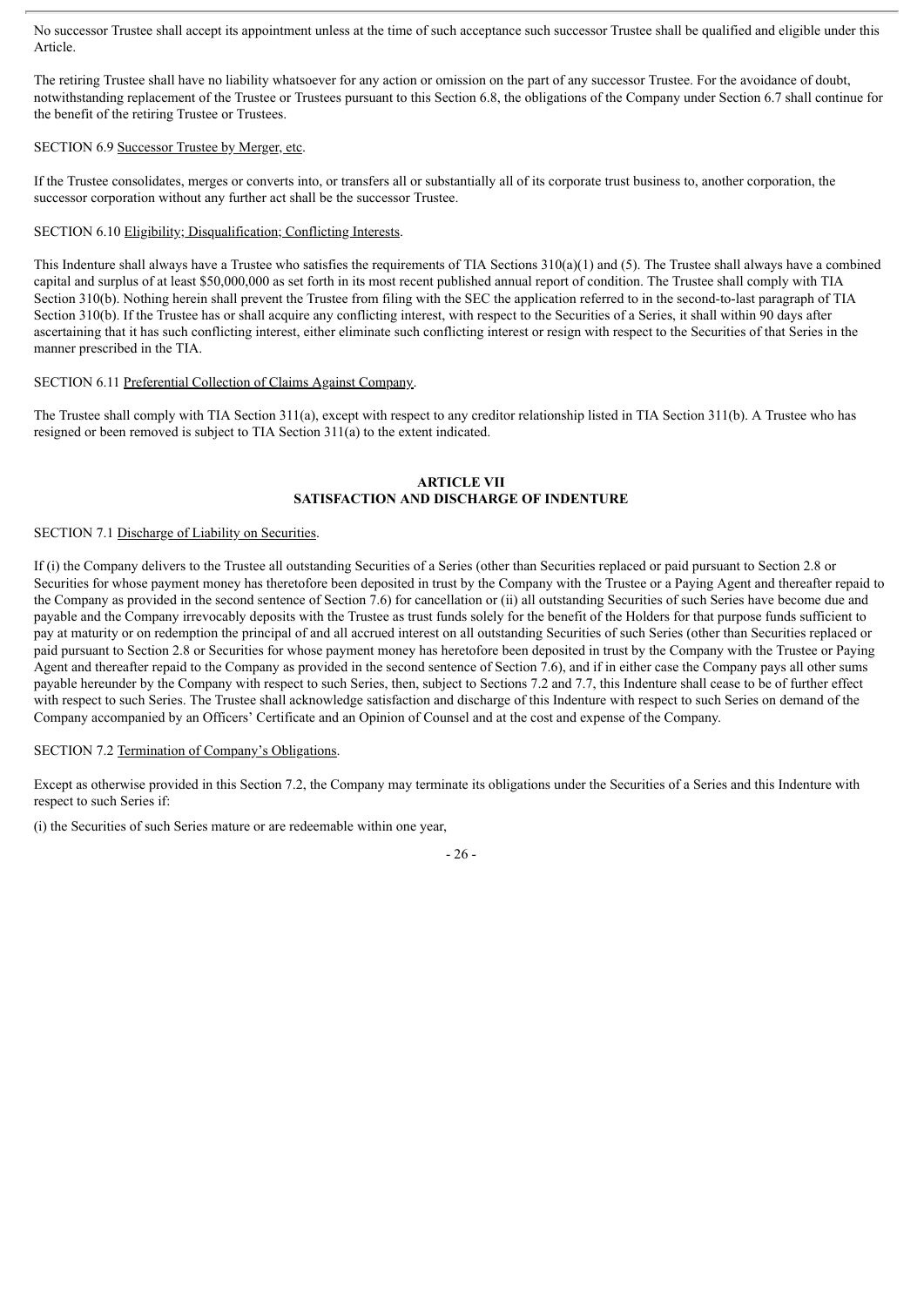No successor Trustee shall accept its appointment unless at the time of such acceptance such successor Trustee shall be qualified and eligible under this Article.

The retiring Trustee shall have no liability whatsoever for any action or omission on the part of any successor Trustee. For the avoidance of doubt, notwithstanding replacement of the Trustee or Trustees pursuant to this Section 6.8, the obligations of the Company under Section 6.7 shall continue for the benefit of the retiring Trustee or Trustees.

SECTION 6.9 Successor Trustee by Merger, etc.

If the Trustee consolidates, merges or converts into, or transfers all or substantially all of its corporate trust business to, another corporation, the successor corporation without any further act shall be the successor Trustee.

SECTION 6.10 Eligibility; Disqualification; Conflicting Interests.

This Indenture shall always have a Trustee who satisfies the requirements of TIA Sections 310(a)(1) and (5). The Trustee shall always have a combined capital and surplus of at least $50,000,000 as set forth in its most recent published annual report of condition. The Trustee shall comply with TIA Section 310(b). Nothing herein shall prevent the Trustee from filing with the SEC the application referred to in the second-to-last paragraph of TIA Section 310(b). If the Trustee has or shall acquire any conflicting interest, with respect to the Securities of a Series, it shall within 90 days after ascertaining that it has such conflicting interest, either eliminate such conflicting interest or resign with respect to the Securities of that Series in the manner prescribed in the TIA.

SECTION 6.11 Preferential Collection of Claims Against Company.

The Trustee shall comply with TIA Section 311(a), except with respect to any creditor relationship listed in TIA Section 311(b). A Trustee who has resigned or been removed is subject to TIA Section 311(a) to the extent indicated.

## ARTICLE VII
## SATISFACTION AND DISCHARGE OF INDENTURE

SECTION 7.1 Discharge of Liability on Securities.

If (i) the Company delivers to the Trustee all outstanding Securities of a Series (other than Securities replaced or paid pursuant to Section 2.8 or Securities for whose payment money has theretofore been deposited in trust by the Company with the Trustee or a Paying Agent and thereafter repaid to the Company as provided in the second sentence of Section 7.6) for cancellation or (ii) all outstanding Securities of such Series have become due and payable and the Company irrevocably deposits with the Trustee as trust funds solely for the benefit of the Holders for that purpose funds sufficient to pay at maturity or on redemption the principal of and all accrued interest on all outstanding Securities of such Series (other than Securities replaced or paid pursuant to Section 2.8 or Securities for whose payment money has heretofore been deposited in trust by the Company with the Trustee or Paying Agent and thereafter repaid to the Company as provided in the second sentence of Section 7.6), and if in either case the Company pays all other sums payable hereunder by the Company with respect to such Series, then, subject to Sections 7.2 and 7.7, this Indenture shall cease to be of further effect with respect to such Series. The Trustee shall acknowledge satisfaction and discharge of this Indenture with respect to such Series on demand of the Company accompanied by an Officers' Certificate and an Opinion of Counsel and at the cost and expense of the Company.

SECTION 7.2 Termination of Company's Obligations.

Except as otherwise provided in this Section 7.2, the Company may terminate its obligations under the Securities of a Series and this Indenture with respect to such Series if:

(i) the Securities of such Series mature or are redeemable within one year,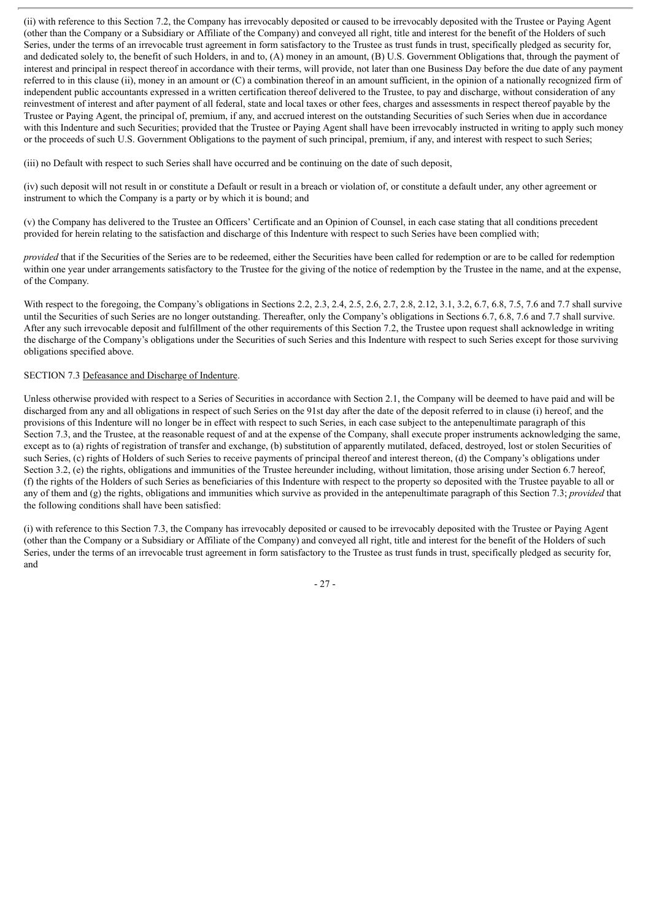(ii) with reference to this Section 7.2, the Company has irrevocably deposited or caused to be irrevocably deposited with the Trustee or Paying Agent (other than the Company or a Subsidiary or Affiliate of the Company) and conveyed all right, title and interest for the benefit of the Holders of such Series, under the terms of an irrevocable trust agreement in form satisfactory to the Trustee as trust funds in trust, specifically pledged as security for, and dedicated solely to, the benefit of such Holders, in and to, (A) money in an amount, (B) U.S. Government Obligations that, through the payment of interest and principal in respect thereof in accordance with their terms, will provide, not later than one Business Day before the due date of any payment referred to in this clause (ii), money in an amount or (C) a combination thereof in an amount sufficient, in the opinion of a nationally recognized firm of independent public accountants expressed in a written certification thereof delivered to the Trustee, to pay and discharge, without consideration of any reinvestment of interest and after payment of all federal, state and local taxes or other fees, charges and assessments in respect thereof payable by the Trustee or Paying Agent, the principal of, premium, if any, and accrued interest on the outstanding Securities of such Series when due in accordance with this Indenture and such Securities; provided that the Trustee or Paying Agent shall have been irrevocably instructed in writing to apply such money or the proceeds of such U.S. Government Obligations to the payment of such principal, premium, if any, and interest with respect to such Series;

(iii) no Default with respect to such Series shall have occurred and be continuing on the date of such deposit,

(iv) such deposit will not result in or constitute a Default or result in a breach or violation of, or constitute a default under, any other agreement or instrument to which the Company is a party or by which it is bound; and

(v) the Company has delivered to the Trustee an Officers' Certificate and an Opinion of Counsel, in each case stating that all conditions precedent provided for herein relating to the satisfaction and discharge of this Indenture with respect to such Series have been complied with;

*provided* that if the Securities of the Series are to be redeemed, either the Securities have been called for redemption or are to be called for redemption within one year under arrangements satisfactory to the Trustee for the giving of the notice of redemption by the Trustee in the name, and at the expense, of the Company.

With respect to the foregoing, the Company's obligations in Sections 2.2, 2.3, 2.4, 2.5, 2.6, 2.7, 2.8, 2.12, 3.1, 3.2, 6.7, 6.8, 7.5, 7.6 and 7.7 shall survive until the Securities of such Series are no longer outstanding. Thereafter, only the Company's obligations in Sections 6.7, 6.8, 7.6 and 7.7 shall survive. After any such irrevocable deposit and fulfillment of the other requirements of this Section 7.2, the Trustee upon request shall acknowledge in writing the discharge of the Company's obligations under the Securities of such Series and this Indenture with respect to such Series except for those surviving obligations specified above.

SECTION 7.3 Defeasance and Discharge of Indenture.

Unless otherwise provided with respect to a Series of Securities in accordance with Section 2.1, the Company will be deemed to have paid and will be discharged from any and all obligations in respect of such Series on the 91st day after the date of the deposit referred to in clause (i) hereof, and the provisions of this Indenture will no longer be in effect with respect to such Series, in each case subject to the antepenultimate paragraph of this Section 7.3, and the Trustee, at the reasonable request of and at the expense of the Company, shall execute proper instruments acknowledging the same, except as to (a) rights of registration of transfer and exchange, (b) substitution of apparently mutilated, defaced, destroyed, lost or stolen Securities of such Series, (c) rights of Holders of such Series to receive payments of principal thereof and interest thereon, (d) the Company's obligations under Section 3.2, (e) the rights, obligations and immunities of the Trustee hereunder including, without limitation, those arising under Section 6.7 hereof, (f) the rights of the Holders of such Series as beneficiaries of this Indenture with respect to the property so deposited with the Trustee payable to all or any of them and (g) the rights, obligations and immunities which survive as provided in the antepenultimate paragraph of this Section 7.3; *provided* that the following conditions shall have been satisfied:

(i) with reference to this Section 7.3, the Company has irrevocably deposited or caused to be irrevocably deposited with the Trustee or Paying Agent (other than the Company or a Subsidiary or Affiliate of the Company) and conveyed all right, title and interest for the benefit of the Holders of such Series, under the terms of an irrevocable trust agreement in form satisfactory to the Trustee as trust funds in trust, specifically pledged as security for, and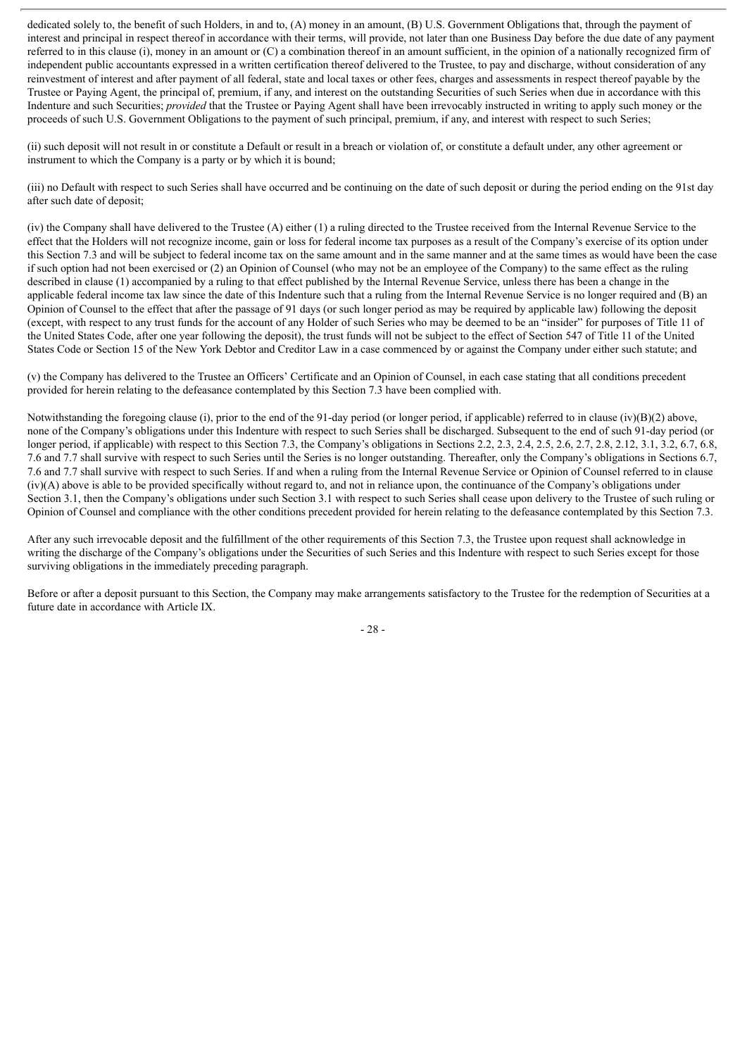dedicated solely to, the benefit of such Holders, in and to, (A) money in an amount, (B) U.S. Government Obligations that, through the payment of interest and principal in respect thereof in accordance with their terms, will provide, not later than one Business Day before the due date of any payment referred to in this clause (i), money in an amount or (C) a combination thereof in an amount sufficient, in the opinion of a nationally recognized firm of independent public accountants expressed in a written certification thereof delivered to the Trustee, to pay and discharge, without consideration of any reinvestment of interest and after payment of all federal, state and local taxes or other fees, charges and assessments in respect thereof payable by the Trustee or Paying Agent, the principal of, premium, if any, and interest on the outstanding Securities of such Series when due in accordance with this Indenture and such Securities; *provided* that the Trustee or Paying Agent shall have been irrevocably instructed in writing to apply such money or the proceeds of such U.S. Government Obligations to the payment of such principal, premium, if any, and interest with respect to such Series;

(ii) such deposit will not result in or constitute a Default or result in a breach or violation of, or constitute a default under, any other agreement or instrument to which the Company is a party or by which it is bound;

(iii) no Default with respect to such Series shall have occurred and be continuing on the date of such deposit or during the period ending on the 91st day after such date of deposit;

(iv) the Company shall have delivered to the Trustee (A) either (1) a ruling directed to the Trustee received from the Internal Revenue Service to the effect that the Holders will not recognize income, gain or loss for federal income tax purposes as a result of the Company's exercise of its option under this Section 7.3 and will be subject to federal income tax on the same amount and in the same manner and at the same times as would have been the case if such option had not been exercised or (2) an Opinion of Counsel (who may not be an employee of the Company) to the same effect as the ruling described in clause (1) accompanied by a ruling to that effect published by the Internal Revenue Service, unless there has been a change in the applicable federal income tax law since the date of this Indenture such that a ruling from the Internal Revenue Service is no longer required and (B) an Opinion of Counsel to the effect that after the passage of 91 days (or such longer period as may be required by applicable law) following the deposit (except, with respect to any trust funds for the account of any Holder of such Series who may be deemed to be an "insider" for purposes of Title 11 of the United States Code, after one year following the deposit), the trust funds will not be subject to the effect of Section 547 of Title 11 of the United States Code or Section 15 of the New York Debtor and Creditor Law in a case commenced by or against the Company under either such statute; and

(v) the Company has delivered to the Trustee an Officers' Certificate and an Opinion of Counsel, in each case stating that all conditions precedent provided for herein relating to the defeasance contemplated by this Section 7.3 have been complied with.

Notwithstanding the foregoing clause (i), prior to the end of the 91-day period (or longer period, if applicable) referred to in clause (iv)(B)(2) above, none of the Company's obligations under this Indenture with respect to such Series shall be discharged. Subsequent to the end of such 91-day period (or longer period, if applicable) with respect to this Section 7.3, the Company's obligations in Sections 2.2, 2.3, 2.4, 2.5, 2.6, 2.7, 2.8, 2.12, 3.1, 3.2, 6.7, 6.8, 7.6 and 7.7 shall survive with respect to such Series until the Series is no longer outstanding. Thereafter, only the Company's obligations in Sections 6.7, 7.6 and 7.7 shall survive with respect to such Series. If and when a ruling from the Internal Revenue Service or Opinion of Counsel referred to in clause (iv)(A) above is able to be provided specifically without regard to, and not in reliance upon, the continuance of the Company's obligations under Section 3.1, then the Company's obligations under such Section 3.1 with respect to such Series shall cease upon delivery to the Trustee of such ruling or Opinion of Counsel and compliance with the other conditions precedent provided for herein relating to the defeasance contemplated by this Section 7.3.

After any such irrevocable deposit and the fulfillment of the other requirements of this Section 7.3, the Trustee upon request shall acknowledge in writing the discharge of the Company's obligations under the Securities of such Series and this Indenture with respect to such Series except for those surviving obligations in the immediately preceding paragraph.

Before or after a deposit pursuant to this Section, the Company may make arrangements satisfactory to the Trustee for the redemption of Securities at a future date in accordance with Article IX.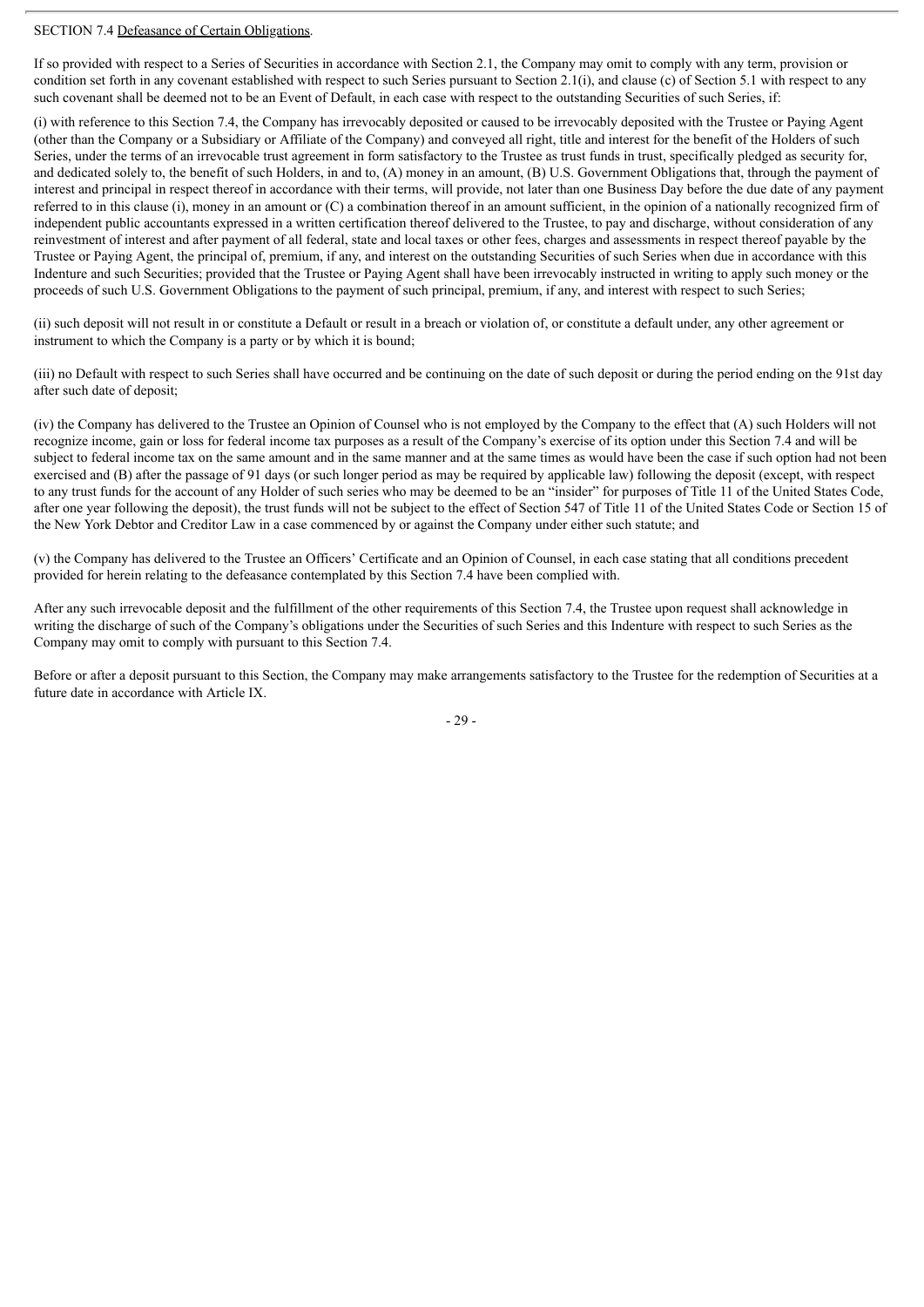SECTION 7.4 Defeasance of Certain Obligations.

If so provided with respect to a Series of Securities in accordance with Section 2.1, the Company may omit to comply with any term, provision or condition set forth in any covenant established with respect to such Series pursuant to Section 2.1(i), and clause (c) of Section 5.1 with respect to any such covenant shall be deemed not to be an Event of Default, in each case with respect to the outstanding Securities of such Series, if:

(i) with reference to this Section 7.4, the Company has irrevocably deposited or caused to be irrevocably deposited with the Trustee or Paying Agent (other than the Company or a Subsidiary or Affiliate of the Company) and conveyed all right, title and interest for the benefit of the Holders of such Series, under the terms of an irrevocable trust agreement in form satisfactory to the Trustee as trust funds in trust, specifically pledged as security for, and dedicated solely to, the benefit of such Holders, in and to, (A) money in an amount, (B) U.S. Government Obligations that, through the payment of interest and principal in respect thereof in accordance with their terms, will provide, not later than one Business Day before the due date of any payment referred to in this clause (i), money in an amount or (C) a combination thereof in an amount sufficient, in the opinion of a nationally recognized firm of independent public accountants expressed in a written certification thereof delivered to the Trustee, to pay and discharge, without consideration of any reinvestment of interest and after payment of all federal, state and local taxes or other fees, charges and assessments in respect thereof payable by the Trustee or Paying Agent, the principal of, premium, if any, and interest on the outstanding Securities of such Series when due in accordance with this Indenture and such Securities; provided that the Trustee or Paying Agent shall have been irrevocably instructed in writing to apply such money or the proceeds of such U.S. Government Obligations to the payment of such principal, premium, if any, and interest with respect to such Series;

(ii) such deposit will not result in or constitute a Default or result in a breach or violation of, or constitute a default under, any other agreement or instrument to which the Company is a party or by which it is bound;

(iii) no Default with respect to such Series shall have occurred and be continuing on the date of such deposit or during the period ending on the 91st day after such date of deposit;

(iv) the Company has delivered to the Trustee an Opinion of Counsel who is not employed by the Company to the effect that (A) such Holders will not recognize income, gain or loss for federal income tax purposes as a result of the Company's exercise of its option under this Section 7.4 and will be subject to federal income tax on the same amount and in the same manner and at the same times as would have been the case if such option had not been exercised and (B) after the passage of 91 days (or such longer period as may be required by applicable law) following the deposit (except, with respect to any trust funds for the account of any Holder of such series who may be deemed to be an "insider" for purposes of Title 11 of the United States Code, after one year following the deposit), the trust funds will not be subject to the effect of Section 547 of Title 11 of the United States Code or Section 15 of the New York Debtor and Creditor Law in a case commenced by or against the Company under either such statute; and

(v) the Company has delivered to the Trustee an Officers' Certificate and an Opinion of Counsel, in each case stating that all conditions precedent provided for herein relating to the defeasance contemplated by this Section 7.4 have been complied with.

After any such irrevocable deposit and the fulfillment of the other requirements of this Section 7.4, the Trustee upon request shall acknowledge in writing the discharge of such of the Company's obligations under the Securities of such Series and this Indenture with respect to such Series as the Company may omit to comply with pursuant to this Section 7.4.

Before or after a deposit pursuant to this Section, the Company may make arrangements satisfactory to the Trustee for the redemption of Securities at a future date in accordance with Article IX.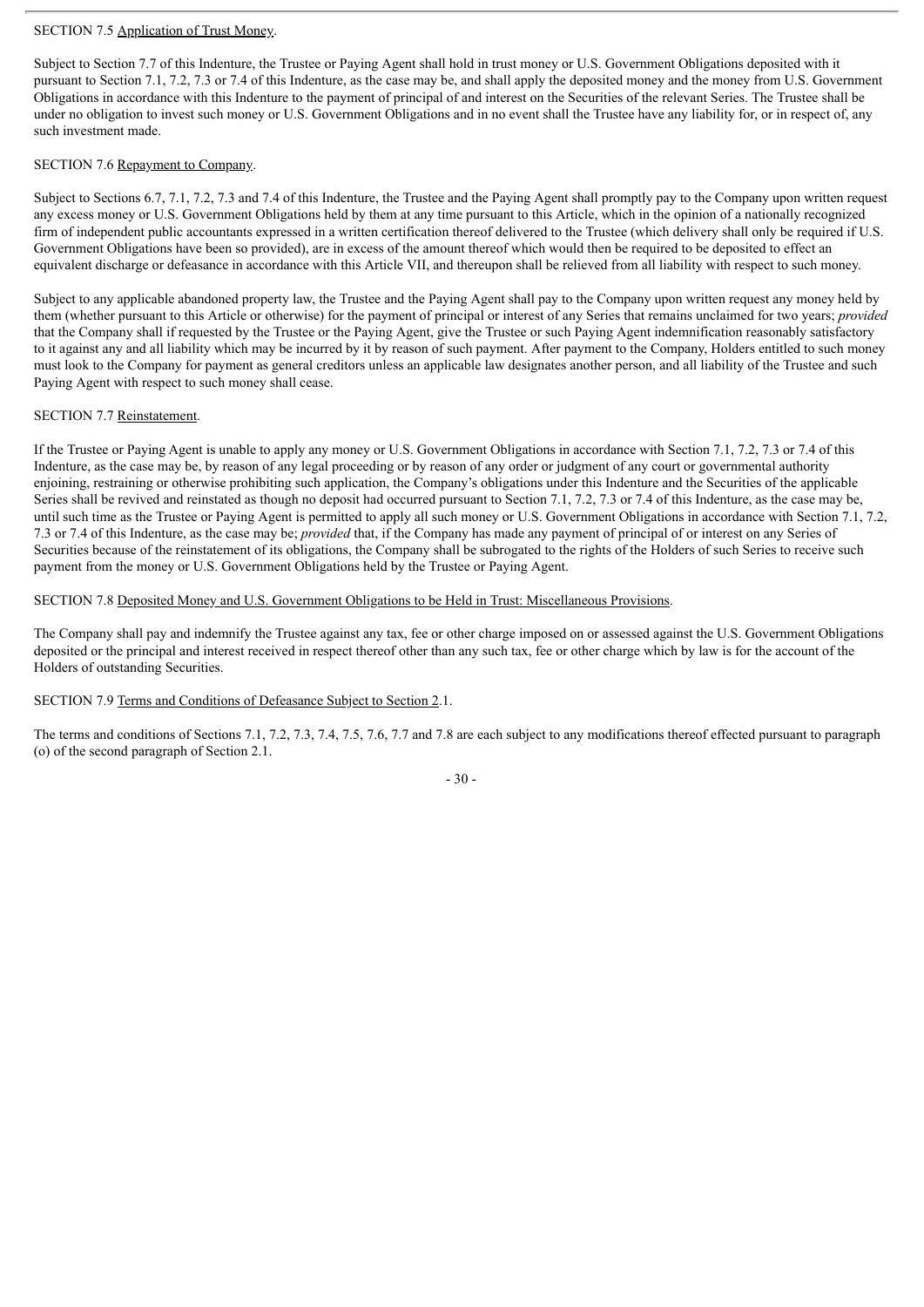SECTION 7.5 Application of Trust Money.

Subject to Section 7.7 of this Indenture, the Trustee or Paying Agent shall hold in trust money or U.S. Government Obligations deposited with it pursuant to Section 7.1, 7.2, 7.3 or 7.4 of this Indenture, as the case may be, and shall apply the deposited money and the money from U.S. Government Obligations in accordance with this Indenture to the payment of principal of and interest on the Securities of the relevant Series. The Trustee shall be under no obligation to invest such money or U.S. Government Obligations and in no event shall the Trustee have any liability for, or in respect of, any such investment made.

SECTION 7.6 Repayment to Company.

Subject to Sections 6.7, 7.1, 7.2, 7.3 and 7.4 of this Indenture, the Trustee and the Paying Agent shall promptly pay to the Company upon written request any excess money or U.S. Government Obligations held by them at any time pursuant to this Article, which in the opinion of a nationally recognized firm of independent public accountants expressed in a written certification thereof delivered to the Trustee (which delivery shall only be required if U.S. Government Obligations have been so provided), are in excess of the amount thereof which would then be required to be deposited to effect an equivalent discharge or defeasance in accordance with this Article VII, and thereupon shall be relieved from all liability with respect to such money.

Subject to any applicable abandoned property law, the Trustee and the Paying Agent shall pay to the Company upon written request any money held by them (whether pursuant to this Article or otherwise) for the payment of principal or interest of any Series that remains unclaimed for two years; *provided* that the Company shall if requested by the Trustee or the Paying Agent, give the Trustee or such Paying Agent indemnification reasonably satisfactory to it against any and all liability which may be incurred by it by reason of such payment. After payment to the Company, Holders entitled to such money must look to the Company for payment as general creditors unless an applicable law designates another person, and all liability of the Trustee and such Paying Agent with respect to such money shall cease.

SECTION 7.7 Reinstatement.

If the Trustee or Paying Agent is unable to apply any money or U.S. Government Obligations in accordance with Section 7.1, 7.2, 7.3 or 7.4 of this Indenture, as the case may be, by reason of any legal proceeding or by reason of any order or judgment of any court or governmental authority enjoining, restraining or otherwise prohibiting such application, the Company's obligations under this Indenture and the Securities of the applicable Series shall be revived and reinstated as though no deposit had occurred pursuant to Section 7.1, 7.2, 7.3 or 7.4 of this Indenture, as the case may be, until such time as the Trustee or Paying Agent is permitted to apply all such money or U.S. Government Obligations in accordance with Section 7.1, 7.2, 7.3 or 7.4 of this Indenture, as the case may be; *provided* that, if the Company has made any payment of principal of or interest on any Series of Securities because of the reinstatement of its obligations, the Company shall be subrogated to the rights of the Holders of such Series to receive such payment from the money or U.S. Government Obligations held by the Trustee or Paying Agent.

SECTION 7.8 Deposited Money and U.S. Government Obligations to be Held in Trust: Miscellaneous Provisions.

The Company shall pay and indemnify the Trustee against any tax, fee or other charge imposed on or assessed against the U.S. Government Obligations deposited or the principal and interest received in respect thereof other than any such tax, fee or other charge which by law is for the account of the Holders of outstanding Securities.

SECTION 7.9 Terms and Conditions of Defeasance Subject to Section 2.1.

The terms and conditions of Sections 7.1, 7.2, 7.3, 7.4, 7.5, 7.6, 7.7 and 7.8 are each subject to any modifications thereof effected pursuant to paragraph (o) of the second paragraph of Section 2.1.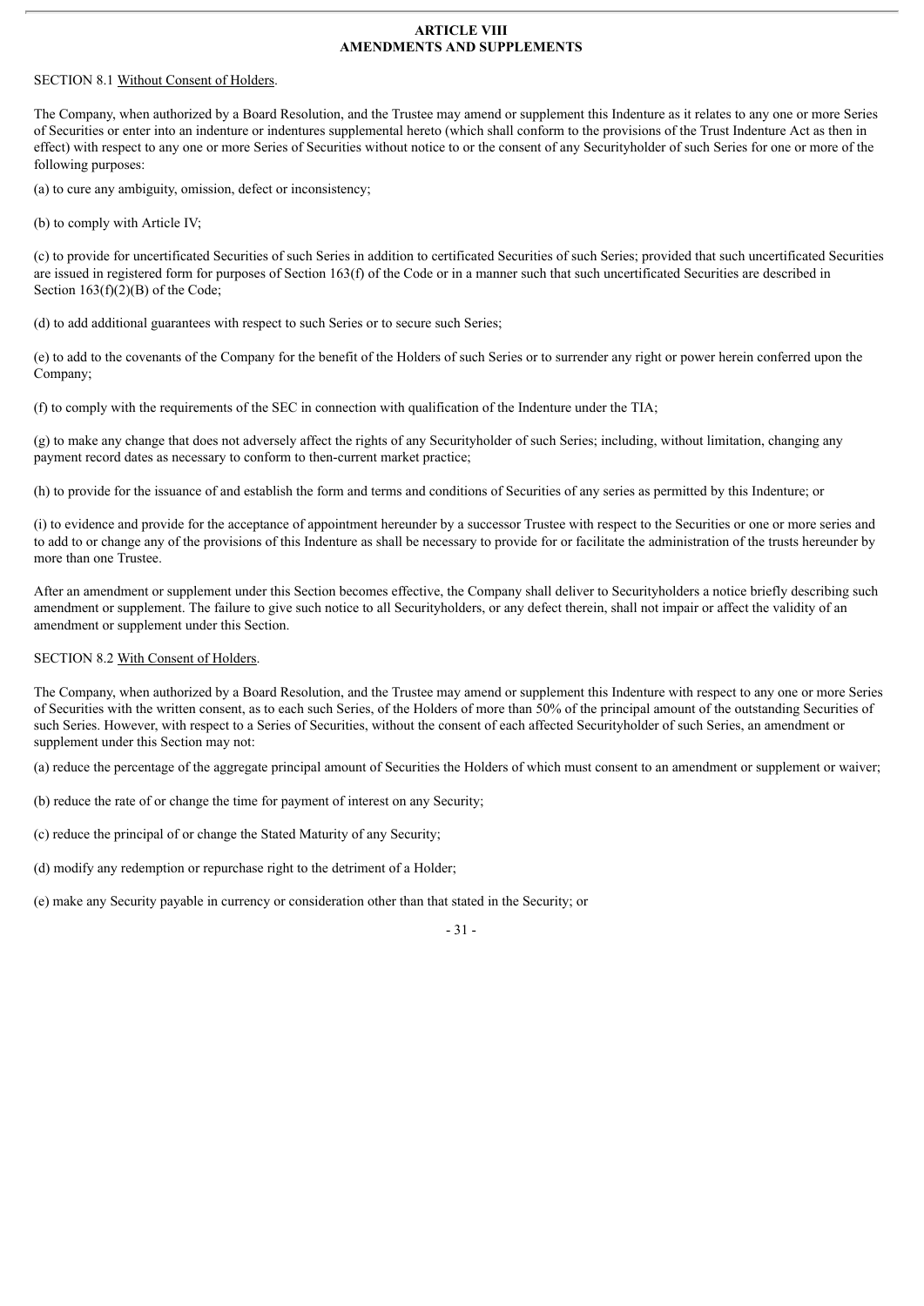## ARTICLE VIII
## AMENDMENTS AND SUPPLEMENTS

SECTION 8.1 Without Consent of Holders.

The Company, when authorized by a Board Resolution, and the Trustee may amend or supplement this Indenture as it relates to any one or more Series of Securities or enter into an indenture or indentures supplemental hereto (which shall conform to the provisions of the Trust Indenture Act as then in effect) with respect to any one or more Series of Securities without notice to or the consent of any Securityholder of such Series for one or more of the following purposes:

(a) to cure any ambiguity, omission, defect or inconsistency;

(b) to comply with Article IV;

(c) to provide for uncertificated Securities of such Series in addition to certificated Securities of such Series; provided that such uncertificated Securities are issued in registered form for purposes of Section 163(f) of the Code or in a manner such that such uncertificated Securities are described in Section 163(f)(2)(B) of the Code;

(d) to add additional guarantees with respect to such Series or to secure such Series;

(e) to add to the covenants of the Company for the benefit of the Holders of such Series or to surrender any right or power herein conferred upon the Company;

(f) to comply with the requirements of the SEC in connection with qualification of the Indenture under the TIA;

(g) to make any change that does not adversely affect the rights of any Securityholder of such Series; including, without limitation, changing any payment record dates as necessary to conform to then-current market practice;

(h) to provide for the issuance of and establish the form and terms and conditions of Securities of any series as permitted by this Indenture; or

(i) to evidence and provide for the acceptance of appointment hereunder by a successor Trustee with respect to the Securities or one or more series and to add to or change any of the provisions of this Indenture as shall be necessary to provide for or facilitate the administration of the trusts hereunder by more than one Trustee.

After an amendment or supplement under this Section becomes effective, the Company shall deliver to Securityholders a notice briefly describing such amendment or supplement. The failure to give such notice to all Securityholders, or any defect therein, shall not impair or affect the validity of an amendment or supplement under this Section.

SECTION 8.2 With Consent of Holders.

The Company, when authorized by a Board Resolution, and the Trustee may amend or supplement this Indenture with respect to any one or more Series of Securities with the written consent, as to each such Series, of the Holders of more than 50% of the principal amount of the outstanding Securities of such Series. However, with respect to a Series of Securities, without the consent of each affected Securityholder of such Series, an amendment or supplement under this Section may not:

(a) reduce the percentage of the aggregate principal amount of Securities the Holders of which must consent to an amendment or supplement or waiver;

(b) reduce the rate of or change the time for payment of interest on any Security;

(c) reduce the principal of or change the Stated Maturity of any Security;

(d) modify any redemption or repurchase right to the detriment of a Holder;

(e) make any Security payable in currency or consideration other than that stated in the Security; or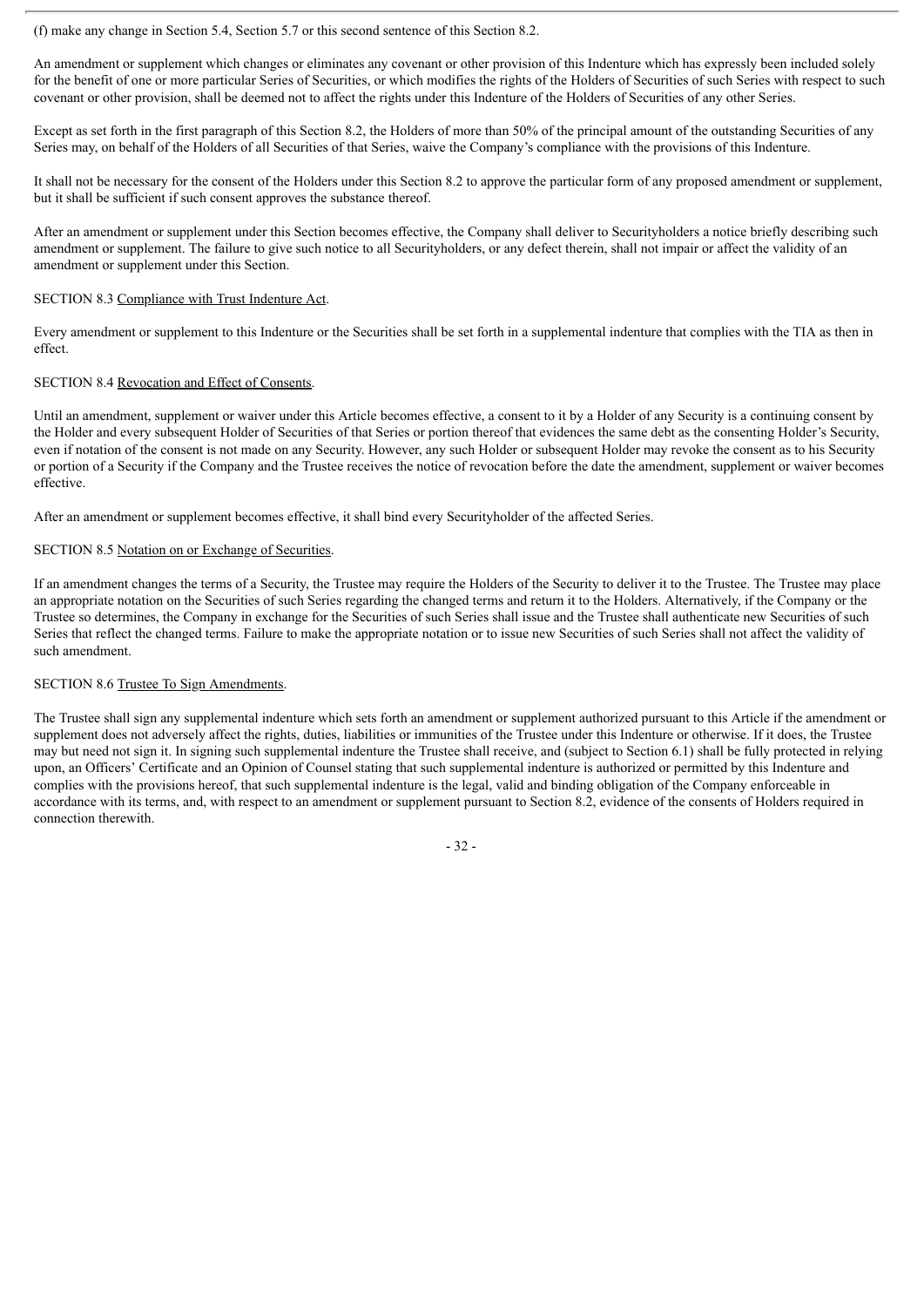(f) make any change in Section 5.4, Section 5.7 or this second sentence of this Section 8.2.

An amendment or supplement which changes or eliminates any covenant or other provision of this Indenture which has expressly been included solely for the benefit of one or more particular Series of Securities, or which modifies the rights of the Holders of Securities of such Series with respect to such covenant or other provision, shall be deemed not to affect the rights under this Indenture of the Holders of Securities of any other Series.

Except as set forth in the first paragraph of this Section 8.2, the Holders of more than 50% of the principal amount of the outstanding Securities of any Series may, on behalf of the Holders of all Securities of that Series, waive the Company's compliance with the provisions of this Indenture.

It shall not be necessary for the consent of the Holders under this Section 8.2 to approve the particular form of any proposed amendment or supplement, but it shall be sufficient if such consent approves the substance thereof.

After an amendment or supplement under this Section becomes effective, the Company shall deliver to Securityholders a notice briefly describing such amendment or supplement. The failure to give such notice to all Securityholders, or any defect therein, shall not impair or affect the validity of an amendment or supplement under this Section.

SECTION 8.3 Compliance with Trust Indenture Act.

Every amendment or supplement to this Indenture or the Securities shall be set forth in a supplemental indenture that complies with the TIA as then in effect.

SECTION 8.4 Revocation and Effect of Consents.

Until an amendment, supplement or waiver under this Article becomes effective, a consent to it by a Holder of any Security is a continuing consent by the Holder and every subsequent Holder of Securities of that Series or portion thereof that evidences the same debt as the consenting Holder's Security, even if notation of the consent is not made on any Security. However, any such Holder or subsequent Holder may revoke the consent as to his Security or portion of a Security if the Company and the Trustee receives the notice of revocation before the date the amendment, supplement or waiver becomes effective.

After an amendment or supplement becomes effective, it shall bind every Securityholder of the affected Series.

SECTION 8.5 Notation on or Exchange of Securities.

If an amendment changes the terms of a Security, the Trustee may require the Holders of the Security to deliver it to the Trustee. The Trustee may place an appropriate notation on the Securities of such Series regarding the changed terms and return it to the Holders. Alternatively, if the Company or the Trustee so determines, the Company in exchange for the Securities of such Series shall issue and the Trustee shall authenticate new Securities of such Series that reflect the changed terms. Failure to make the appropriate notation or to issue new Securities of such Series shall not affect the validity of such amendment.

SECTION 8.6 Trustee To Sign Amendments.

The Trustee shall sign any supplemental indenture which sets forth an amendment or supplement authorized pursuant to this Article if the amendment or supplement does not adversely affect the rights, duties, liabilities or immunities of the Trustee under this Indenture or otherwise. If it does, the Trustee may but need not sign it. In signing such supplemental indenture the Trustee shall receive, and (subject to Section 6.1) shall be fully protected in relying upon, an Officers' Certificate and an Opinion of Counsel stating that such supplemental indenture is authorized or permitted by this Indenture and complies with the provisions hereof, that such supplemental indenture is the legal, valid and binding obligation of the Company enforceable in accordance with its terms, and, with respect to an amendment or supplement pursuant to Section 8.2, evidence of the consents of Holders required in connection therewith.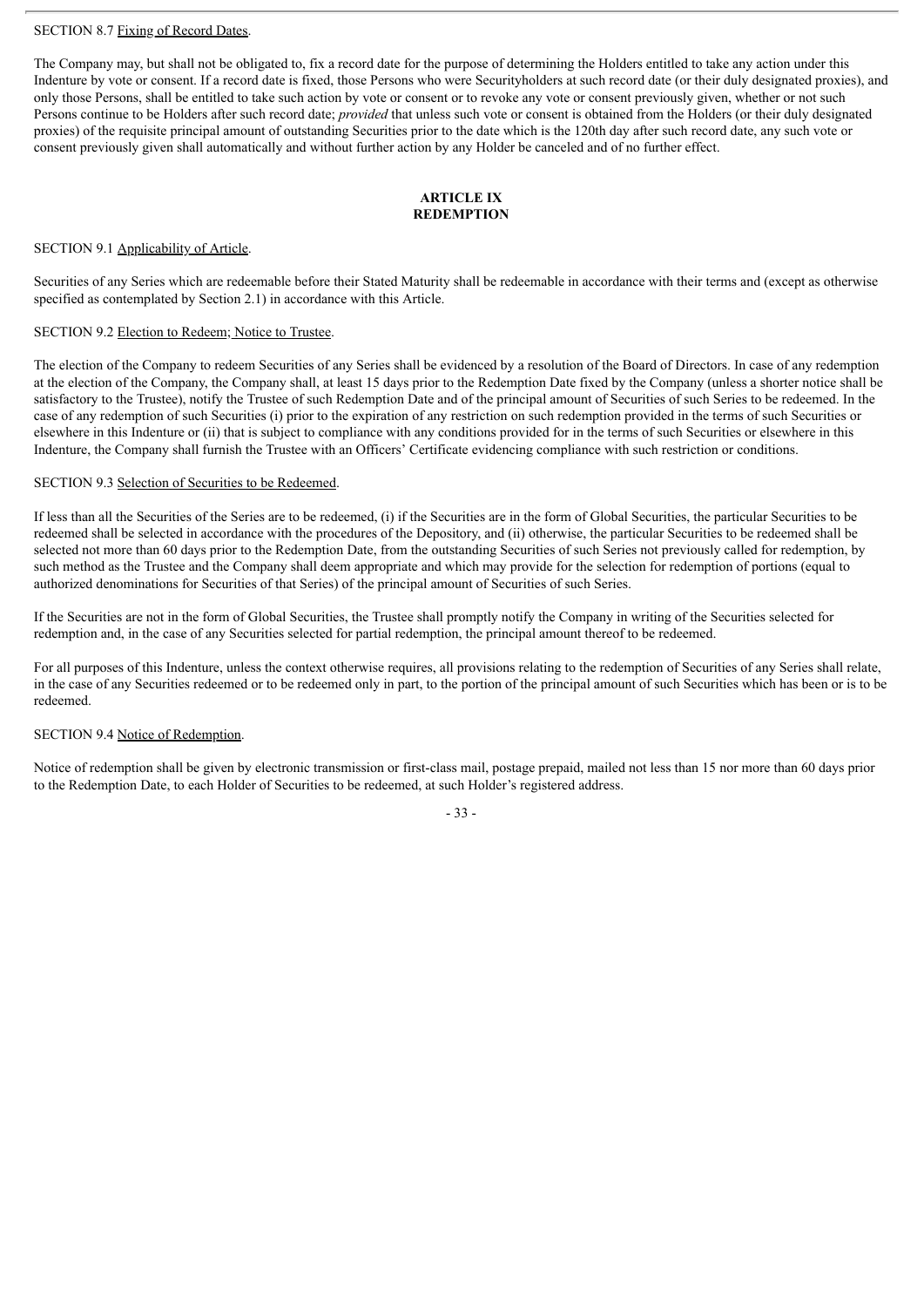SECTION 8.7 Fixing of Record Dates.

The Company may, but shall not be obligated to, fix a record date for the purpose of determining the Holders entitled to take any action under this Indenture by vote or consent. If a record date is fixed, those Persons who were Securityholders at such record date (or their duly designated proxies), and only those Persons, shall be entitled to take such action by vote or consent or to revoke any vote or consent previously given, whether or not such Persons continue to be Holders after such record date; *provided* that unless such vote or consent is obtained from the Holders (or their duly designated proxies) of the requisite principal amount of outstanding Securities prior to the date which is the 120th day after such record date, any such vote or consent previously given shall automatically and without further action by any Holder be canceled and of no further effect.

## ARTICLE IX
## REDEMPTION

SECTION 9.1 Applicability of Article.

Securities of any Series which are redeemable before their Stated Maturity shall be redeemable in accordance with their terms and (except as otherwise specified as contemplated by Section 2.1) in accordance with this Article.

SECTION 9.2 Election to Redeem; Notice to Trustee.

The election of the Company to redeem Securities of any Series shall be evidenced by a resolution of the Board of Directors. In case of any redemption at the election of the Company, the Company shall, at least 15 days prior to the Redemption Date fixed by the Company (unless a shorter notice shall be satisfactory to the Trustee), notify the Trustee of such Redemption Date and of the principal amount of Securities of such Series to be redeemed. In the case of any redemption of such Securities (i) prior to the expiration of any restriction on such redemption provided in the terms of such Securities or elsewhere in this Indenture or (ii) that is subject to compliance with any conditions provided for in the terms of such Securities or elsewhere in this Indenture, the Company shall furnish the Trustee with an Officers' Certificate evidencing compliance with such restriction or conditions.

SECTION 9.3 Selection of Securities to be Redeemed.

If less than all the Securities of the Series are to be redeemed, (i) if the Securities are in the form of Global Securities, the particular Securities to be redeemed shall be selected in accordance with the procedures of the Depository, and (ii) otherwise, the particular Securities to be redeemed shall be selected not more than 60 days prior to the Redemption Date, from the outstanding Securities of such Series not previously called for redemption, by such method as the Trustee and the Company shall deem appropriate and which may provide for the selection for redemption of portions (equal to authorized denominations for Securities of that Series) of the principal amount of Securities of such Series.

If the Securities are not in the form of Global Securities, the Trustee shall promptly notify the Company in writing of the Securities selected for redemption and, in the case of any Securities selected for partial redemption, the principal amount thereof to be redeemed.

For all purposes of this Indenture, unless the context otherwise requires, all provisions relating to the redemption of Securities of any Series shall relate, in the case of any Securities redeemed or to be redeemed only in part, to the portion of the principal amount of such Securities which has been or is to be redeemed.

SECTION 9.4 Notice of Redemption.

Notice of redemption shall be given by electronic transmission or first-class mail, postage prepaid, mailed not less than 15 nor more than 60 days prior to the Redemption Date, to each Holder of Securities to be redeemed, at such Holder's registered address.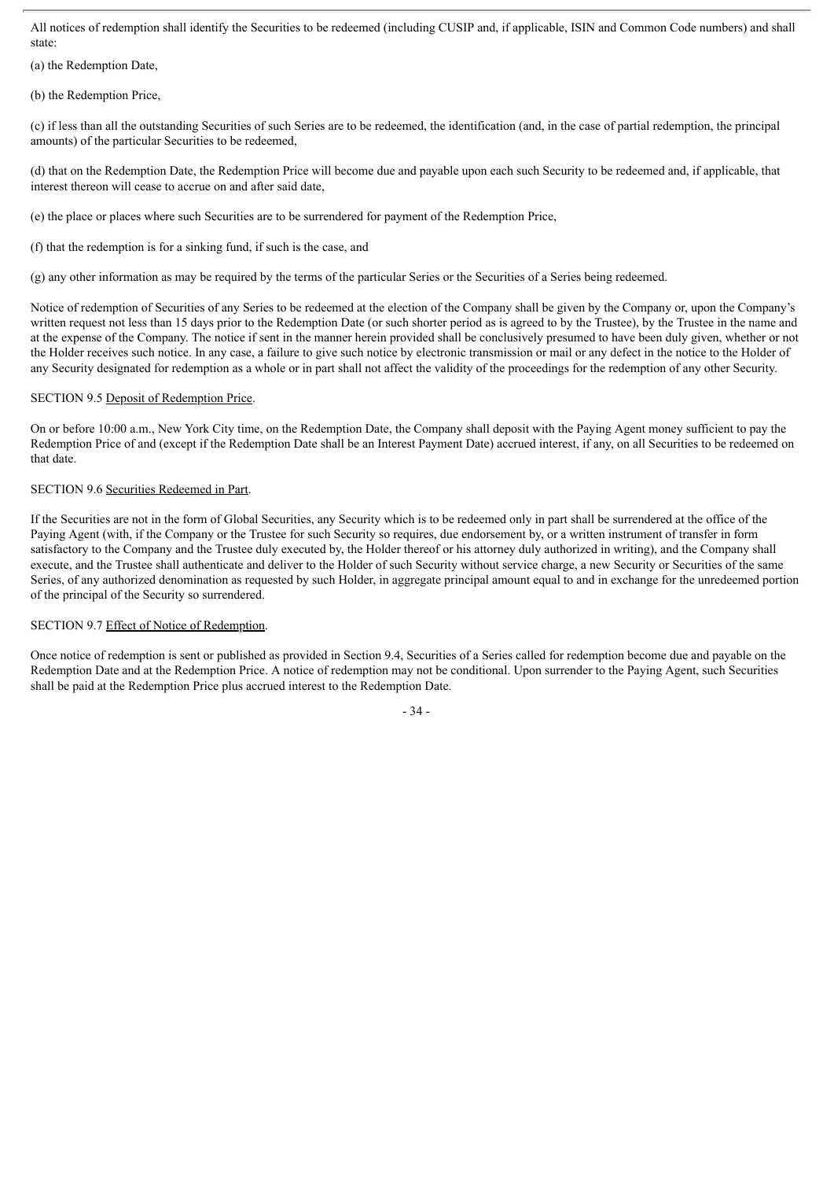All notices of redemption shall identify the Securities to be redeemed (including CUSIP and, if applicable, ISIN and Common Code numbers) and shall state:

(a) the Redemption Date,

(b) the Redemption Price,

(c) if less than all the outstanding Securities of such Series are to be redeemed, the identification (and, in the case of partial redemption, the principal amounts) of the particular Securities to be redeemed,

(d) that on the Redemption Date, the Redemption Price will become due and payable upon each such Security to be redeemed and, if applicable, that interest thereon will cease to accrue on and after said date,

(e) the place or places where such Securities are to be surrendered for payment of the Redemption Price,

(f) that the redemption is for a sinking fund, if such is the case, and

(g) any other information as may be required by the terms of the particular Series or the Securities of a Series being redeemed.

Notice of redemption of Securities of any Series to be redeemed at the election of the Company shall be given by the Company or, upon the Company's written request not less than 15 days prior to the Redemption Date (or such shorter period as is agreed to by the Trustee), by the Trustee in the name and at the expense of the Company. The notice if sent in the manner herein provided shall be conclusively presumed to have been duly given, whether or not the Holder receives such notice. In any case, a failure to give such notice by electronic transmission or mail or any defect in the notice to the Holder of any Security designated for redemption as a whole or in part shall not affect the validity of the proceedings for the redemption of any other Security.

SECTION 9.5 Deposit of Redemption Price.

On or before 10:00 a.m., New York City time, on the Redemption Date, the Company shall deposit with the Paying Agent money sufficient to pay the Redemption Price of and (except if the Redemption Date shall be an Interest Payment Date) accrued interest, if any, on all Securities to be redeemed on that date.

SECTION 9.6 Securities Redeemed in Part.

If the Securities are not in the form of Global Securities, any Security which is to be redeemed only in part shall be surrendered at the office of the Paying Agent (with, if the Company or the Trustee for such Security so requires, due endorsement by, or a written instrument of transfer in form satisfactory to the Company and the Trustee duly executed by, the Holder thereof or his attorney duly authorized in writing), and the Company shall execute, and the Trustee shall authenticate and deliver to the Holder of such Security without service charge, a new Security or Securities of the same Series, of any authorized denomination as requested by such Holder, in aggregate principal amount equal to and in exchange for the unredeemed portion of the principal of the Security so surrendered.

SECTION 9.7 Effect of Notice of Redemption.

Once notice of redemption is sent or published as provided in Section 9.4, Securities of a Series called for redemption become due and payable on the Redemption Date and at the Redemption Price. A notice of redemption may not be conditional. Upon surrender to the Paying Agent, such Securities shall be paid at the Redemption Price plus accrued interest to the Redemption Date.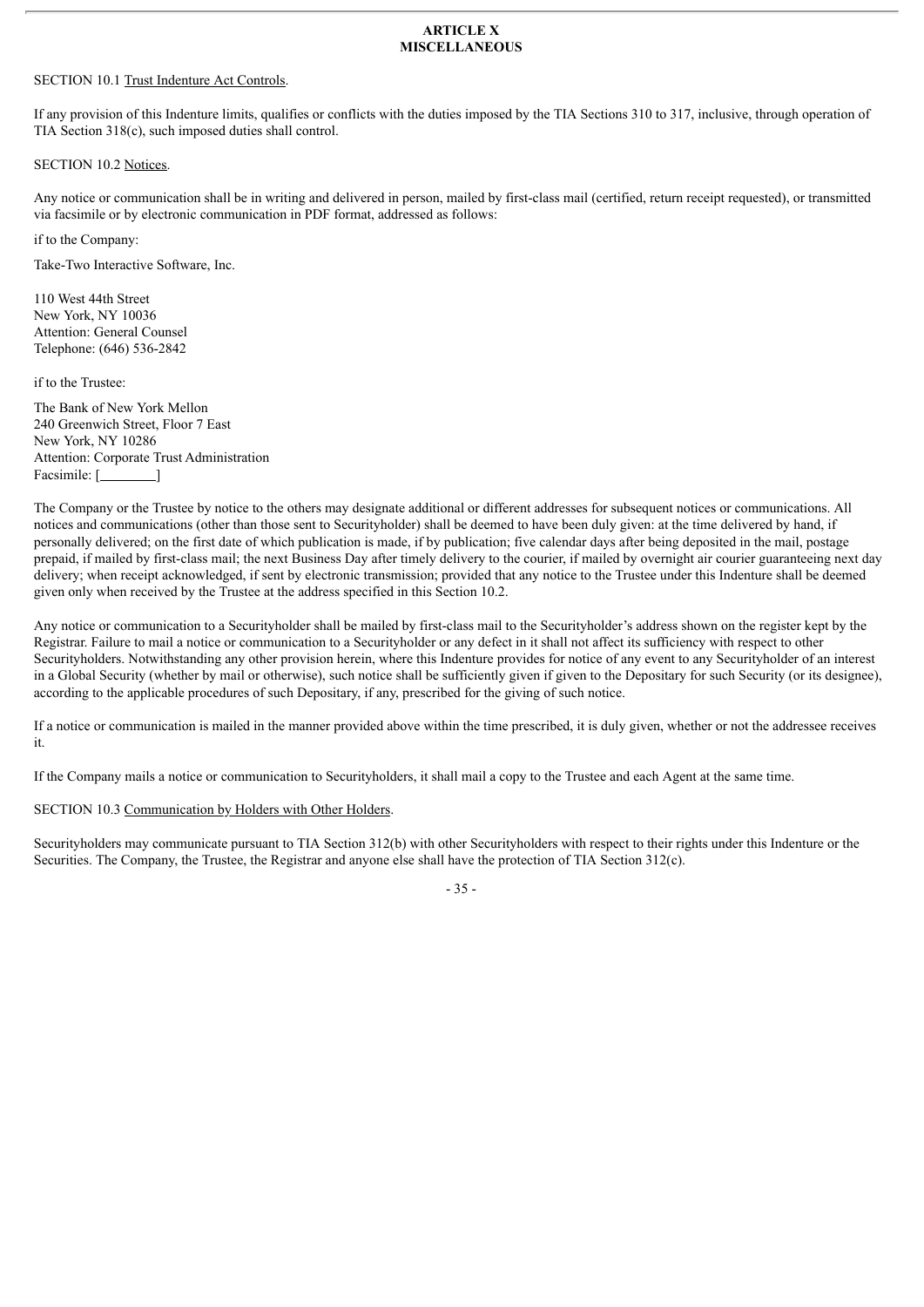## ARTICLE X
## MISCELLANEOUS

SECTION 10.1 Trust Indenture Act Controls.

If any provision of this Indenture limits, qualifies or conflicts with the duties imposed by the TIA Sections 310 to 317, inclusive, through operation of TIA Section 318(c), such imposed duties shall control.

SECTION 10.2 Notices.

Any notice or communication shall be in writing and delivered in person, mailed by first-class mail (certified, return receipt requested), or transmitted via facsimile or by electronic communication in PDF format, addressed as follows:

if to the Company:

Take-Two Interactive Software, Inc.

110 West 44th Street
New York, NY 10036
Attention: General Counsel
Telephone: (646) 536-2842

if to the Trustee:

The Bank of New York Mellon
240 Greenwich Street, Floor 7 East
New York, NY 10286
Attention: Corporate Trust Administration
Facsimile: [________]

The Company or the Trustee by notice to the others may designate additional or different addresses for subsequent notices or communications. All notices and communications (other than those sent to Securityholder) shall be deemed to have been duly given: at the time delivered by hand, if personally delivered; on the first date of which publication is made, if by publication; five calendar days after being deposited in the mail, postage prepaid, if mailed by first-class mail; the next Business Day after timely delivery to the courier, if mailed by overnight air courier guaranteeing next day delivery; when receipt acknowledged, if sent by electronic transmission; provided that any notice to the Trustee under this Indenture shall be deemed given only when received by the Trustee at the address specified in this Section 10.2.

Any notice or communication to a Securityholder shall be mailed by first-class mail to the Securityholder's address shown on the register kept by the Registrar. Failure to mail a notice or communication to a Securityholder or any defect in it shall not affect its sufficiency with respect to other Securityholders. Notwithstanding any other provision herein, where this Indenture provides for notice of any event to any Securityholder of an interest in a Global Security (whether by mail or otherwise), such notice shall be sufficiently given if given to the Depositary for such Security (or its designee), according to the applicable procedures of such Depositary, if any, prescribed for the giving of such notice.

If a notice or communication is mailed in the manner provided above within the time prescribed, it is duly given, whether or not the addressee receives it.

If the Company mails a notice or communication to Securityholders, it shall mail a copy to the Trustee and each Agent at the same time.

SECTION 10.3 Communication by Holders with Other Holders.

Securityholders may communicate pursuant to TIA Section 312(b) with other Securityholders with respect to their rights under this Indenture or the Securities. The Company, the Trustee, the Registrar and anyone else shall have the protection of TIA Section 312(c).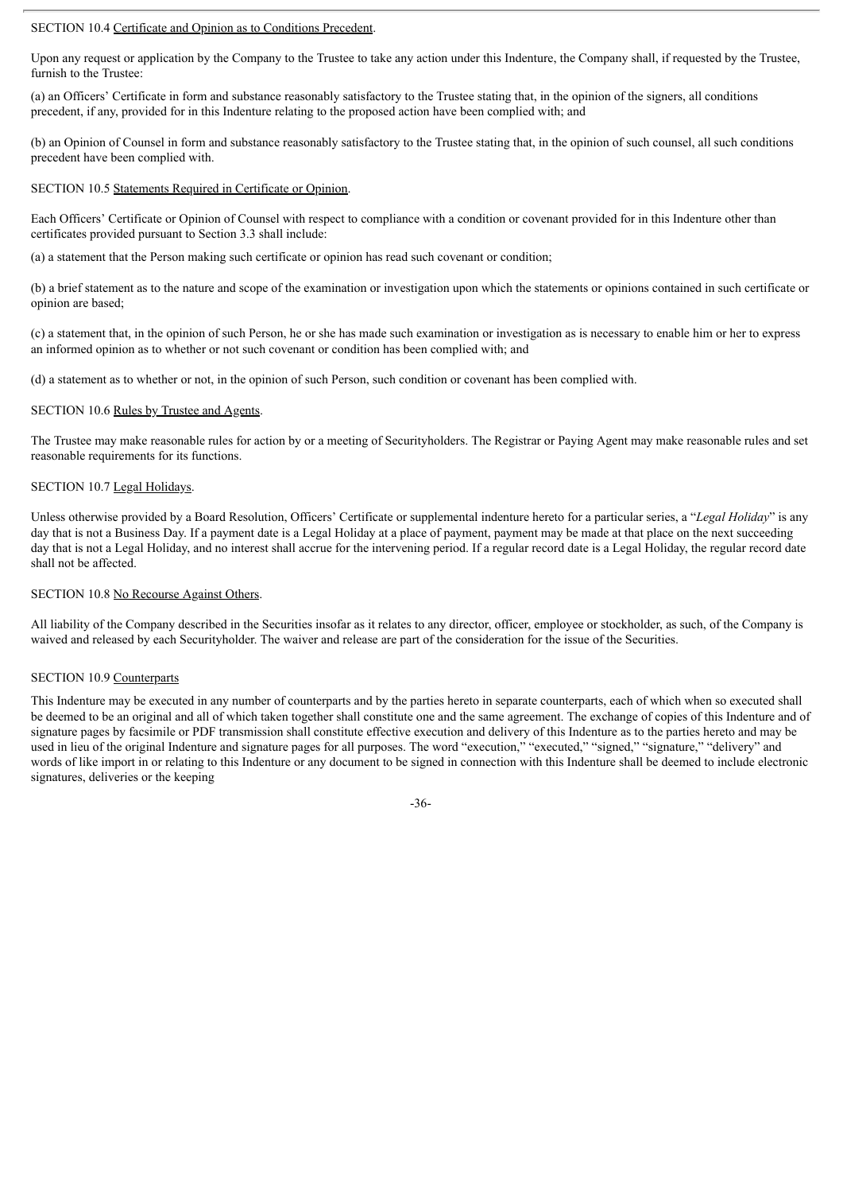SECTION 10.4 Certificate and Opinion as to Conditions Precedent.

Upon any request or application by the Company to the Trustee to take any action under this Indenture, the Company shall, if requested by the Trustee, furnish to the Trustee:

(a) an Officers' Certificate in form and substance reasonably satisfactory to the Trustee stating that, in the opinion of the signers, all conditions precedent, if any, provided for in this Indenture relating to the proposed action have been complied with; and

(b) an Opinion of Counsel in form and substance reasonably satisfactory to the Trustee stating that, in the opinion of such counsel, all such conditions precedent have been complied with.

SECTION 10.5 Statements Required in Certificate or Opinion.

Each Officers' Certificate or Opinion of Counsel with respect to compliance with a condition or covenant provided for in this Indenture other than certificates provided pursuant to Section 3.3 shall include:

(a) a statement that the Person making such certificate or opinion has read such covenant or condition;

(b) a brief statement as to the nature and scope of the examination or investigation upon which the statements or opinions contained in such certificate or opinion are based;

(c) a statement that, in the opinion of such Person, he or she has made such examination or investigation as is necessary to enable him or her to express an informed opinion as to whether or not such covenant or condition has been complied with; and

(d) a statement as to whether or not, in the opinion of such Person, such condition or covenant has been complied with.

SECTION 10.6 Rules by Trustee and Agents.

The Trustee may make reasonable rules for action by or a meeting of Securityholders. The Registrar or Paying Agent may make reasonable rules and set reasonable requirements for its functions.

SECTION 10.7 Legal Holidays.

Unless otherwise provided by a Board Resolution, Officers' Certificate or supplemental indenture hereto for a particular series, a "*Legal Holiday*" is any day that is not a Business Day. If a payment date is a Legal Holiday at a place of payment, payment may be made at that place on the next succeeding day that is not a Legal Holiday, and no interest shall accrue for the intervening period. If a regular record date is a Legal Holiday, the regular record date shall not be affected.

SECTION 10.8 No Recourse Against Others.

All liability of the Company described in the Securities insofar as it relates to any director, officer, employee or stockholder, as such, of the Company is waived and released by each Securityholder. The waiver and release are part of the consideration for the issue of the Securities.

SECTION 10.9 Counterparts

This Indenture may be executed in any number of counterparts and by the parties hereto in separate counterparts, each of which when so executed shall be deemed to be an original and all of which taken together shall constitute one and the same agreement. The exchange of copies of this Indenture and of signature pages by facsimile or PDF transmission shall constitute effective execution and delivery of this Indenture as to the parties hereto and may be used in lieu of the original Indenture and signature pages for all purposes. The word "execution," "executed," "signed," "signature," "delivery" and words of like import in or relating to this Indenture or any document to be signed in connection with this Indenture shall be deemed to include electronic signatures, deliveries or the keeping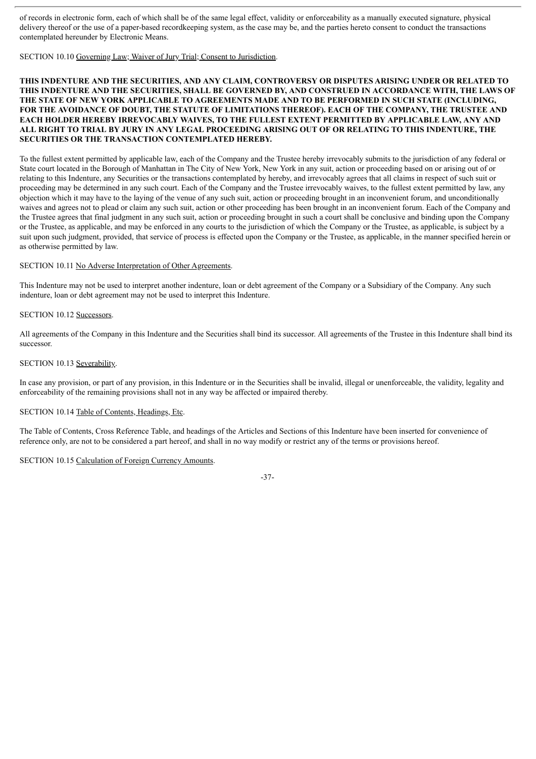of records in electronic form, each of which shall be of the same legal effect, validity or enforceability as a manually executed signature, physical delivery thereof or the use of a paper-based recordkeeping system, as the case may be, and the parties hereto consent to conduct the transactions contemplated hereunder by Electronic Means.

SECTION 10.10 Governing Law; Waiver of Jury Trial; Consent to Jurisdiction.

**THIS INDENTURE AND THE SECURITIES, AND ANY CLAIM, CONTROVERSY OR DISPUTES ARISING UNDER OR RELATED TO THIS INDENTURE AND THE SECURITIES, SHALL BE GOVERNED BY, AND CONSTRUED IN ACCORDANCE WITH, THE LAWS OF THE STATE OF NEW YORK APPLICABLE TO AGREEMENTS MADE AND TO BE PERFORMED IN SUCH STATE (INCLUDING, FOR THE AVOIDANCE OF DOUBT, THE STATUTE OF LIMITATIONS THEREOF). EACH OF THE COMPANY, THE TRUSTEE AND EACH HOLDER HEREBY IRREVOCABLY WAIVES, TO THE FULLEST EXTENT PERMITTED BY APPLICABLE LAW, ANY AND ALL RIGHT TO TRIAL BY JURY IN ANY LEGAL PROCEEDING ARISING OUT OF OR RELATING TO THIS INDENTURE, THE SECURITIES OR THE TRANSACTION CONTEMPLATED HEREBY.**

To the fullest extent permitted by applicable law, each of the Company and the Trustee hereby irrevocably submits to the jurisdiction of any federal or State court located in the Borough of Manhattan in The City of New York, New York in any suit, action or proceeding based on or arising out of or relating to this Indenture, any Securities or the transactions contemplated by hereby, and irrevocably agrees that all claims in respect of such suit or proceeding may be determined in any such court. Each of the Company and the Trustee irrevocably waives, to the fullest extent permitted by law, any objection which it may have to the laying of the venue of any such suit, action or proceeding brought in an inconvenient forum, and unconditionally waives and agrees not to plead or claim any such suit, action or other proceeding has been brought in an inconvenient forum. Each of the Company and the Trustee agrees that final judgment in any such suit, action or proceeding brought in such a court shall be conclusive and binding upon the Company or the Trustee, as applicable, and may be enforced in any courts to the jurisdiction of which the Company or the Trustee, as applicable, is subject by a suit upon such judgment, provided, that service of process is effected upon the Company or the Trustee, as applicable, in the manner specified herein or as otherwise permitted by law.

SECTION 10.11 No Adverse Interpretation of Other Agreements.

This Indenture may not be used to interpret another indenture, loan or debt agreement of the Company or a Subsidiary of the Company. Any such indenture, loan or debt agreement may not be used to interpret this Indenture.

SECTION 10.12 Successors.

All agreements of the Company in this Indenture and the Securities shall bind its successor. All agreements of the Trustee in this Indenture shall bind its successor.

SECTION 10.13 Severability.

In case any provision, or part of any provision, in this Indenture or in the Securities shall be invalid, illegal or unenforceable, the validity, legality and enforceability of the remaining provisions shall not in any way be affected or impaired thereby.

SECTION 10.14 Table of Contents, Headings, Etc.

The Table of Contents, Cross Reference Table, and headings of the Articles and Sections of this Indenture have been inserted for convenience of reference only, are not to be considered a part hereof, and shall in no way modify or restrict any of the terms or provisions hereof.

SECTION 10.15 Calculation of Foreign Currency Amounts.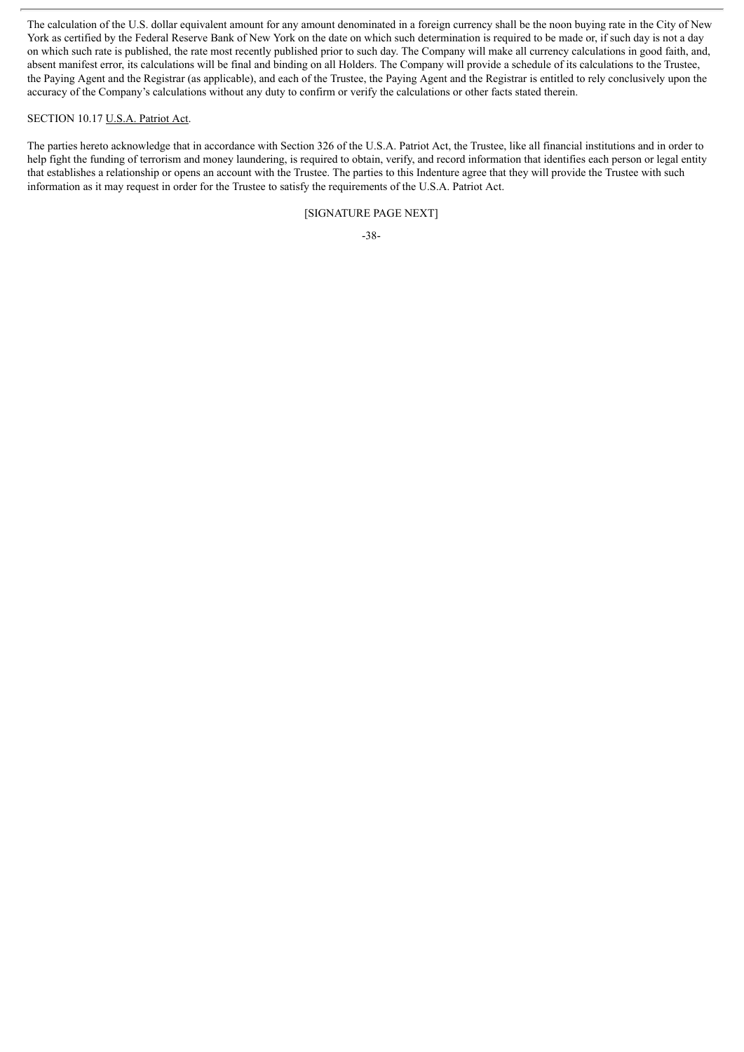The calculation of the U.S. dollar equivalent amount for any amount denominated in a foreign currency shall be the noon buying rate in the City of New York as certified by the Federal Reserve Bank of New York on the date on which such determination is required to be made or, if such day is not a day on which such rate is published, the rate most recently published prior to such day. The Company will make all currency calculations in good faith, and, absent manifest error, its calculations will be final and binding on all Holders. The Company will provide a schedule of its calculations to the Trustee, the Paying Agent and the Registrar (as applicable), and each of the Trustee, the Paying Agent and the Registrar is entitled to rely conclusively upon the accuracy of the Company's calculations without any duty to confirm or verify the calculations or other facts stated therein.

SECTION 10.17 U.S.A. Patriot Act.

The parties hereto acknowledge that in accordance with Section 326 of the U.S.A. Patriot Act, the Trustee, like all financial institutions and in order to help fight the funding of terrorism and money laundering, is required to obtain, verify, and record information that identifies each person or legal entity that establishes a relationship or opens an account with the Trustee. The parties to this Indenture agree that they will provide the Trustee with such information as it may request in order for the Trustee to satisfy the requirements of the U.S.A. Patriot Act.

[SIGNATURE PAGE NEXT]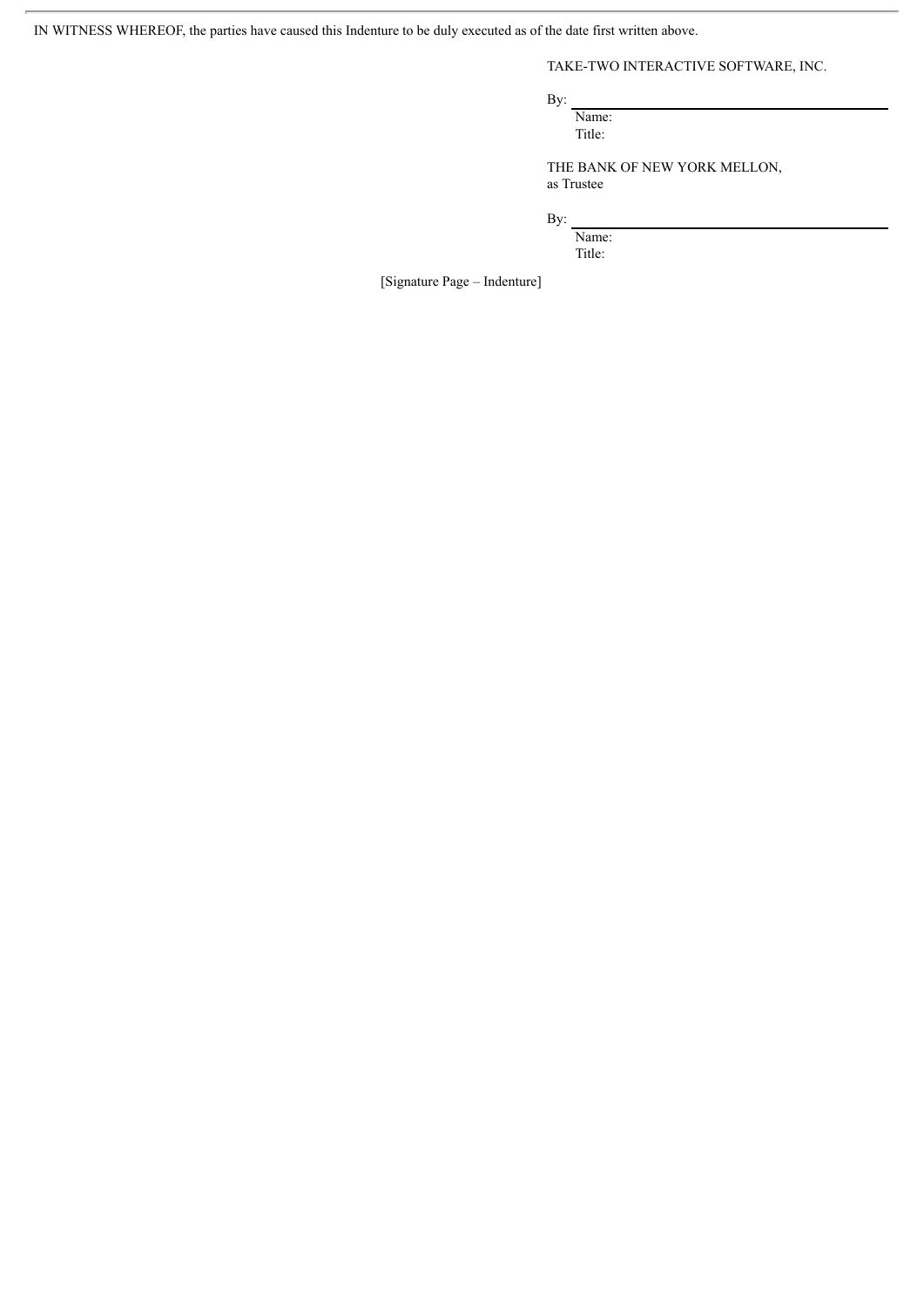IN WITNESS WHEREOF, the parties have caused this Indenture to be duly executed as of the date first written above.

TAKE-TWO INTERACTIVE SOFTWARE, INC.

By: \_\_\_\_\_\_\_\_\_\_\_\_\_\_\_\_\_\_\_\_\_\_\_\_\_\_\_\_\_\_

Name:

Title:

THE BANK OF NEW YORK MELLON,
as Trustee

By: \_\_\_\_\_\_\_\_\_\_\_\_\_\_\_\_\_\_\_\_\_\_\_\_\_\_\_\_\_\_

Name:

Title:

[Signature Page – Indenture]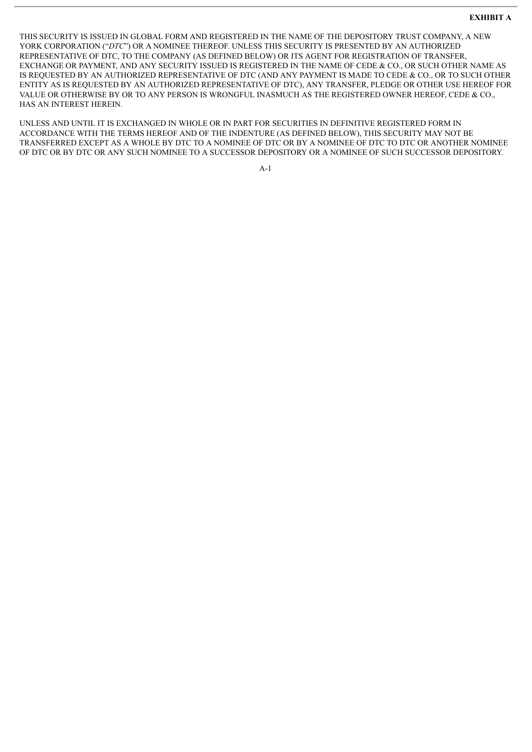**EXHIBIT A**

THIS SECURITY IS ISSUED IN GLOBAL FORM AND REGISTERED IN THE NAME OF THE DEPOSITORY TRUST COMPANY, A NEW YORK CORPORATION ("*DTC*") OR A NOMINEE THEREOF. UNLESS THIS SECURITY IS PRESENTED BY AN AUTHORIZED REPRESENTATIVE OF DTC, TO THE COMPANY (AS DEFINED BELOW) OR ITS AGENT FOR REGISTRATION OF TRANSFER, EXCHANGE OR PAYMENT, AND ANY SECURITY ISSUED IS REGISTERED IN THE NAME OF CEDE & CO., OR SUCH OTHER NAME AS IS REQUESTED BY AN AUTHORIZED REPRESENTATIVE OF DTC (AND ANY PAYMENT IS MADE TO CEDE & CO., OR TO SUCH OTHER ENTITY AS IS REQUESTED BY AN AUTHORIZED REPRESENTATIVE OF DTC), ANY TRANSFER, PLEDGE OR OTHER USE HEREOF FOR VALUE OR OTHERWISE BY OR TO ANY PERSON IS WRONGFUL INASMUCH AS THE REGISTERED OWNER HEREOF, CEDE & CO., HAS AN INTEREST HEREIN.

UNLESS AND UNTIL IT IS EXCHANGED IN WHOLE OR IN PART FOR SECURITIES IN DEFINITIVE REGISTERED FORM IN ACCORDANCE WITH THE TERMS HEREOF AND OF THE INDENTURE (AS DEFINED BELOW), THIS SECURITY MAY NOT BE TRANSFERRED EXCEPT AS A WHOLE BY DTC TO A NOMINEE OF DTC OR BY A NOMINEE OF DTC TO DTC OR ANOTHER NOMINEE OF DTC OR BY DTC OR ANY SUCH NOMINEE TO A SUCCESSOR DEPOSITORY OR A NOMINEE OF SUCH SUCCESSOR DEPOSITORY.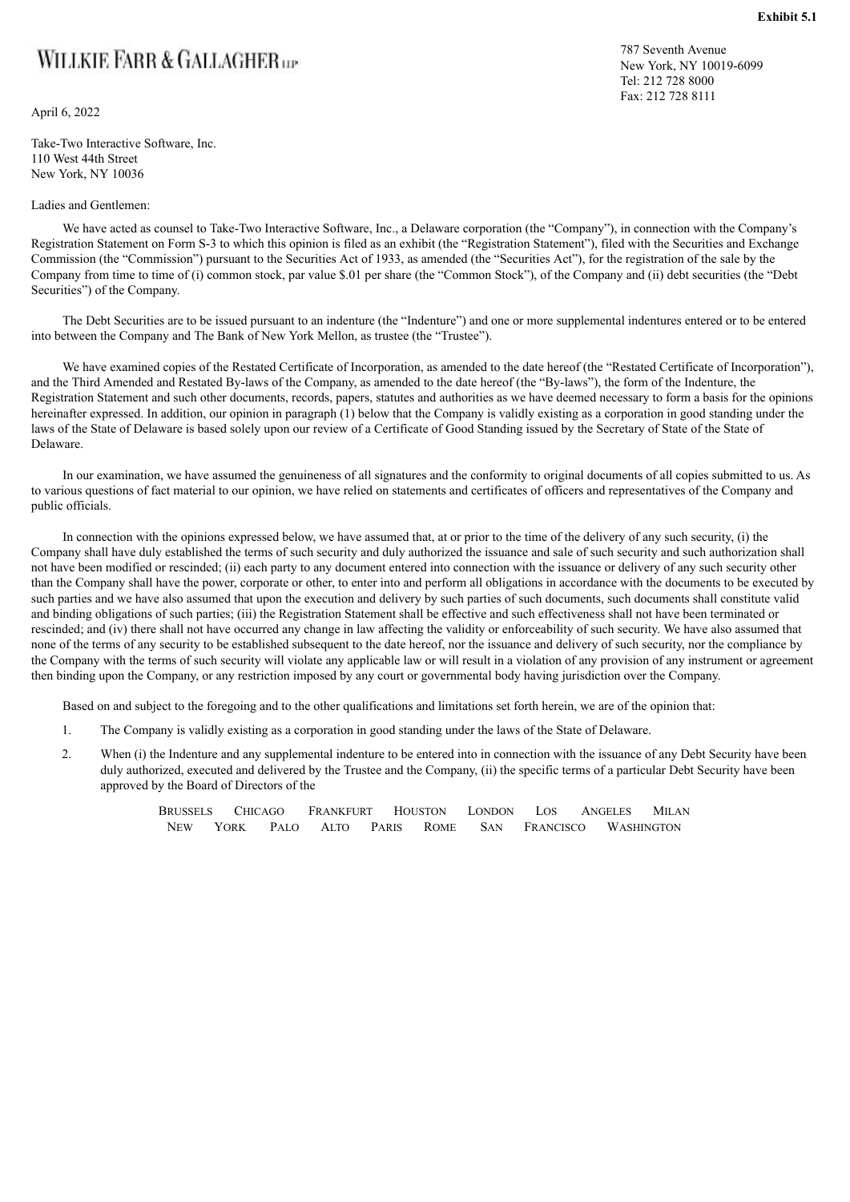**Exhibit 5.1**

WILLKIE FARR & GALLAGHER LLP

787 Seventh Avenue
New York, NY 10019-6099
Tel: 212 728 8000
Fax: 212 728 8111

April 6, 2022

Take-Two Interactive Software, Inc.
110 West 44th Street
New York, NY 10036

Ladies and Gentlemen:

We have acted as counsel to Take-Two Interactive Software, Inc., a Delaware corporation (the "Company"), in connection with the Company's Registration Statement on Form S-3 to which this opinion is filed as an exhibit (the "Registration Statement"), filed with the Securities and Exchange Commission (the "Commission") pursuant to the Securities Act of 1933, as amended (the "Securities Act"), for the registration of the sale by the Company from time to time of (i) common stock, par value $.01 per share (the "Common Stock"), of the Company and (ii) debt securities (the "Debt Securities") of the Company.

The Debt Securities are to be issued pursuant to an indenture (the "Indenture") and one or more supplemental indentures entered or to be entered into between the Company and The Bank of New York Mellon, as trustee (the "Trustee").

We have examined copies of the Restated Certificate of Incorporation, as amended to the date hereof (the "Restated Certificate of Incorporation"), and the Third Amended and Restated By-laws of the Company, as amended to the date hereof (the "By-laws"), the form of the Indenture, the Registration Statement and such other documents, records, papers, statutes and authorities as we have deemed necessary to form a basis for the opinions hereinafter expressed. In addition, our opinion in paragraph (1) below that the Company is validly existing as a corporation in good standing under the laws of the State of Delaware is based solely upon our review of a Certificate of Good Standing issued by the Secretary of State of the State of Delaware.

In our examination, we have assumed the genuineness of all signatures and the conformity to original documents of all copies submitted to us. As to various questions of fact material to our opinion, we have relied on statements and certificates of officers and representatives of the Company and public officials.

In connection with the opinions expressed below, we have assumed that, at or prior to the time of the delivery of any such security, (i) the Company shall have duly established the terms of such security and duly authorized the issuance and sale of such security and such authorization shall not have been modified or rescinded; (ii) each party to any document entered into connection with the issuance or delivery of any such security other than the Company shall have the power, corporate or other, to enter into and perform all obligations in accordance with the documents to be executed by such parties and we have also assumed that upon the execution and delivery by such parties of such documents, such documents shall constitute valid and binding obligations of such parties; (iii) the Registration Statement shall be effective and such effectiveness shall not have been terminated or rescinded; and (iv) there shall not have occurred any change in law affecting the validity or enforceability of such security. We have also assumed that none of the terms of any security to be established subsequent to the date hereof, nor the issuance and delivery of such security, nor the compliance by the Company with the terms of such security will violate any applicable law or will result in a violation of any provision of any instrument or agreement then binding upon the Company, or any restriction imposed by any court or governmental body having jurisdiction over the Company.

Based on and subject to the foregoing and to the other qualifications and limitations set forth herein, we are of the opinion that:

1. The Company is validly existing as a corporation in good standing under the laws of the State of Delaware.

2. When (i) the Indenture and any supplemental indenture to be entered into in connection with the issuance of any Debt Security have been duly authorized, executed and delivered by the Trustee and the Company, (ii) the specific terms of a particular Debt Security have been approved by the Board of Directors of the

BRUSSELS CHICAGO FRANKFURT HOUSTON LONDON LOS ANGELES MILAN NEW YORK PALO ALTO PARIS ROME SAN FRANCISCO WASHINGTON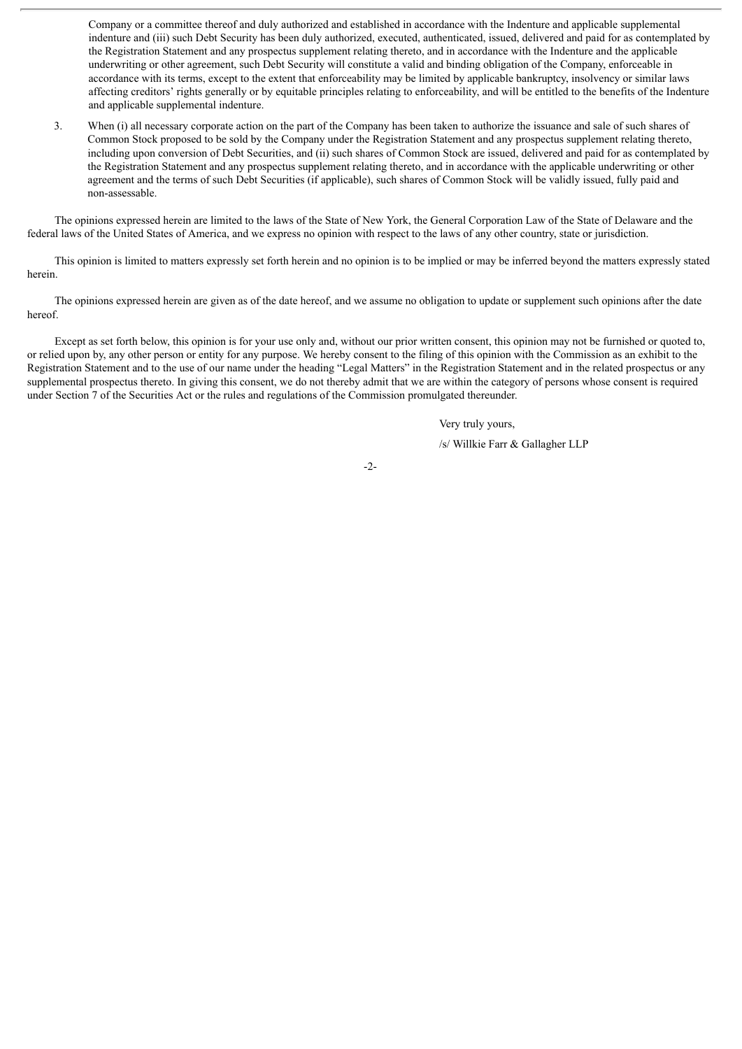Company or a committee thereof and duly authorized and established in accordance with the Indenture and applicable supplemental indenture and (iii) such Debt Security has been duly authorized, executed, authenticated, issued, delivered and paid for as contemplated by the Registration Statement and any prospectus supplement relating thereto, and in accordance with the Indenture and the applicable underwriting or other agreement, such Debt Security will constitute a valid and binding obligation of the Company, enforceable in accordance with its terms, except to the extent that enforceability may be limited by applicable bankruptcy, insolvency or similar laws affecting creditors' rights generally or by equitable principles relating to enforceability, and will be entitled to the benefits of the Indenture and applicable supplemental indenture.

3. When (i) all necessary corporate action on the part of the Company has been taken to authorize the issuance and sale of such shares of Common Stock proposed to be sold by the Company under the Registration Statement and any prospectus supplement relating thereto, including upon conversion of Debt Securities, and (ii) such shares of Common Stock are issued, delivered and paid for as contemplated by the Registration Statement and any prospectus supplement relating thereto, and in accordance with the applicable underwriting or other agreement and the terms of such Debt Securities (if applicable), such shares of Common Stock will be validly issued, fully paid and non-assessable.

The opinions expressed herein are limited to the laws of the State of New York, the General Corporation Law of the State of Delaware and the federal laws of the United States of America, and we express no opinion with respect to the laws of any other country, state or jurisdiction.

This opinion is limited to matters expressly set forth herein and no opinion is to be implied or may be inferred beyond the matters expressly stated herein.

The opinions expressed herein are given as of the date hereof, and we assume no obligation to update or supplement such opinions after the date hereof.

Except as set forth below, this opinion is for your use only and, without our prior written consent, this opinion may not be furnished or quoted to, or relied upon by, any other person or entity for any purpose. We hereby consent to the filing of this opinion with the Commission as an exhibit to the Registration Statement and to the use of our name under the heading "Legal Matters" in the Registration Statement and in the related prospectus or any supplemental prospectus thereto. In giving this consent, we do not thereby admit that we are within the category of persons whose consent is required under Section 7 of the Securities Act or the rules and regulations of the Commission promulgated thereunder.

Very truly yours,

/s/ Willkie Farr & Gallagher LLP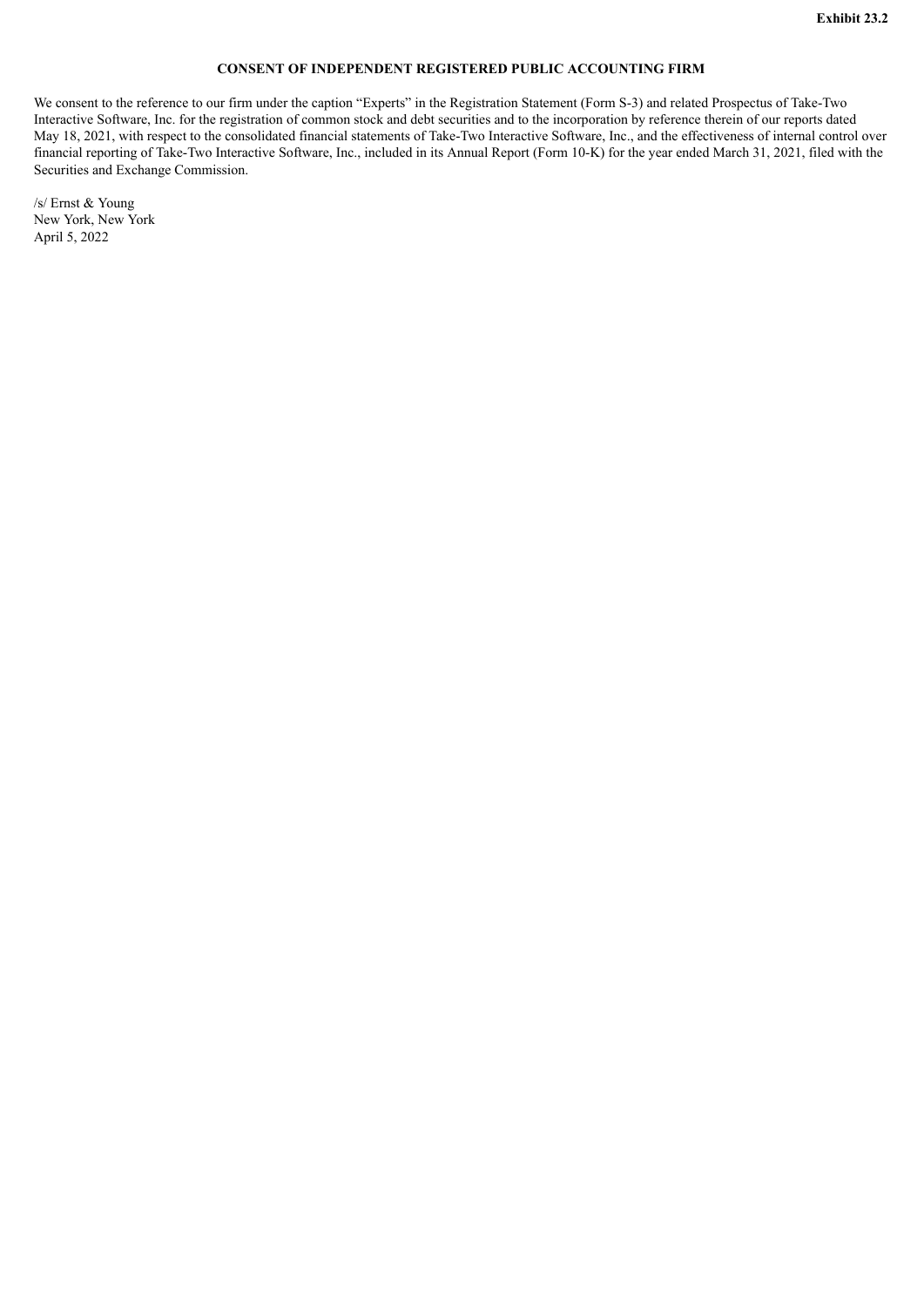**Exhibit 23.2**

**CONSENT OF INDEPENDENT REGISTERED PUBLIC ACCOUNTING FIRM**

We consent to the reference to our firm under the caption "Experts" in the Registration Statement (Form S-3) and related Prospectus of Take-Two Interactive Software, Inc. for the registration of common stock and debt securities and to the incorporation by reference therein of our reports dated May 18, 2021, with respect to the consolidated financial statements of Take-Two Interactive Software, Inc., and the effectiveness of internal control over financial reporting of Take-Two Interactive Software, Inc., included in its Annual Report (Form 10-K) for the year ended March 31, 2021, filed with the Securities and Exchange Commission.

/s/ Ernst & Young
New York, New York
April 5, 2022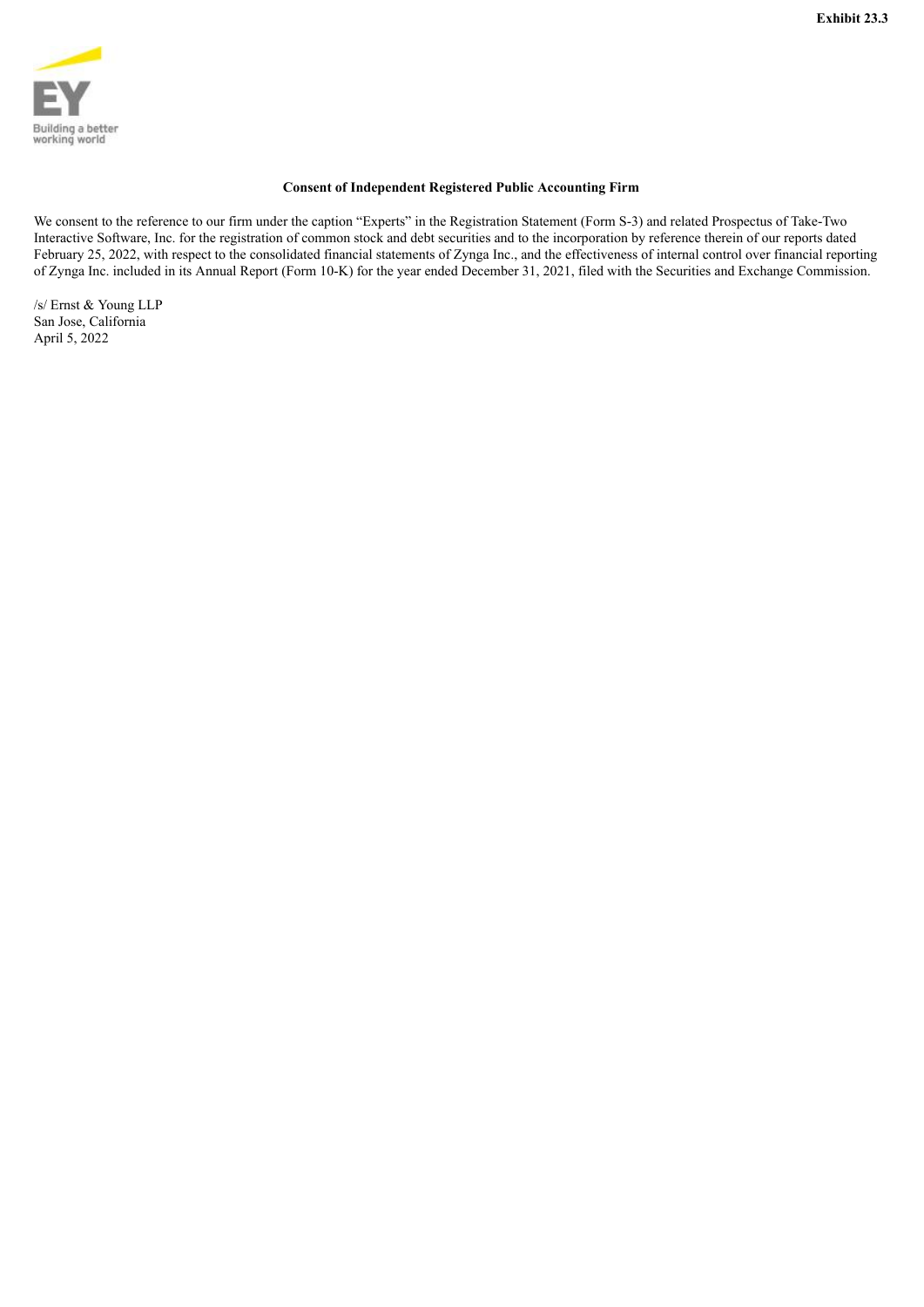Exhibit 23.3

EY

Building a better working world

**Consent of Independent Registered Public Accounting Firm**

We consent to the reference to our firm under the caption "Experts" in the Registration Statement (Form S-3) and related Prospectus of Take-Two Interactive Software, Inc. for the registration of common stock and debt securities and to the incorporation by reference therein of our reports dated February 25, 2022, with respect to the consolidated financial statements of Zynga Inc., and the effectiveness of internal control over financial reporting of Zynga Inc. included in its Annual Report (Form 10-K) for the year ended December 31, 2021, filed with the Securities and Exchange Commission.

/s/ Ernst & Young LLP
San Jose, California
April 5, 2022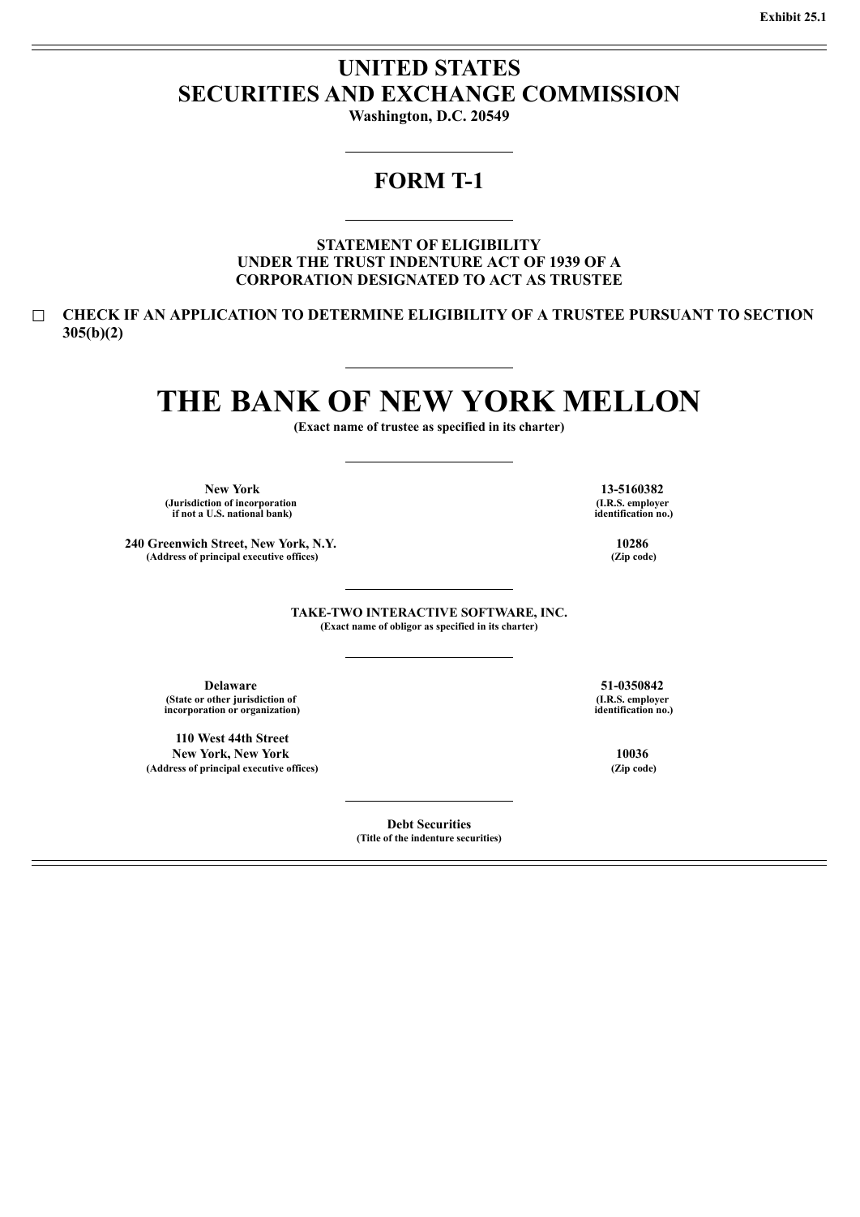Exhibit 25.1

# UNITED STATES
# SECURITIES AND EXCHANGE COMMISSION

**Washington, D.C. 20549**

---

## FORM T-1

---

**STATEMENT OF ELIGIBILITY**
**UNDER THE TRUST INDENTURE ACT OF 1939 OF A**
**CORPORATION DESIGNATED TO ACT AS TRUSTEE**

☐ **CHECK IF AN APPLICATION TO DETERMINE ELIGIBILITY OF A TRUSTEE PURSUANT TO SECTION 305(b)(2)**

---

# THE BANK OF NEW YORK MELLON

**(Exact name of trustee as specified in its charter)**

---

| | |
|---|---|
| **New York**<br>(Jurisdiction of incorporation if not a U.S. national bank) | **13-5160382**<br>(I.R.S. employer identification no.) |
| **240 Greenwich Street, New York, N.Y.**<br>(Address of principal executive offices) | **10286**<br>(Zip code) |

---

**TAKE-TWO INTERACTIVE SOFTWARE, INC.**
**(Exact name of obligor as specified in its charter)**

---

| | |
|---|---|
| **Delaware**<br>(State or other jurisdiction of incorporation or organization) | **51-0350842**<br>(I.R.S. employer identification no.) |
| **110 West 44th Street**<br>**New York, New York**<br>(Address of principal executive offices) | **10036**<br>(Zip code) |

---

**Debt Securities**
**(Title of the indenture securities)**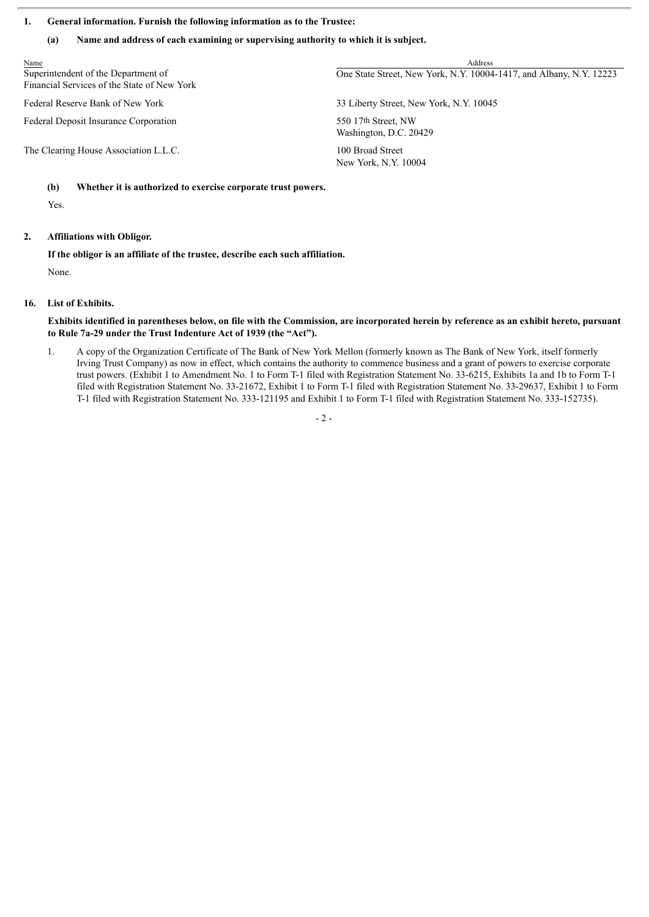1. **General information. Furnish the following information as to the Trustee:**

   **(a) Name and address of each examining or supervising authority to which it is subject.**

| Name | Address |
| --- | --- |
| Superintendent of the Department of Financial Services of the State of New York | One State Street, New York, N.Y. 10004-1417, and Albany, N.Y. 12223 |
| Federal Reserve Bank of New York | 33 Liberty Street, New York, N.Y. 10045 |
| Federal Deposit Insurance Corporation | 550 17th Street, NW Washington, D.C. 20429 |
| The Clearing House Association L.L.C. | 100 Broad Street New York, N.Y. 10004 |

   **(b) Whether it is authorized to exercise corporate trust powers.**

   Yes.

2. **Affiliations with Obligor.**

   **If the obligor is an affiliate of the trustee, describe each such affiliation.**

   None.

16. **List of Exhibits.**

   **Exhibits identified in parentheses below, on file with the Commission, are incorporated herein by reference as an exhibit hereto, pursuant to Rule 7a-29 under the Trust Indenture Act of 1939 (the "Act").**

   1. A copy of the Organization Certificate of The Bank of New York Mellon (formerly known as The Bank of New York, itself formerly Irving Trust Company) as now in effect, which contains the authority to commence business and a grant of powers to exercise corporate trust powers. (Exhibit 1 to Amendment No. 1 to Form T-1 filed with Registration Statement No. 33-6215, Exhibits 1a and 1b to Form T-1 filed with Registration Statement No. 33-21672, Exhibit 1 to Form T-1 filed with Registration Statement No. 33-29637, Exhibit 1 to Form T-1 filed with Registration Statement No. 333-121195 and Exhibit 1 to Form T-1 filed with Registration Statement No. 333-152735).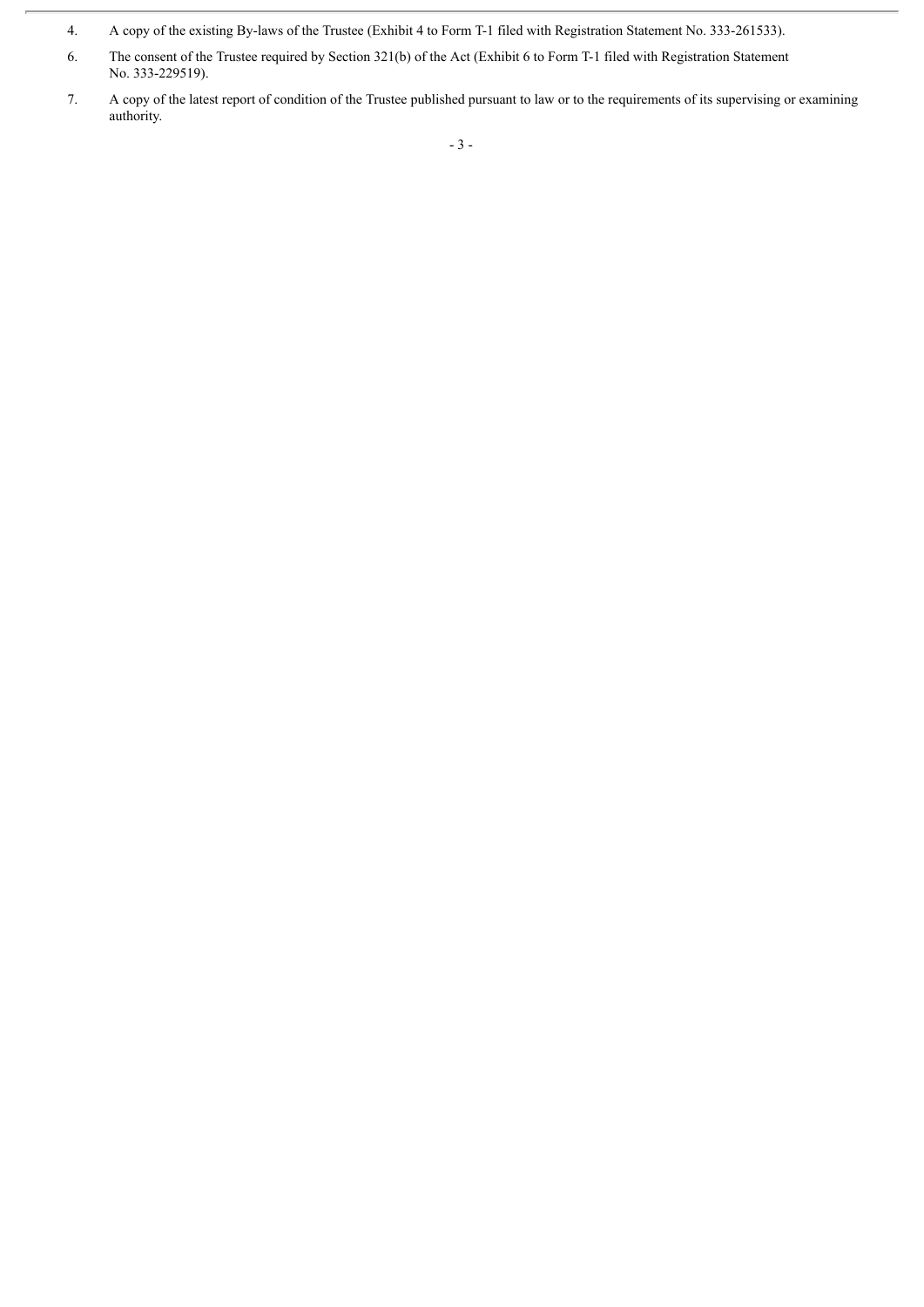4. A copy of the existing By-laws of the Trustee (Exhibit 4 to Form T-1 filed with Registration Statement No. 333-261533).

6. The consent of the Trustee required by Section 321(b) of the Act (Exhibit 6 to Form T-1 filed with Registration Statement No. 333-229519).

7. A copy of the latest report of condition of the Trustee published pursuant to law or to the requirements of its supervising or examining authority.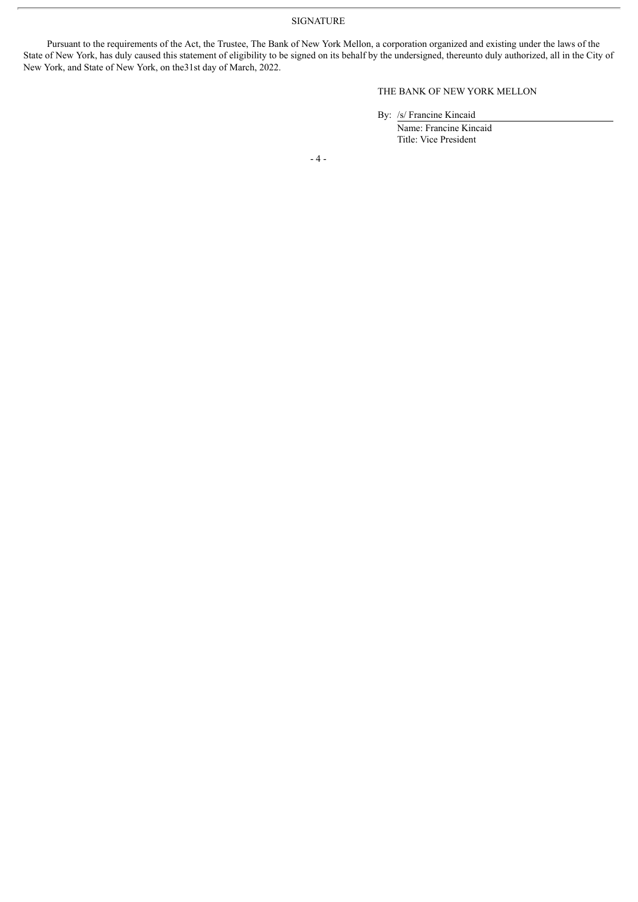SIGNATURE

Pursuant to the requirements of the Act, the Trustee, The Bank of New York Mellon, a corporation organized and existing under the laws of the State of New York, has duly caused this statement of eligibility to be signed on its behalf by the undersigned, thereunto duly authorized, all in the City of New York, and State of New York, on the31st day of March, 2022.

THE BANK OF NEW YORK MELLON

By: /s/ Francine Kincaid

Name: Francine Kincaid

Title: Vice President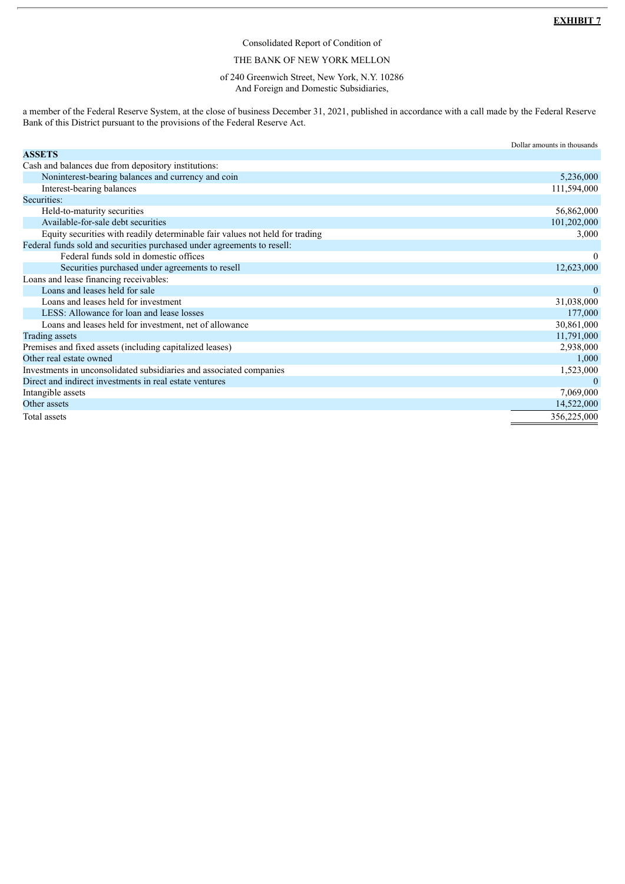**EXHIBIT 7**

Consolidated Report of Condition of

THE BANK OF NEW YORK MELLON

of 240 Greenwich Street, New York, N.Y. 10286
And Foreign and Domestic Subsidiaries,

a member of the Federal Reserve System, at the close of business December 31, 2021, published in accordance with a call made by the Federal Reserve Bank of this District pursuant to the provisions of the Federal Reserve Act.

| | Dollar amounts in thousands |
|---|---|
| **ASSETS** | |
| Cash and balances due from depository institutions: | |
| Noninterest-bearing balances and currency and coin | 5,236,000 |
| Interest-bearing balances | 111,594,000 |
| Securities: | |
| Held-to-maturity securities | 56,862,000 |
| Available-for-sale debt securities | 101,202,000 |
| Equity securities with readily determinable fair values not held for trading | 3,000 |
| Federal funds sold and securities purchased under agreements to resell: | |
| Federal funds sold in domestic offices | 0 |
| Securities purchased under agreements to resell | 12,623,000 |
| Loans and lease financing receivables: | |
| Loans and leases held for sale | 0 |
| Loans and leases held for investment | 31,038,000 |
| LESS: Allowance for loan and lease losses | 177,000 |
| Loans and leases held for investment, net of allowance | 30,861,000 |
| Trading assets | 11,791,000 |
| Premises and fixed assets (including capitalized leases) | 2,938,000 |
| Other real estate owned | 1,000 |
| Investments in unconsolidated subsidiaries and associated companies | 1,523,000 |
| Direct and indirect investments in real estate ventures | 0 |
| Intangible assets | 7,069,000 |
| Other assets | 14,522,000 |
| Total assets | 356,225,000 |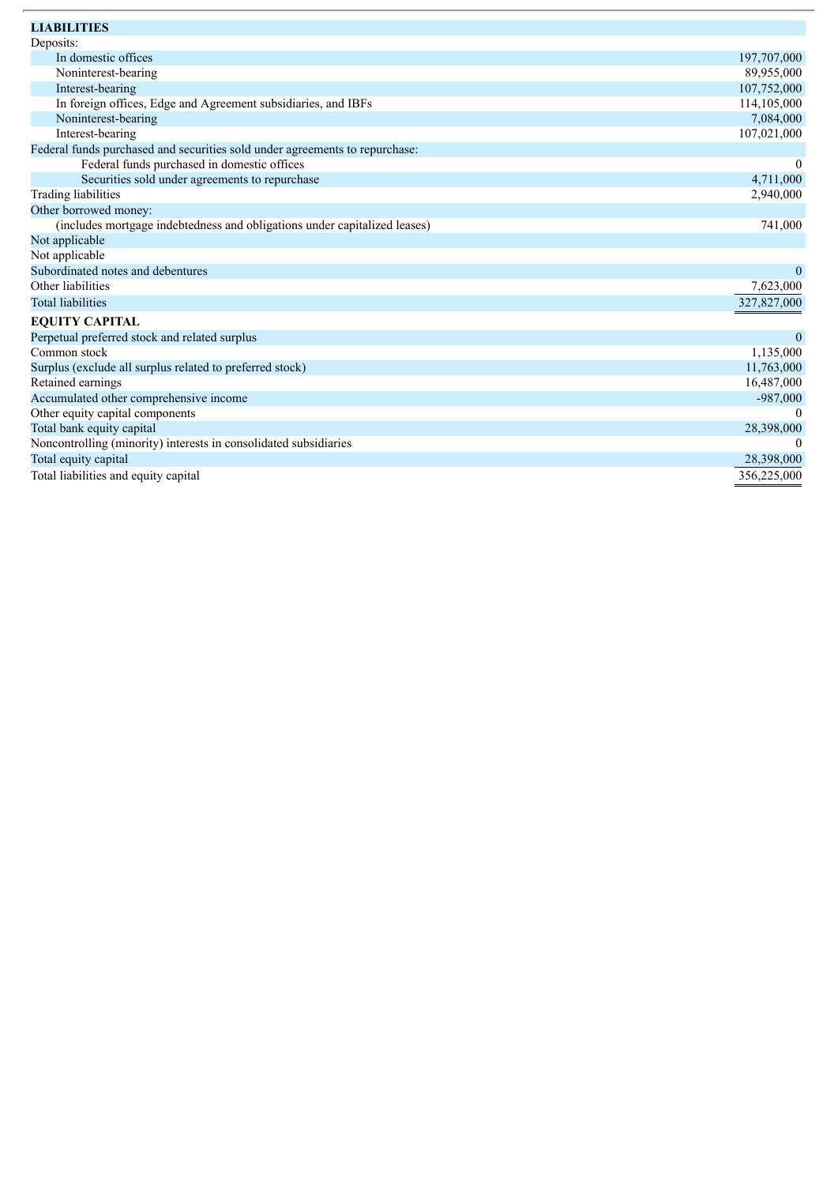| **LIABILITIES** | |
|---|---|
| Deposits: | |
| In domestic offices | 197,707,000 |
| Noninterest-bearing | 89,955,000 |
| Interest-bearing | 107,752,000 |
| In foreign offices, Edge and Agreement subsidiaries, and IBFs | 114,105,000 |
| Noninterest-bearing | 7,084,000 |
| Interest-bearing | 107,021,000 |
| Federal funds purchased and securities sold under agreements to repurchase: | |
| Federal funds purchased in domestic offices | 0 |
| Securities sold under agreements to repurchase | 4,711,000 |
| Trading liabilities | 2,940,000 |
| Other borrowed money: | |
| (includes mortgage indebtedness and obligations under capitalized leases) | 741,000 |
| Not applicable | |
| Not applicable | |
| Subordinated notes and debentures | 0 |
| Other liabilities | 7,623,000 |
| Total liabilities | 327,827,000 |
| **EQUITY CAPITAL** | |
| Perpetual preferred stock and related surplus | 0 |
| Common stock | 1,135,000 |
| Surplus (exclude all surplus related to preferred stock) | 11,763,000 |
| Retained earnings | 16,487,000 |
| Accumulated other comprehensive income | -987,000 |
| Other equity capital components | 0 |
| Total bank equity capital | 28,398,000 |
| Noncontrolling (minority) interests in consolidated subsidiaries | 0 |
| Total equity capital | 28,398,000 |
| Total liabilities and equity capital | 356,225,000 |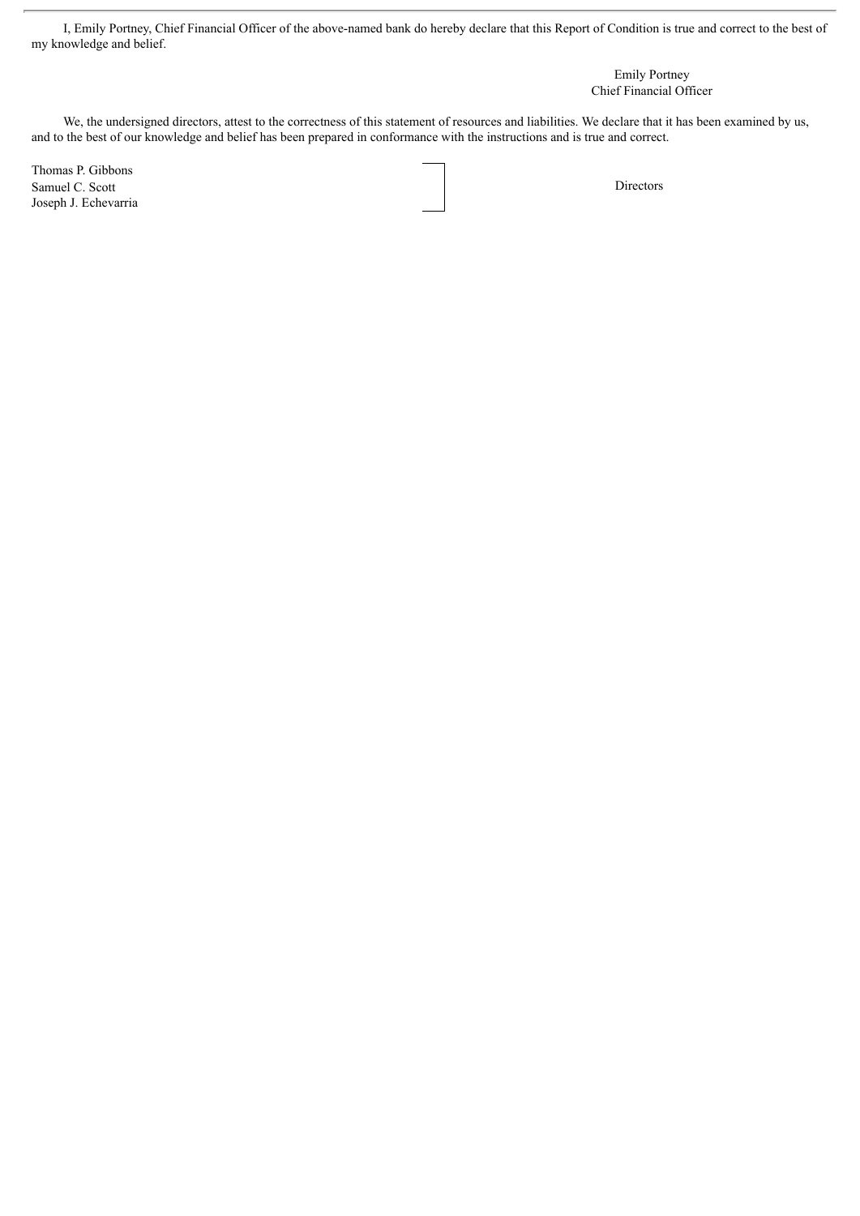I, Emily Portney, Chief Financial Officer of the above-named bank do hereby declare that this Report of Condition is true and correct to the best of my knowledge and belief.

Emily Portney
Chief Financial Officer

We, the undersigned directors, attest to the correctness of this statement of resources and liabilities. We declare that it has been examined by us, and to the best of our knowledge and belief has been prepared in conformance with the instructions and is true and correct.

| | |
|---|---|
| Thomas P. Gibbons<br>Samuel C. Scott<br>Joseph J. Echevarria | Directors |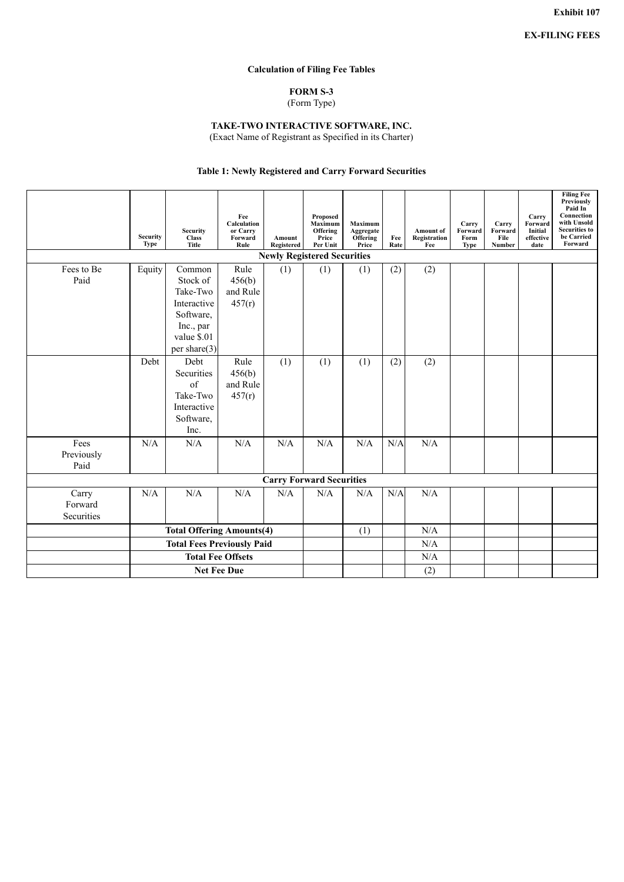**Exhibit 107**

**EX-FILING FEES**

**Calculation of Filing Fee Tables**

**FORM S-3**
(Form Type)

**TAKE-TWO INTERACTIVE SOFTWARE, INC.**
(Exact Name of Registrant as Specified in its Charter)

**Table 1: Newly Registered and Carry Forward Securities**

| | Security Type | Security Class Title | Fee Calculation or Carry Forward Rule | Amount Registered | Proposed Maximum Offering Price Per Unit | Maximum Aggregate Offering Price | Fee Rate | Amount of Registration Fee | Carry Forward Form Type | Carry Forward File Number | Carry Forward Initial effective date | Filing Fee Previously Paid In Connection with Unsold Securities to be Carried Forward |
|---|---|---|---|---|---|---|---|---|---|---|---|---|
| **Newly Registered Securities** | | | | | | | | | | | | |
| Fees to Be Paid | Equity | Common Stock of Take-Two Interactive Software, Inc., par value $.01 per share(3) | Rule 456(b) and Rule 457(r) | (1) | (1) | (1) | (2) | (2) | | | | |
| | Debt | Debt Securities of Take-Two Interactive Software, Inc. | Rule 456(b) and Rule 457(r) | (1) | (1) | (1) | (2) | (2) | | | | |
| Fees Previously Paid | N/A | N/A | N/A | N/A | N/A | N/A | N/A | N/A | | | | |
| **Carry Forward Securities** | | | | | | | | | | | | |
| Carry Forward Securities | N/A | N/A | N/A | N/A | N/A | N/A | N/A | N/A | | | | |
| | **Total Offering Amounts(4)** | | | | | (1) | | N/A | | | | |
| | **Total Fees Previously Paid** | | | | | | | N/A | | | | |
| | **Total Fee Offsets** | | | | | | | N/A | | | | |
| | **Net Fee Due** | | | | | | | (2) | | | | |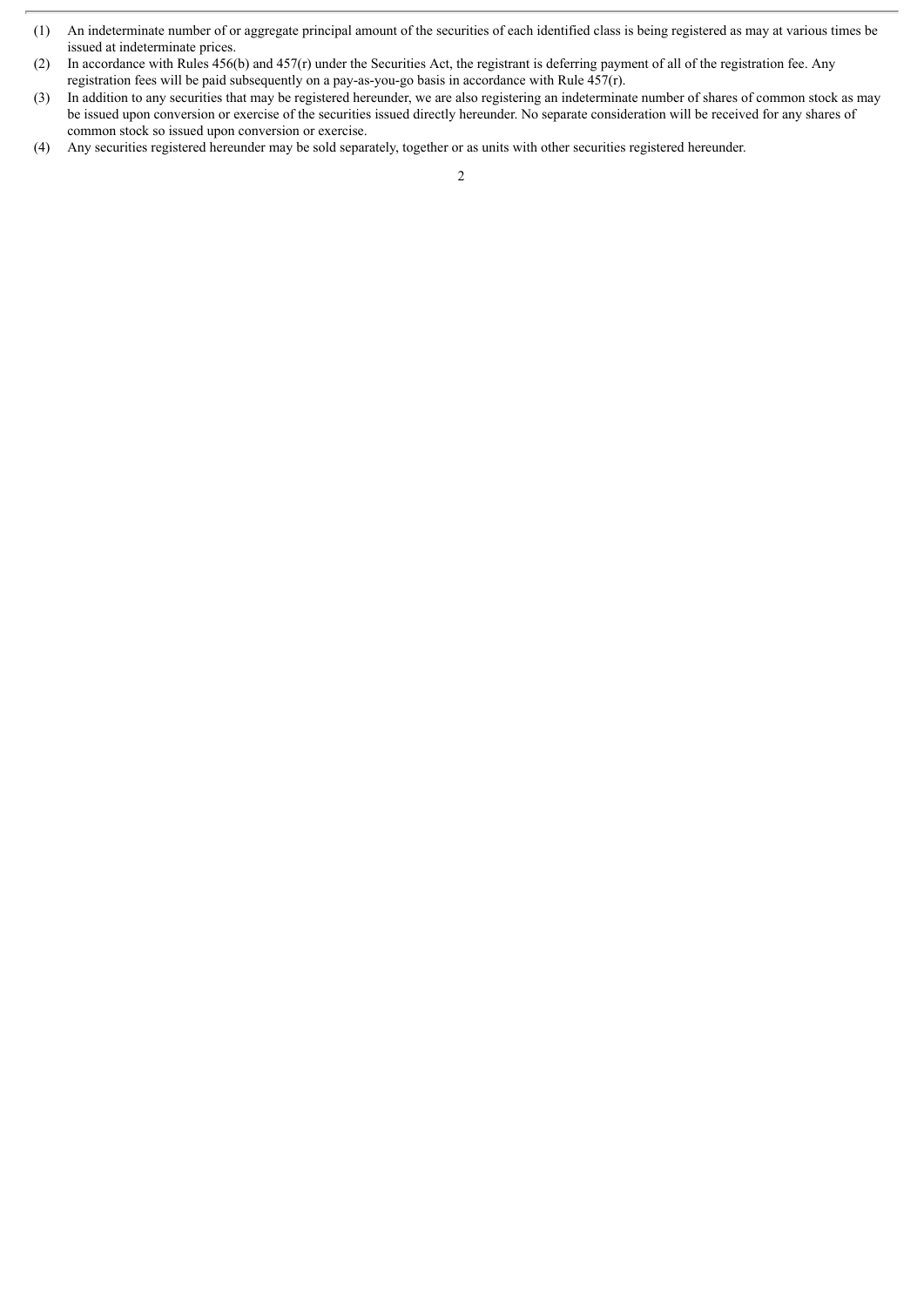(1) An indeterminate number of or aggregate principal amount of the securities of each identified class is being registered as may at various times be issued at indeterminate prices.

(2) In accordance with Rules 456(b) and 457(r) under the Securities Act, the registrant is deferring payment of all of the registration fee. Any registration fees will be paid subsequently on a pay-as-you-go basis in accordance with Rule 457(r).

(3) In addition to any securities that may be registered hereunder, we are also registering an indeterminate number of shares of common stock as may be issued upon conversion or exercise of the securities issued directly hereunder. No separate consideration will be received for any shares of common stock so issued upon conversion or exercise.

(4) Any securities registered hereunder may be sold separately, together or as units with other securities registered hereunder.